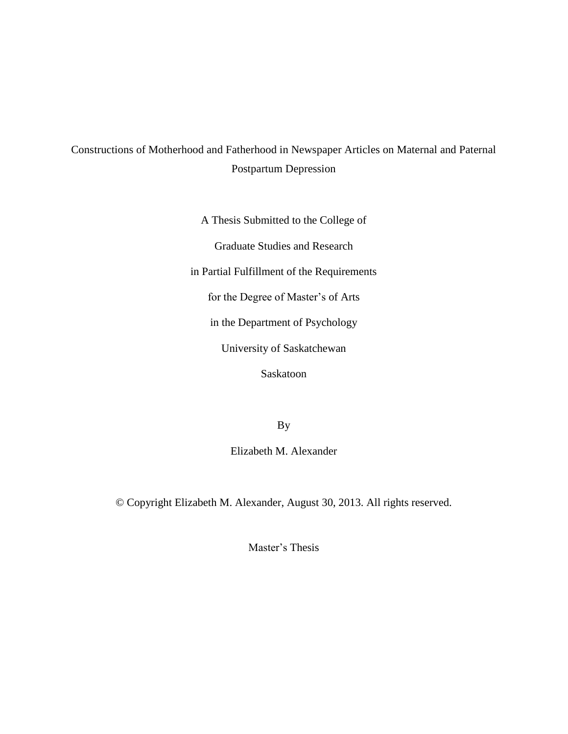# Constructions of Motherhood and Fatherhood in Newspaper Articles on Maternal and Paternal Postpartum Depression

A Thesis Submitted to the College of

Graduate Studies and Research

in Partial Fulfillment of the Requirements

for the Degree of Master's of Arts

in the Department of Psychology

University of Saskatchewan

Saskatoon

By

Elizabeth M. Alexander

© Copyright Elizabeth M. Alexander, August 30, 2013. All rights reserved.

Master's Thesis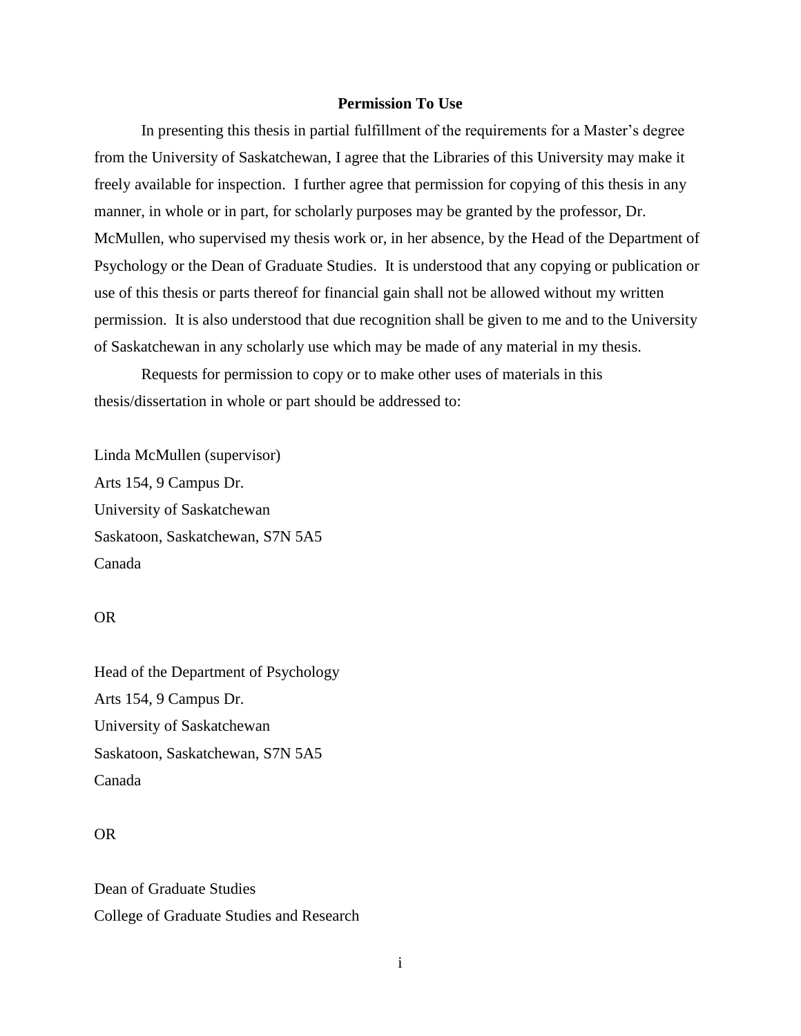# Permission To Use

In presenting this thesis in partial fulfillment of the requirements for a Master's degree from the University of Saskatchewan, I agree that the Libraries of this University may make it freely available for inspection. I further agree that permission for copying of this thesis in any manner, in whole or in part, for scholarly purposes may be granted by the professor, Dr. McMullen, who supervised my thesis work or, in her absence, by the Head of the Department of Psychology or the Dean of Graduate Studies. It is understood that any copying or publication or use of this thesis or parts thereof for financial gain shall not be allowed without my written permission. It is also understood that due recognition shall be given to me and to the University of Saskatchewan in any scholarly use which may be made of any material in my thesis.

Requests for permission to copy or to make other uses of materials in this thesis/dissertation in whole or part should be addressed to:

Linda McMullen (supervisor)
Arts 154, 9 Campus Dr.
University of Saskatchewan
Saskatoon, Saskatchewan, S7N 5A5
Canada

OR

Head of the Department of Psychology
Arts 154, 9 Campus Dr.
University of Saskatchewan
Saskatoon, Saskatchewan, S7N 5A5
Canada

OR

Dean of Graduate Studies
College of Graduate Studies and Research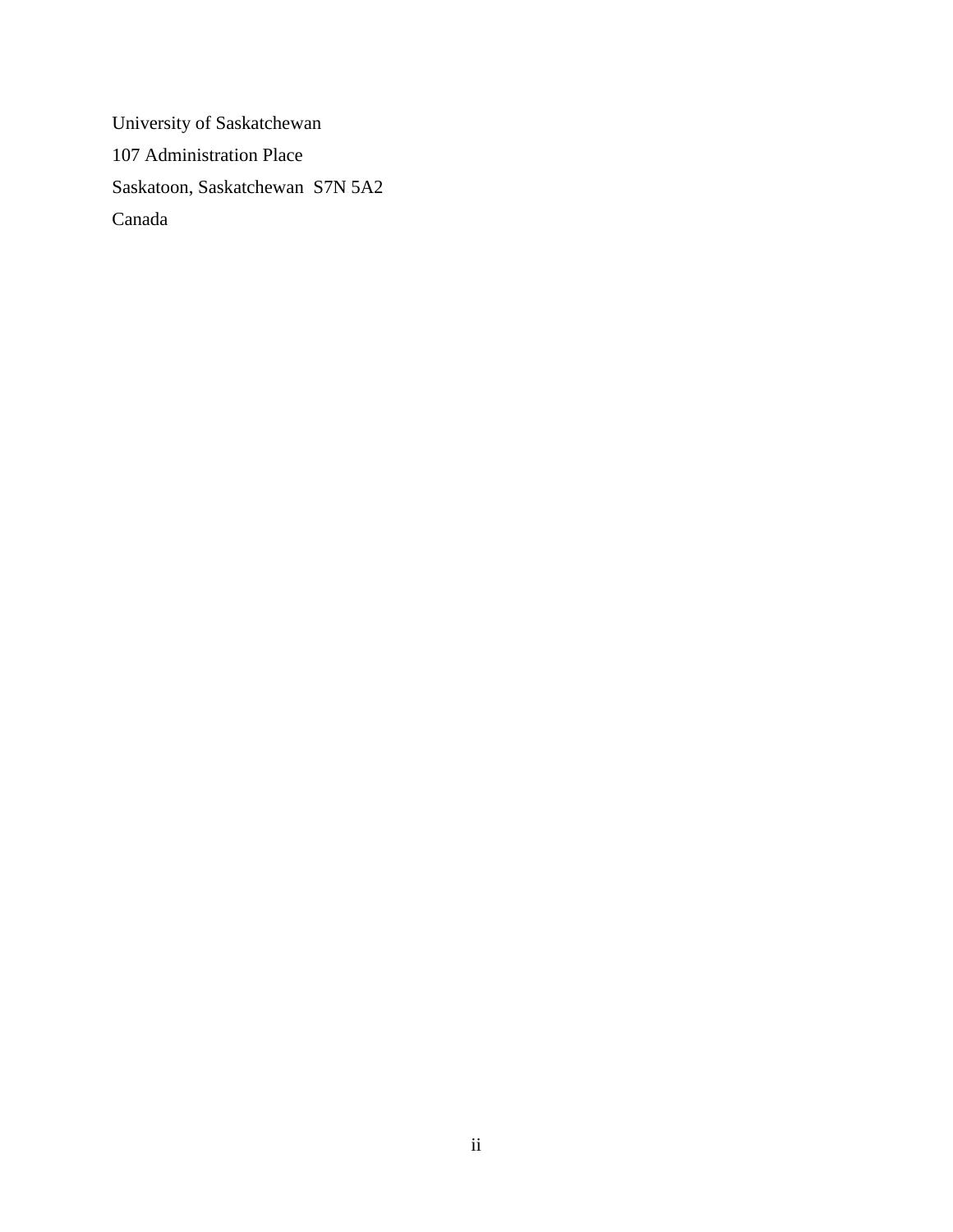University of Saskatchewan

107 Administration Place

Saskatoon, Saskatchewan  S7N 5A2

Canada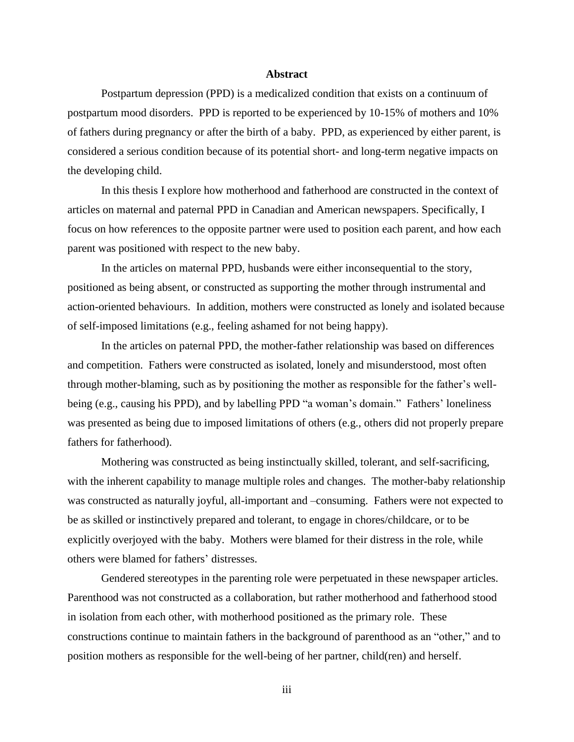## Abstract

Postpartum depression (PPD) is a medicalized condition that exists on a continuum of postpartum mood disorders. PPD is reported to be experienced by 10-15% of mothers and 10% of fathers during pregnancy or after the birth of a baby. PPD, as experienced by either parent, is considered a serious condition because of its potential short- and long-term negative impacts on the developing child.

In this thesis I explore how motherhood and fatherhood are constructed in the context of articles on maternal and paternal PPD in Canadian and American newspapers. Specifically, I focus on how references to the opposite partner were used to position each parent, and how each parent was positioned with respect to the new baby.

In the articles on maternal PPD, husbands were either inconsequential to the story, positioned as being absent, or constructed as supporting the mother through instrumental and action-oriented behaviours. In addition, mothers were constructed as lonely and isolated because of self-imposed limitations (e.g., feeling ashamed for not being happy).

In the articles on paternal PPD, the mother-father relationship was based on differences and competition. Fathers were constructed as isolated, lonely and misunderstood, most often through mother-blaming, such as by positioning the mother as responsible for the father's well-being (e.g., causing his PPD), and by labelling PPD "a woman's domain." Fathers' loneliness was presented as being due to imposed limitations of others (e.g., others did not properly prepare fathers for fatherhood).

Mothering was constructed as being instinctually skilled, tolerant, and self-sacrificing, with the inherent capability to manage multiple roles and changes. The mother-baby relationship was constructed as naturally joyful, all-important and –consuming. Fathers were not expected to be as skilled or instinctively prepared and tolerant, to engage in chores/childcare, or to be explicitly overjoyed with the baby. Mothers were blamed for their distress in the role, while others were blamed for fathers' distresses.

Gendered stereotypes in the parenting role were perpetuated in these newspaper articles. Parenthood was not constructed as a collaboration, but rather motherhood and fatherhood stood in isolation from each other, with motherhood positioned as the primary role. These constructions continue to maintain fathers in the background of parenthood as an "other," and to position mothers as responsible for the well-being of her partner, child(ren) and herself.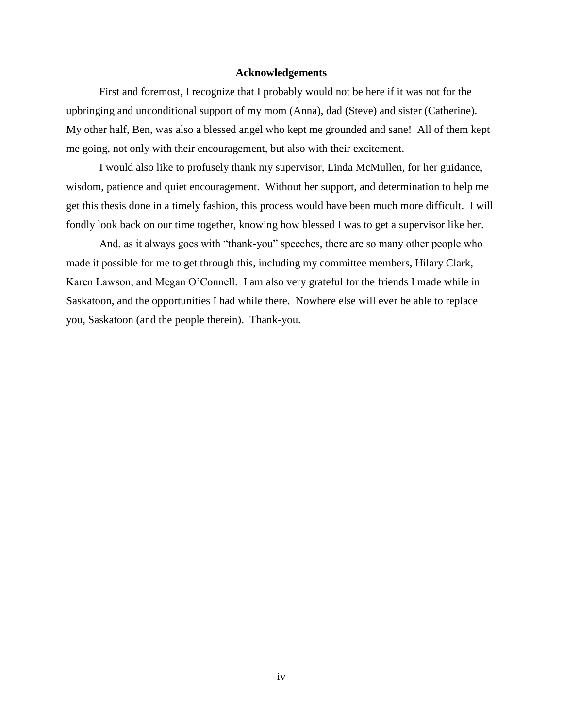# Acknowledgements

First and foremost, I recognize that I probably would not be here if it was not for the upbringing and unconditional support of my mom (Anna), dad (Steve) and sister (Catherine). My other half, Ben, was also a blessed angel who kept me grounded and sane! All of them kept me going, not only with their encouragement, but also with their excitement.

I would also like to profusely thank my supervisor, Linda McMullen, for her guidance, wisdom, patience and quiet encouragement. Without her support, and determination to help me get this thesis done in a timely fashion, this process would have been much more difficult. I will fondly look back on our time together, knowing how blessed I was to get a supervisor like her.

And, as it always goes with "thank-you" speeches, there are so many other people who made it possible for me to get through this, including my committee members, Hilary Clark, Karen Lawson, and Megan O'Connell. I am also very grateful for the friends I made while in Saskatoon, and the opportunities I had while there. Nowhere else will ever be able to replace you, Saskatoon (and the people therein). Thank-you.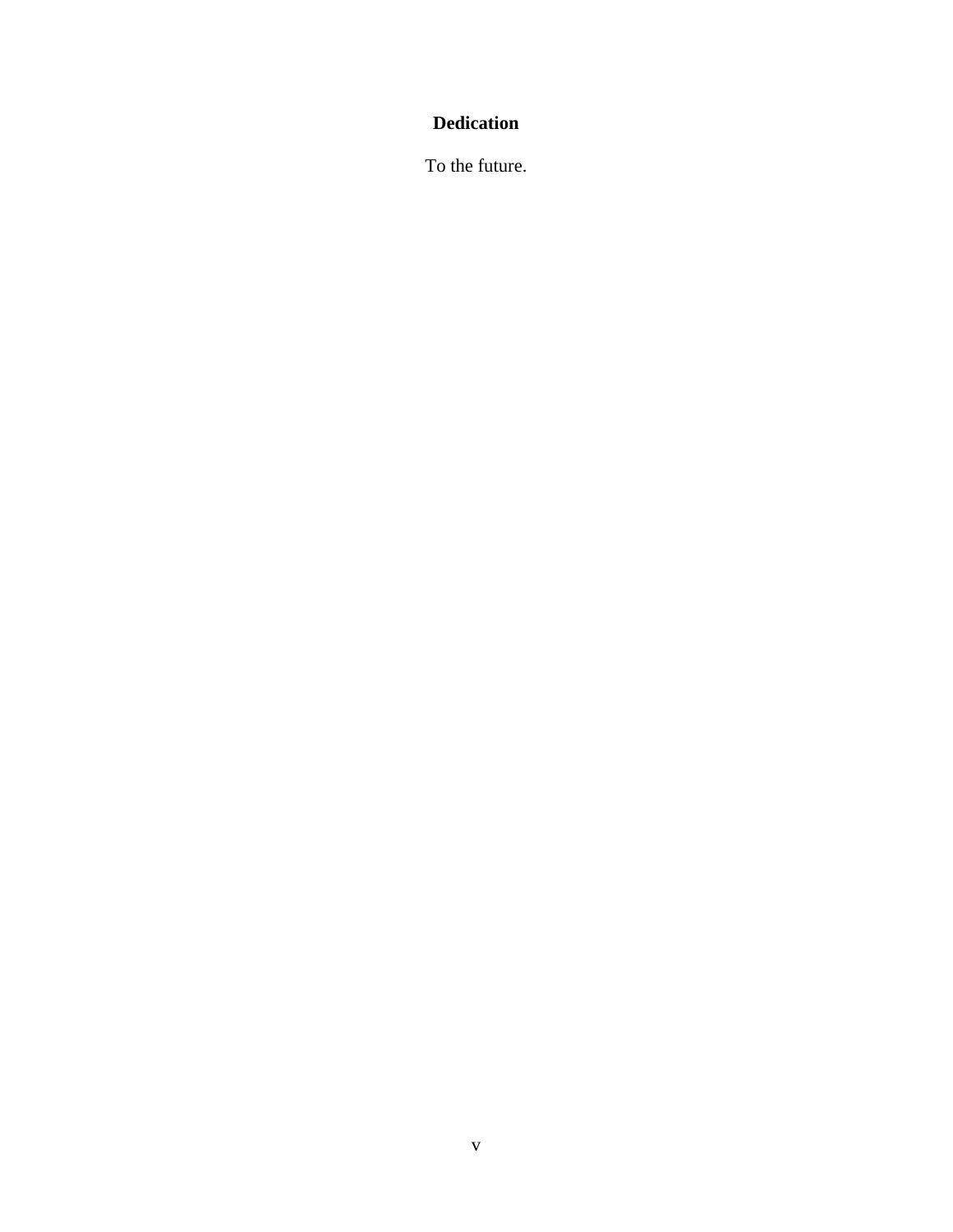## Dedication

To the future.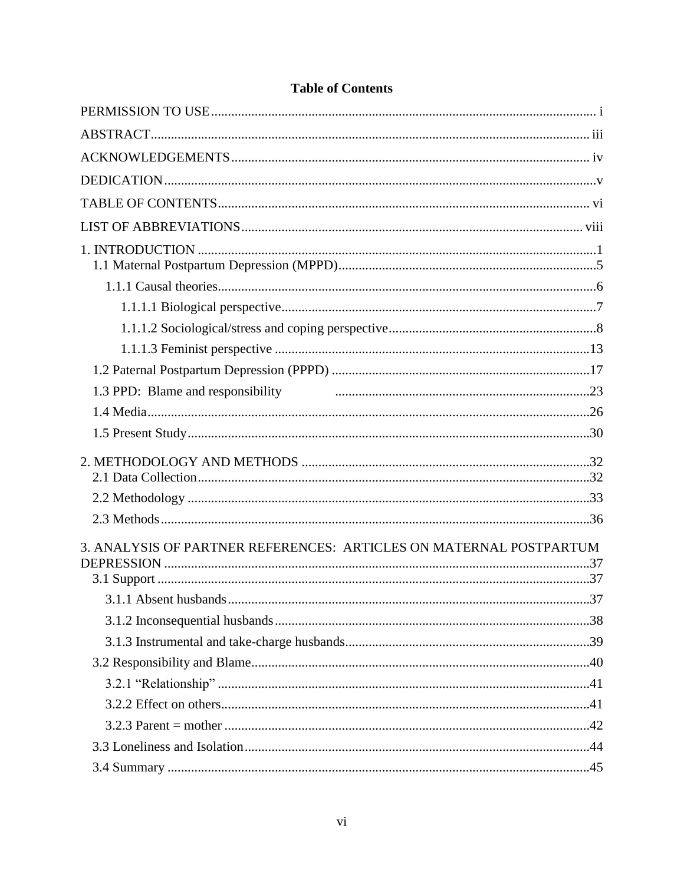# Table of Contents

PERMISSION TO USE ..... i

ABSTRACT ..... iii

ACKNOWLEDGEMENTS ..... iv

DEDICATION ..... v

TABLE OF CONTENTS ..... vi

LIST OF ABBREVIATIONS ..... viii

1. INTRODUCTION ..... 1
   - 1.1 Maternal Postpartum Depression (MPPD) ..... 5
     - 1.1.1 Causal theories ..... 6
       - 1.1.1.1 Biological perspective ..... 7
       - 1.1.1.2 Sociological/stress and coping perspective ..... 8
       - 1.1.1.3 Feminist perspective ..... 13
   - 1.2 Paternal Postpartum Depression (PPPD) ..... 17
   - 1.3 PPD: Blame and responsibility ..... 23
   - 1.4 Media ..... 26
   - 1.5 Present Study ..... 30

2. METHODOLOGY AND METHODS ..... 32
   - 2.1 Data Collection ..... 32
   - 2.2 Methodology ..... 33
   - 2.3 Methods ..... 36

3. ANALYSIS OF PARTNER REFERENCES: ARTICLES ON MATERNAL POSTPARTUM DEPRESSION ..... 37
   - 3.1 Support ..... 37
     - 3.1.1 Absent husbands ..... 37
     - 3.1.2 Inconsequential husbands ..... 38
     - 3.1.3 Instrumental and take-charge husbands ..... 39
   - 3.2 Responsibility and Blame ..... 40
     - 3.2.1 "Relationship" ..... 41
     - 3.2.2 Effect on others ..... 41
     - 3.2.3 Parent = mother ..... 42
   - 3.3 Loneliness and Isolation ..... 44
   - 3.4 Summary ..... 45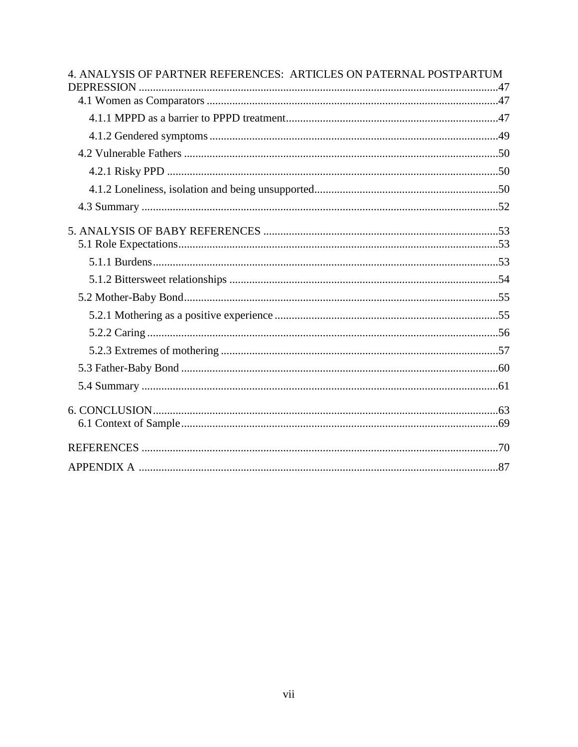4. ANALYSIS OF PARTNER REFERENCES: ARTICLES ON PATERNAL POSTPARTUM DEPRESSION ....47

- 4.1 Women as Comparators ....47
  - 4.1.1 MPPD as a barrier to PPPD treatment ....47
  - 4.1.2 Gendered symptoms ....49
- 4.2 Vulnerable Fathers ....50
  - 4.2.1 Risky PPD ....50
  - 4.1.2 Loneliness, isolation and being unsupported ....50
- 4.3 Summary ....52

5. ANALYSIS OF BABY REFERENCES ....53

- 5.1 Role Expectations ....53
  - 5.1.1 Burdens ....53
  - 5.1.2 Bittersweet relationships ....54
- 5.2 Mother-Baby Bond ....55
  - 5.2.1 Mothering as a positive experience ....55
  - 5.2.2 Caring ....56
  - 5.2.3 Extremes of mothering ....57
- 5.3 Father-Baby Bond ....60
- 5.4 Summary ....61

6. CONCLUSION ....63

- 6.1 Context of Sample ....69

REFERENCES ....70

APPENDIX A ....87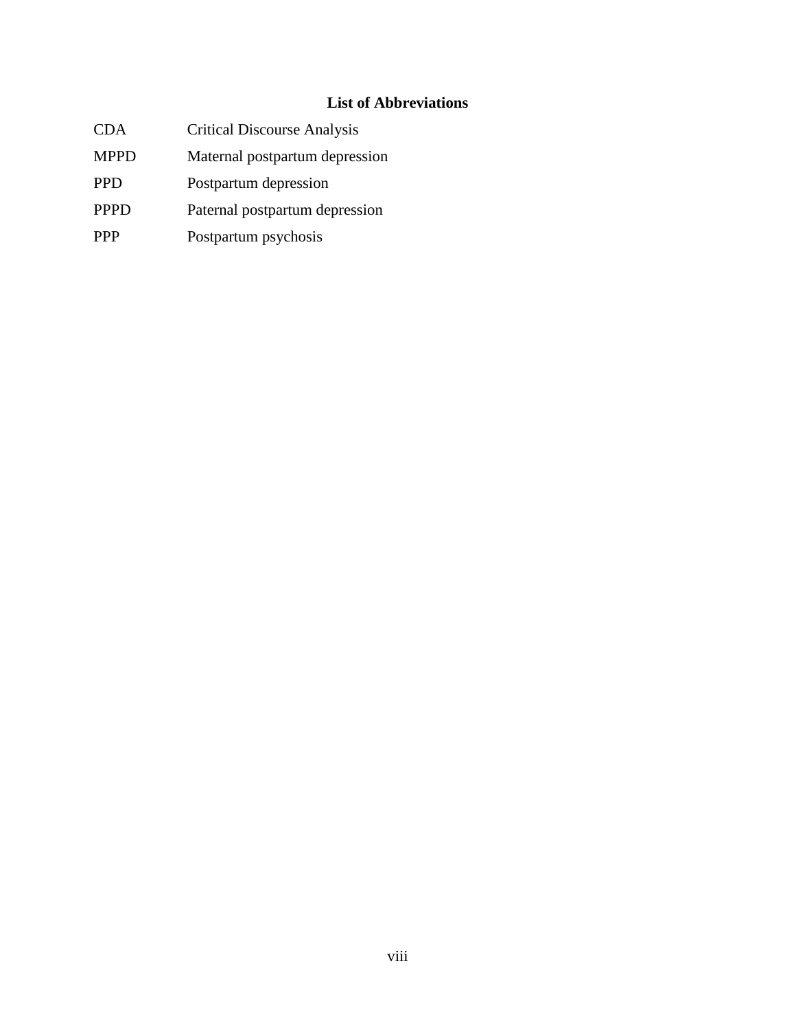## List of Abbreviations

| | |
|---|---|
| CDA | Critical Discourse Analysis |
| MPPD | Maternal postpartum depression |
| PPD | Postpartum depression |
| PPPD | Paternal postpartum depression |
| PPP | Postpartum psychosis |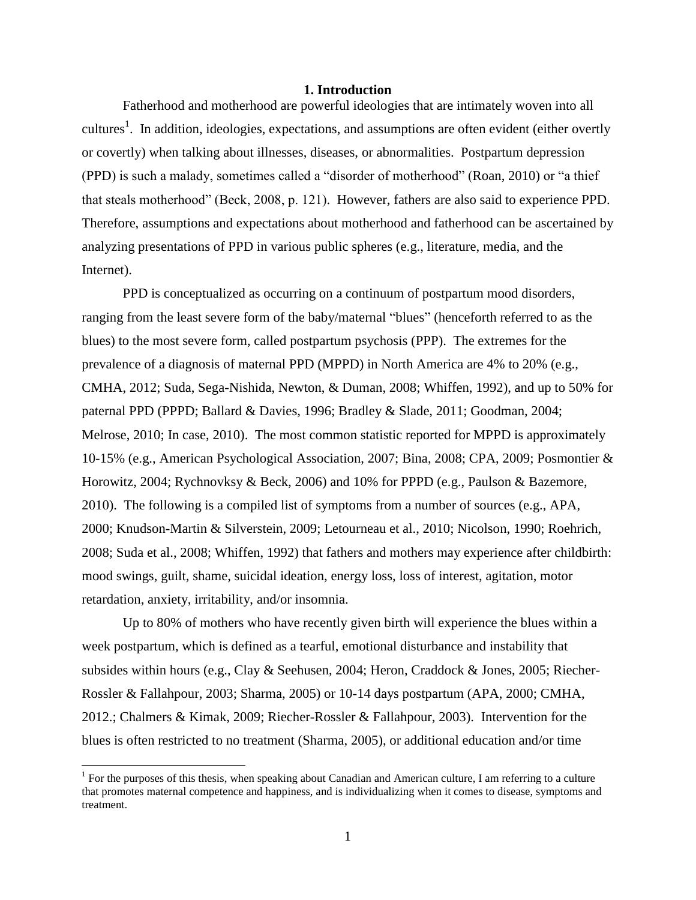# 1. Introduction

Fatherhood and motherhood are powerful ideologies that are intimately woven into all cultures[1]. In addition, ideologies, expectations, and assumptions are often evident (either overtly or covertly) when talking about illnesses, diseases, or abnormalities. Postpartum depression (PPD) is such a malady, sometimes called a "disorder of motherhood" (Roan, 2010) or "a thief that steals motherhood" (Beck, 2008, p. 121). However, fathers are also said to experience PPD. Therefore, assumptions and expectations about motherhood and fatherhood can be ascertained by analyzing presentations of PPD in various public spheres (e.g., literature, media, and the Internet).

PPD is conceptualized as occurring on a continuum of postpartum mood disorders, ranging from the least severe form of the baby/maternal "blues" (henceforth referred to as the blues) to the most severe form, called postpartum psychosis (PPP). The extremes for the prevalence of a diagnosis of maternal PPD (MPPD) in North America are 4% to 20% (e.g., CMHA, 2012; Suda, Sega-Nishida, Newton, & Duman, 2008; Whiffen, 1992), and up to 50% for paternal PPD (PPPD; Ballard & Davies, 1996; Bradley & Slade, 2011; Goodman, 2004; Melrose, 2010; In case, 2010). The most common statistic reported for MPPD is approximately 10-15% (e.g., American Psychological Association, 2007; Bina, 2008; CPA, 2009; Posmontier & Horowitz, 2004; Rychnovksy & Beck, 2006) and 10% for PPPD (e.g., Paulson & Bazemore, 2010). The following is a compiled list of symptoms from a number of sources (e.g., APA, 2000; Knudson-Martin & Silverstein, 2009; Letourneau et al., 2010; Nicolson, 1990; Roehrich, 2008; Suda et al., 2008; Whiffen, 1992) that fathers and mothers may experience after childbirth: mood swings, guilt, shame, suicidal ideation, energy loss, loss of interest, agitation, motor retardation, anxiety, irritability, and/or insomnia.

Up to 80% of mothers who have recently given birth will experience the blues within a week postpartum, which is defined as a tearful, emotional disturbance and instability that subsides within hours (e.g., Clay & Seehusen, 2004; Heron, Craddock & Jones, 2005; Riecher-Rossler & Fallahpour, 2003; Sharma, 2005) or 10-14 days postpartum (APA, 2000; CMHA, 2012.; Chalmers & Kimak, 2009; Riecher-Rossler & Fallahpour, 2003). Intervention for the blues is often restricted to no treatment (Sharma, 2005), or additional education and/or time

[1] For the purposes of this thesis, when speaking about Canadian and American culture, I am referring to a culture that promotes maternal competence and happiness, and is individualizing when it comes to disease, symptoms and treatment.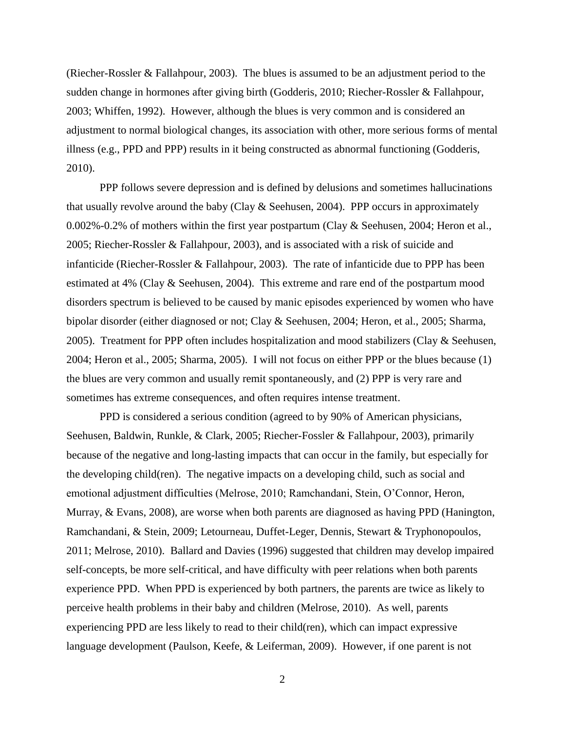(Riecher-Rossler & Fallahpour, 2003). The blues is assumed to be an adjustment period to the sudden change in hormones after giving birth (Godderis, 2010; Riecher-Rossler & Fallahpour, 2003; Whiffen, 1992). However, although the blues is very common and is considered an adjustment to normal biological changes, its association with other, more serious forms of mental illness (e.g., PPD and PPP) results in it being constructed as abnormal functioning (Godderis, 2010).

PPP follows severe depression and is defined by delusions and sometimes hallucinations that usually revolve around the baby (Clay & Seehusen, 2004). PPP occurs in approximately 0.002%-0.2% of mothers within the first year postpartum (Clay & Seehusen, 2004; Heron et al., 2005; Riecher-Rossler & Fallahpour, 2003), and is associated with a risk of suicide and infanticide (Riecher-Rossler & Fallahpour, 2003). The rate of infanticide due to PPP has been estimated at 4% (Clay & Seehusen, 2004). This extreme and rare end of the postpartum mood disorders spectrum is believed to be caused by manic episodes experienced by women who have bipolar disorder (either diagnosed or not; Clay & Seehusen, 2004; Heron, et al., 2005; Sharma, 2005). Treatment for PPP often includes hospitalization and mood stabilizers (Clay & Seehusen, 2004; Heron et al., 2005; Sharma, 2005). I will not focus on either PPP or the blues because (1) the blues are very common and usually remit spontaneously, and (2) PPP is very rare and sometimes has extreme consequences, and often requires intense treatment.

PPD is considered a serious condition (agreed to by 90% of American physicians, Seehusen, Baldwin, Runkle, & Clark, 2005; Riecher-Fossler & Fallahpour, 2003), primarily because of the negative and long-lasting impacts that can occur in the family, but especially for the developing child(ren). The negative impacts on a developing child, such as social and emotional adjustment difficulties (Melrose, 2010; Ramchandani, Stein, O'Connor, Heron, Murray, & Evans, 2008), are worse when both parents are diagnosed as having PPD (Hanington, Ramchandani, & Stein, 2009; Letourneau, Duffet-Leger, Dennis, Stewart & Tryphonopoulos, 2011; Melrose, 2010). Ballard and Davies (1996) suggested that children may develop impaired self-concepts, be more self-critical, and have difficulty with peer relations when both parents experience PPD. When PPD is experienced by both partners, the parents are twice as likely to perceive health problems in their baby and children (Melrose, 2010). As well, parents experiencing PPD are less likely to read to their child(ren), which can impact expressive language development (Paulson, Keefe, & Leiferman, 2009). However, if one parent is not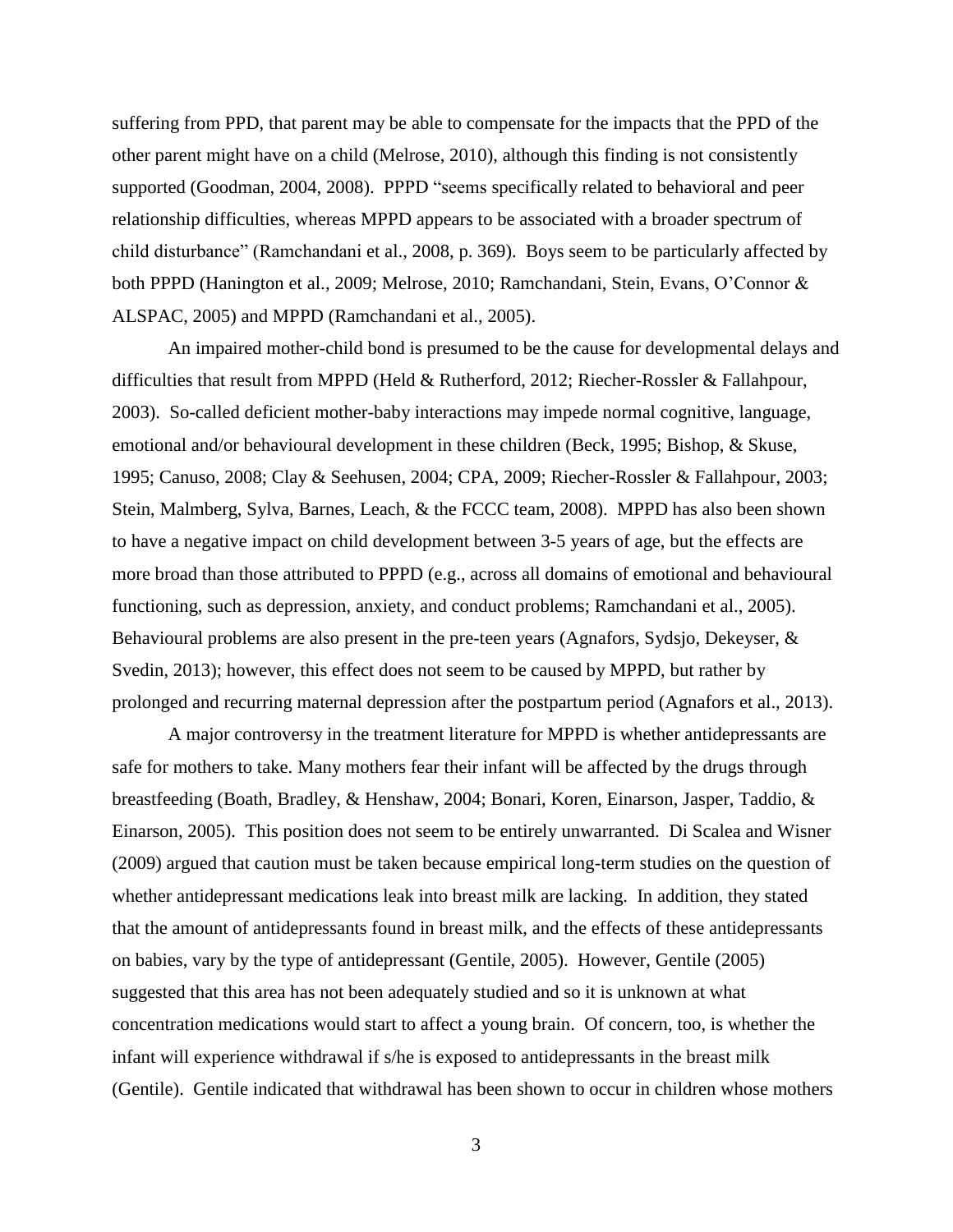suffering from PPD, that parent may be able to compensate for the impacts that the PPD of the other parent might have on a child (Melrose, 2010), although this finding is not consistently supported (Goodman, 2004, 2008). PPPD "seems specifically related to behavioral and peer relationship difficulties, whereas MPPD appears to be associated with a broader spectrum of child disturbance" (Ramchandani et al., 2008, p. 369). Boys seem to be particularly affected by both PPPD (Hanington et al., 2009; Melrose, 2010; Ramchandani, Stein, Evans, O'Connor & ALSPAC, 2005) and MPPD (Ramchandani et al., 2005).

An impaired mother-child bond is presumed to be the cause for developmental delays and difficulties that result from MPPD (Held & Rutherford, 2012; Riecher-Rossler & Fallahpour, 2003). So-called deficient mother-baby interactions may impede normal cognitive, language, emotional and/or behavioural development in these children (Beck, 1995; Bishop, & Skuse, 1995; Canuso, 2008; Clay & Seehusen, 2004; CPA, 2009; Riecher-Rossler & Fallahpour, 2003; Stein, Malmberg, Sylva, Barnes, Leach, & the FCCC team, 2008). MPPD has also been shown to have a negative impact on child development between 3-5 years of age, but the effects are more broad than those attributed to PPPD (e.g., across all domains of emotional and behavioural functioning, such as depression, anxiety, and conduct problems; Ramchandani et al., 2005). Behavioural problems are also present in the pre-teen years (Agnafors, Sydsjo, Dekeyser, & Svedin, 2013); however, this effect does not seem to be caused by MPPD, but rather by prolonged and recurring maternal depression after the postpartum period (Agnafors et al., 2013).

A major controversy in the treatment literature for MPPD is whether antidepressants are safe for mothers to take. Many mothers fear their infant will be affected by the drugs through breastfeeding (Boath, Bradley, & Henshaw, 2004; Bonari, Koren, Einarson, Jasper, Taddio, & Einarson, 2005). This position does not seem to be entirely unwarranted. Di Scalea and Wisner (2009) argued that caution must be taken because empirical long-term studies on the question of whether antidepressant medications leak into breast milk are lacking. In addition, they stated that the amount of antidepressants found in breast milk, and the effects of these antidepressants on babies, vary by the type of antidepressant (Gentile, 2005). However, Gentile (2005) suggested that this area has not been adequately studied and so it is unknown at what concentration medications would start to affect a young brain. Of concern, too, is whether the infant will experience withdrawal if s/he is exposed to antidepressants in the breast milk (Gentile). Gentile indicated that withdrawal has been shown to occur in children whose mothers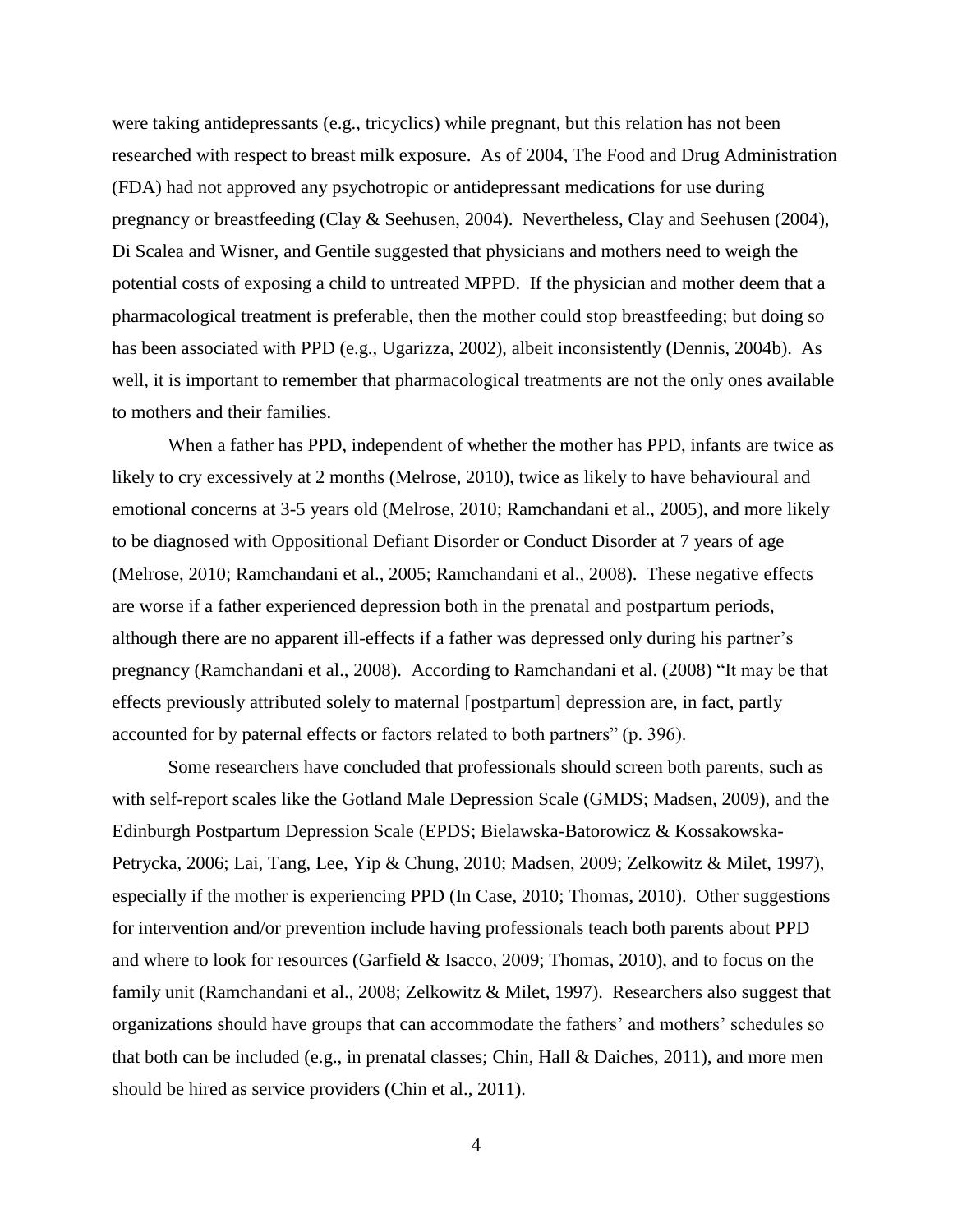were taking antidepressants (e.g., tricyclics) while pregnant, but this relation has not been researched with respect to breast milk exposure. As of 2004, The Food and Drug Administration (FDA) had not approved any psychotropic or antidepressant medications for use during pregnancy or breastfeeding (Clay & Seehusen, 2004). Nevertheless, Clay and Seehusen (2004), Di Scalea and Wisner, and Gentile suggested that physicians and mothers need to weigh the potential costs of exposing a child to untreated MPPD. If the physician and mother deem that a pharmacological treatment is preferable, then the mother could stop breastfeeding; but doing so has been associated with PPD (e.g., Ugarizza, 2002), albeit inconsistently (Dennis, 2004b). As well, it is important to remember that pharmacological treatments are not the only ones available to mothers and their families.

When a father has PPD, independent of whether the mother has PPD, infants are twice as likely to cry excessively at 2 months (Melrose, 2010), twice as likely to have behavioural and emotional concerns at 3-5 years old (Melrose, 2010; Ramchandani et al., 2005), and more likely to be diagnosed with Oppositional Defiant Disorder or Conduct Disorder at 7 years of age (Melrose, 2010; Ramchandani et al., 2005; Ramchandani et al., 2008). These negative effects are worse if a father experienced depression both in the prenatal and postpartum periods, although there are no apparent ill-effects if a father was depressed only during his partner's pregnancy (Ramchandani et al., 2008). According to Ramchandani et al. (2008) "It may be that effects previously attributed solely to maternal [postpartum] depression are, in fact, partly accounted for by paternal effects or factors related to both partners" (p. 396).

Some researchers have concluded that professionals should screen both parents, such as with self-report scales like the Gotland Male Depression Scale (GMDS; Madsen, 2009), and the Edinburgh Postpartum Depression Scale (EPDS; Bielawska-Batorowicz & Kossakowska-Petrycka, 2006; Lai, Tang, Lee, Yip & Chung, 2010; Madsen, 2009; Zelkowitz & Milet, 1997), especially if the mother is experiencing PPD (In Case, 2010; Thomas, 2010). Other suggestions for intervention and/or prevention include having professionals teach both parents about PPD and where to look for resources (Garfield & Isacco, 2009; Thomas, 2010), and to focus on the family unit (Ramchandani et al., 2008; Zelkowitz & Milet, 1997). Researchers also suggest that organizations should have groups that can accommodate the fathers' and mothers' schedules so that both can be included (e.g., in prenatal classes; Chin, Hall & Daiches, 2011), and more men should be hired as service providers (Chin et al., 2011).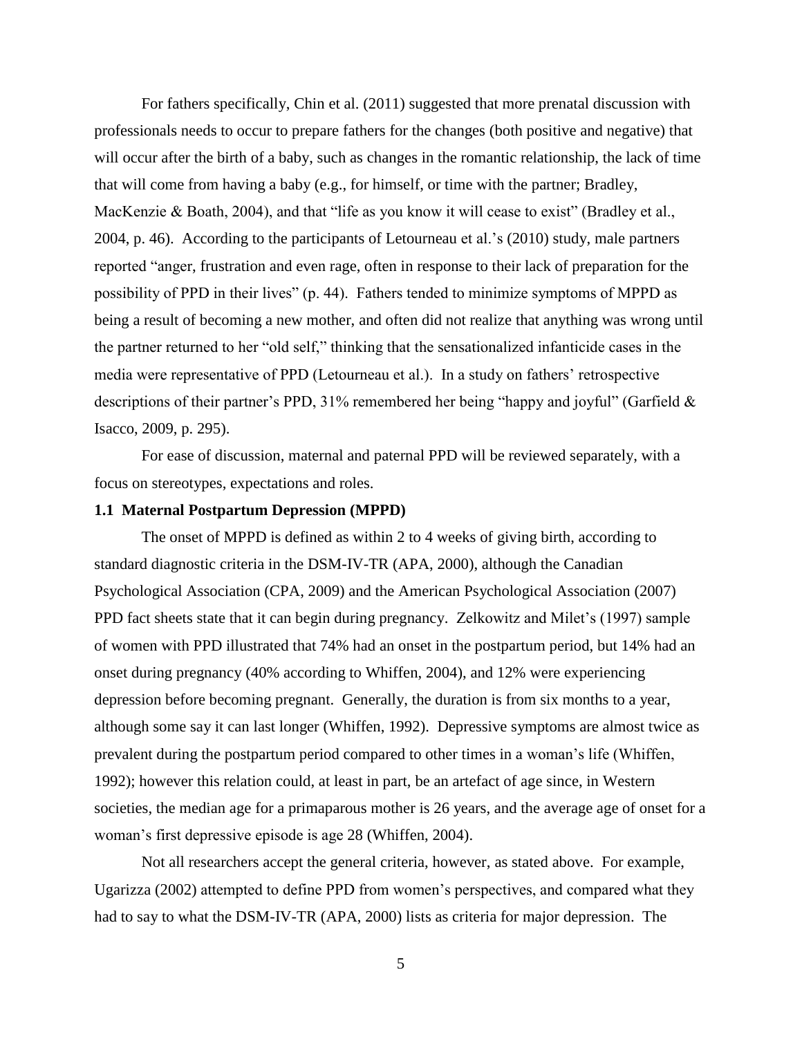For fathers specifically, Chin et al. (2011) suggested that more prenatal discussion with professionals needs to occur to prepare fathers for the changes (both positive and negative) that will occur after the birth of a baby, such as changes in the romantic relationship, the lack of time that will come from having a baby (e.g., for himself, or time with the partner; Bradley, MacKenzie & Boath, 2004), and that "life as you know it will cease to exist" (Bradley et al., 2004, p. 46). According to the participants of Letourneau et al.'s (2010) study, male partners reported "anger, frustration and even rage, often in response to their lack of preparation for the possibility of PPD in their lives" (p. 44). Fathers tended to minimize symptoms of MPPD as being a result of becoming a new mother, and often did not realize that anything was wrong until the partner returned to her "old self," thinking that the sensationalized infanticide cases in the media were representative of PPD (Letourneau et al.). In a study on fathers' retrospective descriptions of their partner's PPD, 31% remembered her being "happy and joyful" (Garfield & Isacco, 2009, p. 295).

For ease of discussion, maternal and paternal PPD will be reviewed separately, with a focus on stereotypes, expectations and roles.

### 1.1 Maternal Postpartum Depression (MPPD)

The onset of MPPD is defined as within 2 to 4 weeks of giving birth, according to standard diagnostic criteria in the DSM-IV-TR (APA, 2000), although the Canadian Psychological Association (CPA, 2009) and the American Psychological Association (2007) PPD fact sheets state that it can begin during pregnancy. Zelkowitz and Milet's (1997) sample of women with PPD illustrated that 74% had an onset in the postpartum period, but 14% had an onset during pregnancy (40% according to Whiffen, 2004), and 12% were experiencing depression before becoming pregnant. Generally, the duration is from six months to a year, although some say it can last longer (Whiffen, 1992). Depressive symptoms are almost twice as prevalent during the postpartum period compared to other times in a woman's life (Whiffen, 1992); however this relation could, at least in part, be an artefact of age since, in Western societies, the median age for a primaparous mother is 26 years, and the average age of onset for a woman's first depressive episode is age 28 (Whiffen, 2004).

Not all researchers accept the general criteria, however, as stated above. For example, Ugarizza (2002) attempted to define PPD from women's perspectives, and compared what they had to say to what the DSM-IV-TR (APA, 2000) lists as criteria for major depression. The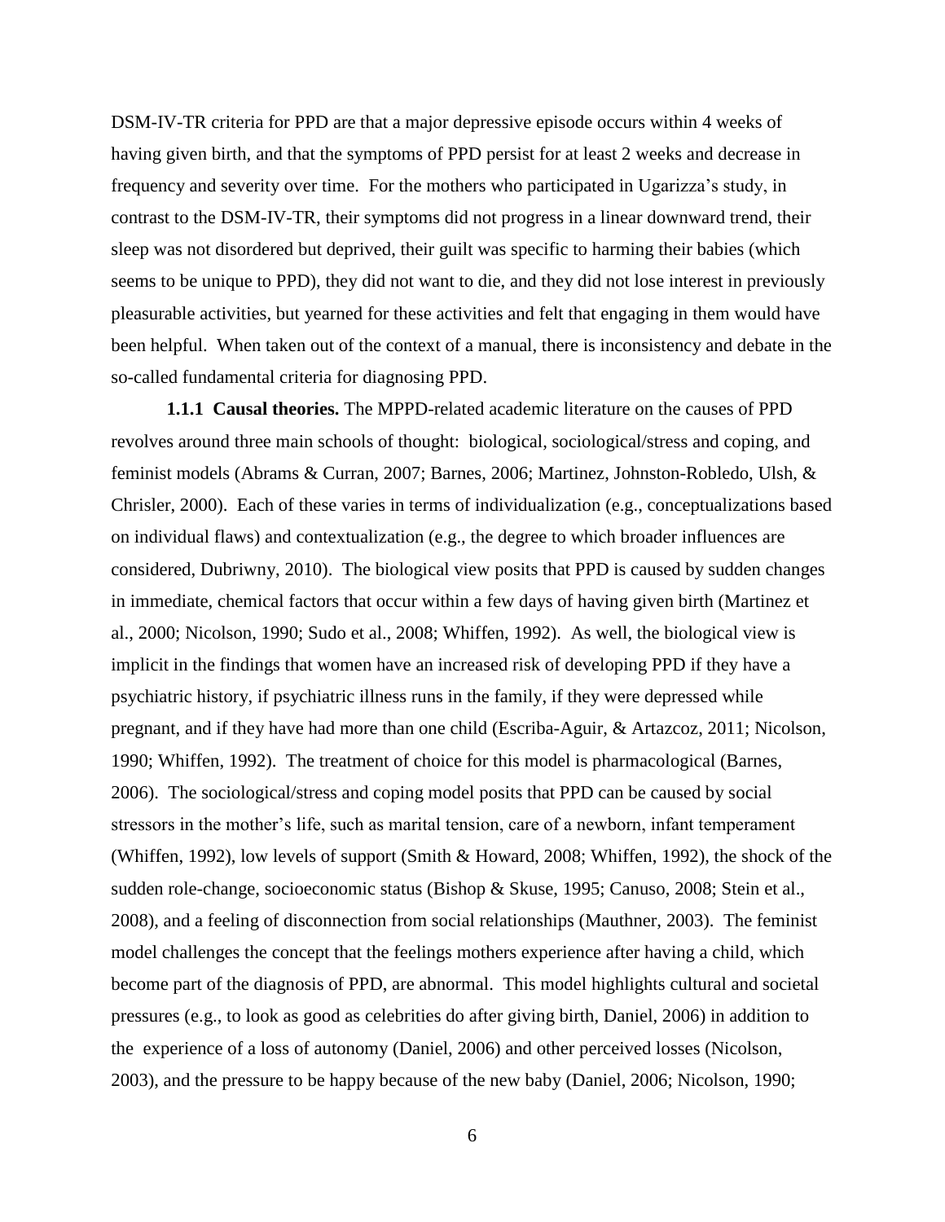DSM-IV-TR criteria for PPD are that a major depressive episode occurs within 4 weeks of having given birth, and that the symptoms of PPD persist for at least 2 weeks and decrease in frequency and severity over time. For the mothers who participated in Ugarizza's study, in contrast to the DSM-IV-TR, their symptoms did not progress in a linear downward trend, their sleep was not disordered but deprived, their guilt was specific to harming their babies (which seems to be unique to PPD), they did not want to die, and they did not lose interest in previously pleasurable activities, but yearned for these activities and felt that engaging in them would have been helpful. When taken out of the context of a manual, there is inconsistency and debate in the so-called fundamental criteria for diagnosing PPD.

**1.1.1 Causal theories.** The MPPD-related academic literature on the causes of PPD revolves around three main schools of thought: biological, sociological/stress and coping, and feminist models (Abrams & Curran, 2007; Barnes, 2006; Martinez, Johnston-Robledo, Ulsh, & Chrisler, 2000). Each of these varies in terms of individualization (e.g., conceptualizations based on individual flaws) and contextualization (e.g., the degree to which broader influences are considered, Dubriwny, 2010). The biological view posits that PPD is caused by sudden changes in immediate, chemical factors that occur within a few days of having given birth (Martinez et al., 2000; Nicolson, 1990; Sudo et al., 2008; Whiffen, 1992). As well, the biological view is implicit in the findings that women have an increased risk of developing PPD if they have a psychiatric history, if psychiatric illness runs in the family, if they were depressed while pregnant, and if they have had more than one child (Escriba-Aguir, & Artazcoz, 2011; Nicolson, 1990; Whiffen, 1992). The treatment of choice for this model is pharmacological (Barnes, 2006). The sociological/stress and coping model posits that PPD can be caused by social stressors in the mother's life, such as marital tension, care of a newborn, infant temperament (Whiffen, 1992), low levels of support (Smith & Howard, 2008; Whiffen, 1992), the shock of the sudden role-change, socioeconomic status (Bishop & Skuse, 1995; Canuso, 2008; Stein et al., 2008), and a feeling of disconnection from social relationships (Mauthner, 2003). The feminist model challenges the concept that the feelings mothers experience after having a child, which become part of the diagnosis of PPD, are abnormal. This model highlights cultural and societal pressures (e.g., to look as good as celebrities do after giving birth, Daniel, 2006) in addition to the experience of a loss of autonomy (Daniel, 2006) and other perceived losses (Nicolson, 2003), and the pressure to be happy because of the new baby (Daniel, 2006; Nicolson, 1990;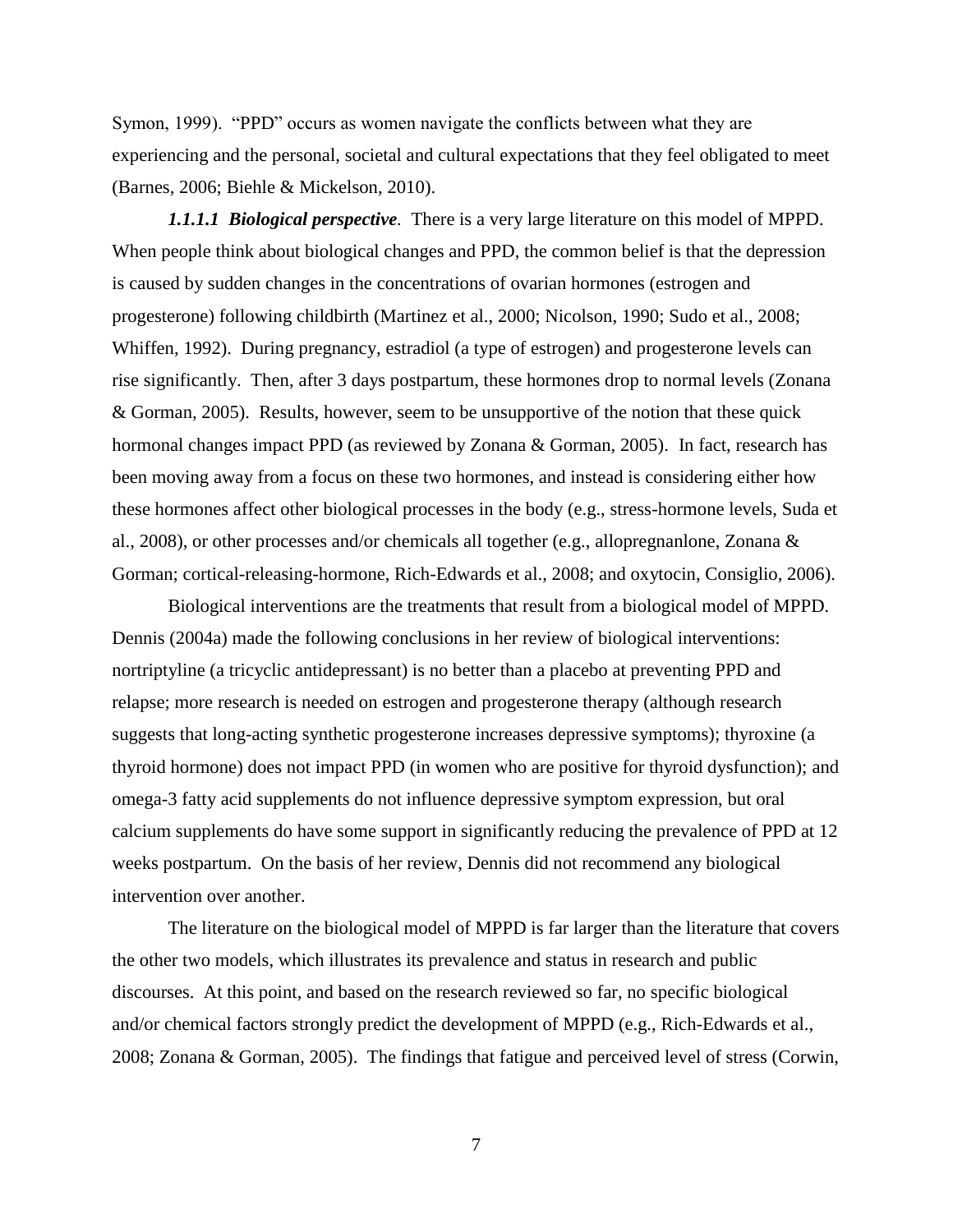Symon, 1999). "PPD" occurs as women navigate the conflicts between what they are experiencing and the personal, societal and cultural expectations that they feel obligated to meet (Barnes, 2006; Biehle & Mickelson, 2010).

***1.1.1.1 Biological perspective.*** There is a very large literature on this model of MPPD. When people think about biological changes and PPD, the common belief is that the depression is caused by sudden changes in the concentrations of ovarian hormones (estrogen and progesterone) following childbirth (Martinez et al., 2000; Nicolson, 1990; Sudo et al., 2008; Whiffen, 1992). During pregnancy, estradiol (a type of estrogen) and progesterone levels can rise significantly. Then, after 3 days postpartum, these hormones drop to normal levels (Zonana & Gorman, 2005). Results, however, seem to be unsupportive of the notion that these quick hormonal changes impact PPD (as reviewed by Zonana & Gorman, 2005). In fact, research has been moving away from a focus on these two hormones, and instead is considering either how these hormones affect other biological processes in the body (e.g., stress-hormone levels, Suda et al., 2008), or other processes and/or chemicals all together (e.g., allopregnanlone, Zonana & Gorman; cortical-releasing-hormone, Rich-Edwards et al., 2008; and oxytocin, Consiglio, 2006).

Biological interventions are the treatments that result from a biological model of MPPD. Dennis (2004a) made the following conclusions in her review of biological interventions: nortriptyline (a tricyclic antidepressant) is no better than a placebo at preventing PPD and relapse; more research is needed on estrogen and progesterone therapy (although research suggests that long-acting synthetic progesterone increases depressive symptoms); thyroxine (a thyroid hormone) does not impact PPD (in women who are positive for thyroid dysfunction); and omega-3 fatty acid supplements do not influence depressive symptom expression, but oral calcium supplements do have some support in significantly reducing the prevalence of PPD at 12 weeks postpartum. On the basis of her review, Dennis did not recommend any biological intervention over another.

The literature on the biological model of MPPD is far larger than the literature that covers the other two models, which illustrates its prevalence and status in research and public discourses. At this point, and based on the research reviewed so far, no specific biological and/or chemical factors strongly predict the development of MPPD (e.g., Rich-Edwards et al., 2008; Zonana & Gorman, 2005). The findings that fatigue and perceived level of stress (Corwin,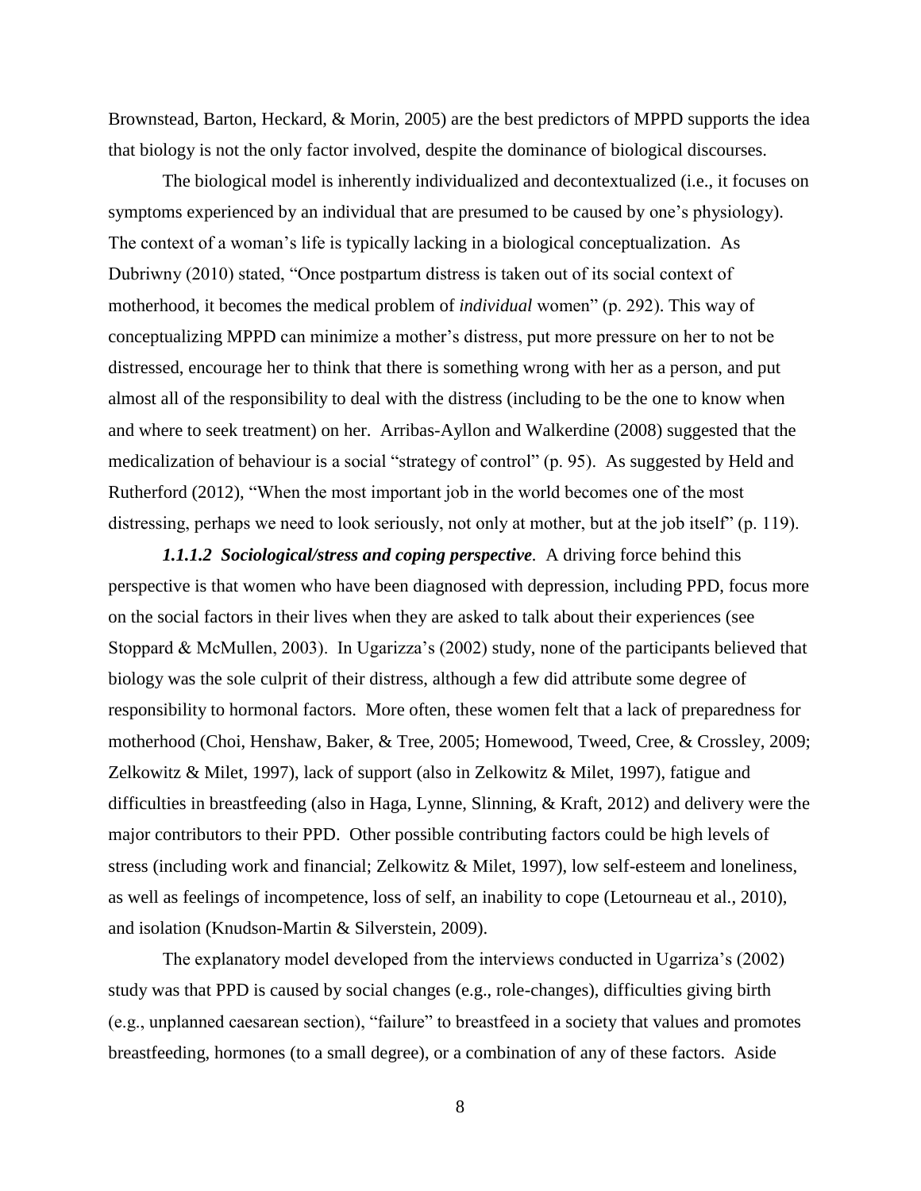Brownstead, Barton, Heckard, & Morin, 2005) are the best predictors of MPPD supports the idea that biology is not the only factor involved, despite the dominance of biological discourses.

The biological model is inherently individualized and decontextualized (i.e., it focuses on symptoms experienced by an individual that are presumed to be caused by one's physiology). The context of a woman's life is typically lacking in a biological conceptualization. As Dubriwny (2010) stated, "Once postpartum distress is taken out of its social context of motherhood, it becomes the medical problem of *individual* women" (p. 292). This way of conceptualizing MPPD can minimize a mother's distress, put more pressure on her to not be distressed, encourage her to think that there is something wrong with her as a person, and put almost all of the responsibility to deal with the distress (including to be the one to know when and where to seek treatment) on her. Arribas-Ayllon and Walkerdine (2008) suggested that the medicalization of behaviour is a social "strategy of control" (p. 95). As suggested by Held and Rutherford (2012), "When the most important job in the world becomes one of the most distressing, perhaps we need to look seriously, not only at mother, but at the job itself" (p. 119).

***1.1.1.2 Sociological/stress and coping perspective***. A driving force behind this perspective is that women who have been diagnosed with depression, including PPD, focus more on the social factors in their lives when they are asked to talk about their experiences (see Stoppard & McMullen, 2003). In Ugarizza's (2002) study, none of the participants believed that biology was the sole culprit of their distress, although a few did attribute some degree of responsibility to hormonal factors. More often, these women felt that a lack of preparedness for motherhood (Choi, Henshaw, Baker, & Tree, 2005; Homewood, Tweed, Cree, & Crossley, 2009; Zelkowitz & Milet, 1997), lack of support (also in Zelkowitz & Milet, 1997), fatigue and difficulties in breastfeeding (also in Haga, Lynne, Slinning, & Kraft, 2012) and delivery were the major contributors to their PPD. Other possible contributing factors could be high levels of stress (including work and financial; Zelkowitz & Milet, 1997), low self-esteem and loneliness, as well as feelings of incompetence, loss of self, an inability to cope (Letourneau et al., 2010), and isolation (Knudson-Martin & Silverstein, 2009).

The explanatory model developed from the interviews conducted in Ugarriza's (2002) study was that PPD is caused by social changes (e.g., role-changes), difficulties giving birth (e.g., unplanned caesarean section), "failure" to breastfeed in a society that values and promotes breastfeeding, hormones (to a small degree), or a combination of any of these factors. Aside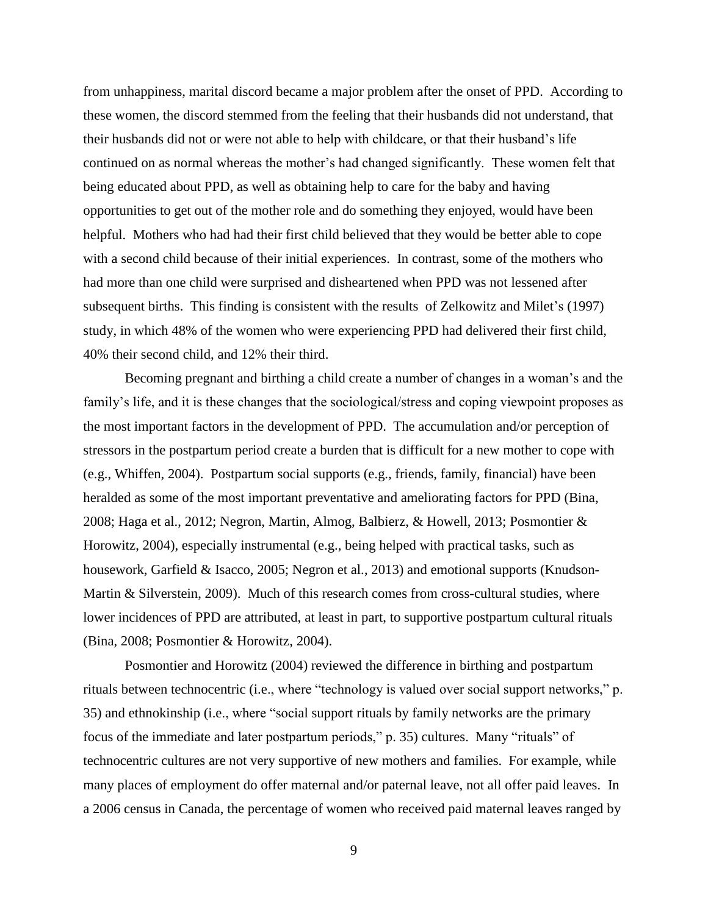from unhappiness, marital discord became a major problem after the onset of PPD. According to these women, the discord stemmed from the feeling that their husbands did not understand, that their husbands did not or were not able to help with childcare, or that their husband's life continued on as normal whereas the mother's had changed significantly. These women felt that being educated about PPD, as well as obtaining help to care for the baby and having opportunities to get out of the mother role and do something they enjoyed, would have been helpful. Mothers who had had their first child believed that they would be better able to cope with a second child because of their initial experiences. In contrast, some of the mothers who had more than one child were surprised and disheartened when PPD was not lessened after subsequent births. This finding is consistent with the results of Zelkowitz and Milet's (1997) study, in which 48% of the women who were experiencing PPD had delivered their first child, 40% their second child, and 12% their third.

Becoming pregnant and birthing a child create a number of changes in a woman's and the family's life, and it is these changes that the sociological/stress and coping viewpoint proposes as the most important factors in the development of PPD. The accumulation and/or perception of stressors in the postpartum period create a burden that is difficult for a new mother to cope with (e.g., Whiffen, 2004). Postpartum social supports (e.g., friends, family, financial) have been heralded as some of the most important preventative and ameliorating factors for PPD (Bina, 2008; Haga et al., 2012; Negron, Martin, Almog, Balbierz, & Howell, 2013; Posmontier & Horowitz, 2004), especially instrumental (e.g., being helped with practical tasks, such as housework, Garfield & Isacco, 2005; Negron et al., 2013) and emotional supports (Knudson-Martin & Silverstein, 2009). Much of this research comes from cross-cultural studies, where lower incidences of PPD are attributed, at least in part, to supportive postpartum cultural rituals (Bina, 2008; Posmontier & Horowitz, 2004).

Posmontier and Horowitz (2004) reviewed the difference in birthing and postpartum rituals between technocentric (i.e., where "technology is valued over social support networks," p. 35) and ethnokinship (i.e., where "social support rituals by family networks are the primary focus of the immediate and later postpartum periods," p. 35) cultures. Many "rituals" of technocentric cultures are not very supportive of new mothers and families. For example, while many places of employment do offer maternal and/or paternal leave, not all offer paid leaves. In a 2006 census in Canada, the percentage of women who received paid maternal leaves ranged by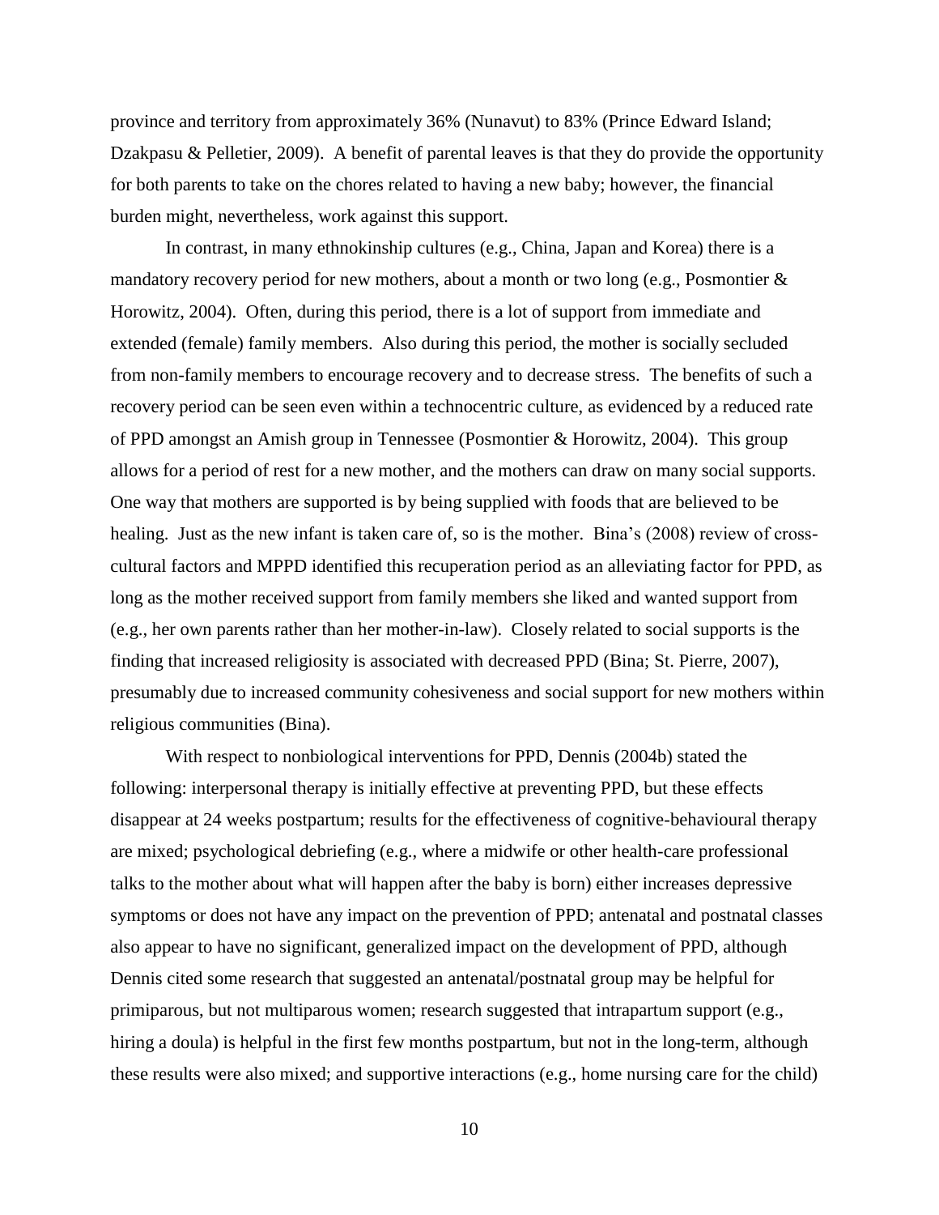province and territory from approximately 36% (Nunavut) to 83% (Prince Edward Island; Dzakpasu & Pelletier, 2009). A benefit of parental leaves is that they do provide the opportunity for both parents to take on the chores related to having a new baby; however, the financial burden might, nevertheless, work against this support.

In contrast, in many ethnokinship cultures (e.g., China, Japan and Korea) there is a mandatory recovery period for new mothers, about a month or two long (e.g., Posmontier & Horowitz, 2004). Often, during this period, there is a lot of support from immediate and extended (female) family members. Also during this period, the mother is socially secluded from non-family members to encourage recovery and to decrease stress. The benefits of such a recovery period can be seen even within a technocentric culture, as evidenced by a reduced rate of PPD amongst an Amish group in Tennessee (Posmontier & Horowitz, 2004). This group allows for a period of rest for a new mother, and the mothers can draw on many social supports. One way that mothers are supported is by being supplied with foods that are believed to be healing. Just as the new infant is taken care of, so is the mother. Bina's (2008) review of cross-cultural factors and MPPD identified this recuperation period as an alleviating factor for PPD, as long as the mother received support from family members she liked and wanted support from (e.g., her own parents rather than her mother-in-law). Closely related to social supports is the finding that increased religiosity is associated with decreased PPD (Bina; St. Pierre, 2007), presumably due to increased community cohesiveness and social support for new mothers within religious communities (Bina).

With respect to nonbiological interventions for PPD, Dennis (2004b) stated the following: interpersonal therapy is initially effective at preventing PPD, but these effects disappear at 24 weeks postpartum; results for the effectiveness of cognitive-behavioural therapy are mixed; psychological debriefing (e.g., where a midwife or other health-care professional talks to the mother about what will happen after the baby is born) either increases depressive symptoms or does not have any impact on the prevention of PPD; antenatal and postnatal classes also appear to have no significant, generalized impact on the development of PPD, although Dennis cited some research that suggested an antenatal/postnatal group may be helpful for primiparous, but not multiparous women; research suggested that intrapartum support (e.g., hiring a doula) is helpful in the first few months postpartum, but not in the long-term, although these results were also mixed; and supportive interactions (e.g., home nursing care for the child)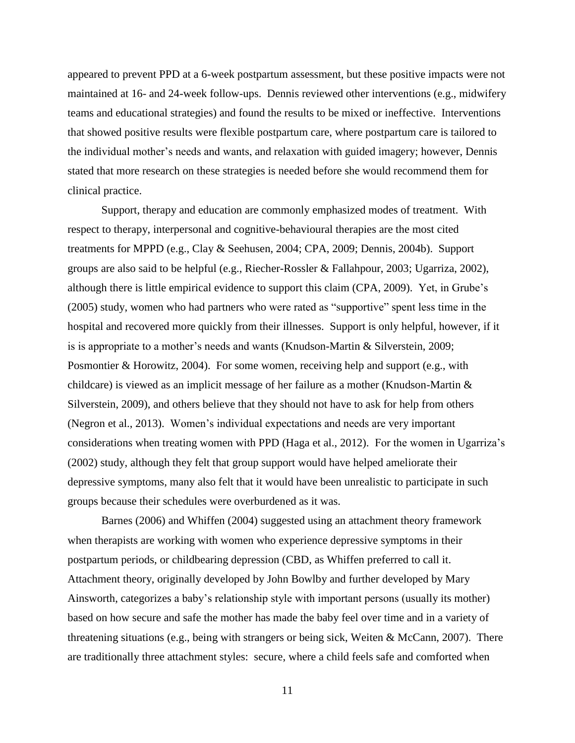appeared to prevent PPD at a 6-week postpartum assessment, but these positive impacts were not maintained at 16- and 24-week follow-ups. Dennis reviewed other interventions (e.g., midwifery teams and educational strategies) and found the results to be mixed or ineffective. Interventions that showed positive results were flexible postpartum care, where postpartum care is tailored to the individual mother's needs and wants, and relaxation with guided imagery; however, Dennis stated that more research on these strategies is needed before she would recommend them for clinical practice.

Support, therapy and education are commonly emphasized modes of treatment. With respect to therapy, interpersonal and cognitive-behavioural therapies are the most cited treatments for MPPD (e.g., Clay & Seehusen, 2004; CPA, 2009; Dennis, 2004b). Support groups are also said to be helpful (e.g., Riecher-Rossler & Fallahpour, 2003; Ugarriza, 2002), although there is little empirical evidence to support this claim (CPA, 2009). Yet, in Grube's (2005) study, women who had partners who were rated as "supportive" spent less time in the hospital and recovered more quickly from their illnesses. Support is only helpful, however, if it is is appropriate to a mother's needs and wants (Knudson-Martin & Silverstein, 2009; Posmontier & Horowitz, 2004). For some women, receiving help and support (e.g., with childcare) is viewed as an implicit message of her failure as a mother (Knudson-Martin & Silverstein, 2009), and others believe that they should not have to ask for help from others (Negron et al., 2013). Women's individual expectations and needs are very important considerations when treating women with PPD (Haga et al., 2012). For the women in Ugarriza's (2002) study, although they felt that group support would have helped ameliorate their depressive symptoms, many also felt that it would have been unrealistic to participate in such groups because their schedules were overburdened as it was.

Barnes (2006) and Whiffen (2004) suggested using an attachment theory framework when therapists are working with women who experience depressive symptoms in their postpartum periods, or childbearing depression (CBD, as Whiffen preferred to call it. Attachment theory, originally developed by John Bowlby and further developed by Mary Ainsworth, categorizes a baby's relationship style with important persons (usually its mother) based on how secure and safe the mother has made the baby feel over time and in a variety of threatening situations (e.g., being with strangers or being sick, Weiten & McCann, 2007). There are traditionally three attachment styles: secure, where a child feels safe and comforted when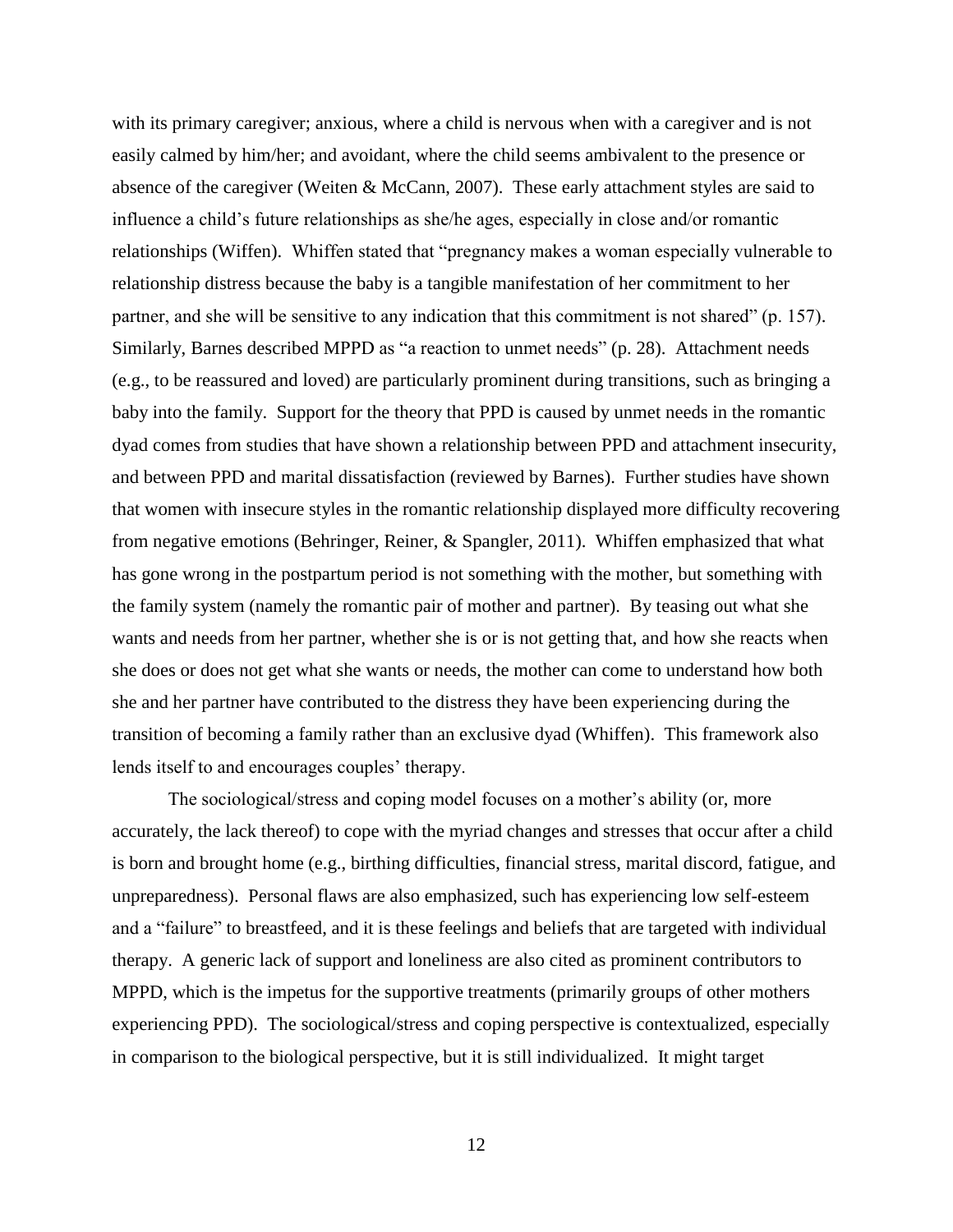with its primary caregiver; anxious, where a child is nervous when with a caregiver and is not easily calmed by him/her; and avoidant, where the child seems ambivalent to the presence or absence of the caregiver (Weiten & McCann, 2007). These early attachment styles are said to influence a child's future relationships as she/he ages, especially in close and/or romantic relationships (Wiffen). Whiffen stated that "pregnancy makes a woman especially vulnerable to relationship distress because the baby is a tangible manifestation of her commitment to her partner, and she will be sensitive to any indication that this commitment is not shared" (p. 157). Similarly, Barnes described MPPD as "a reaction to unmet needs" (p. 28). Attachment needs (e.g., to be reassured and loved) are particularly prominent during transitions, such as bringing a baby into the family. Support for the theory that PPD is caused by unmet needs in the romantic dyad comes from studies that have shown a relationship between PPD and attachment insecurity, and between PPD and marital dissatisfaction (reviewed by Barnes). Further studies have shown that women with insecure styles in the romantic relationship displayed more difficulty recovering from negative emotions (Behringer, Reiner, & Spangler, 2011). Whiffen emphasized that what has gone wrong in the postpartum period is not something with the mother, but something with the family system (namely the romantic pair of mother and partner). By teasing out what she wants and needs from her partner, whether she is or is not getting that, and how she reacts when she does or does not get what she wants or needs, the mother can come to understand how both she and her partner have contributed to the distress they have been experiencing during the transition of becoming a family rather than an exclusive dyad (Whiffen). This framework also lends itself to and encourages couples' therapy.

The sociological/stress and coping model focuses on a mother's ability (or, more accurately, the lack thereof) to cope with the myriad changes and stresses that occur after a child is born and brought home (e.g., birthing difficulties, financial stress, marital discord, fatigue, and unpreparedness). Personal flaws are also emphasized, such has experiencing low self-esteem and a "failure" to breastfeed, and it is these feelings and beliefs that are targeted with individual therapy. A generic lack of support and loneliness are also cited as prominent contributors to MPPD, which is the impetus for the supportive treatments (primarily groups of other mothers experiencing PPD). The sociological/stress and coping perspective is contextualized, especially in comparison to the biological perspective, but it is still individualized. It might target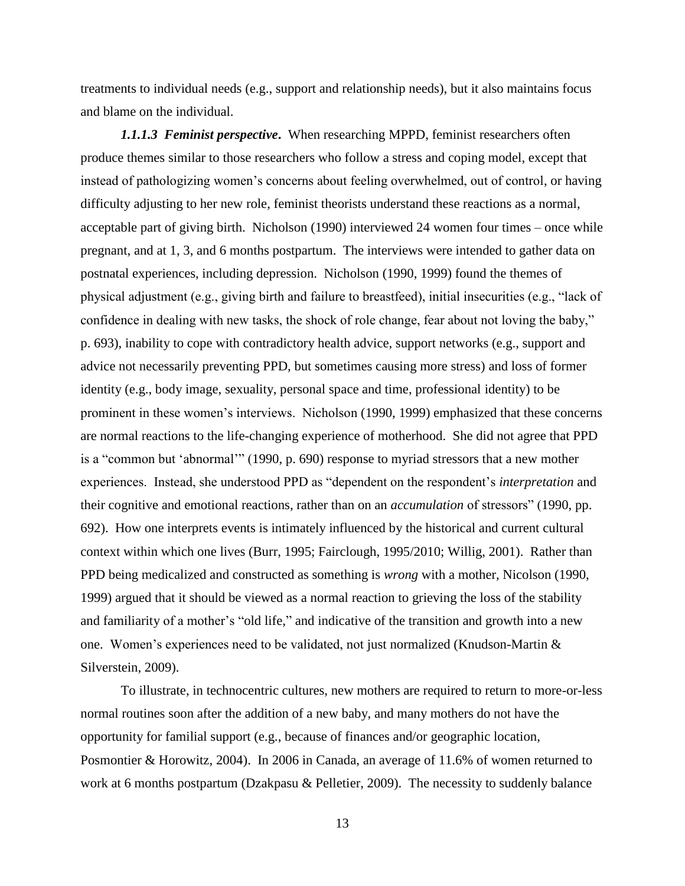treatments to individual needs (e.g., support and relationship needs), but it also maintains focus and blame on the individual.

***1.1.1.3 Feminist perspective*.** When researching MPPD, feminist researchers often produce themes similar to those researchers who follow a stress and coping model, except that instead of pathologizing women's concerns about feeling overwhelmed, out of control, or having difficulty adjusting to her new role, feminist theorists understand these reactions as a normal, acceptable part of giving birth. Nicholson (1990) interviewed 24 women four times – once while pregnant, and at 1, 3, and 6 months postpartum. The interviews were intended to gather data on postnatal experiences, including depression. Nicholson (1990, 1999) found the themes of physical adjustment (e.g., giving birth and failure to breastfeed), initial insecurities (e.g., "lack of confidence in dealing with new tasks, the shock of role change, fear about not loving the baby," p. 693), inability to cope with contradictory health advice, support networks (e.g., support and advice not necessarily preventing PPD, but sometimes causing more stress) and loss of former identity (e.g., body image, sexuality, personal space and time, professional identity) to be prominent in these women's interviews. Nicholson (1990, 1999) emphasized that these concerns are normal reactions to the life-changing experience of motherhood. She did not agree that PPD is a "common but 'abnormal'" (1990, p. 690) response to myriad stressors that a new mother experiences. Instead, she understood PPD as "dependent on the respondent's *interpretation* and their cognitive and emotional reactions, rather than on an *accumulation* of stressors" (1990, pp. 692). How one interprets events is intimately influenced by the historical and current cultural context within which one lives (Burr, 1995; Fairclough, 1995/2010; Willig, 2001). Rather than PPD being medicalized and constructed as something is *wrong* with a mother, Nicolson (1990, 1999) argued that it should be viewed as a normal reaction to grieving the loss of the stability and familiarity of a mother's "old life," and indicative of the transition and growth into a new one. Women's experiences need to be validated, not just normalized (Knudson-Martin & Silverstein, 2009).

To illustrate, in technocentric cultures, new mothers are required to return to more-or-less normal routines soon after the addition of a new baby, and many mothers do not have the opportunity for familial support (e.g., because of finances and/or geographic location, Posmontier & Horowitz, 2004). In 2006 in Canada, an average of 11.6% of women returned to work at 6 months postpartum (Dzakpasu & Pelletier, 2009). The necessity to suddenly balance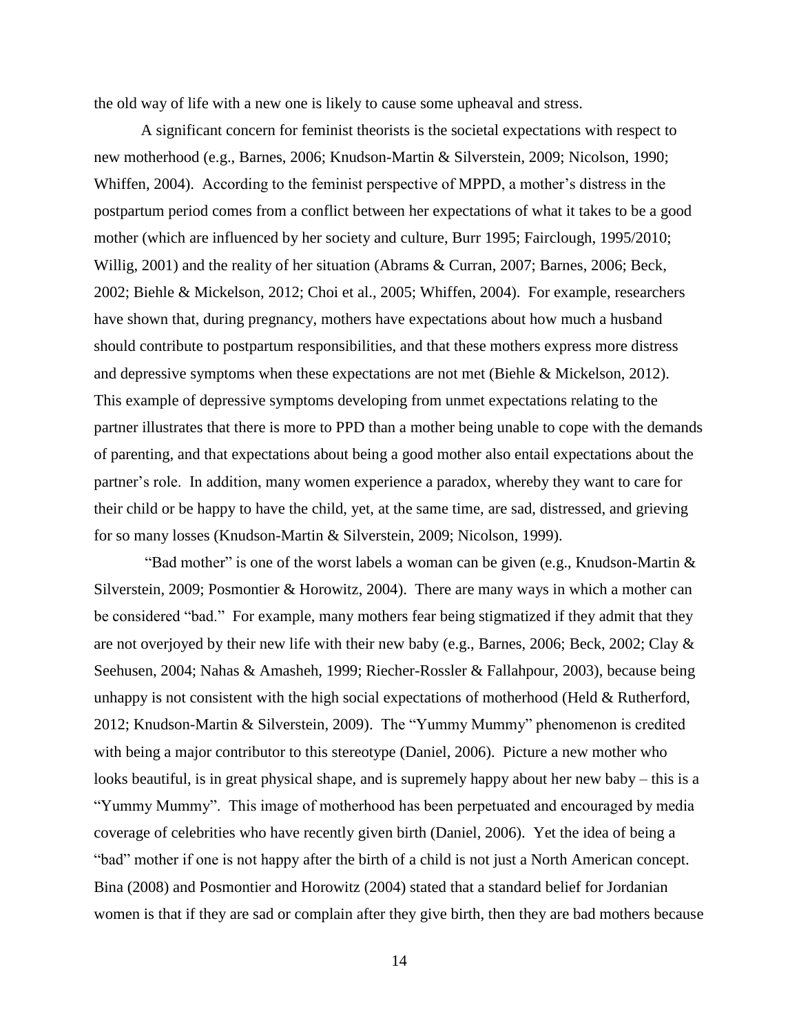the old way of life with a new one is likely to cause some upheaval and stress.

A significant concern for feminist theorists is the societal expectations with respect to new motherhood (e.g., Barnes, 2006; Knudson-Martin & Silverstein, 2009; Nicolson, 1990; Whiffen, 2004). According to the feminist perspective of MPPD, a mother's distress in the postpartum period comes from a conflict between her expectations of what it takes to be a good mother (which are influenced by her society and culture, Burr 1995; Fairclough, 1995/2010; Willig, 2001) and the reality of her situation (Abrams & Curran, 2007; Barnes, 2006; Beck, 2002; Biehle & Mickelson, 2012; Choi et al., 2005; Whiffen, 2004). For example, researchers have shown that, during pregnancy, mothers have expectations about how much a husband should contribute to postpartum responsibilities, and that these mothers express more distress and depressive symptoms when these expectations are not met (Biehle & Mickelson, 2012). This example of depressive symptoms developing from unmet expectations relating to the partner illustrates that there is more to PPD than a mother being unable to cope with the demands of parenting, and that expectations about being a good mother also entail expectations about the partner's role. In addition, many women experience a paradox, whereby they want to care for their child or be happy to have the child, yet, at the same time, are sad, distressed, and grieving for so many losses (Knudson-Martin & Silverstein, 2009; Nicolson, 1999).

"Bad mother" is one of the worst labels a woman can be given (e.g., Knudson-Martin & Silverstein, 2009; Posmontier & Horowitz, 2004). There are many ways in which a mother can be considered "bad." For example, many mothers fear being stigmatized if they admit that they are not overjoyed by their new life with their new baby (e.g., Barnes, 2006; Beck, 2002; Clay & Seehusen, 2004; Nahas & Amasheh, 1999; Riecher-Rossler & Fallahpour, 2003), because being unhappy is not consistent with the high social expectations of motherhood (Held & Rutherford, 2012; Knudson-Martin & Silverstein, 2009). The "Yummy Mummy" phenomenon is credited with being a major contributor to this stereotype (Daniel, 2006). Picture a new mother who looks beautiful, is in great physical shape, and is supremely happy about her new baby – this is a "Yummy Mummy". This image of motherhood has been perpetuated and encouraged by media coverage of celebrities who have recently given birth (Daniel, 2006). Yet the idea of being a "bad" mother if one is not happy after the birth of a child is not just a North American concept. Bina (2008) and Posmontier and Horowitz (2004) stated that a standard belief for Jordanian women is that if they are sad or complain after they give birth, then they are bad mothers because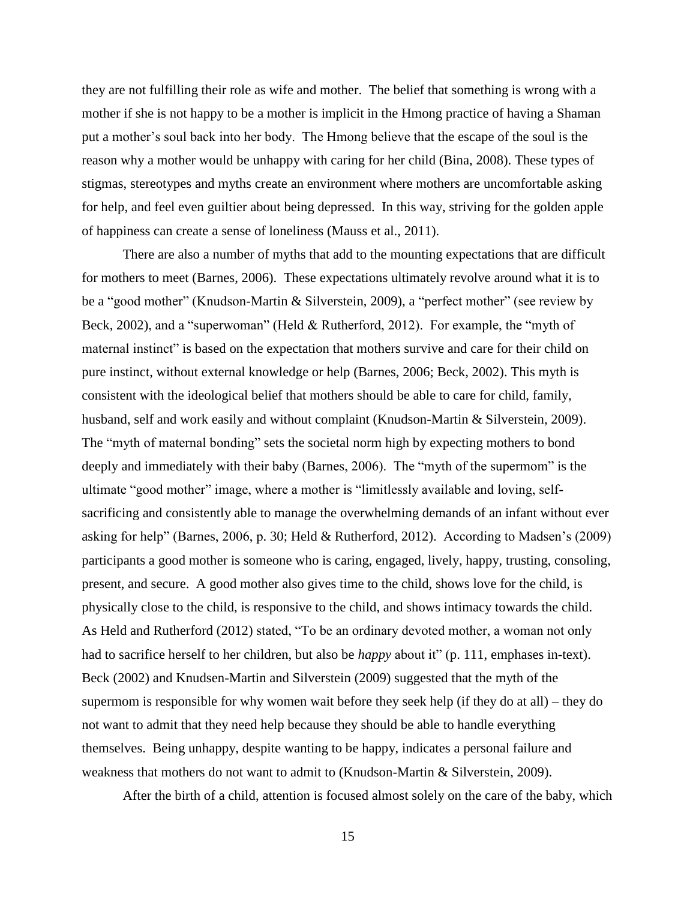they are not fulfilling their role as wife and mother. The belief that something is wrong with a mother if she is not happy to be a mother is implicit in the Hmong practice of having a Shaman put a mother's soul back into her body. The Hmong believe that the escape of the soul is the reason why a mother would be unhappy with caring for her child (Bina, 2008). These types of stigmas, stereotypes and myths create an environment where mothers are uncomfortable asking for help, and feel even guiltier about being depressed. In this way, striving for the golden apple of happiness can create a sense of loneliness (Mauss et al., 2011).

There are also a number of myths that add to the mounting expectations that are difficult for mothers to meet (Barnes, 2006). These expectations ultimately revolve around what it is to be a "good mother" (Knudson-Martin & Silverstein, 2009), a "perfect mother" (see review by Beck, 2002), and a "superwoman" (Held & Rutherford, 2012). For example, the "myth of maternal instinct" is based on the expectation that mothers survive and care for their child on pure instinct, without external knowledge or help (Barnes, 2006; Beck, 2002). This myth is consistent with the ideological belief that mothers should be able to care for child, family, husband, self and work easily and without complaint (Knudson-Martin & Silverstein, 2009). The "myth of maternal bonding" sets the societal norm high by expecting mothers to bond deeply and immediately with their baby (Barnes, 2006). The "myth of the supermom" is the ultimate "good mother" image, where a mother is "limitlessly available and loving, self-sacrificing and consistently able to manage the overwhelming demands of an infant without ever asking for help" (Barnes, 2006, p. 30; Held & Rutherford, 2012). According to Madsen's (2009) participants a good mother is someone who is caring, engaged, lively, happy, trusting, consoling, present, and secure. A good mother also gives time to the child, shows love for the child, is physically close to the child, is responsive to the child, and shows intimacy towards the child. As Held and Rutherford (2012) stated, "To be an ordinary devoted mother, a woman not only had to sacrifice herself to her children, but also be *happy* about it" (p. 111, emphases in-text). Beck (2002) and Knudsen-Martin and Silverstein (2009) suggested that the myth of the supermom is responsible for why women wait before they seek help (if they do at all) – they do not want to admit that they need help because they should be able to handle everything themselves. Being unhappy, despite wanting to be happy, indicates a personal failure and weakness that mothers do not want to admit to (Knudson-Martin & Silverstein, 2009).

After the birth of a child, attention is focused almost solely on the care of the baby, which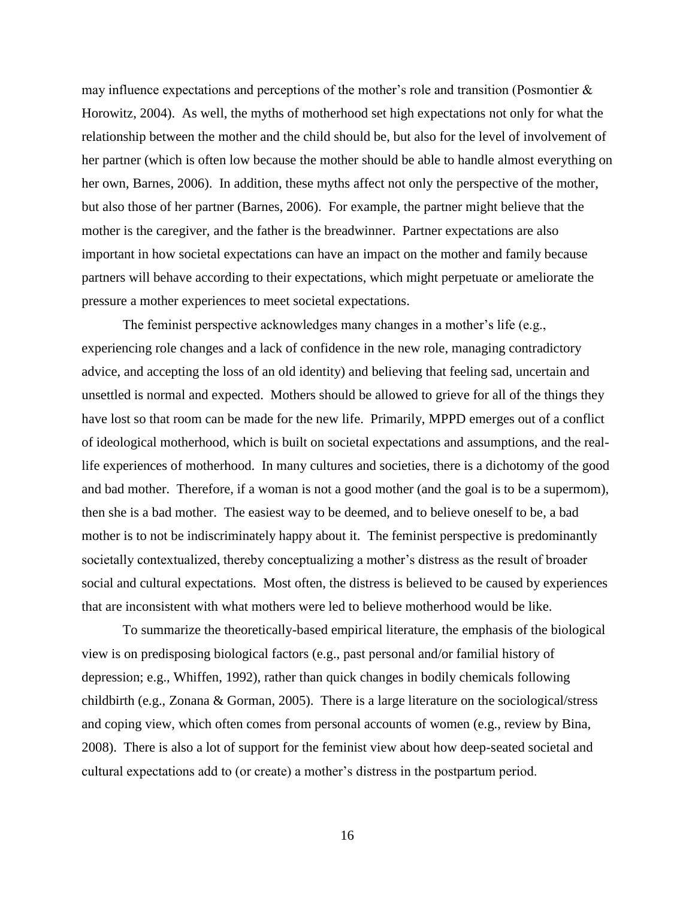may influence expectations and perceptions of the mother's role and transition (Posmontier & Horowitz, 2004). As well, the myths of motherhood set high expectations not only for what the relationship between the mother and the child should be, but also for the level of involvement of her partner (which is often low because the mother should be able to handle almost everything on her own, Barnes, 2006). In addition, these myths affect not only the perspective of the mother, but also those of her partner (Barnes, 2006). For example, the partner might believe that the mother is the caregiver, and the father is the breadwinner. Partner expectations are also important in how societal expectations can have an impact on the mother and family because partners will behave according to their expectations, which might perpetuate or ameliorate the pressure a mother experiences to meet societal expectations.

The feminist perspective acknowledges many changes in a mother's life (e.g., experiencing role changes and a lack of confidence in the new role, managing contradictory advice, and accepting the loss of an old identity) and believing that feeling sad, uncertain and unsettled is normal and expected. Mothers should be allowed to grieve for all of the things they have lost so that room can be made for the new life. Primarily, MPPD emerges out of a conflict of ideological motherhood, which is built on societal expectations and assumptions, and the real-life experiences of motherhood. In many cultures and societies, there is a dichotomy of the good and bad mother. Therefore, if a woman is not a good mother (and the goal is to be a supermom), then she is a bad mother. The easiest way to be deemed, and to believe oneself to be, a bad mother is to not be indiscriminately happy about it. The feminist perspective is predominantly societally contextualized, thereby conceptualizing a mother's distress as the result of broader social and cultural expectations. Most often, the distress is believed to be caused by experiences that are inconsistent with what mothers were led to believe motherhood would be like.

To summarize the theoretically-based empirical literature, the emphasis of the biological view is on predisposing biological factors (e.g., past personal and/or familial history of depression; e.g., Whiffen, 1992), rather than quick changes in bodily chemicals following childbirth (e.g., Zonana & Gorman, 2005). There is a large literature on the sociological/stress and coping view, which often comes from personal accounts of women (e.g., review by Bina, 2008). There is also a lot of support for the feminist view about how deep-seated societal and cultural expectations add to (or create) a mother's distress in the postpartum period.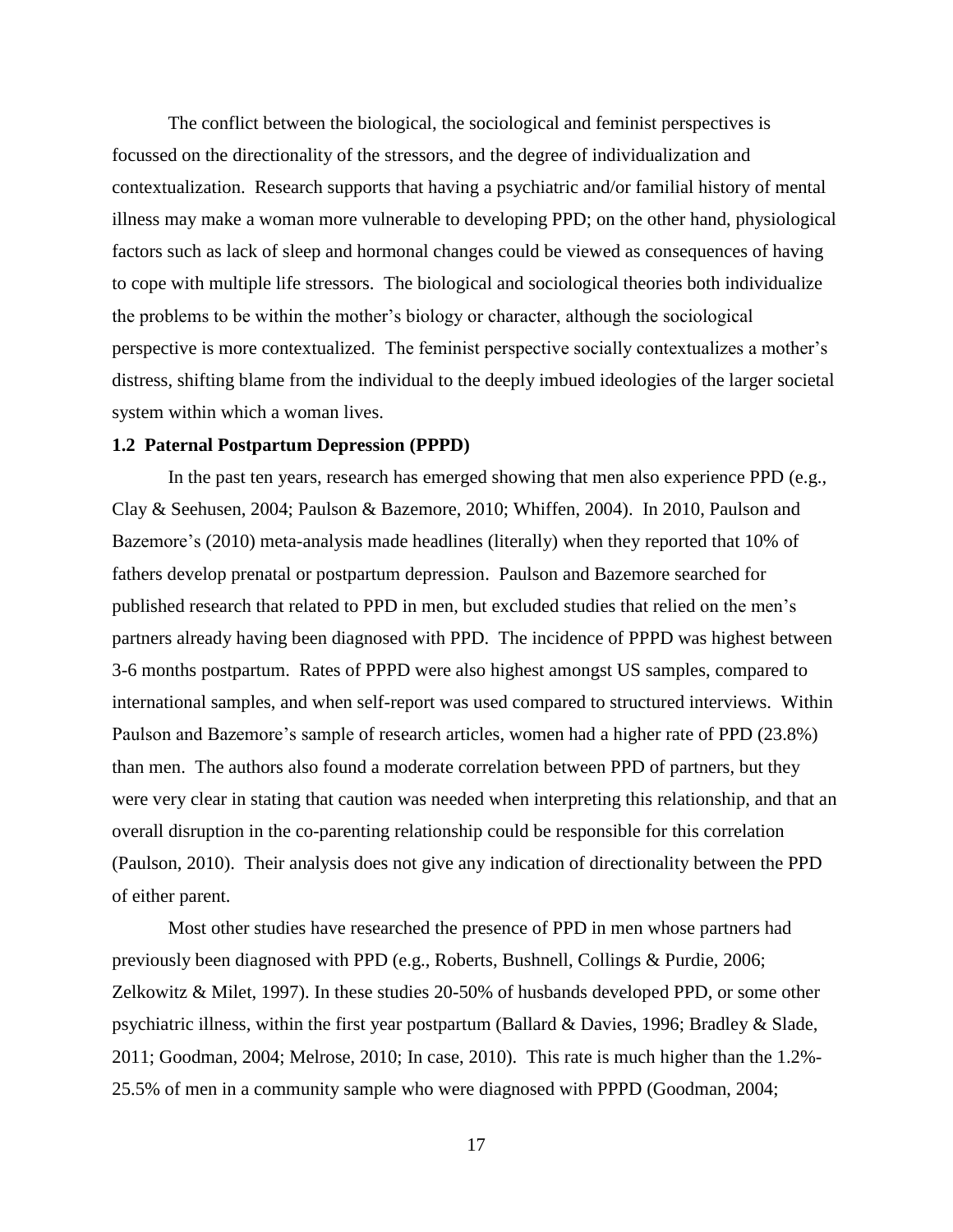The conflict between the biological, the sociological and feminist perspectives is focussed on the directionality of the stressors, and the degree of individualization and contextualization. Research supports that having a psychiatric and/or familial history of mental illness may make a woman more vulnerable to developing PPD; on the other hand, physiological factors such as lack of sleep and hormonal changes could be viewed as consequences of having to cope with multiple life stressors. The biological and sociological theories both individualize the problems to be within the mother's biology or character, although the sociological perspective is more contextualized. The feminist perspective socially contextualizes a mother's distress, shifting blame from the individual to the deeply imbued ideologies of the larger societal system within which a woman lives.

### 1.2 Paternal Postpartum Depression (PPPD)

In the past ten years, research has emerged showing that men also experience PPD (e.g., Clay & Seehusen, 2004; Paulson & Bazemore, 2010; Whiffen, 2004). In 2010, Paulson and Bazemore's (2010) meta-analysis made headlines (literally) when they reported that 10% of fathers develop prenatal or postpartum depression. Paulson and Bazemore searched for published research that related to PPD in men, but excluded studies that relied on the men's partners already having been diagnosed with PPD. The incidence of PPPD was highest between 3-6 months postpartum. Rates of PPPD were also highest amongst US samples, compared to international samples, and when self-report was used compared to structured interviews. Within Paulson and Bazemore's sample of research articles, women had a higher rate of PPD (23.8%) than men. The authors also found a moderate correlation between PPD of partners, but they were very clear in stating that caution was needed when interpreting this relationship, and that an overall disruption in the co-parenting relationship could be responsible for this correlation (Paulson, 2010). Their analysis does not give any indication of directionality between the PPD of either parent.

Most other studies have researched the presence of PPD in men whose partners had previously been diagnosed with PPD (e.g., Roberts, Bushnell, Collings & Purdie, 2006; Zelkowitz & Milet, 1997). In these studies 20-50% of husbands developed PPD, or some other psychiatric illness, within the first year postpartum (Ballard & Davies, 1996; Bradley & Slade, 2011; Goodman, 2004; Melrose, 2010; In case, 2010). This rate is much higher than the 1.2%-25.5% of men in a community sample who were diagnosed with PPPD (Goodman, 2004;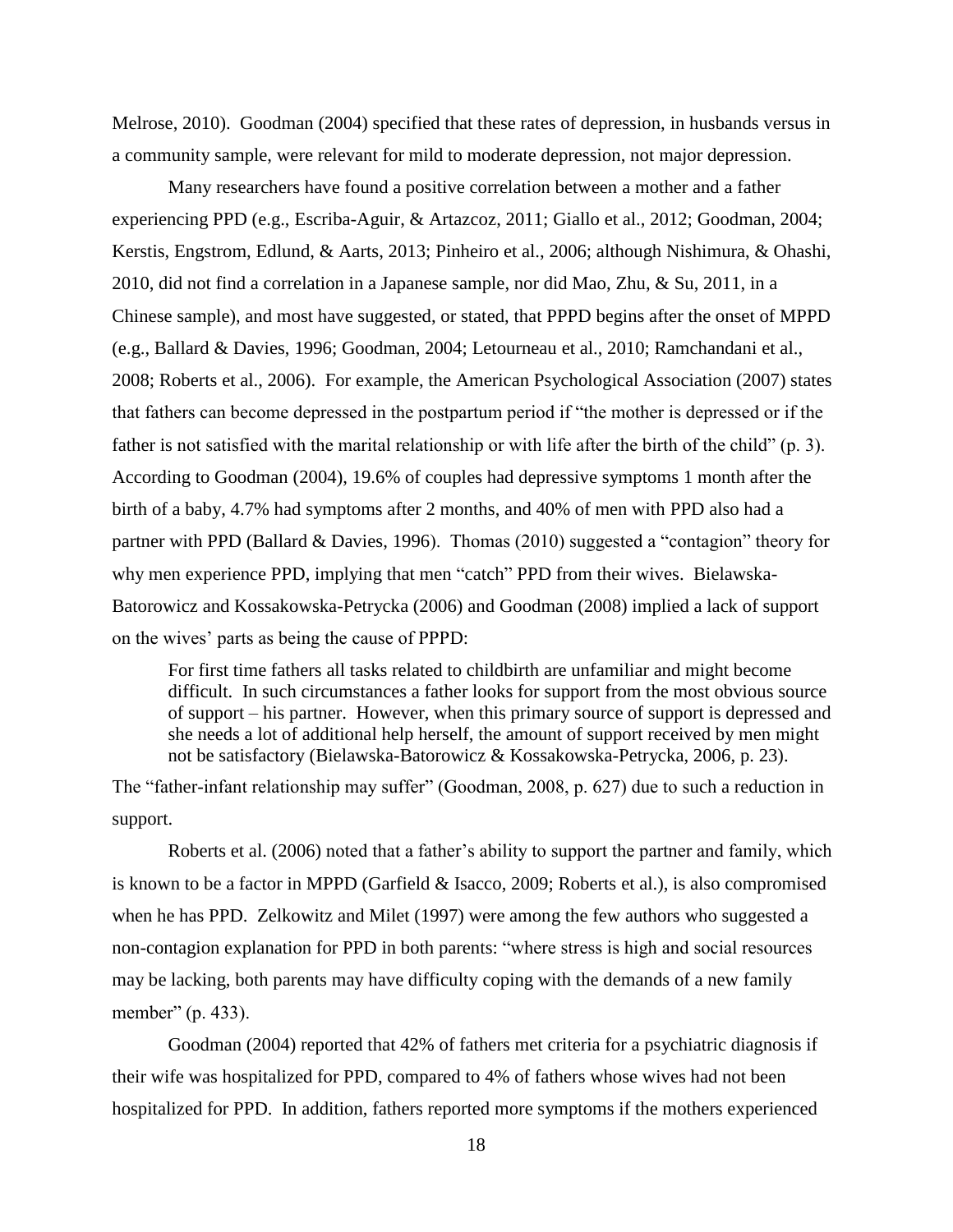Melrose, 2010). Goodman (2004) specified that these rates of depression, in husbands versus in a community sample, were relevant for mild to moderate depression, not major depression.

Many researchers have found a positive correlation between a mother and a father experiencing PPD (e.g., Escriba-Aguir, & Artazcoz, 2011; Giallo et al., 2012; Goodman, 2004; Kerstis, Engstrom, Edlund, & Aarts, 2013; Pinheiro et al., 2006; although Nishimura, & Ohashi, 2010, did not find a correlation in a Japanese sample, nor did Mao, Zhu, & Su, 2011, in a Chinese sample), and most have suggested, or stated, that PPPD begins after the onset of MPPD (e.g., Ballard & Davies, 1996; Goodman, 2004; Letourneau et al., 2010; Ramchandani et al., 2008; Roberts et al., 2006). For example, the American Psychological Association (2007) states that fathers can become depressed in the postpartum period if "the mother is depressed or if the father is not satisfied with the marital relationship or with life after the birth of the child" (p. 3). According to Goodman (2004), 19.6% of couples had depressive symptoms 1 month after the birth of a baby, 4.7% had symptoms after 2 months, and 40% of men with PPD also had a partner with PPD (Ballard & Davies, 1996). Thomas (2010) suggested a "contagion" theory for why men experience PPD, implying that men "catch" PPD from their wives. Bielawska-Batorowicz and Kossakowska-Petrycka (2006) and Goodman (2008) implied a lack of support on the wives' parts as being the cause of PPPD:

> For first time fathers all tasks related to childbirth are unfamiliar and might become difficult. In such circumstances a father looks for support from the most obvious source of support – his partner. However, when this primary source of support is depressed and she needs a lot of additional help herself, the amount of support received by men might not be satisfactory (Bielawska-Batorowicz & Kossakowska-Petrycka, 2006, p. 23).

The "father-infant relationship may suffer" (Goodman, 2008, p. 627) due to such a reduction in support.

Roberts et al. (2006) noted that a father's ability to support the partner and family, which is known to be a factor in MPPD (Garfield & Isacco, 2009; Roberts et al.), is also compromised when he has PPD. Zelkowitz and Milet (1997) were among the few authors who suggested a non-contagion explanation for PPD in both parents: "where stress is high and social resources may be lacking, both parents may have difficulty coping with the demands of a new family member" (p. 433).

Goodman (2004) reported that 42% of fathers met criteria for a psychiatric diagnosis if their wife was hospitalized for PPD, compared to 4% of fathers whose wives had not been hospitalized for PPD. In addition, fathers reported more symptoms if the mothers experienced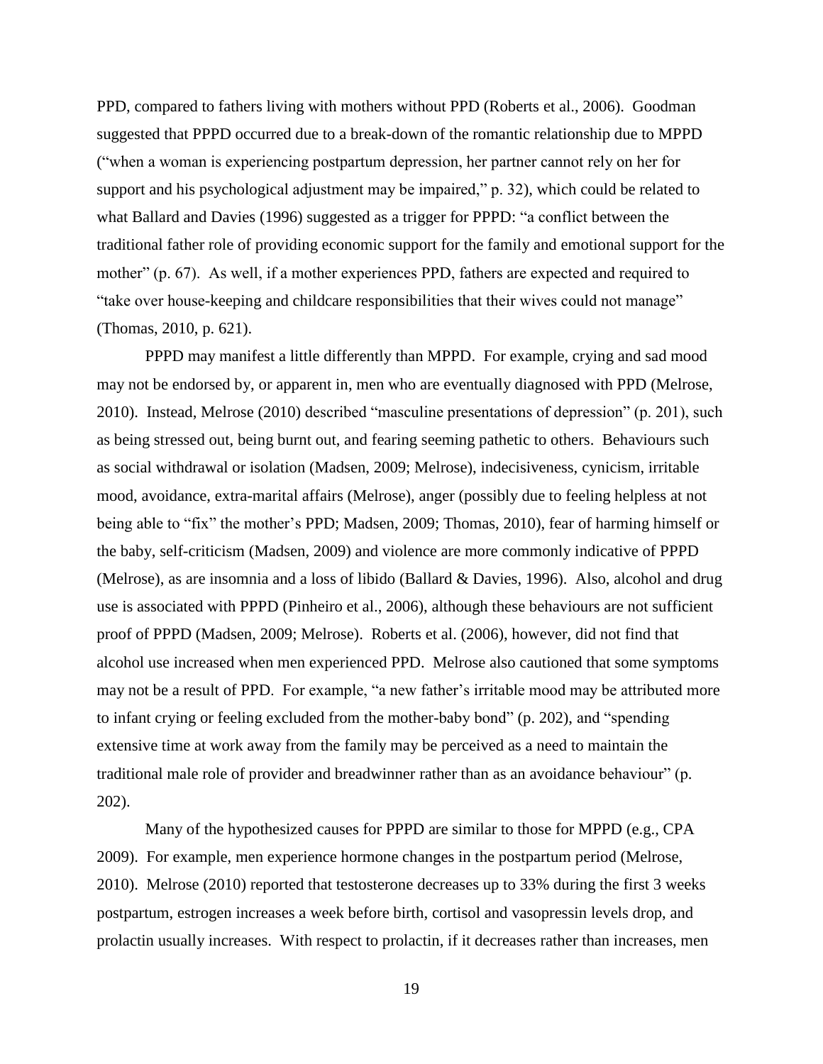PPD, compared to fathers living with mothers without PPD (Roberts et al., 2006). Goodman suggested that PPPD occurred due to a break-down of the romantic relationship due to MPPD ("when a woman is experiencing postpartum depression, her partner cannot rely on her for support and his psychological adjustment may be impaired," p. 32), which could be related to what Ballard and Davies (1996) suggested as a trigger for PPPD: "a conflict between the traditional father role of providing economic support for the family and emotional support for the mother" (p. 67). As well, if a mother experiences PPD, fathers are expected and required to "take over house-keeping and childcare responsibilities that their wives could not manage" (Thomas, 2010, p. 621).

PPPD may manifest a little differently than MPPD. For example, crying and sad mood may not be endorsed by, or apparent in, men who are eventually diagnosed with PPD (Melrose, 2010). Instead, Melrose (2010) described "masculine presentations of depression" (p. 201), such as being stressed out, being burnt out, and fearing seeming pathetic to others. Behaviours such as social withdrawal or isolation (Madsen, 2009; Melrose), indecisiveness, cynicism, irritable mood, avoidance, extra-marital affairs (Melrose), anger (possibly due to feeling helpless at not being able to "fix" the mother's PPD; Madsen, 2009; Thomas, 2010), fear of harming himself or the baby, self-criticism (Madsen, 2009) and violence are more commonly indicative of PPPD (Melrose), as are insomnia and a loss of libido (Ballard & Davies, 1996). Also, alcohol and drug use is associated with PPPD (Pinheiro et al., 2006), although these behaviours are not sufficient proof of PPPD (Madsen, 2009; Melrose). Roberts et al. (2006), however, did not find that alcohol use increased when men experienced PPD. Melrose also cautioned that some symptoms may not be a result of PPD. For example, "a new father's irritable mood may be attributed more to infant crying or feeling excluded from the mother-baby bond" (p. 202), and "spending extensive time at work away from the family may be perceived as a need to maintain the traditional male role of provider and breadwinner rather than as an avoidance behaviour" (p. 202).

Many of the hypothesized causes for PPPD are similar to those for MPPD (e.g., CPA 2009). For example, men experience hormone changes in the postpartum period (Melrose, 2010). Melrose (2010) reported that testosterone decreases up to 33% during the first 3 weeks postpartum, estrogen increases a week before birth, cortisol and vasopressin levels drop, and prolactin usually increases. With respect to prolactin, if it decreases rather than increases, men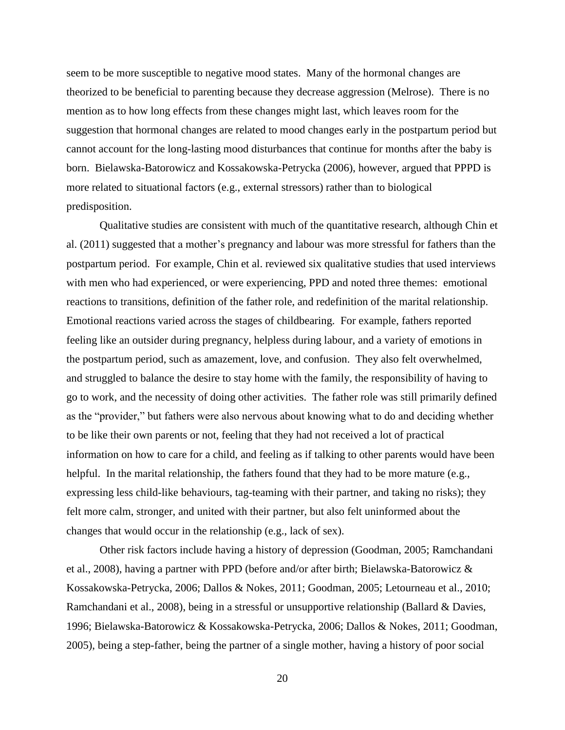seem to be more susceptible to negative mood states. Many of the hormonal changes are theorized to be beneficial to parenting because they decrease aggression (Melrose). There is no mention as to how long effects from these changes might last, which leaves room for the suggestion that hormonal changes are related to mood changes early in the postpartum period but cannot account for the long-lasting mood disturbances that continue for months after the baby is born. Bielawska-Batorowicz and Kossakowska-Petrycka (2006), however, argued that PPPD is more related to situational factors (e.g., external stressors) rather than to biological predisposition.

Qualitative studies are consistent with much of the quantitative research, although Chin et al. (2011) suggested that a mother's pregnancy and labour was more stressful for fathers than the postpartum period. For example, Chin et al. reviewed six qualitative studies that used interviews with men who had experienced, or were experiencing, PPD and noted three themes: emotional reactions to transitions, definition of the father role, and redefinition of the marital relationship. Emotional reactions varied across the stages of childbearing. For example, fathers reported feeling like an outsider during pregnancy, helpless during labour, and a variety of emotions in the postpartum period, such as amazement, love, and confusion. They also felt overwhelmed, and struggled to balance the desire to stay home with the family, the responsibility of having to go to work, and the necessity of doing other activities. The father role was still primarily defined as the "provider," but fathers were also nervous about knowing what to do and deciding whether to be like their own parents or not, feeling that they had not received a lot of practical information on how to care for a child, and feeling as if talking to other parents would have been helpful. In the marital relationship, the fathers found that they had to be more mature (e.g., expressing less child-like behaviours, tag-teaming with their partner, and taking no risks); they felt more calm, stronger, and united with their partner, but also felt uninformed about the changes that would occur in the relationship (e.g., lack of sex).

Other risk factors include having a history of depression (Goodman, 2005; Ramchandani et al., 2008), having a partner with PPD (before and/or after birth; Bielawska-Batorowicz & Kossakowska-Petrycka, 2006; Dallos & Nokes, 2011; Goodman, 2005; Letourneau et al., 2010; Ramchandani et al., 2008), being in a stressful or unsupportive relationship (Ballard & Davies, 1996; Bielawska-Batorowicz & Kossakowska-Petrycka, 2006; Dallos & Nokes, 2011; Goodman, 2005), being a step-father, being the partner of a single mother, having a history of poor social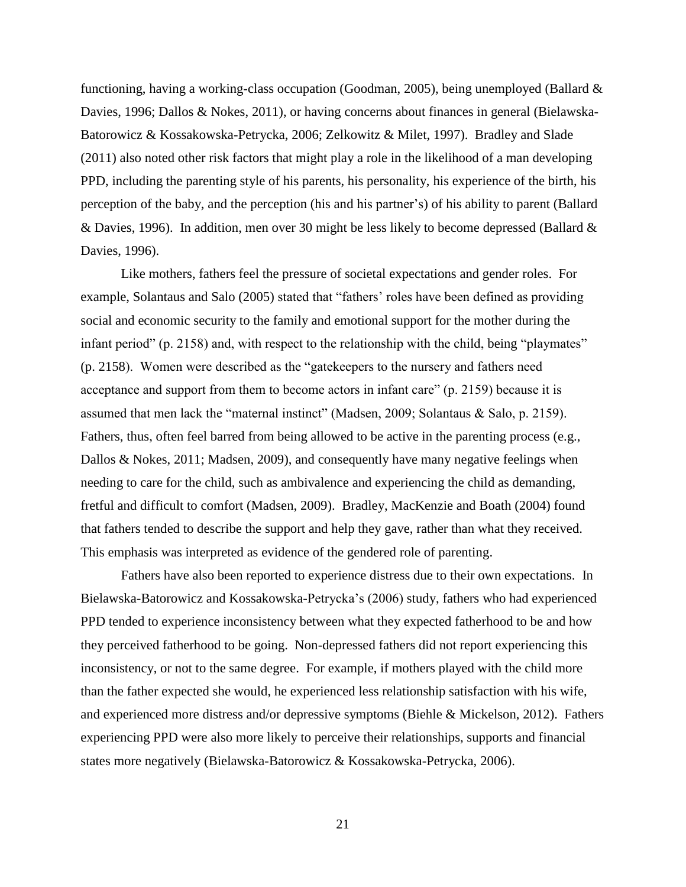functioning, having a working-class occupation (Goodman, 2005), being unemployed (Ballard & Davies, 1996; Dallos & Nokes, 2011), or having concerns about finances in general (Bielawska-Batorowicz & Kossakowska-Petrycka, 2006; Zelkowitz & Milet, 1997). Bradley and Slade (2011) also noted other risk factors that might play a role in the likelihood of a man developing PPD, including the parenting style of his parents, his personality, his experience of the birth, his perception of the baby, and the perception (his and his partner's) of his ability to parent (Ballard & Davies, 1996). In addition, men over 30 might be less likely to become depressed (Ballard & Davies, 1996).

Like mothers, fathers feel the pressure of societal expectations and gender roles. For example, Solantaus and Salo (2005) stated that "fathers' roles have been defined as providing social and economic security to the family and emotional support for the mother during the infant period" (p. 2158) and, with respect to the relationship with the child, being "playmates" (p. 2158). Women were described as the "gatekeepers to the nursery and fathers need acceptance and support from them to become actors in infant care" (p. 2159) because it is assumed that men lack the "maternal instinct" (Madsen, 2009; Solantaus & Salo, p. 2159). Fathers, thus, often feel barred from being allowed to be active in the parenting process (e.g., Dallos & Nokes, 2011; Madsen, 2009), and consequently have many negative feelings when needing to care for the child, such as ambivalence and experiencing the child as demanding, fretful and difficult to comfort (Madsen, 2009). Bradley, MacKenzie and Boath (2004) found that fathers tended to describe the support and help they gave, rather than what they received. This emphasis was interpreted as evidence of the gendered role of parenting.

Fathers have also been reported to experience distress due to their own expectations. In Bielawska-Batorowicz and Kossakowska-Petrycka's (2006) study, fathers who had experienced PPD tended to experience inconsistency between what they expected fatherhood to be and how they perceived fatherhood to be going. Non-depressed fathers did not report experiencing this inconsistency, or not to the same degree. For example, if mothers played with the child more than the father expected she would, he experienced less relationship satisfaction with his wife, and experienced more distress and/or depressive symptoms (Biehle & Mickelson, 2012). Fathers experiencing PPD were also more likely to perceive their relationships, supports and financial states more negatively (Bielawska-Batorowicz & Kossakowska-Petrycka, 2006).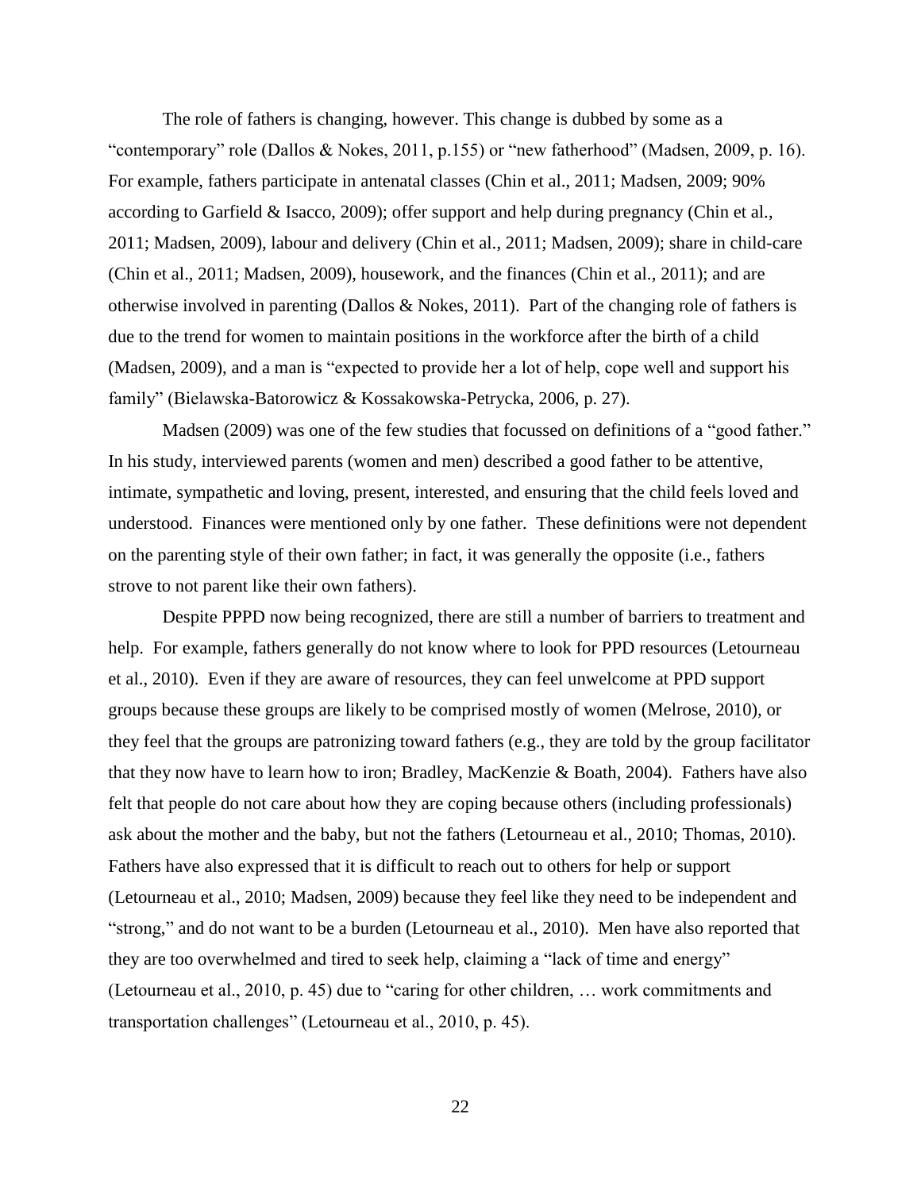The role of fathers is changing, however. This change is dubbed by some as a "contemporary" role (Dallos & Nokes, 2011, p.155) or "new fatherhood" (Madsen, 2009, p. 16). For example, fathers participate in antenatal classes (Chin et al., 2011; Madsen, 2009; 90% according to Garfield & Isacco, 2009); offer support and help during pregnancy (Chin et al., 2011; Madsen, 2009), labour and delivery (Chin et al., 2011; Madsen, 2009); share in child-care (Chin et al., 2011; Madsen, 2009), housework, and the finances (Chin et al., 2011); and are otherwise involved in parenting (Dallos & Nokes, 2011). Part of the changing role of fathers is due to the trend for women to maintain positions in the workforce after the birth of a child (Madsen, 2009), and a man is "expected to provide her a lot of help, cope well and support his family" (Bielawska-Batorowicz & Kossakowska-Petrycka, 2006, p. 27).

Madsen (2009) was one of the few studies that focussed on definitions of a "good father." In his study, interviewed parents (women and men) described a good father to be attentive, intimate, sympathetic and loving, present, interested, and ensuring that the child feels loved and understood. Finances were mentioned only by one father. These definitions were not dependent on the parenting style of their own father; in fact, it was generally the opposite (i.e., fathers strove to not parent like their own fathers).

Despite PPPD now being recognized, there are still a number of barriers to treatment and help. For example, fathers generally do not know where to look for PPD resources (Letourneau et al., 2010). Even if they are aware of resources, they can feel unwelcome at PPD support groups because these groups are likely to be comprised mostly of women (Melrose, 2010), or they feel that the groups are patronizing toward fathers (e.g., they are told by the group facilitator that they now have to learn how to iron; Bradley, MacKenzie & Boath, 2004). Fathers have also felt that people do not care about how they are coping because others (including professionals) ask about the mother and the baby, but not the fathers (Letourneau et al., 2010; Thomas, 2010). Fathers have also expressed that it is difficult to reach out to others for help or support (Letourneau et al., 2010; Madsen, 2009) because they feel like they need to be independent and "strong," and do not want to be a burden (Letourneau et al., 2010). Men have also reported that they are too overwhelmed and tired to seek help, claiming a "lack of time and energy" (Letourneau et al., 2010, p. 45) due to "caring for other children, … work commitments and transportation challenges" (Letourneau et al., 2010, p. 45).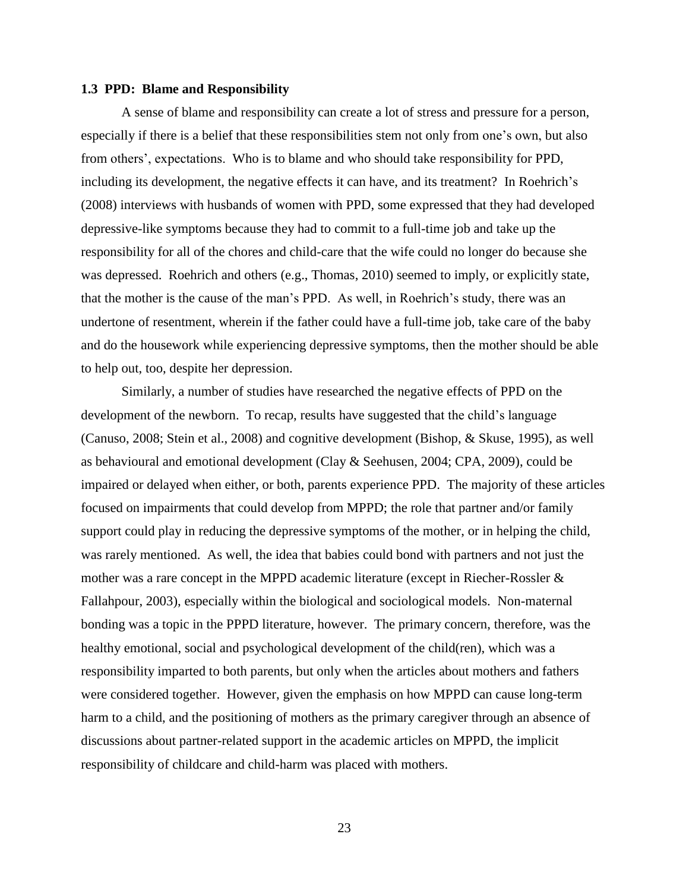### 1.3 PPD: Blame and Responsibility

A sense of blame and responsibility can create a lot of stress and pressure for a person, especially if there is a belief that these responsibilities stem not only from one's own, but also from others', expectations. Who is to blame and who should take responsibility for PPD, including its development, the negative effects it can have, and its treatment? In Roehrich's (2008) interviews with husbands of women with PPD, some expressed that they had developed depressive-like symptoms because they had to commit to a full-time job and take up the responsibility for all of the chores and child-care that the wife could no longer do because she was depressed. Roehrich and others (e.g., Thomas, 2010) seemed to imply, or explicitly state, that the mother is the cause of the man's PPD. As well, in Roehrich's study, there was an undertone of resentment, wherein if the father could have a full-time job, take care of the baby and do the housework while experiencing depressive symptoms, then the mother should be able to help out, too, despite her depression.

Similarly, a number of studies have researched the negative effects of PPD on the development of the newborn. To recap, results have suggested that the child's language (Canuso, 2008; Stein et al., 2008) and cognitive development (Bishop, & Skuse, 1995), as well as behavioural and emotional development (Clay & Seehusen, 2004; CPA, 2009), could be impaired or delayed when either, or both, parents experience PPD. The majority of these articles focused on impairments that could develop from MPPD; the role that partner and/or family support could play in reducing the depressive symptoms of the mother, or in helping the child, was rarely mentioned. As well, the idea that babies could bond with partners and not just the mother was a rare concept in the MPPD academic literature (except in Riecher-Rossler & Fallahpour, 2003), especially within the biological and sociological models. Non-maternal bonding was a topic in the PPPD literature, however. The primary concern, therefore, was the healthy emotional, social and psychological development of the child(ren), which was a responsibility imparted to both parents, but only when the articles about mothers and fathers were considered together. However, given the emphasis on how MPPD can cause long-term harm to a child, and the positioning of mothers as the primary caregiver through an absence of discussions about partner-related support in the academic articles on MPPD, the implicit responsibility of childcare and child-harm was placed with mothers.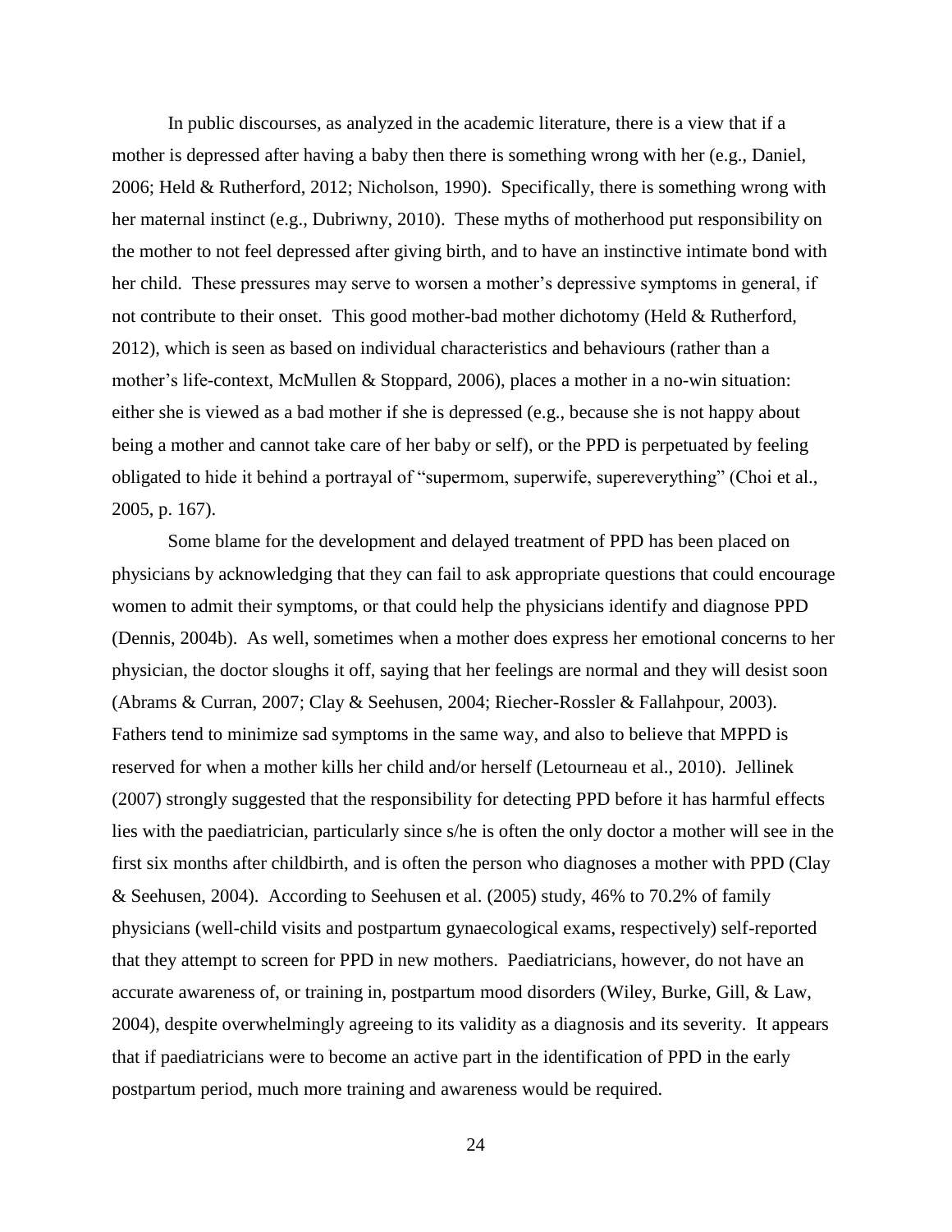In public discourses, as analyzed in the academic literature, there is a view that if a mother is depressed after having a baby then there is something wrong with her (e.g., Daniel, 2006; Held & Rutherford, 2012; Nicholson, 1990). Specifically, there is something wrong with her maternal instinct (e.g., Dubriwny, 2010). These myths of motherhood put responsibility on the mother to not feel depressed after giving birth, and to have an instinctive intimate bond with her child. These pressures may serve to worsen a mother's depressive symptoms in general, if not contribute to their onset. This good mother-bad mother dichotomy (Held & Rutherford, 2012), which is seen as based on individual characteristics and behaviours (rather than a mother's life-context, McMullen & Stoppard, 2006), places a mother in a no-win situation: either she is viewed as a bad mother if she is depressed (e.g., because she is not happy about being a mother and cannot take care of her baby or self), or the PPD is perpetuated by feeling obligated to hide it behind a portrayal of "supermom, superwife, supereverything" (Choi et al., 2005, p. 167).

Some blame for the development and delayed treatment of PPD has been placed on physicians by acknowledging that they can fail to ask appropriate questions that could encourage women to admit their symptoms, or that could help the physicians identify and diagnose PPD (Dennis, 2004b). As well, sometimes when a mother does express her emotional concerns to her physician, the doctor sloughs it off, saying that her feelings are normal and they will desist soon (Abrams & Curran, 2007; Clay & Seehusen, 2004; Riecher-Rossler & Fallahpour, 2003). Fathers tend to minimize sad symptoms in the same way, and also to believe that MPPD is reserved for when a mother kills her child and/or herself (Letourneau et al., 2010). Jellinek (2007) strongly suggested that the responsibility for detecting PPD before it has harmful effects lies with the paediatrician, particularly since s/he is often the only doctor a mother will see in the first six months after childbirth, and is often the person who diagnoses a mother with PPD (Clay & Seehusen, 2004). According to Seehusen et al. (2005) study, 46% to 70.2% of family physicians (well-child visits and postpartum gynaecological exams, respectively) self-reported that they attempt to screen for PPD in new mothers. Paediatricians, however, do not have an accurate awareness of, or training in, postpartum mood disorders (Wiley, Burke, Gill, & Law, 2004), despite overwhelmingly agreeing to its validity as a diagnosis and its severity. It appears that if paediatricians were to become an active part in the identification of PPD in the early postpartum period, much more training and awareness would be required.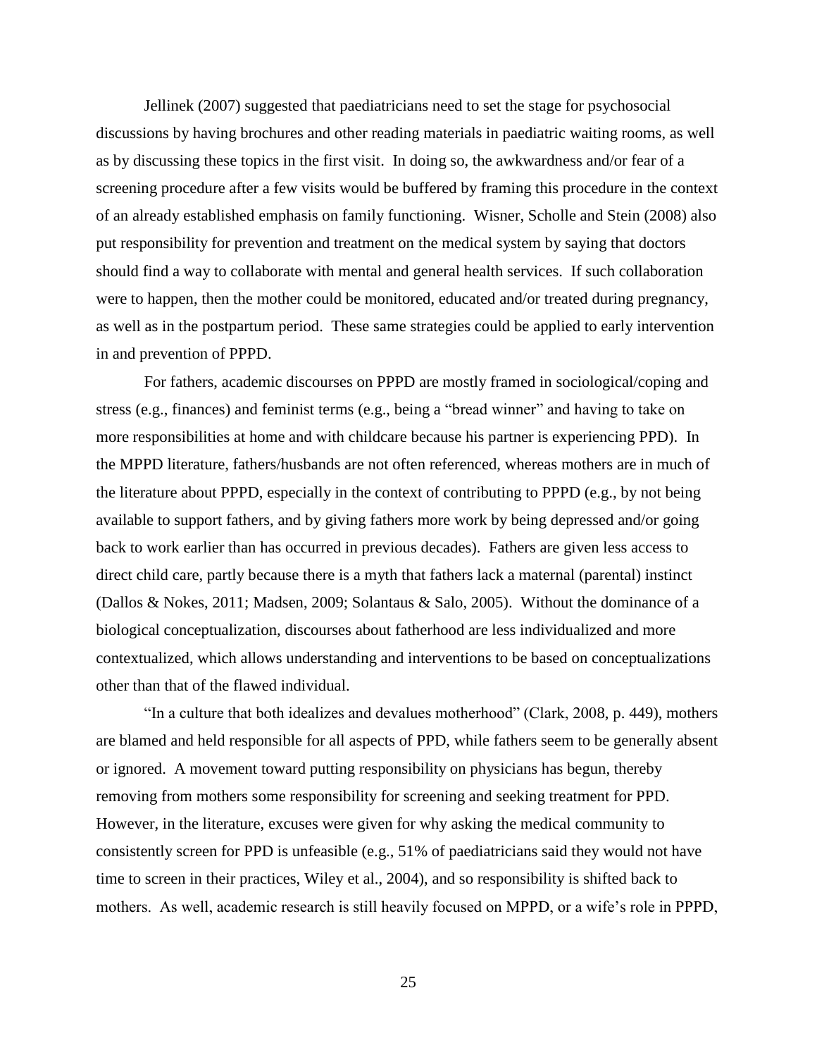Jellinek (2007) suggested that paediatricians need to set the stage for psychosocial discussions by having brochures and other reading materials in paediatric waiting rooms, as well as by discussing these topics in the first visit. In doing so, the awkwardness and/or fear of a screening procedure after a few visits would be buffered by framing this procedure in the context of an already established emphasis on family functioning. Wisner, Scholle and Stein (2008) also put responsibility for prevention and treatment on the medical system by saying that doctors should find a way to collaborate with mental and general health services. If such collaboration were to happen, then the mother could be monitored, educated and/or treated during pregnancy, as well as in the postpartum period. These same strategies could be applied to early intervention in and prevention of PPPD.

For fathers, academic discourses on PPPD are mostly framed in sociological/coping and stress (e.g., finances) and feminist terms (e.g., being a "bread winner" and having to take on more responsibilities at home and with childcare because his partner is experiencing PPD). In the MPPD literature, fathers/husbands are not often referenced, whereas mothers are in much of the literature about PPPD, especially in the context of contributing to PPPD (e.g., by not being available to support fathers, and by giving fathers more work by being depressed and/or going back to work earlier than has occurred in previous decades). Fathers are given less access to direct child care, partly because there is a myth that fathers lack a maternal (parental) instinct (Dallos & Nokes, 2011; Madsen, 2009; Solantaus & Salo, 2005). Without the dominance of a biological conceptualization, discourses about fatherhood are less individualized and more contextualized, which allows understanding and interventions to be based on conceptualizations other than that of the flawed individual.

"In a culture that both idealizes and devalues motherhood" (Clark, 2008, p. 449), mothers are blamed and held responsible for all aspects of PPD, while fathers seem to be generally absent or ignored. A movement toward putting responsibility on physicians has begun, thereby removing from mothers some responsibility for screening and seeking treatment for PPD. However, in the literature, excuses were given for why asking the medical community to consistently screen for PPD is unfeasible (e.g., 51% of paediatricians said they would not have time to screen in their practices, Wiley et al., 2004), and so responsibility is shifted back to mothers. As well, academic research is still heavily focused on MPPD, or a wife's role in PPPD,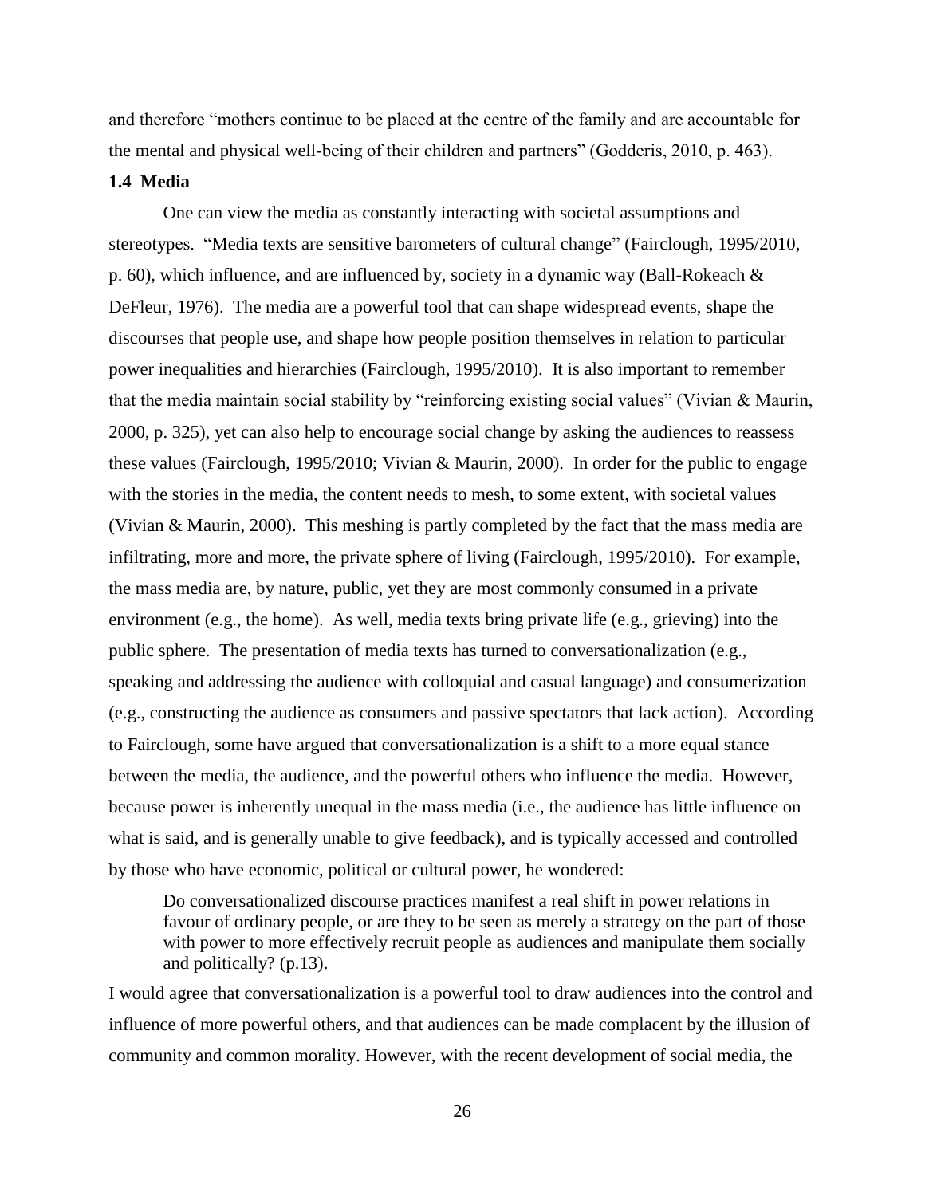and therefore "mothers continue to be placed at the centre of the family and are accountable for the mental and physical well-being of their children and partners" (Godderis, 2010, p. 463).

### 1.4 Media

One can view the media as constantly interacting with societal assumptions and stereotypes. "Media texts are sensitive barometers of cultural change" (Fairclough, 1995/2010, p. 60), which influence, and are influenced by, society in a dynamic way (Ball-Rokeach & DeFleur, 1976). The media are a powerful tool that can shape widespread events, shape the discourses that people use, and shape how people position themselves in relation to particular power inequalities and hierarchies (Fairclough, 1995/2010). It is also important to remember that the media maintain social stability by "reinforcing existing social values" (Vivian & Maurin, 2000, p. 325), yet can also help to encourage social change by asking the audiences to reassess these values (Fairclough, 1995/2010; Vivian & Maurin, 2000). In order for the public to engage with the stories in the media, the content needs to mesh, to some extent, with societal values (Vivian & Maurin, 2000). This meshing is partly completed by the fact that the mass media are infiltrating, more and more, the private sphere of living (Fairclough, 1995/2010). For example, the mass media are, by nature, public, yet they are most commonly consumed in a private environment (e.g., the home). As well, media texts bring private life (e.g., grieving) into the public sphere. The presentation of media texts has turned to conversationalization (e.g., speaking and addressing the audience with colloquial and casual language) and consumerization (e.g., constructing the audience as consumers and passive spectators that lack action). According to Fairclough, some have argued that conversationalization is a shift to a more equal stance between the media, the audience, and the powerful others who influence the media. However, because power is inherently unequal in the mass media (i.e., the audience has little influence on what is said, and is generally unable to give feedback), and is typically accessed and controlled by those who have economic, political or cultural power, he wondered:

> Do conversationalized discourse practices manifest a real shift in power relations in favour of ordinary people, or are they to be seen as merely a strategy on the part of those with power to more effectively recruit people as audiences and manipulate them socially and politically? (p.13).

I would agree that conversationalization is a powerful tool to draw audiences into the control and influence of more powerful others, and that audiences can be made complacent by the illusion of community and common morality. However, with the recent development of social media, the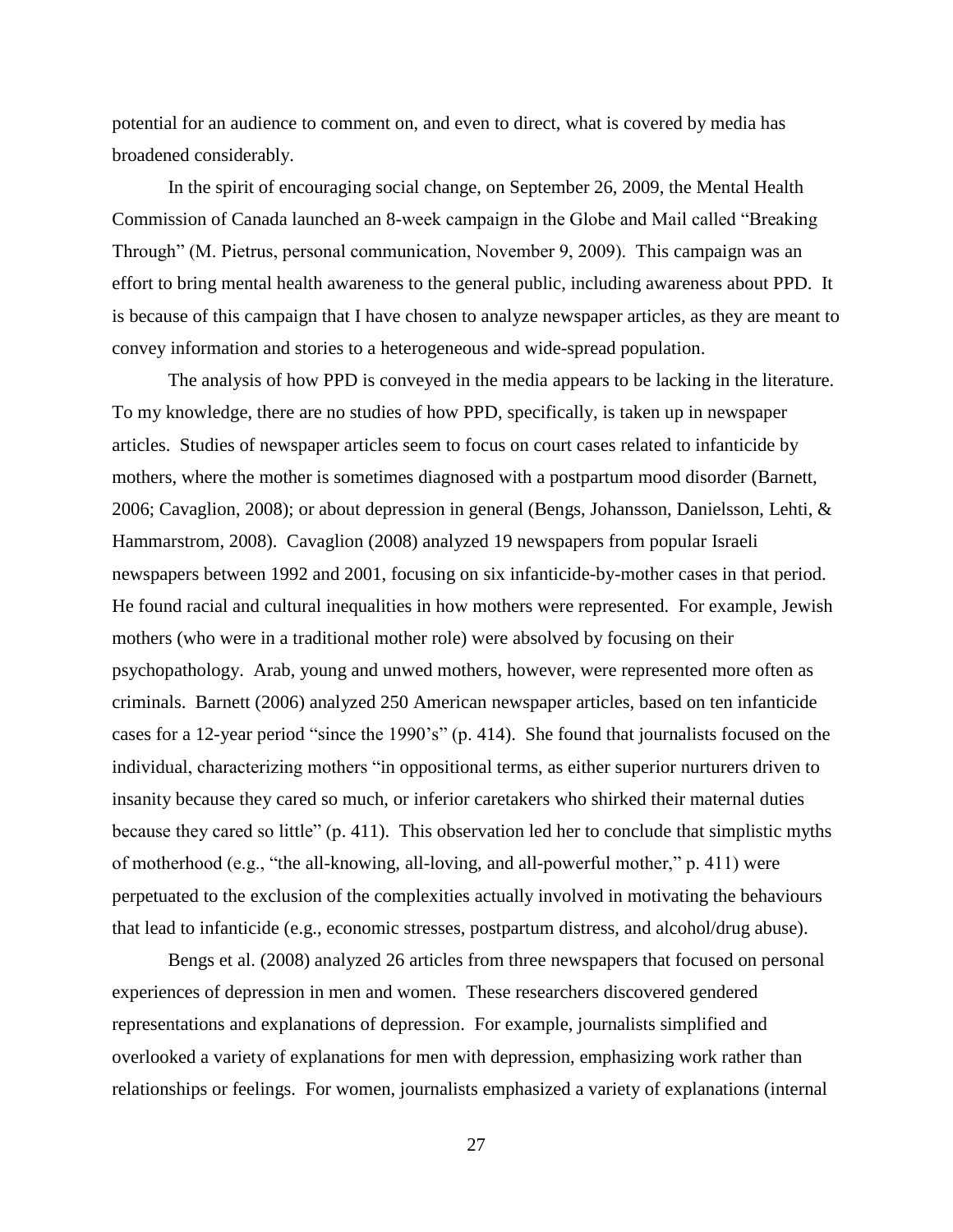potential for an audience to comment on, and even to direct, what is covered by media has broadened considerably.

In the spirit of encouraging social change, on September 26, 2009, the Mental Health Commission of Canada launched an 8-week campaign in the Globe and Mail called "Breaking Through" (M. Pietrus, personal communication, November 9, 2009). This campaign was an effort to bring mental health awareness to the general public, including awareness about PPD. It is because of this campaign that I have chosen to analyze newspaper articles, as they are meant to convey information and stories to a heterogeneous and wide-spread population.

The analysis of how PPD is conveyed in the media appears to be lacking in the literature. To my knowledge, there are no studies of how PPD, specifically, is taken up in newspaper articles. Studies of newspaper articles seem to focus on court cases related to infanticide by mothers, where the mother is sometimes diagnosed with a postpartum mood disorder (Barnett, 2006; Cavaglion, 2008); or about depression in general (Bengs, Johansson, Danielsson, Lehti, & Hammarstrom, 2008). Cavaglion (2008) analyzed 19 newspapers from popular Israeli newspapers between 1992 and 2001, focusing on six infanticide-by-mother cases in that period. He found racial and cultural inequalities in how mothers were represented. For example, Jewish mothers (who were in a traditional mother role) were absolved by focusing on their psychopathology. Arab, young and unwed mothers, however, were represented more often as criminals. Barnett (2006) analyzed 250 American newspaper articles, based on ten infanticide cases for a 12-year period "since the 1990's" (p. 414). She found that journalists focused on the individual, characterizing mothers "in oppositional terms, as either superior nurturers driven to insanity because they cared so much, or inferior caretakers who shirked their maternal duties because they cared so little" (p. 411). This observation led her to conclude that simplistic myths of motherhood (e.g., "the all-knowing, all-loving, and all-powerful mother," p. 411) were perpetuated to the exclusion of the complexities actually involved in motivating the behaviours that lead to infanticide (e.g., economic stresses, postpartum distress, and alcohol/drug abuse).

Bengs et al. (2008) analyzed 26 articles from three newspapers that focused on personal experiences of depression in men and women. These researchers discovered gendered representations and explanations of depression. For example, journalists simplified and overlooked a variety of explanations for men with depression, emphasizing work rather than relationships or feelings. For women, journalists emphasized a variety of explanations (internal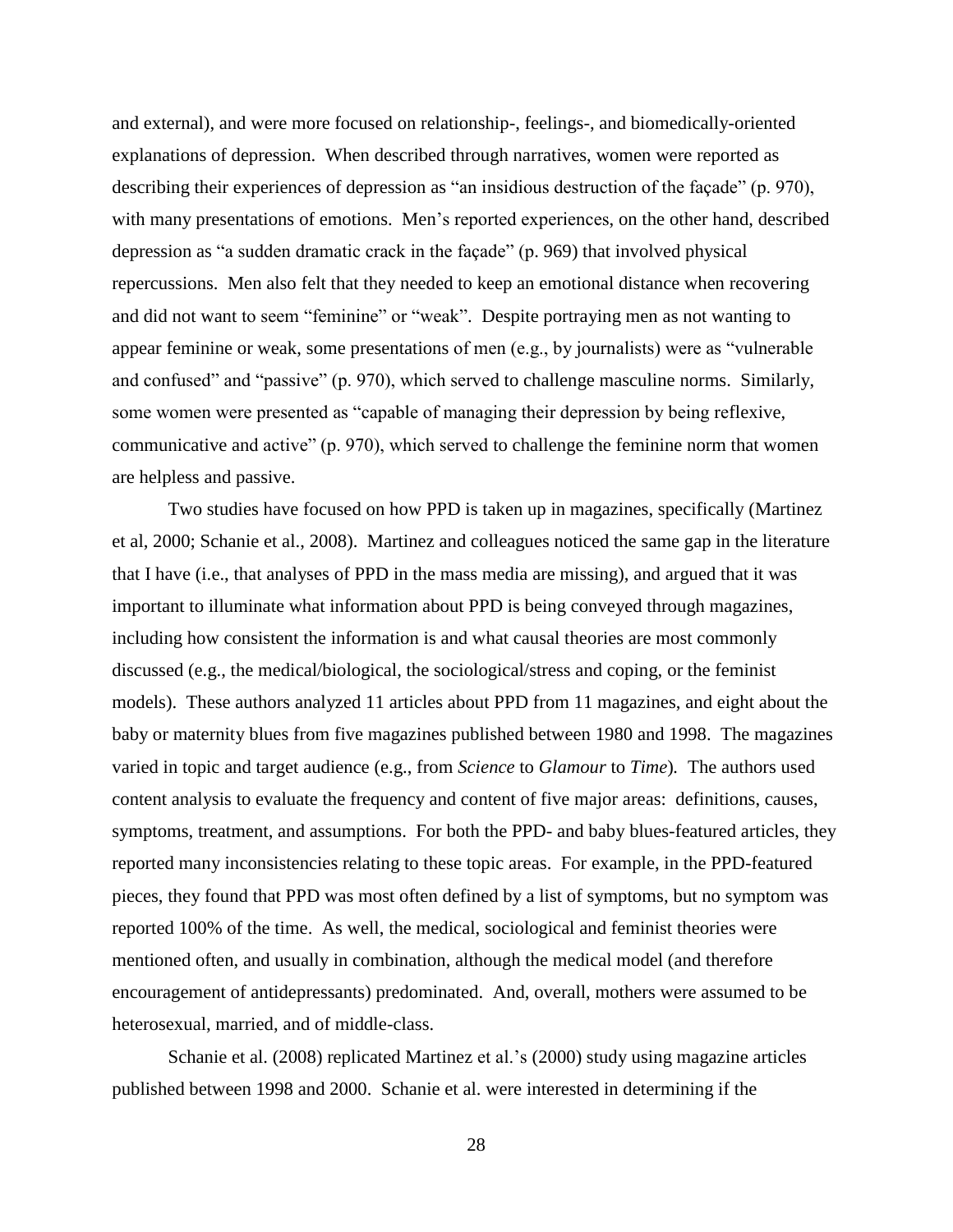and external), and were more focused on relationship-, feelings-, and biomedically-oriented explanations of depression. When described through narratives, women were reported as describing their experiences of depression as "an insidious destruction of the façade" (p. 970), with many presentations of emotions. Men's reported experiences, on the other hand, described depression as "a sudden dramatic crack in the façade" (p. 969) that involved physical repercussions. Men also felt that they needed to keep an emotional distance when recovering and did not want to seem "feminine" or "weak". Despite portraying men as not wanting to appear feminine or weak, some presentations of men (e.g., by journalists) were as "vulnerable and confused" and "passive" (p. 970), which served to challenge masculine norms. Similarly, some women were presented as "capable of managing their depression by being reflexive, communicative and active" (p. 970), which served to challenge the feminine norm that women are helpless and passive.

Two studies have focused on how PPD is taken up in magazines, specifically (Martinez et al, 2000; Schanie et al., 2008). Martinez and colleagues noticed the same gap in the literature that I have (i.e., that analyses of PPD in the mass media are missing), and argued that it was important to illuminate what information about PPD is being conveyed through magazines, including how consistent the information is and what causal theories are most commonly discussed (e.g., the medical/biological, the sociological/stress and coping, or the feminist models). These authors analyzed 11 articles about PPD from 11 magazines, and eight about the baby or maternity blues from five magazines published between 1980 and 1998. The magazines varied in topic and target audience (e.g., from *Science* to *Glamour* to *Time*). The authors used content analysis to evaluate the frequency and content of five major areas: definitions, causes, symptoms, treatment, and assumptions. For both the PPD- and baby blues-featured articles, they reported many inconsistencies relating to these topic areas. For example, in the PPD-featured pieces, they found that PPD was most often defined by a list of symptoms, but no symptom was reported 100% of the time. As well, the medical, sociological and feminist theories were mentioned often, and usually in combination, although the medical model (and therefore encouragement of antidepressants) predominated. And, overall, mothers were assumed to be heterosexual, married, and of middle-class.

Schanie et al. (2008) replicated Martinez et al.'s (2000) study using magazine articles published between 1998 and 2000. Schanie et al. were interested in determining if the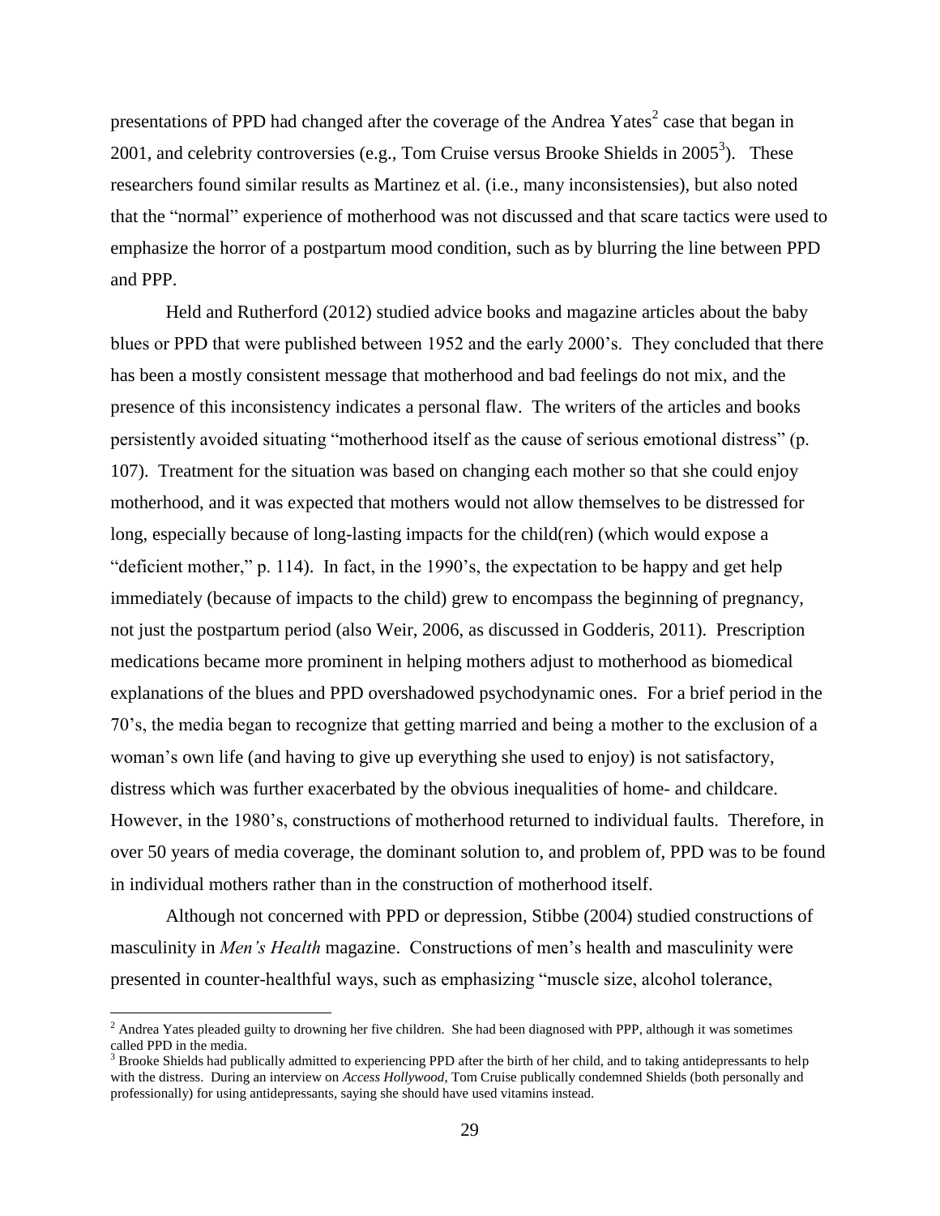presentations of PPD had changed after the coverage of the Andrea Yates[2] case that began in 2001, and celebrity controversies (e.g., Tom Cruise versus Brooke Shields in 2005[3]). These researchers found similar results as Martinez et al. (i.e., many inconsistensies), but also noted that the "normal" experience of motherhood was not discussed and that scare tactics were used to emphasize the horror of a postpartum mood condition, such as by blurring the line between PPD and PPP.

Held and Rutherford (2012) studied advice books and magazine articles about the baby blues or PPD that were published between 1952 and the early 2000's. They concluded that there has been a mostly consistent message that motherhood and bad feelings do not mix, and the presence of this inconsistency indicates a personal flaw. The writers of the articles and books persistently avoided situating "motherhood itself as the cause of serious emotional distress" (p. 107). Treatment for the situation was based on changing each mother so that she could enjoy motherhood, and it was expected that mothers would not allow themselves to be distressed for long, especially because of long-lasting impacts for the child(ren) (which would expose a "deficient mother," p. 114). In fact, in the 1990's, the expectation to be happy and get help immediately (because of impacts to the child) grew to encompass the beginning of pregnancy, not just the postpartum period (also Weir, 2006, as discussed in Godderis, 2011). Prescription medications became more prominent in helping mothers adjust to motherhood as biomedical explanations of the blues and PPD overshadowed psychodynamic ones. For a brief period in the 70's, the media began to recognize that getting married and being a mother to the exclusion of a woman's own life (and having to give up everything she used to enjoy) is not satisfactory, distress which was further exacerbated by the obvious inequalities of home- and childcare. However, in the 1980's, constructions of motherhood returned to individual faults. Therefore, in over 50 years of media coverage, the dominant solution to, and problem of, PPD was to be found in individual mothers rather than in the construction of motherhood itself.

Although not concerned with PPD or depression, Stibbe (2004) studied constructions of masculinity in *Men's Health* magazine. Constructions of men's health and masculinity were presented in counter-healthful ways, such as emphasizing "muscle size, alcohol tolerance,

---

[2] Andrea Yates pleaded guilty to drowning her five children. She had been diagnosed with PPP, although it was sometimes called PPD in the media.

[3] Brooke Shields had publically admitted to experiencing PPD after the birth of her child, and to taking antidepressants to help with the distress. During an interview on *Access Hollywood*, Tom Cruise publically condemned Shields (both personally and professionally) for using antidepressants, saying she should have used vitamins instead.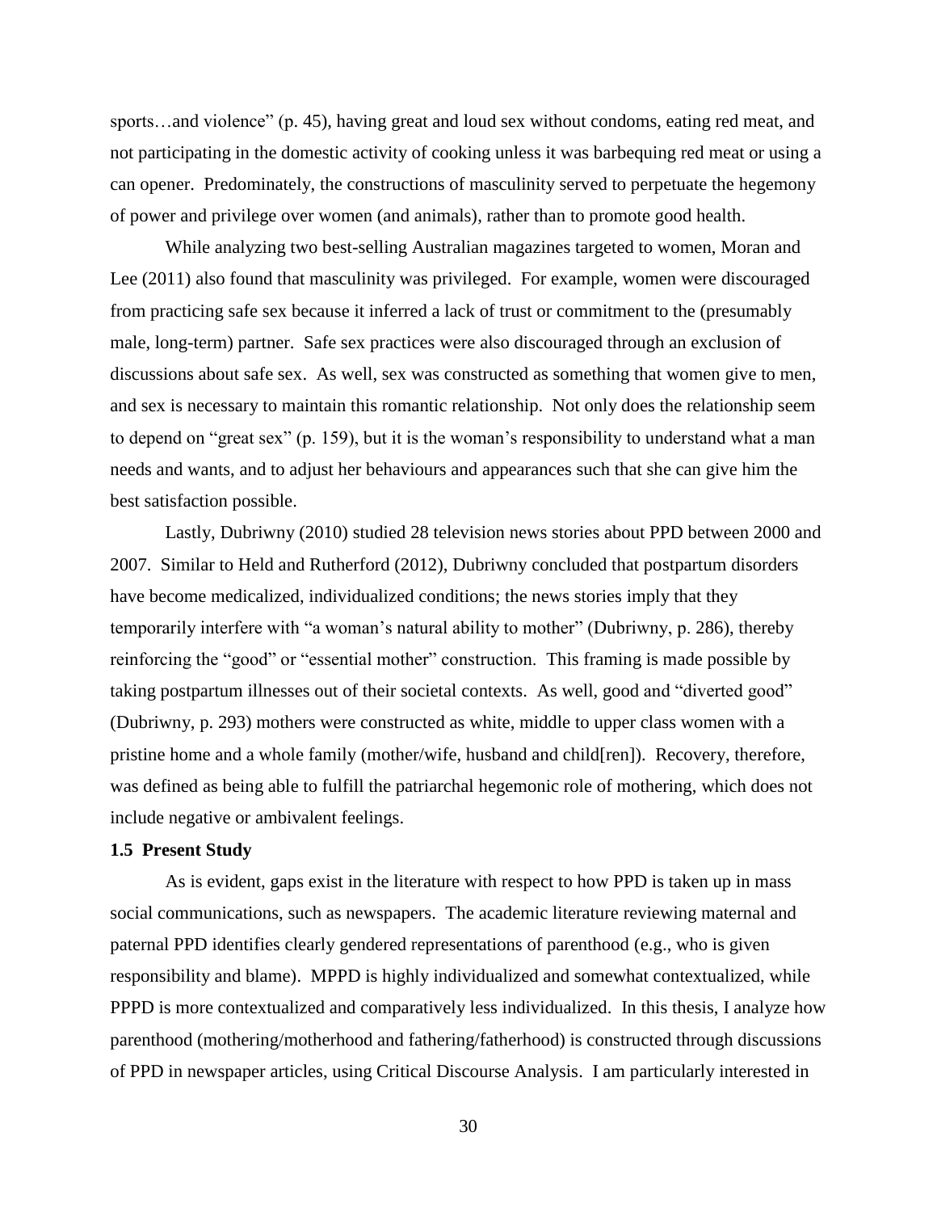sports…and violence" (p. 45), having great and loud sex without condoms, eating red meat, and not participating in the domestic activity of cooking unless it was barbequing red meat or using a can opener. Predominately, the constructions of masculinity served to perpetuate the hegemony of power and privilege over women (and animals), rather than to promote good health.

While analyzing two best-selling Australian magazines targeted to women, Moran and Lee (2011) also found that masculinity was privileged. For example, women were discouraged from practicing safe sex because it inferred a lack of trust or commitment to the (presumably male, long-term) partner. Safe sex practices were also discouraged through an exclusion of discussions about safe sex. As well, sex was constructed as something that women give to men, and sex is necessary to maintain this romantic relationship. Not only does the relationship seem to depend on "great sex" (p. 159), but it is the woman's responsibility to understand what a man needs and wants, and to adjust her behaviours and appearances such that she can give him the best satisfaction possible.

Lastly, Dubriwny (2010) studied 28 television news stories about PPD between 2000 and 2007. Similar to Held and Rutherford (2012), Dubriwny concluded that postpartum disorders have become medicalized, individualized conditions; the news stories imply that they temporarily interfere with "a woman's natural ability to mother" (Dubriwny, p. 286), thereby reinforcing the "good" or "essential mother" construction. This framing is made possible by taking postpartum illnesses out of their societal contexts. As well, good and "diverted good" (Dubriwny, p. 293) mothers were constructed as white, middle to upper class women with a pristine home and a whole family (mother/wife, husband and child[ren]). Recovery, therefore, was defined as being able to fulfill the patriarchal hegemonic role of mothering, which does not include negative or ambivalent feelings.

### 1.5 Present Study

As is evident, gaps exist in the literature with respect to how PPD is taken up in mass social communications, such as newspapers. The academic literature reviewing maternal and paternal PPD identifies clearly gendered representations of parenthood (e.g., who is given responsibility and blame). MPPD is highly individualized and somewhat contextualized, while PPPD is more contextualized and comparatively less individualized. In this thesis, I analyze how parenthood (mothering/motherhood and fathering/fatherhood) is constructed through discussions of PPD in newspaper articles, using Critical Discourse Analysis. I am particularly interested in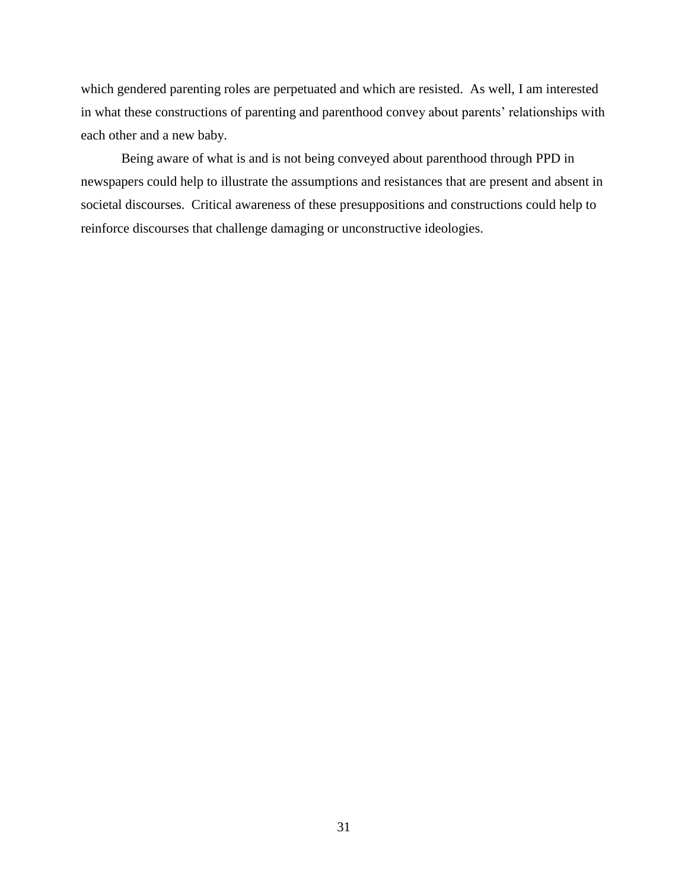which gendered parenting roles are perpetuated and which are resisted.  As well, I am interested in what these constructions of parenting and parenthood convey about parents' relationships with each other and a new baby.

Being aware of what is and is not being conveyed about parenthood through PPD in newspapers could help to illustrate the assumptions and resistances that are present and absent in societal discourses.  Critical awareness of these presuppositions and constructions could help to reinforce discourses that challenge damaging or unconstructive ideologies.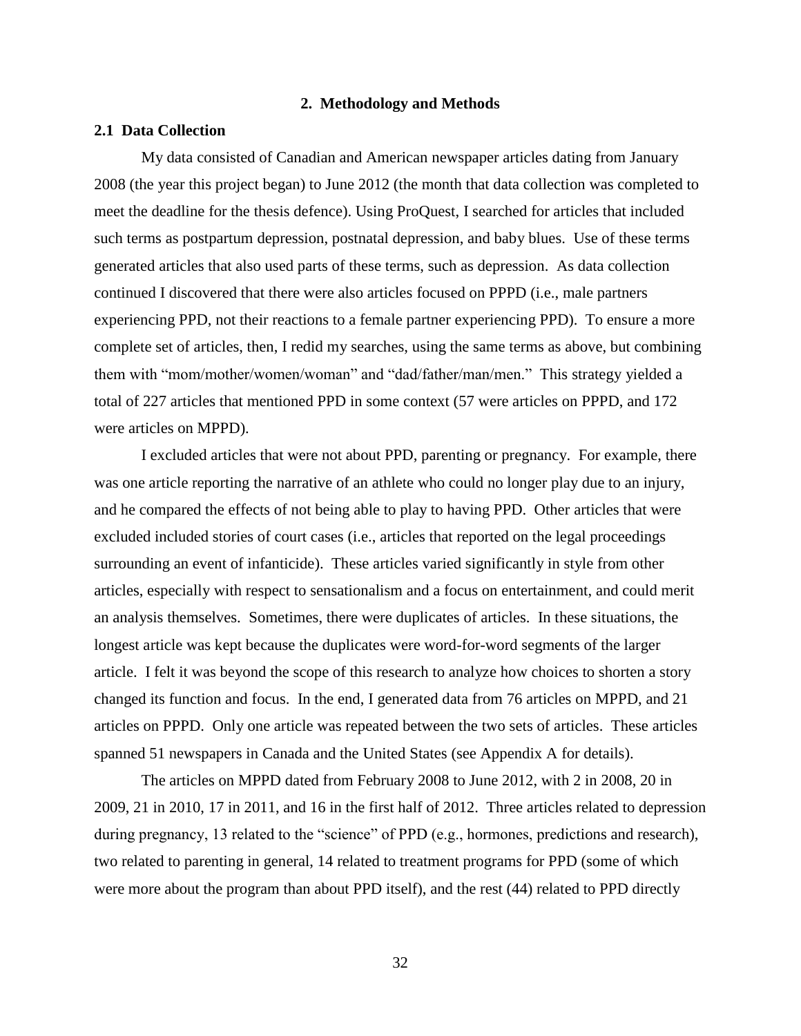## 2. Methodology and Methods

### 2.1 Data Collection

My data consisted of Canadian and American newspaper articles dating from January 2008 (the year this project began) to June 2012 (the month that data collection was completed to meet the deadline for the thesis defence). Using ProQuest, I searched for articles that included such terms as postpartum depression, postnatal depression, and baby blues. Use of these terms generated articles that also used parts of these terms, such as depression. As data collection continued I discovered that there were also articles focused on PPPD (i.e., male partners experiencing PPD, not their reactions to a female partner experiencing PPD). To ensure a more complete set of articles, then, I redid my searches, using the same terms as above, but combining them with "mom/mother/women/woman" and "dad/father/man/men." This strategy yielded a total of 227 articles that mentioned PPD in some context (57 were articles on PPPD, and 172 were articles on MPPD).

I excluded articles that were not about PPD, parenting or pregnancy. For example, there was one article reporting the narrative of an athlete who could no longer play due to an injury, and he compared the effects of not being able to play to having PPD. Other articles that were excluded included stories of court cases (i.e., articles that reported on the legal proceedings surrounding an event of infanticide). These articles varied significantly in style from other articles, especially with respect to sensationalism and a focus on entertainment, and could merit an analysis themselves. Sometimes, there were duplicates of articles. In these situations, the longest article was kept because the duplicates were word-for-word segments of the larger article. I felt it was beyond the scope of this research to analyze how choices to shorten a story changed its function and focus. In the end, I generated data from 76 articles on MPPD, and 21 articles on PPPD. Only one article was repeated between the two sets of articles. These articles spanned 51 newspapers in Canada and the United States (see Appendix A for details).

The articles on MPPD dated from February 2008 to June 2012, with 2 in 2008, 20 in 2009, 21 in 2010, 17 in 2011, and 16 in the first half of 2012. Three articles related to depression during pregnancy, 13 related to the "science" of PPD (e.g., hormones, predictions and research), two related to parenting in general, 14 related to treatment programs for PPD (some of which were more about the program than about PPD itself), and the rest (44) related to PPD directly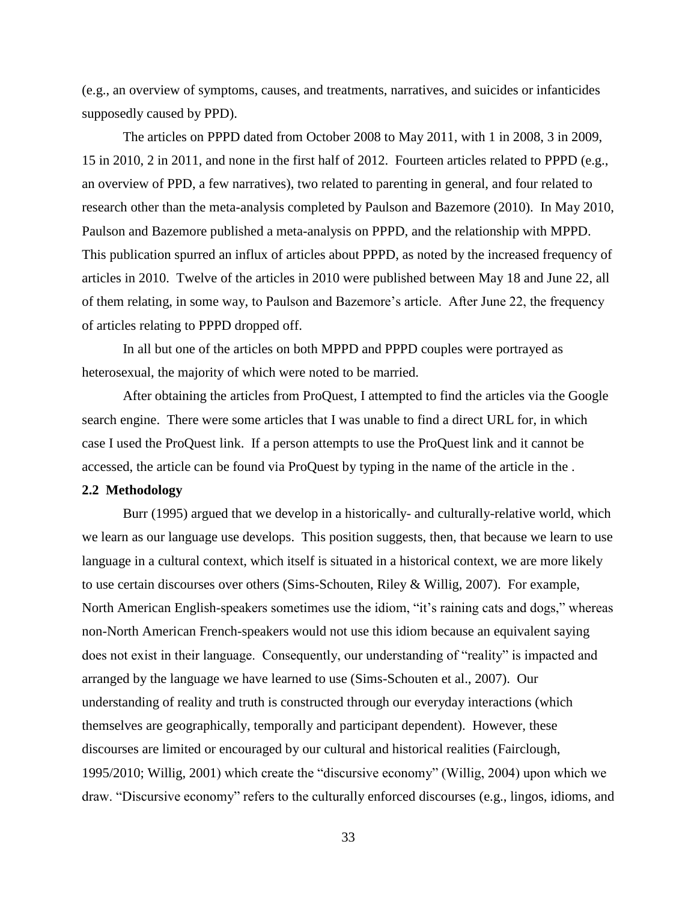(e.g., an overview of symptoms, causes, and treatments, narratives, and suicides or infanticides supposedly caused by PPD).

The articles on PPPD dated from October 2008 to May 2011, with 1 in 2008, 3 in 2009, 15 in 2010, 2 in 2011, and none in the first half of 2012. Fourteen articles related to PPPD (e.g., an overview of PPD, a few narratives), two related to parenting in general, and four related to research other than the meta-analysis completed by Paulson and Bazemore (2010). In May 2010, Paulson and Bazemore published a meta-analysis on PPPD, and the relationship with MPPD. This publication spurred an influx of articles about PPPD, as noted by the increased frequency of articles in 2010. Twelve of the articles in 2010 were published between May 18 and June 22, all of them relating, in some way, to Paulson and Bazemore's article. After June 22, the frequency of articles relating to PPPD dropped off.

In all but one of the articles on both MPPD and PPPD couples were portrayed as heterosexual, the majority of which were noted to be married.

After obtaining the articles from ProQuest, I attempted to find the articles via the Google search engine. There were some articles that I was unable to find a direct URL for, in which case I used the ProQuest link. If a person attempts to use the ProQuest link and it cannot be accessed, the article can be found via ProQuest by typing in the name of the article in the .

**2.2 Methodology**

Burr (1995) argued that we develop in a historically- and culturally-relative world, which we learn as our language use develops. This position suggests, then, that because we learn to use language in a cultural context, which itself is situated in a historical context, we are more likely to use certain discourses over others (Sims-Schouten, Riley & Willig, 2007). For example, North American English-speakers sometimes use the idiom, "it's raining cats and dogs," whereas non-North American French-speakers would not use this idiom because an equivalent saying does not exist in their language. Consequently, our understanding of "reality" is impacted and arranged by the language we have learned to use (Sims-Schouten et al., 2007). Our understanding of reality and truth is constructed through our everyday interactions (which themselves are geographically, temporally and participant dependent). However, these discourses are limited or encouraged by our cultural and historical realities (Fairclough, 1995/2010; Willig, 2001) which create the "discursive economy" (Willig, 2004) upon which we draw. "Discursive economy" refers to the culturally enforced discourses (e.g., lingos, idioms, and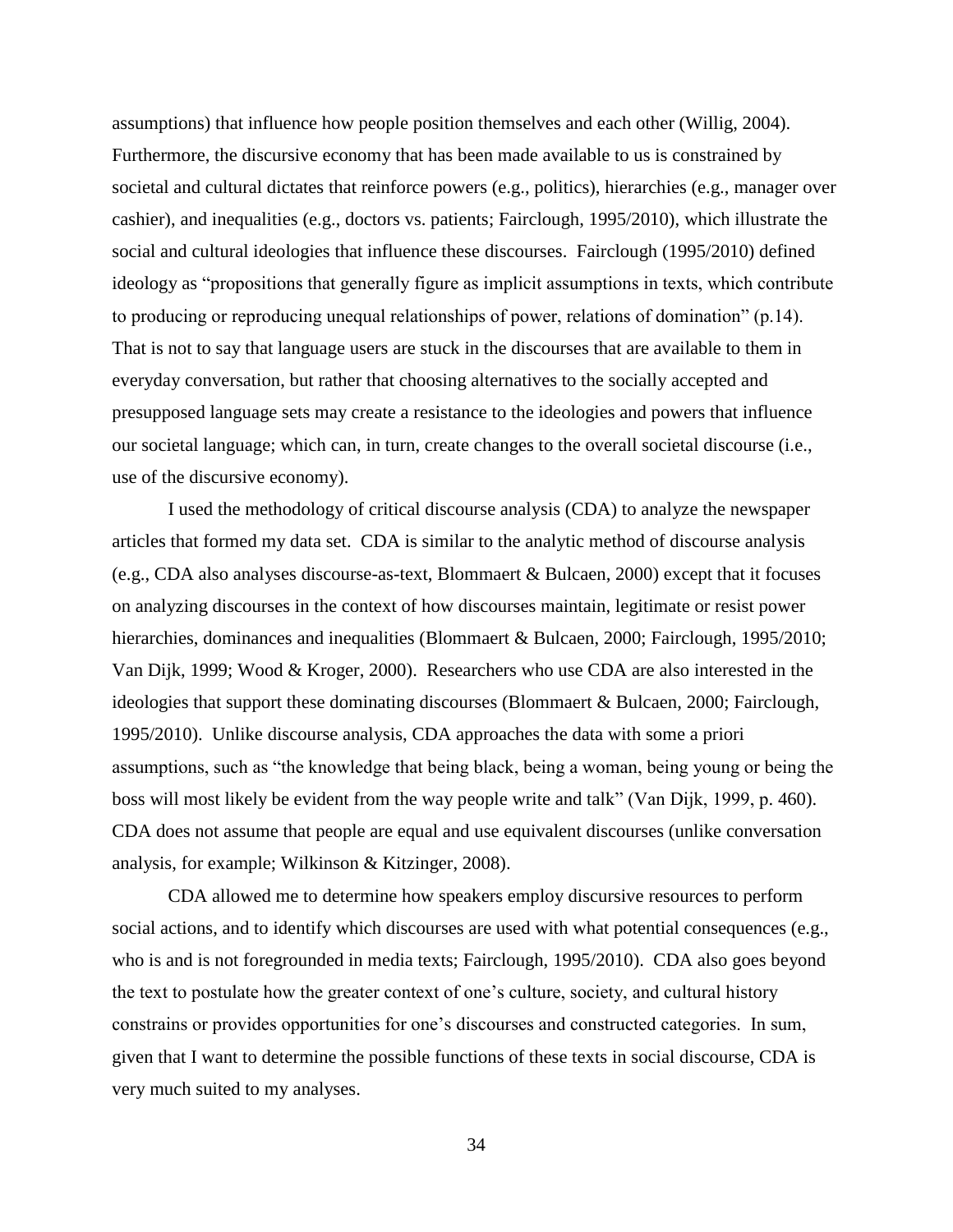assumptions) that influence how people position themselves and each other (Willig, 2004). Furthermore, the discursive economy that has been made available to us is constrained by societal and cultural dictates that reinforce powers (e.g., politics), hierarchies (e.g., manager over cashier), and inequalities (e.g., doctors vs. patients; Fairclough, 1995/2010), which illustrate the social and cultural ideologies that influence these discourses. Fairclough (1995/2010) defined ideology as "propositions that generally figure as implicit assumptions in texts, which contribute to producing or reproducing unequal relationships of power, relations of domination" (p.14). That is not to say that language users are stuck in the discourses that are available to them in everyday conversation, but rather that choosing alternatives to the socially accepted and presupposed language sets may create a resistance to the ideologies and powers that influence our societal language; which can, in turn, create changes to the overall societal discourse (i.e., use of the discursive economy).

I used the methodology of critical discourse analysis (CDA) to analyze the newspaper articles that formed my data set. CDA is similar to the analytic method of discourse analysis (e.g., CDA also analyses discourse-as-text, Blommaert & Bulcaen, 2000) except that it focuses on analyzing discourses in the context of how discourses maintain, legitimate or resist power hierarchies, dominances and inequalities (Blommaert & Bulcaen, 2000; Fairclough, 1995/2010; Van Dijk, 1999; Wood & Kroger, 2000). Researchers who use CDA are also interested in the ideologies that support these dominating discourses (Blommaert & Bulcaen, 2000; Fairclough, 1995/2010). Unlike discourse analysis, CDA approaches the data with some a priori assumptions, such as "the knowledge that being black, being a woman, being young or being the boss will most likely be evident from the way people write and talk" (Van Dijk, 1999, p. 460). CDA does not assume that people are equal and use equivalent discourses (unlike conversation analysis, for example; Wilkinson & Kitzinger, 2008).

CDA allowed me to determine how speakers employ discursive resources to perform social actions, and to identify which discourses are used with what potential consequences (e.g., who is and is not foregrounded in media texts; Fairclough, 1995/2010). CDA also goes beyond the text to postulate how the greater context of one's culture, society, and cultural history constrains or provides opportunities for one's discourses and constructed categories. In sum, given that I want to determine the possible functions of these texts in social discourse, CDA is very much suited to my analyses.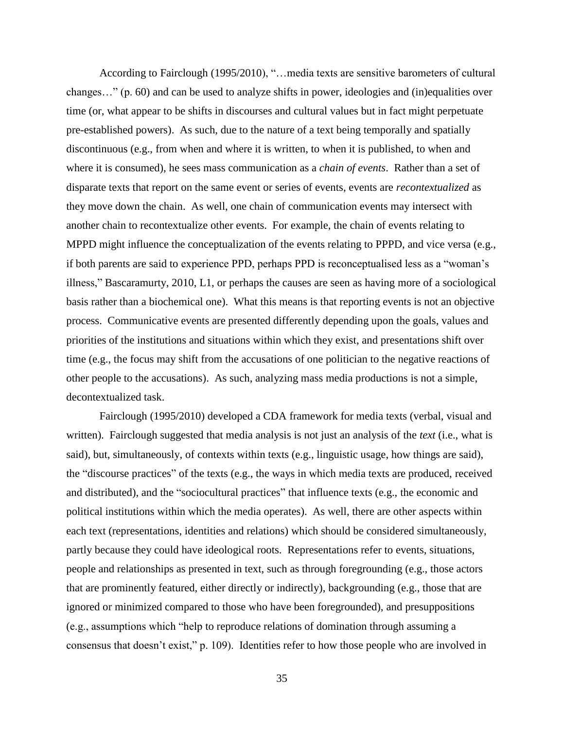According to Fairclough (1995/2010), "…media texts are sensitive barometers of cultural changes…" (p. 60) and can be used to analyze shifts in power, ideologies and (in)equalities over time (or, what appear to be shifts in discourses and cultural values but in fact might perpetuate pre-established powers). As such, due to the nature of a text being temporally and spatially discontinuous (e.g., from when and where it is written, to when it is published, to when and where it is consumed), he sees mass communication as a *chain of events*. Rather than a set of disparate texts that report on the same event or series of events, events are *recontextualized* as they move down the chain. As well, one chain of communication events may intersect with another chain to recontextualize other events. For example, the chain of events relating to MPPD might influence the conceptualization of the events relating to PPPD, and vice versa (e.g., if both parents are said to experience PPD, perhaps PPD is reconceptualised less as a "woman's illness," Bascaramurty, 2010, L1, or perhaps the causes are seen as having more of a sociological basis rather than a biochemical one). What this means is that reporting events is not an objective process. Communicative events are presented differently depending upon the goals, values and priorities of the institutions and situations within which they exist, and presentations shift over time (e.g., the focus may shift from the accusations of one politician to the negative reactions of other people to the accusations). As such, analyzing mass media productions is not a simple, decontextualized task.

Fairclough (1995/2010) developed a CDA framework for media texts (verbal, visual and written). Fairclough suggested that media analysis is not just an analysis of the *text* (i.e., what is said), but, simultaneously, of contexts within texts (e.g., linguistic usage, how things are said), the "discourse practices" of the texts (e.g., the ways in which media texts are produced, received and distributed), and the "sociocultural practices" that influence texts (e.g., the economic and political institutions within which the media operates). As well, there are other aspects within each text (representations, identities and relations) which should be considered simultaneously, partly because they could have ideological roots. Representations refer to events, situations, people and relationships as presented in text, such as through foregrounding (e.g., those actors that are prominently featured, either directly or indirectly), backgrounding (e.g., those that are ignored or minimized compared to those who have been foregrounded), and presuppositions (e.g., assumptions which "help to reproduce relations of domination through assuming a consensus that doesn't exist," p. 109). Identities refer to how those people who are involved in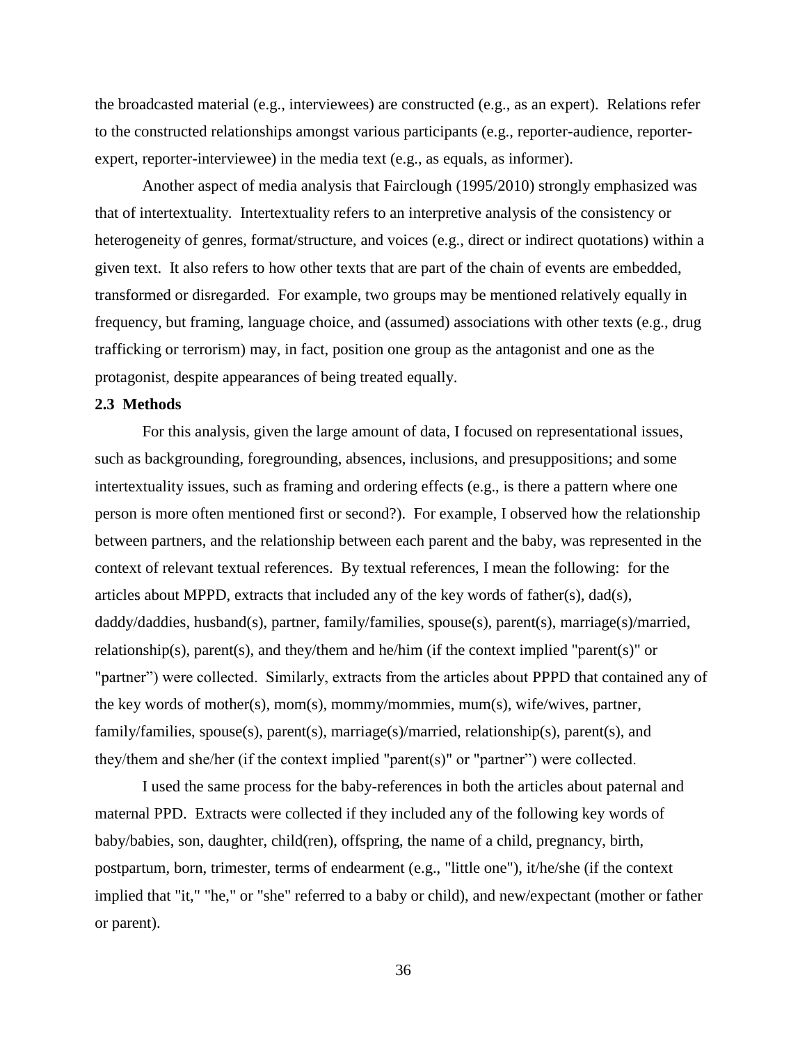the broadcasted material (e.g., interviewees) are constructed (e.g., as an expert). Relations refer to the constructed relationships amongst various participants (e.g., reporter-audience, reporter-expert, reporter-interviewee) in the media text (e.g., as equals, as informer).

Another aspect of media analysis that Fairclough (1995/2010) strongly emphasized was that of intertextuality. Intertextuality refers to an interpretive analysis of the consistency or heterogeneity of genres, format/structure, and voices (e.g., direct or indirect quotations) within a given text. It also refers to how other texts that are part of the chain of events are embedded, transformed or disregarded. For example, two groups may be mentioned relatively equally in frequency, but framing, language choice, and (assumed) associations with other texts (e.g., drug trafficking or terrorism) may, in fact, position one group as the antagonist and one as the protagonist, despite appearances of being treated equally.

## 2.3 Methods

For this analysis, given the large amount of data, I focused on representational issues, such as backgrounding, foregrounding, absences, inclusions, and presuppositions; and some intertextuality issues, such as framing and ordering effects (e.g., is there a pattern where one person is more often mentioned first or second?). For example, I observed how the relationship between partners, and the relationship between each parent and the baby, was represented in the context of relevant textual references. By textual references, I mean the following: for the articles about MPPD, extracts that included any of the key words of father(s), dad(s), daddy/daddies, husband(s), partner, family/families, spouse(s), parent(s), marriage(s)/married, relationship(s), parent(s), and they/them and he/him (if the context implied "parent(s)" or "partner") were collected. Similarly, extracts from the articles about PPPD that contained any of the key words of mother(s), mom(s), mommy/mommies, mum(s), wife/wives, partner, family/families, spouse(s), parent(s), marriage(s)/married, relationship(s), parent(s), and they/them and she/her (if the context implied "parent(s)" or "partner") were collected.

I used the same process for the baby-references in both the articles about paternal and maternal PPD. Extracts were collected if they included any of the following key words of baby/babies, son, daughter, child(ren), offspring, the name of a child, pregnancy, birth, postpartum, born, trimester, terms of endearment (e.g., "little one"), it/he/she (if the context implied that "it," "he," or "she" referred to a baby or child), and new/expectant (mother or father or parent).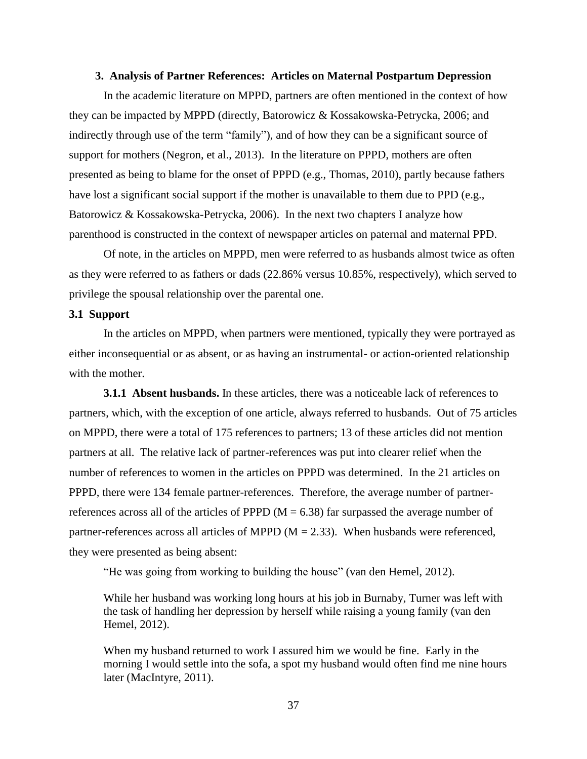## 3. Analysis of Partner References: Articles on Maternal Postpartum Depression

In the academic literature on MPPD, partners are often mentioned in the context of how they can be impacted by MPPD (directly, Batorowicz & Kossakowska-Petrycka, 2006; and indirectly through use of the term "family"), and of how they can be a significant source of support for mothers (Negron, et al., 2013). In the literature on PPPD, mothers are often presented as being to blame for the onset of PPPD (e.g., Thomas, 2010), partly because fathers have lost a significant social support if the mother is unavailable to them due to PPD (e.g., Batorowicz & Kossakowska-Petrycka, 2006). In the next two chapters I analyze how parenthood is constructed in the context of newspaper articles on paternal and maternal PPD.

Of note, in the articles on MPPD, men were referred to as husbands almost twice as often as they were referred to as fathers or dads (22.86% versus 10.85%, respectively), which served to privilege the spousal relationship over the parental one.

### 3.1 Support

In the articles on MPPD, when partners were mentioned, typically they were portrayed as either inconsequential or as absent, or as having an instrumental- or action-oriented relationship with the mother.

**3.1.1 Absent husbands.** In these articles, there was a noticeable lack of references to partners, which, with the exception of one article, always referred to husbands. Out of 75 articles on MPPD, there were a total of 175 references to partners; 13 of these articles did not mention partners at all. The relative lack of partner-references was put into clearer relief when the number of references to women in the articles on PPPD was determined. In the 21 articles on PPPD, there were 134 female partner-references. Therefore, the average number of partner-references across all of the articles of PPPD ($M = 6.38$) far surpassed the average number of partner-references across all articles of MPPD ($M = 2.33$). When husbands were referenced, they were presented as being absent:

> "He was going from working to building the house" (van den Hemel, 2012).

> While her husband was working long hours at his job in Burnaby, Turner was left with the task of handling her depression by herself while raising a young family (van den Hemel, 2012).

> When my husband returned to work I assured him we would be fine. Early in the morning I would settle into the sofa, a spot my husband would often find me nine hours later (MacIntyre, 2011).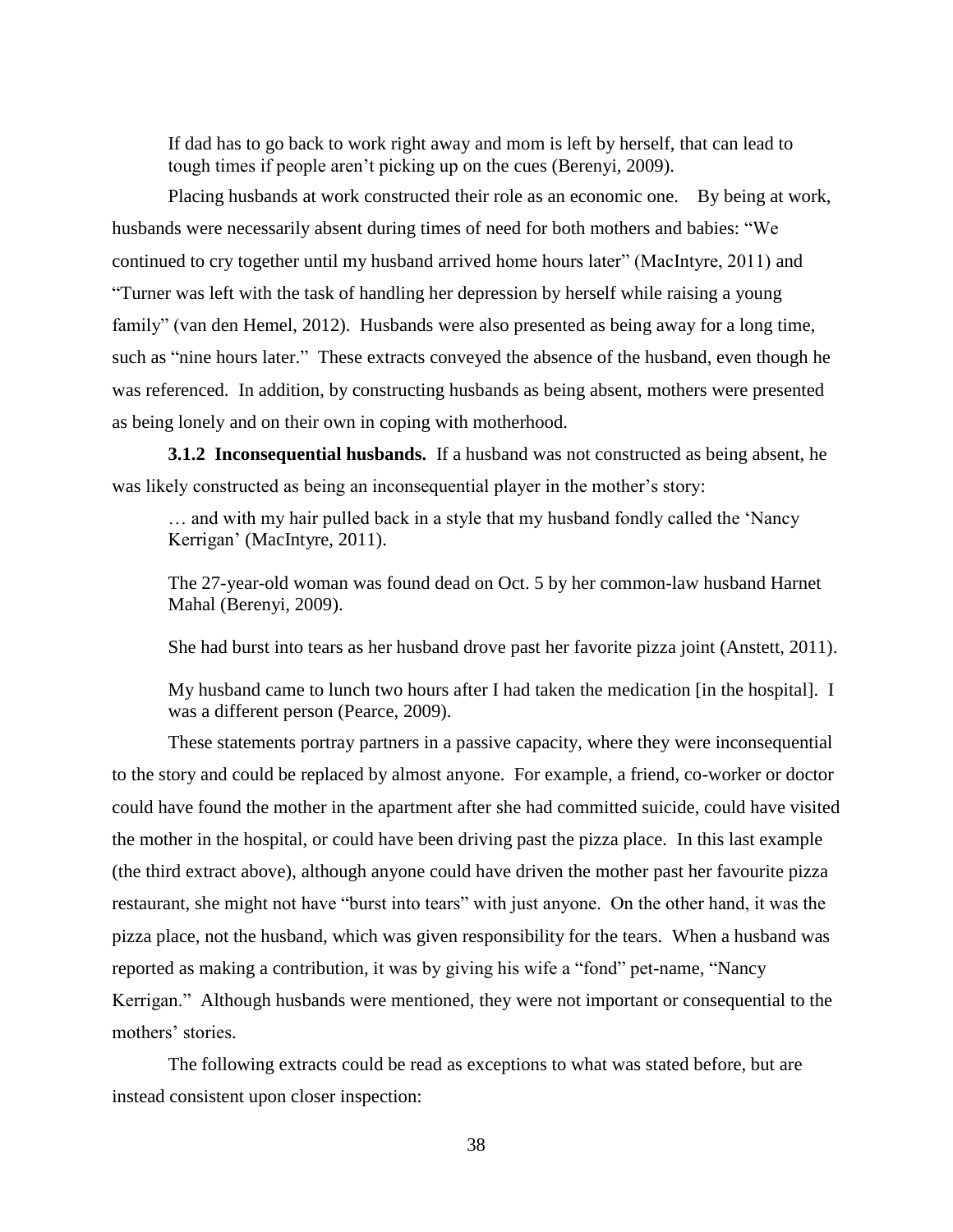> If dad has to go back to work right away and mom is left by herself, that can lead to tough times if people aren't picking up on the cues (Berenyi, 2009).

Placing husbands at work constructed their role as an economic one. By being at work, husbands were necessarily absent during times of need for both mothers and babies: "We continued to cry together until my husband arrived home hours later" (MacIntyre, 2011) and "Turner was left with the task of handling her depression by herself while raising a young family" (van den Hemel, 2012). Husbands were also presented as being away for a long time, such as "nine hours later." These extracts conveyed the absence of the husband, even though he was referenced. In addition, by constructing husbands as being absent, mothers were presented as being lonely and on their own in coping with motherhood.

**3.1.2 Inconsequential husbands.** If a husband was not constructed as being absent, he was likely constructed as being an inconsequential player in the mother's story:

> … and with my hair pulled back in a style that my husband fondly called the 'Nancy Kerrigan' (MacIntyre, 2011).

> The 27-year-old woman was found dead on Oct. 5 by her common-law husband Harnet Mahal (Berenyi, 2009).

> She had burst into tears as her husband drove past her favorite pizza joint (Anstett, 2011).

> My husband came to lunch two hours after I had taken the medication [in the hospital]. I was a different person (Pearce, 2009).

These statements portray partners in a passive capacity, where they were inconsequential to the story and could be replaced by almost anyone. For example, a friend, co-worker or doctor could have found the mother in the apartment after she had committed suicide, could have visited the mother in the hospital, or could have been driving past the pizza place. In this last example (the third extract above), although anyone could have driven the mother past her favourite pizza restaurant, she might not have "burst into tears" with just anyone. On the other hand, it was the pizza place, not the husband, which was given responsibility for the tears. When a husband was reported as making a contribution, it was by giving his wife a "fond" pet-name, "Nancy Kerrigan." Although husbands were mentioned, they were not important or consequential to the mothers' stories.

The following extracts could be read as exceptions to what was stated before, but are instead consistent upon closer inspection: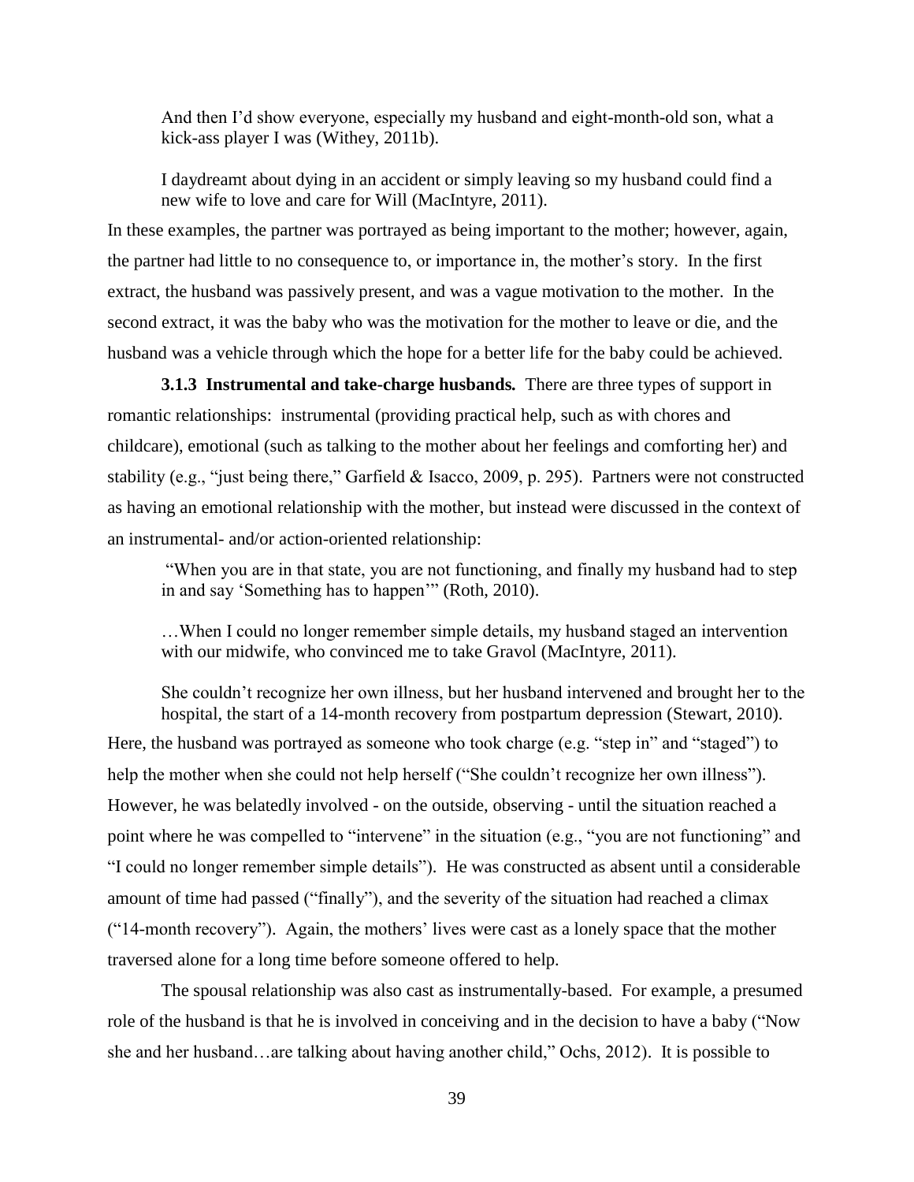> And then I'd show everyone, especially my husband and eight-month-old son, what a kick-ass player I was (Withey, 2011b).

> I daydreamt about dying in an accident or simply leaving so my husband could find a new wife to love and care for Will (MacIntyre, 2011).

In these examples, the partner was portrayed as being important to the mother; however, again, the partner had little to no consequence to, or importance in, the mother's story. In the first extract, the husband was passively present, and was a vague motivation to the mother. In the second extract, it was the baby who was the motivation for the mother to leave or die, and the husband was a vehicle through which the hope for a better life for the baby could be achieved.

**3.1.3 Instrumental and take-charge husbands.** There are three types of support in romantic relationships: instrumental (providing practical help, such as with chores and childcare), emotional (such as talking to the mother about her feelings and comforting her) and stability (e.g., "just being there," Garfield & Isacco, 2009, p. 295). Partners were not constructed as having an emotional relationship with the mother, but instead were discussed in the context of an instrumental- and/or action-oriented relationship:

> "When you are in that state, you are not functioning, and finally my husband had to step in and say 'Something has to happen'" (Roth, 2010).

> …When I could no longer remember simple details, my husband staged an intervention with our midwife, who convinced me to take Gravol (MacIntyre, 2011).

> She couldn't recognize her own illness, but her husband intervened and brought her to the hospital, the start of a 14-month recovery from postpartum depression (Stewart, 2010).

Here, the husband was portrayed as someone who took charge (e.g. "step in" and "staged") to help the mother when she could not help herself ("She couldn't recognize her own illness"). However, he was belatedly involved - on the outside, observing - until the situation reached a point where he was compelled to "intervene" in the situation (e.g., "you are not functioning" and "I could no longer remember simple details"). He was constructed as absent until a considerable amount of time had passed ("finally"), and the severity of the situation had reached a climax ("14-month recovery"). Again, the mothers' lives were cast as a lonely space that the mother traversed alone for a long time before someone offered to help.

The spousal relationship was also cast as instrumentally-based. For example, a presumed role of the husband is that he is involved in conceiving and in the decision to have a baby ("Now she and her husband…are talking about having another child," Ochs, 2012). It is possible to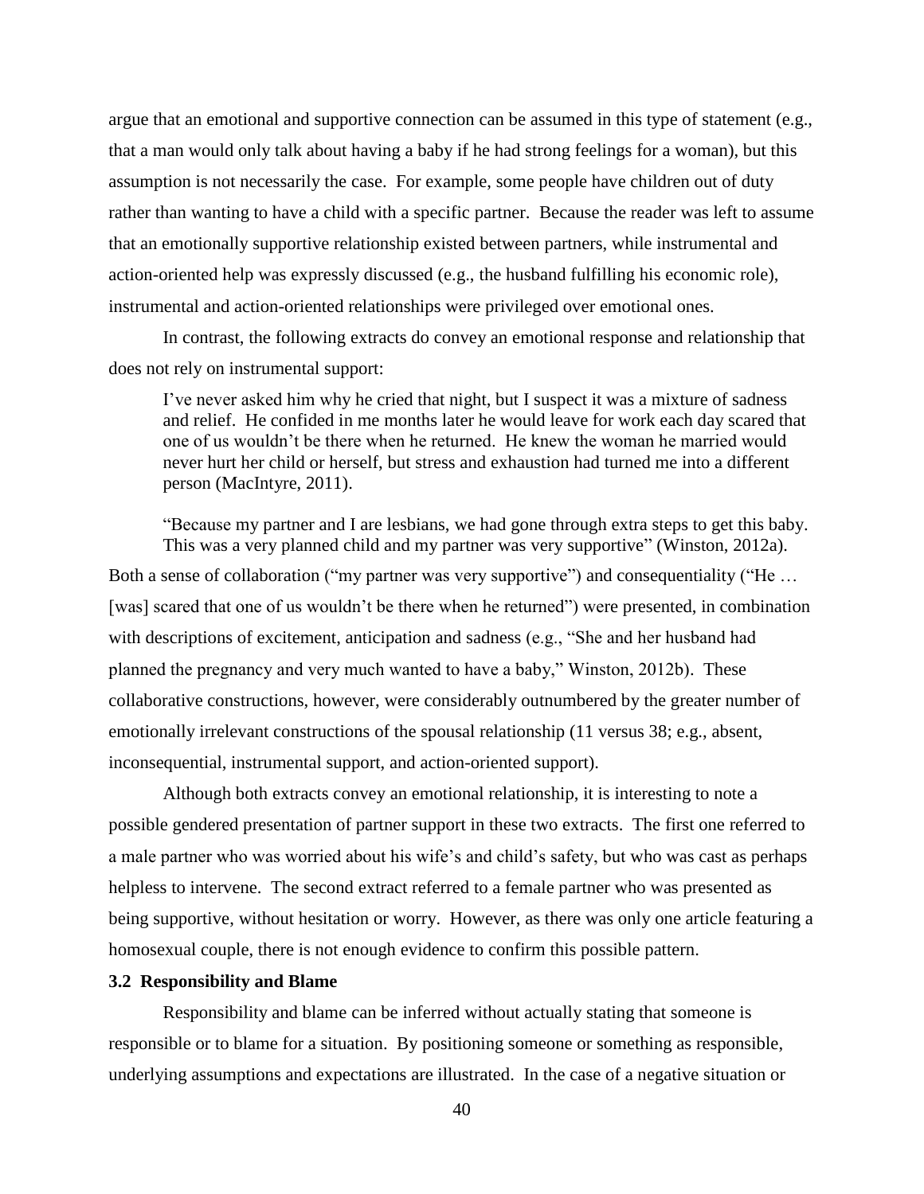argue that an emotional and supportive connection can be assumed in this type of statement (e.g., that a man would only talk about having a baby if he had strong feelings for a woman), but this assumption is not necessarily the case. For example, some people have children out of duty rather than wanting to have a child with a specific partner. Because the reader was left to assume that an emotionally supportive relationship existed between partners, while instrumental and action-oriented help was expressly discussed (e.g., the husband fulfilling his economic role), instrumental and action-oriented relationships were privileged over emotional ones.

In contrast, the following extracts do convey an emotional response and relationship that does not rely on instrumental support:

> I've never asked him why he cried that night, but I suspect it was a mixture of sadness and relief. He confided in me months later he would leave for work each day scared that one of us wouldn't be there when he returned. He knew the woman he married would never hurt her child or herself, but stress and exhaustion had turned me into a different person (MacIntyre, 2011).

> "Because my partner and I are lesbians, we had gone through extra steps to get this baby. This was a very planned child and my partner was very supportive" (Winston, 2012a).

Both a sense of collaboration ("my partner was very supportive") and consequentiality ("He … [was] scared that one of us wouldn't be there when he returned") were presented, in combination with descriptions of excitement, anticipation and sadness (e.g., "She and her husband had planned the pregnancy and very much wanted to have a baby," Winston, 2012b). These collaborative constructions, however, were considerably outnumbered by the greater number of emotionally irrelevant constructions of the spousal relationship (11 versus 38; e.g., absent, inconsequential, instrumental support, and action-oriented support).

Although both extracts convey an emotional relationship, it is interesting to note a possible gendered presentation of partner support in these two extracts. The first one referred to a male partner who was worried about his wife's and child's safety, but who was cast as perhaps helpless to intervene. The second extract referred to a female partner who was presented as being supportive, without hesitation or worry. However, as there was only one article featuring a homosexual couple, there is not enough evidence to confirm this possible pattern.

### 3.2 Responsibility and Blame

Responsibility and blame can be inferred without actually stating that someone is responsible or to blame for a situation. By positioning someone or something as responsible, underlying assumptions and expectations are illustrated. In the case of a negative situation or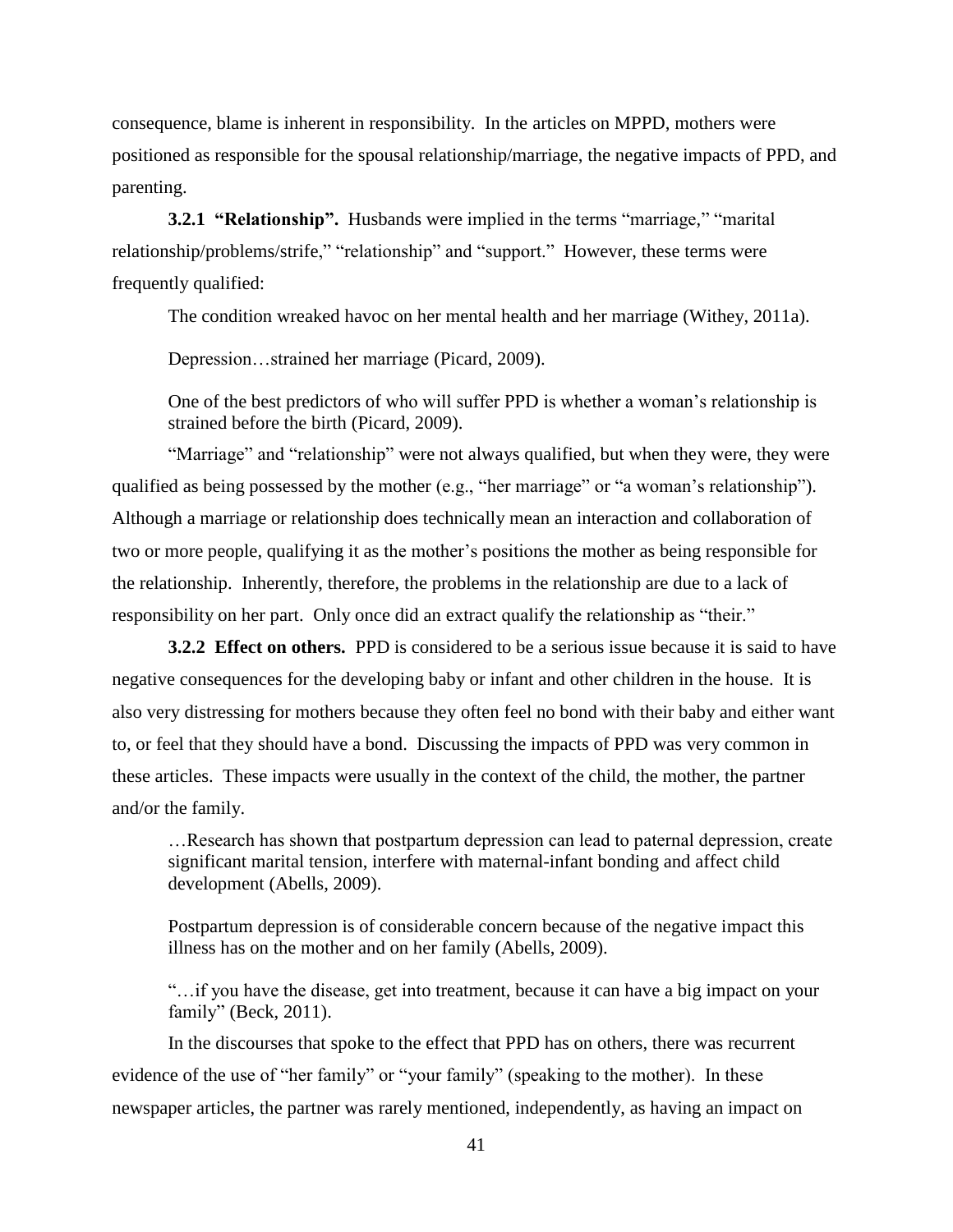consequence, blame is inherent in responsibility. In the articles on MPPD, mothers were positioned as responsible for the spousal relationship/marriage, the negative impacts of PPD, and parenting.

**3.2.1 "Relationship".** Husbands were implied in the terms "marriage," "marital relationship/problems/strife," "relationship" and "support." However, these terms were frequently qualified:

> The condition wreaked havoc on her mental health and her marriage (Withey, 2011a).
>
> Depression…strained her marriage (Picard, 2009).
>
> One of the best predictors of who will suffer PPD is whether a woman's relationship is strained before the birth (Picard, 2009).

"Marriage" and "relationship" were not always qualified, but when they were, they were qualified as being possessed by the mother (e.g., "her marriage" or "a woman's relationship"). Although a marriage or relationship does technically mean an interaction and collaboration of two or more people, qualifying it as the mother's positions the mother as being responsible for the relationship. Inherently, therefore, the problems in the relationship are due to a lack of responsibility on her part. Only once did an extract qualify the relationship as "their."

**3.2.2 Effect on others.** PPD is considered to be a serious issue because it is said to have negative consequences for the developing baby or infant and other children in the house. It is also very distressing for mothers because they often feel no bond with their baby and either want to, or feel that they should have a bond. Discussing the impacts of PPD was very common in these articles. These impacts were usually in the context of the child, the mother, the partner and/or the family.

> …Research has shown that postpartum depression can lead to paternal depression, create significant marital tension, interfere with maternal-infant bonding and affect child development (Abells, 2009).
>
> Postpartum depression is of considerable concern because of the negative impact this illness has on the mother and on her family (Abells, 2009).
>
> "…if you have the disease, get into treatment, because it can have a big impact on your family" (Beck, 2011).

In the discourses that spoke to the effect that PPD has on others, there was recurrent evidence of the use of "her family" or "your family" (speaking to the mother). In these newspaper articles, the partner was rarely mentioned, independently, as having an impact on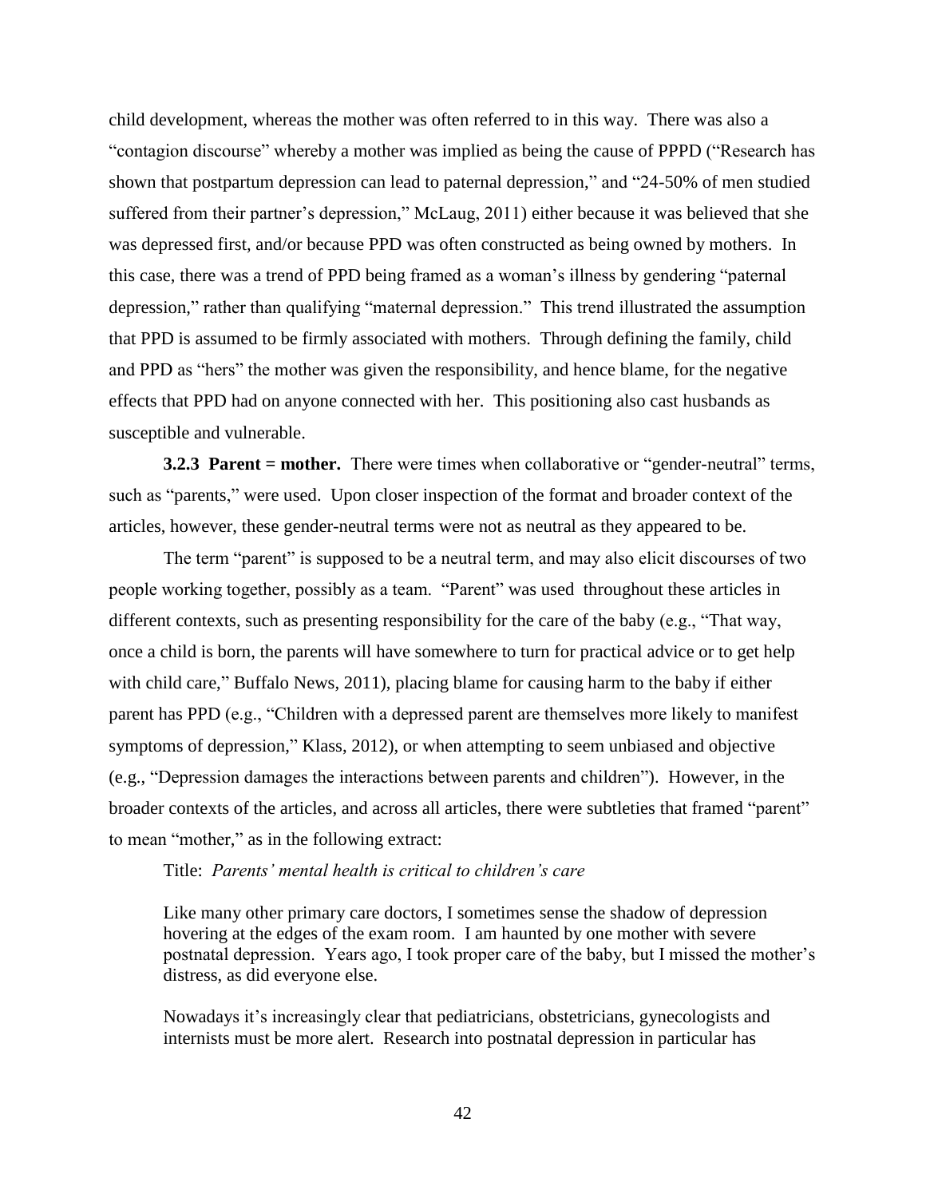child development, whereas the mother was often referred to in this way. There was also a "contagion discourse" whereby a mother was implied as being the cause of PPPD ("Research has shown that postpartum depression can lead to paternal depression," and "24-50% of men studied suffered from their partner's depression," McLaug, 2011) either because it was believed that she was depressed first, and/or because PPD was often constructed as being owned by mothers. In this case, there was a trend of PPD being framed as a woman's illness by gendering "paternal depression," rather than qualifying "maternal depression." This trend illustrated the assumption that PPD is assumed to be firmly associated with mothers. Through defining the family, child and PPD as "hers" the mother was given the responsibility, and hence blame, for the negative effects that PPD had on anyone connected with her. This positioning also cast husbands as susceptible and vulnerable.

**3.2.3 Parent = mother.** There were times when collaborative or "gender-neutral" terms, such as "parents," were used. Upon closer inspection of the format and broader context of the articles, however, these gender-neutral terms were not as neutral as they appeared to be.

The term "parent" is supposed to be a neutral term, and may also elicit discourses of two people working together, possibly as a team. "Parent" was used throughout these articles in different contexts, such as presenting responsibility for the care of the baby (e.g., "That way, once a child is born, the parents will have somewhere to turn for practical advice or to get help with child care," Buffalo News, 2011), placing blame for causing harm to the baby if either parent has PPD (e.g., "Children with a depressed parent are themselves more likely to manifest symptoms of depression," Klass, 2012), or when attempting to seem unbiased and objective (e.g., "Depression damages the interactions between parents and children"). However, in the broader contexts of the articles, and across all articles, there were subtleties that framed "parent" to mean "mother," as in the following extract:

Title: *Parents' mental health is critical to children's care*

> Like many other primary care doctors, I sometimes sense the shadow of depression hovering at the edges of the exam room. I am haunted by one mother with severe postnatal depression. Years ago, I took proper care of the baby, but I missed the mother's distress, as did everyone else.
>
> Nowadays it's increasingly clear that pediatricians, obstetricians, gynecologists and internists must be more alert. Research into postnatal depression in particular has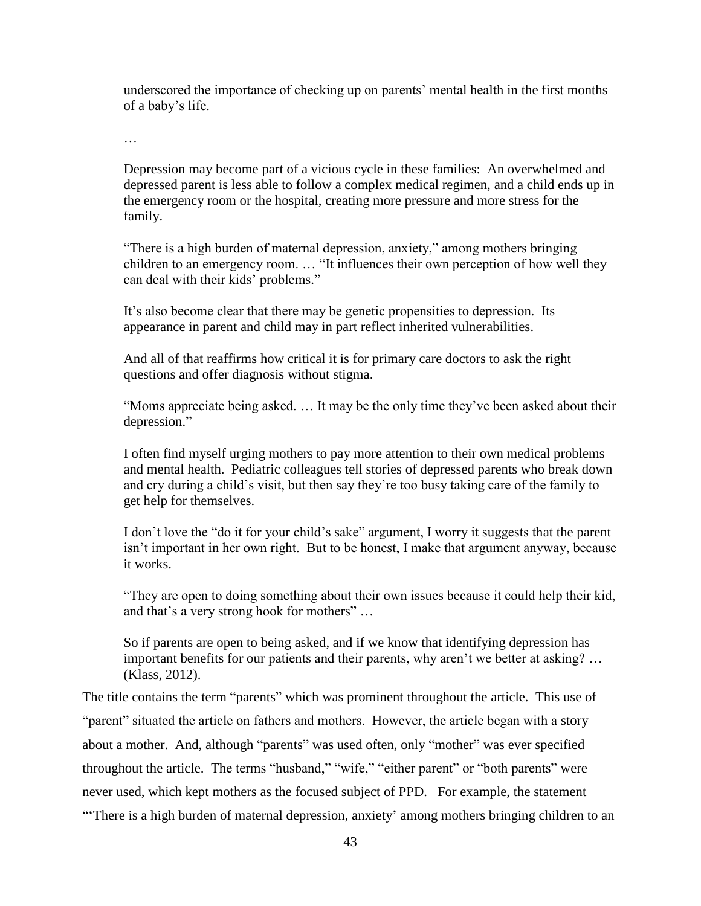> underscored the importance of checking up on parents' mental health in the first months of a baby's life.
>
> …
>
> Depression may become part of a vicious cycle in these families: An overwhelmed and depressed parent is less able to follow a complex medical regimen, and a child ends up in the emergency room or the hospital, creating more pressure and more stress for the family.
>
> "There is a high burden of maternal depression, anxiety," among mothers bringing children to an emergency room. … "It influences their own perception of how well they can deal with their kids' problems."
>
> It's also become clear that there may be genetic propensities to depression. Its appearance in parent and child may in part reflect inherited vulnerabilities.
>
> And all of that reaffirms how critical it is for primary care doctors to ask the right questions and offer diagnosis without stigma.
>
> "Moms appreciate being asked. … It may be the only time they've been asked about their depression."
>
> I often find myself urging mothers to pay more attention to their own medical problems and mental health. Pediatric colleagues tell stories of depressed parents who break down and cry during a child's visit, but then say they're too busy taking care of the family to get help for themselves.
>
> I don't love the "do it for your child's sake" argument, I worry it suggests that the parent isn't important in her own right. But to be honest, I make that argument anyway, because it works.
>
> "They are open to doing something about their own issues because it could help their kid, and that's a very strong hook for mothers" …
>
> So if parents are open to being asked, and if we know that identifying depression has important benefits for our patients and their parents, why aren't we better at asking? … (Klass, 2012).

The title contains the term "parents" which was prominent throughout the article. This use of "parent" situated the article on fathers and mothers. However, the article began with a story about a mother. And, although "parents" was used often, only "mother" was ever specified throughout the article. The terms "husband," "wife," "either parent" or "both parents" were never used, which kept mothers as the focused subject of PPD. For example, the statement "'There is a high burden of maternal depression, anxiety' among mothers bringing children to an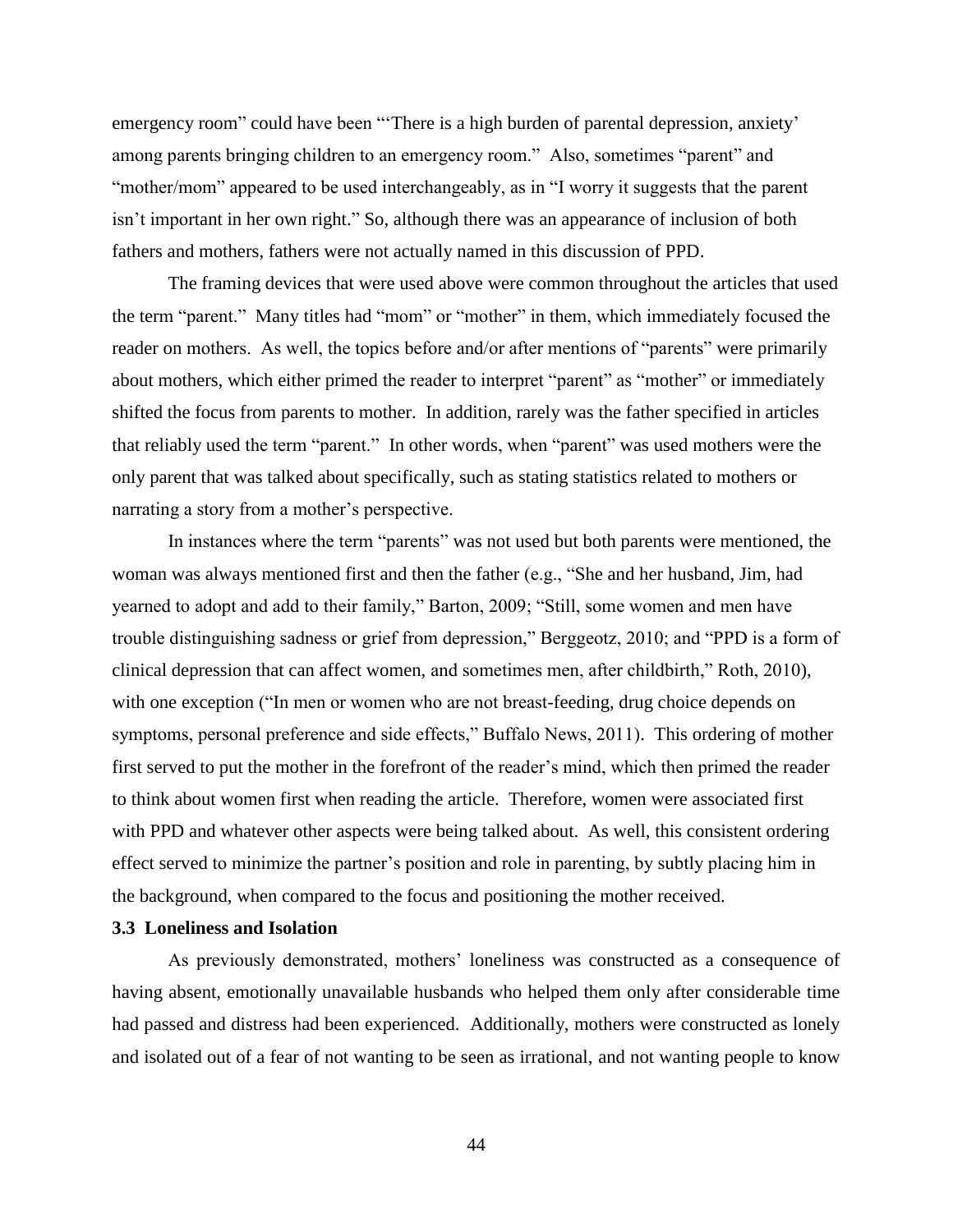emergency room" could have been "'There is a high burden of parental depression, anxiety' among parents bringing children to an emergency room." Also, sometimes "parent" and "mother/mom" appeared to be used interchangeably, as in "I worry it suggests that the parent isn't important in her own right." So, although there was an appearance of inclusion of both fathers and mothers, fathers were not actually named in this discussion of PPD.

The framing devices that were used above were common throughout the articles that used the term "parent." Many titles had "mom" or "mother" in them, which immediately focused the reader on mothers. As well, the topics before and/or after mentions of "parents" were primarily about mothers, which either primed the reader to interpret "parent" as "mother" or immediately shifted the focus from parents to mother. In addition, rarely was the father specified in articles that reliably used the term "parent." In other words, when "parent" was used mothers were the only parent that was talked about specifically, such as stating statistics related to mothers or narrating a story from a mother's perspective.

In instances where the term "parents" was not used but both parents were mentioned, the woman was always mentioned first and then the father (e.g., "She and her husband, Jim, had yearned to adopt and add to their family," Barton, 2009; "Still, some women and men have trouble distinguishing sadness or grief from depression," Berggeotz, 2010; and "PPD is a form of clinical depression that can affect women, and sometimes men, after childbirth," Roth, 2010), with one exception ("In men or women who are not breast-feeding, drug choice depends on symptoms, personal preference and side effects," Buffalo News, 2011). This ordering of mother first served to put the mother in the forefront of the reader's mind, which then primed the reader to think about women first when reading the article. Therefore, women were associated first with PPD and whatever other aspects were being talked about. As well, this consistent ordering effect served to minimize the partner's position and role in parenting, by subtly placing him in the background, when compared to the focus and positioning the mother received.

### 3.3 Loneliness and Isolation

As previously demonstrated, mothers' loneliness was constructed as a consequence of having absent, emotionally unavailable husbands who helped them only after considerable time had passed and distress had been experienced. Additionally, mothers were constructed as lonely and isolated out of a fear of not wanting to be seen as irrational, and not wanting people to know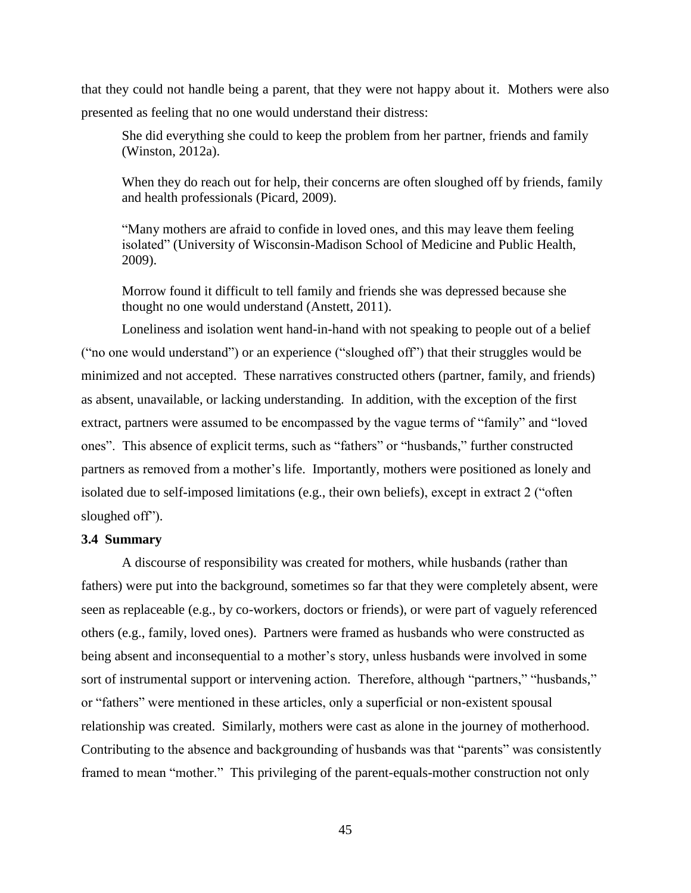that they could not handle being a parent, that they were not happy about it. Mothers were also presented as feeling that no one would understand their distress:

> She did everything she could to keep the problem from her partner, friends and family (Winston, 2012a).
>
> When they do reach out for help, their concerns are often sloughed off by friends, family and health professionals (Picard, 2009).
>
> "Many mothers are afraid to confide in loved ones, and this may leave them feeling isolated" (University of Wisconsin-Madison School of Medicine and Public Health, 2009).
>
> Morrow found it difficult to tell family and friends she was depressed because she thought no one would understand (Anstett, 2011).

Loneliness and isolation went hand-in-hand with not speaking to people out of a belief ("no one would understand") or an experience ("sloughed off") that their struggles would be minimized and not accepted. These narratives constructed others (partner, family, and friends) as absent, unavailable, or lacking understanding. In addition, with the exception of the first extract, partners were assumed to be encompassed by the vague terms of "family" and "loved ones". This absence of explicit terms, such as "fathers" or "husbands," further constructed partners as removed from a mother's life. Importantly, mothers were positioned as lonely and isolated due to self-imposed limitations (e.g., their own beliefs), except in extract 2 ("often sloughed off").

### 3.4 Summary

A discourse of responsibility was created for mothers, while husbands (rather than fathers) were put into the background, sometimes so far that they were completely absent, were seen as replaceable (e.g., by co-workers, doctors or friends), or were part of vaguely referenced others (e.g., family, loved ones). Partners were framed as husbands who were constructed as being absent and inconsequential to a mother's story, unless husbands were involved in some sort of instrumental support or intervening action. Therefore, although "partners," "husbands," or "fathers" were mentioned in these articles, only a superficial or non-existent spousal relationship was created. Similarly, mothers were cast as alone in the journey of motherhood. Contributing to the absence and backgrounding of husbands was that "parents" was consistently framed to mean "mother." This privileging of the parent-equals-mother construction not only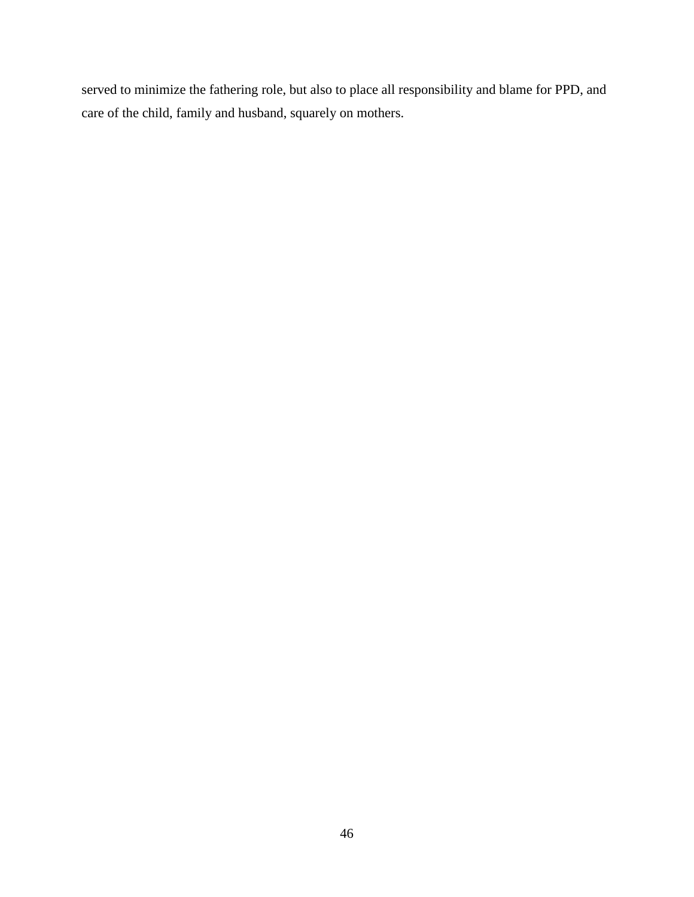served to minimize the fathering role, but also to place all responsibility and blame for PPD, and care of the child, family and husband, squarely on mothers.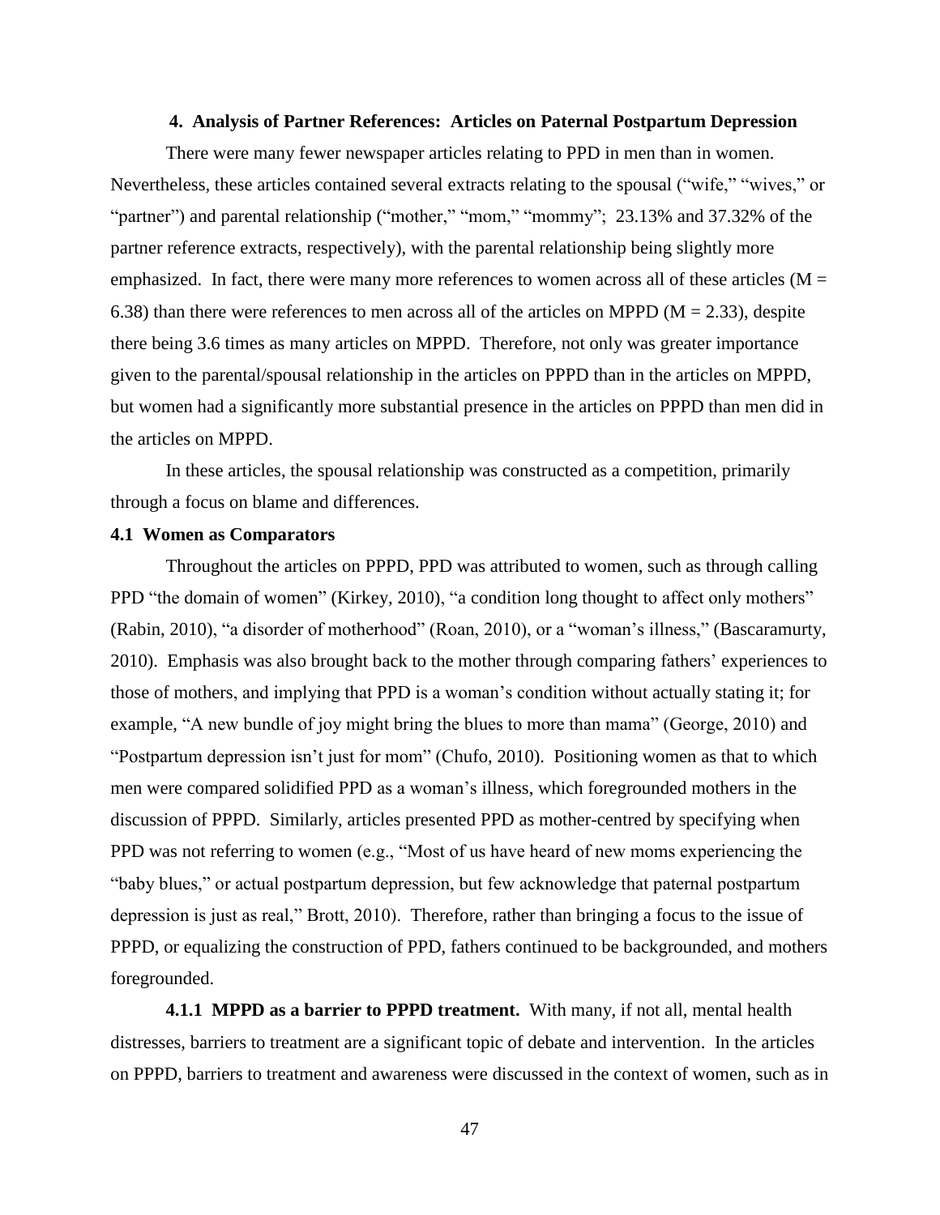## 4. Analysis of Partner References: Articles on Paternal Postpartum Depression

There were many fewer newspaper articles relating to PPD in men than in women. Nevertheless, these articles contained several extracts relating to the spousal ("wife," "wives," or "partner") and parental relationship ("mother," "mom," "mommy"; 23.13% and 37.32% of the partner reference extracts, respectively), with the parental relationship being slightly more emphasized. In fact, there were many more references to women across all of these articles ($M = 6.38$) than there were references to men across all of the articles on MPPD ($M = 2.33$), despite there being 3.6 times as many articles on MPPD. Therefore, not only was greater importance given to the parental/spousal relationship in the articles on PPPD than in the articles on MPPD, but women had a significantly more substantial presence in the articles on PPPD than men did in the articles on MPPD.

In these articles, the spousal relationship was constructed as a competition, primarily through a focus on blame and differences.

### 4.1 Women as Comparators

Throughout the articles on PPPD, PPD was attributed to women, such as through calling PPD "the domain of women" (Kirkey, 2010), "a condition long thought to affect only mothers" (Rabin, 2010), "a disorder of motherhood" (Roan, 2010), or a "woman's illness," (Bascaramurty, 2010). Emphasis was also brought back to the mother through comparing fathers' experiences to those of mothers, and implying that PPD is a woman's condition without actually stating it; for example, "A new bundle of joy might bring the blues to more than mama" (George, 2010) and "Postpartum depression isn't just for mom" (Chufo, 2010). Positioning women as that to which men were compared solidified PPD as a woman's illness, which foregrounded mothers in the discussion of PPPD. Similarly, articles presented PPD as mother-centred by specifying when PPD was not referring to women (e.g., "Most of us have heard of new moms experiencing the "baby blues," or actual postpartum depression, but few acknowledge that paternal postpartum depression is just as real," Brott, 2010). Therefore, rather than bringing a focus to the issue of PPPD, or equalizing the construction of PPD, fathers continued to be backgrounded, and mothers foregrounded.

**4.1.1 MPPD as a barrier to PPPD treatment.** With many, if not all, mental health distresses, barriers to treatment are a significant topic of debate and intervention. In the articles on PPPD, barriers to treatment and awareness were discussed in the context of women, such as in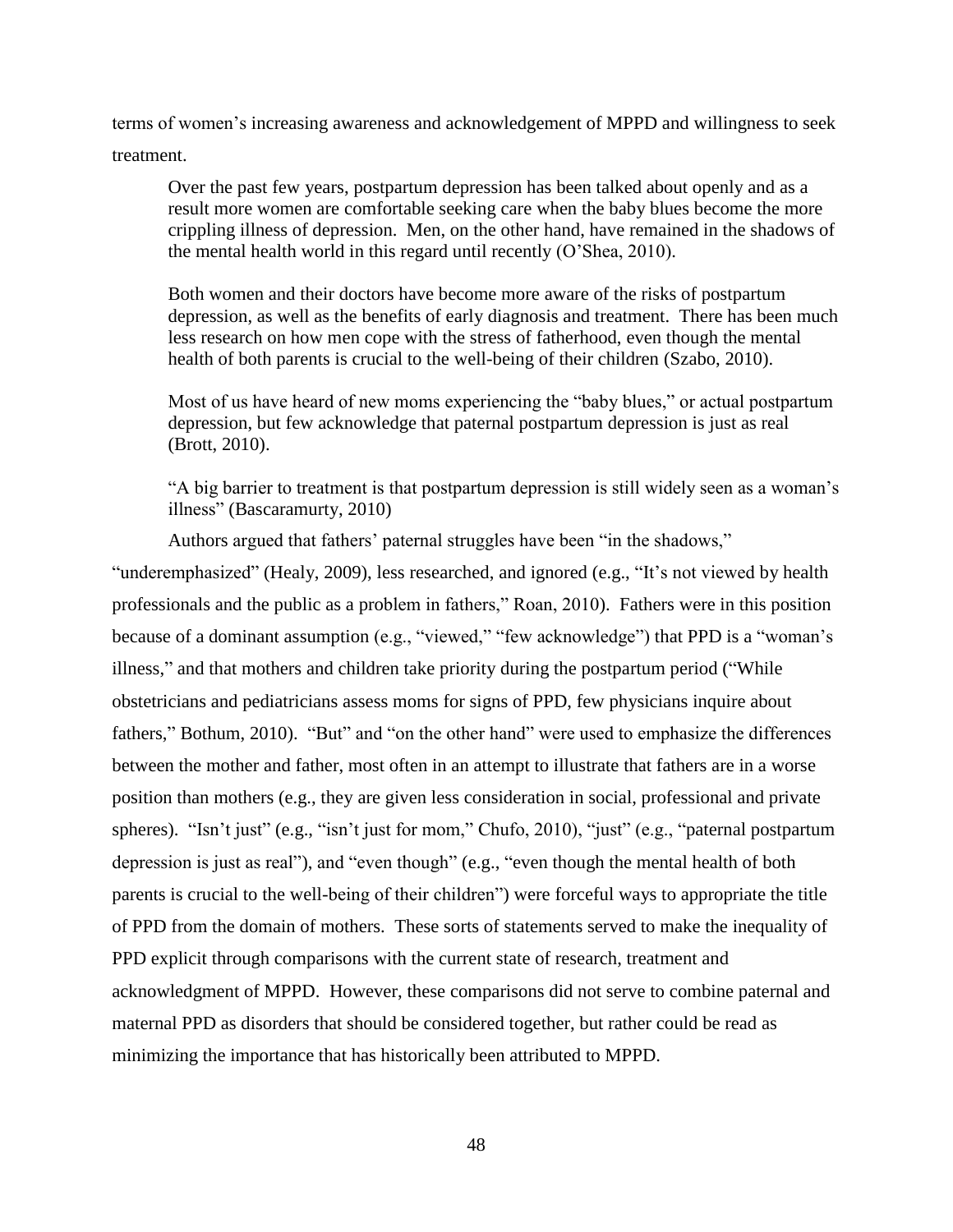terms of women's increasing awareness and acknowledgement of MPPD and willingness to seek treatment.

> Over the past few years, postpartum depression has been talked about openly and as a result more women are comfortable seeking care when the baby blues become the more crippling illness of depression. Men, on the other hand, have remained in the shadows of the mental health world in this regard until recently (O'Shea, 2010).
>
> Both women and their doctors have become more aware of the risks of postpartum depression, as well as the benefits of early diagnosis and treatment. There has been much less research on how men cope with the stress of fatherhood, even though the mental health of both parents is crucial to the well-being of their children (Szabo, 2010).
>
> Most of us have heard of new moms experiencing the "baby blues," or actual postpartum depression, but few acknowledge that paternal postpartum depression is just as real (Brott, 2010).
>
> "A big barrier to treatment is that postpartum depression is still widely seen as a woman's illness" (Bascaramurty, 2010)

Authors argued that fathers' paternal struggles have been "in the shadows," "underemphasized" (Healy, 2009), less researched, and ignored (e.g., "It's not viewed by health professionals and the public as a problem in fathers," Roan, 2010). Fathers were in this position because of a dominant assumption (e.g., "viewed," "few acknowledge") that PPD is a "woman's illness," and that mothers and children take priority during the postpartum period ("While obstetricians and pediatricians assess moms for signs of PPD, few physicians inquire about fathers," Bothum, 2010). "But" and "on the other hand" were used to emphasize the differences between the mother and father, most often in an attempt to illustrate that fathers are in a worse position than mothers (e.g., they are given less consideration in social, professional and private spheres). "Isn't just" (e.g., "isn't just for mom," Chufo, 2010), "just" (e.g., "paternal postpartum depression is just as real"), and "even though" (e.g., "even though the mental health of both parents is crucial to the well-being of their children") were forceful ways to appropriate the title of PPD from the domain of mothers. These sorts of statements served to make the inequality of PPD explicit through comparisons with the current state of research, treatment and acknowledgment of MPPD. However, these comparisons did not serve to combine paternal and maternal PPD as disorders that should be considered together, but rather could be read as minimizing the importance that has historically been attributed to MPPD.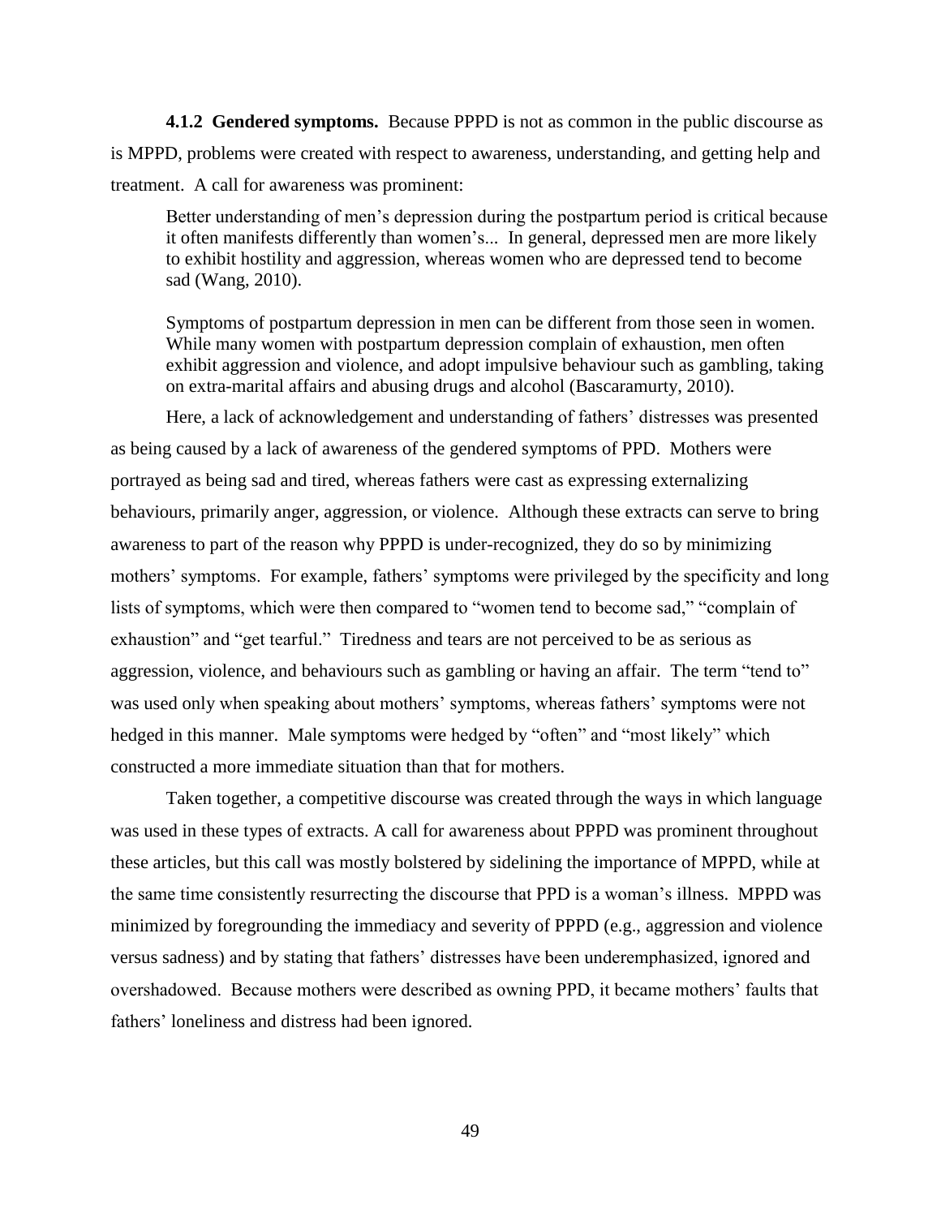#### 4.1.2 Gendered symptoms.

Because PPPD is not as common in the public discourse as is MPPD, problems were created with respect to awareness, understanding, and getting help and treatment. A call for awareness was prominent:

> Better understanding of men's depression during the postpartum period is critical because it often manifests differently than women's... In general, depressed men are more likely to exhibit hostility and aggression, whereas women who are depressed tend to become sad (Wang, 2010).

> Symptoms of postpartum depression in men can be different from those seen in women. While many women with postpartum depression complain of exhaustion, men often exhibit aggression and violence, and adopt impulsive behaviour such as gambling, taking on extra-marital affairs and abusing drugs and alcohol (Bascaramurty, 2010).

Here, a lack of acknowledgement and understanding of fathers' distresses was presented as being caused by a lack of awareness of the gendered symptoms of PPD. Mothers were portrayed as being sad and tired, whereas fathers were cast as expressing externalizing behaviours, primarily anger, aggression, or violence. Although these extracts can serve to bring awareness to part of the reason why PPPD is under-recognized, they do so by minimizing mothers' symptoms. For example, fathers' symptoms were privileged by the specificity and long lists of symptoms, which were then compared to "women tend to become sad," "complain of exhaustion" and "get tearful." Tiredness and tears are not perceived to be as serious as aggression, violence, and behaviours such as gambling or having an affair. The term "tend to" was used only when speaking about mothers' symptoms, whereas fathers' symptoms were not hedged in this manner. Male symptoms were hedged by "often" and "most likely" which constructed a more immediate situation than that for mothers.

Taken together, a competitive discourse was created through the ways in which language was used in these types of extracts. A call for awareness about PPPD was prominent throughout these articles, but this call was mostly bolstered by sidelining the importance of MPPD, while at the same time consistently resurrecting the discourse that PPD is a woman's illness. MPPD was minimized by foregrounding the immediacy and severity of PPPD (e.g., aggression and violence versus sadness) and by stating that fathers' distresses have been underemphasized, ignored and overshadowed. Because mothers were described as owning PPD, it became mothers' faults that fathers' loneliness and distress had been ignored.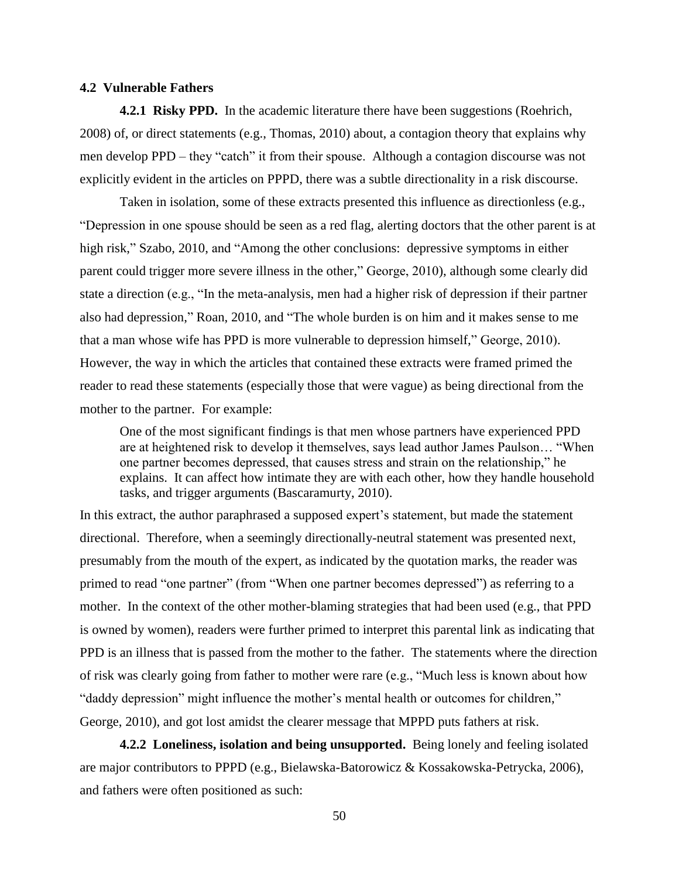## 4.2 Vulnerable Fathers

**4.2.1 Risky PPD.** In the academic literature there have been suggestions (Roehrich, 2008) of, or direct statements (e.g., Thomas, 2010) about, a contagion theory that explains why men develop PPD – they "catch" it from their spouse. Although a contagion discourse was not explicitly evident in the articles on PPPD, there was a subtle directionality in a risk discourse.

Taken in isolation, some of these extracts presented this influence as directionless (e.g., "Depression in one spouse should be seen as a red flag, alerting doctors that the other parent is at high risk," Szabo, 2010, and "Among the other conclusions: depressive symptoms in either parent could trigger more severe illness in the other," George, 2010), although some clearly did state a direction (e.g., "In the meta-analysis, men had a higher risk of depression if their partner also had depression," Roan, 2010, and "The whole burden is on him and it makes sense to me that a man whose wife has PPD is more vulnerable to depression himself," George, 2010). However, the way in which the articles that contained these extracts were framed primed the reader to read these statements (especially those that were vague) as being directional from the mother to the partner. For example:

> One of the most significant findings is that men whose partners have experienced PPD are at heightened risk to develop it themselves, says lead author James Paulson… "When one partner becomes depressed, that causes stress and strain on the relationship," he explains. It can affect how intimate they are with each other, how they handle household tasks, and trigger arguments (Bascaramurty, 2010).

In this extract, the author paraphrased a supposed expert's statement, but made the statement directional. Therefore, when a seemingly directionally-neutral statement was presented next, presumably from the mouth of the expert, as indicated by the quotation marks, the reader was primed to read "one partner" (from "When one partner becomes depressed") as referring to a mother. In the context of the other mother-blaming strategies that had been used (e.g., that PPD is owned by women), readers were further primed to interpret this parental link as indicating that PPD is an illness that is passed from the mother to the father. The statements where the direction of risk was clearly going from father to mother were rare (e.g., "Much less is known about how "daddy depression" might influence the mother's mental health or outcomes for children," George, 2010), and got lost amidst the clearer message that MPPD puts fathers at risk.

**4.2.2 Loneliness, isolation and being unsupported.** Being lonely and feeling isolated are major contributors to PPPD (e.g., Bielawska-Batorowicz & Kossakowska-Petrycka, 2006), and fathers were often positioned as such: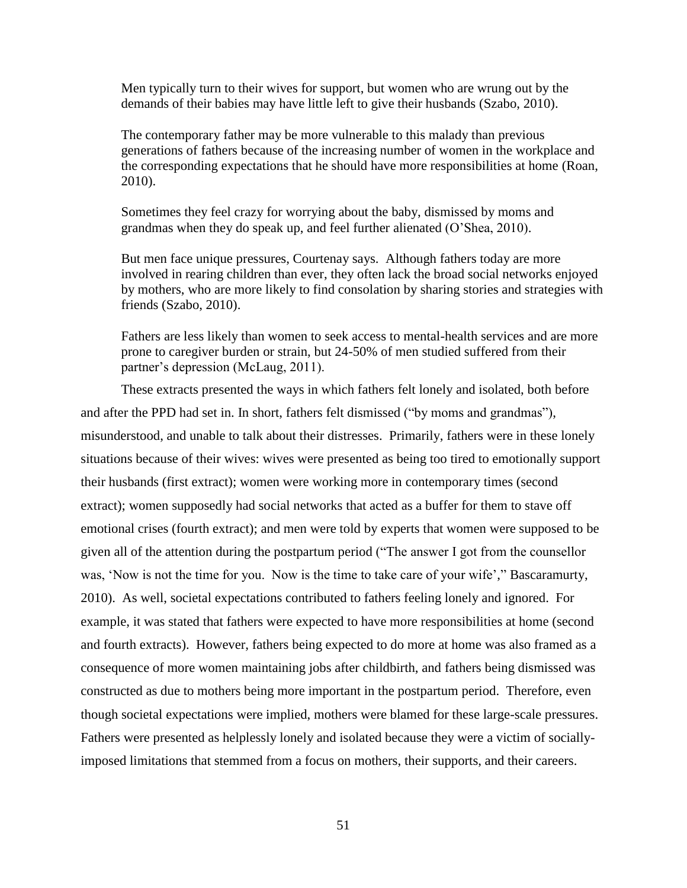> Men typically turn to their wives for support, but women who are wrung out by the demands of their babies may have little left to give their husbands (Szabo, 2010).

> The contemporary father may be more vulnerable to this malady than previous generations of fathers because of the increasing number of women in the workplace and the corresponding expectations that he should have more responsibilities at home (Roan, 2010).

> Sometimes they feel crazy for worrying about the baby, dismissed by moms and grandmas when they do speak up, and feel further alienated (O'Shea, 2010).

> But men face unique pressures, Courtenay says. Although fathers today are more involved in rearing children than ever, they often lack the broad social networks enjoyed by mothers, who are more likely to find consolation by sharing stories and strategies with friends (Szabo, 2010).

> Fathers are less likely than women to seek access to mental-health services and are more prone to caregiver burden or strain, but 24-50% of men studied suffered from their partner's depression (McLaug, 2011).

These extracts presented the ways in which fathers felt lonely and isolated, both before and after the PPD had set in. In short, fathers felt dismissed ("by moms and grandmas"), misunderstood, and unable to talk about their distresses. Primarily, fathers were in these lonely situations because of their wives: wives were presented as being too tired to emotionally support their husbands (first extract); women were working more in contemporary times (second extract); women supposedly had social networks that acted as a buffer for them to stave off emotional crises (fourth extract); and men were told by experts that women were supposed to be given all of the attention during the postpartum period ("The answer I got from the counsellor was, 'Now is not the time for you. Now is the time to take care of your wife'," Bascaramurty, 2010). As well, societal expectations contributed to fathers feeling lonely and ignored. For example, it was stated that fathers were expected to have more responsibilities at home (second and fourth extracts). However, fathers being expected to do more at home was also framed as a consequence of more women maintaining jobs after childbirth, and fathers being dismissed was constructed as due to mothers being more important in the postpartum period. Therefore, even though societal expectations were implied, mothers were blamed for these large-scale pressures. Fathers were presented as helplessly lonely and isolated because they were a victim of socially-imposed limitations that stemmed from a focus on mothers, their supports, and their careers.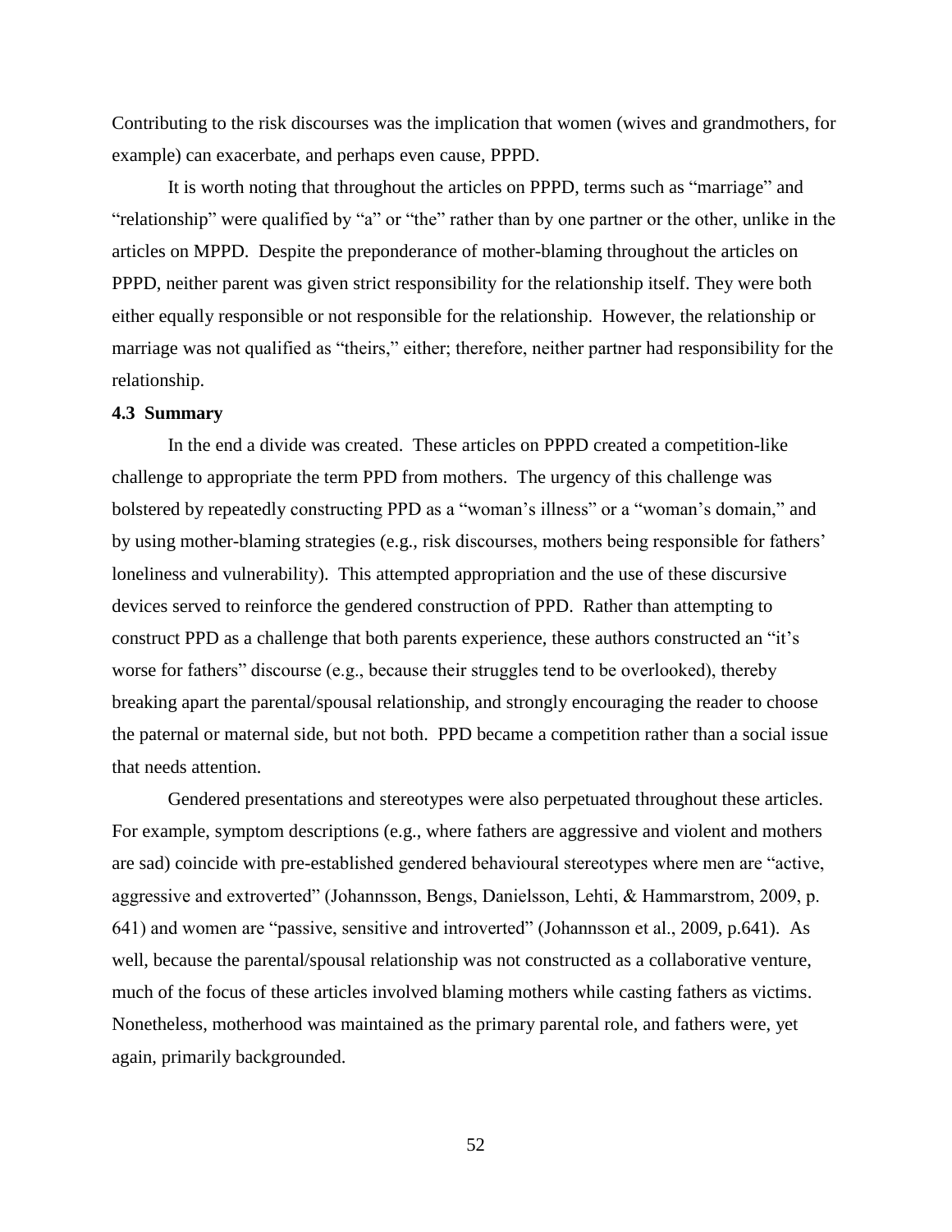Contributing to the risk discourses was the implication that women (wives and grandmothers, for example) can exacerbate, and perhaps even cause, PPPD.

It is worth noting that throughout the articles on PPPD, terms such as "marriage" and "relationship" were qualified by "a" or "the" rather than by one partner or the other, unlike in the articles on MPPD. Despite the preponderance of mother-blaming throughout the articles on PPPD, neither parent was given strict responsibility for the relationship itself. They were both either equally responsible or not responsible for the relationship. However, the relationship or marriage was not qualified as "theirs," either; therefore, neither partner had responsibility for the relationship.

### 4.3 Summary

In the end a divide was created. These articles on PPPD created a competition-like challenge to appropriate the term PPD from mothers. The urgency of this challenge was bolstered by repeatedly constructing PPD as a "woman's illness" or a "woman's domain," and by using mother-blaming strategies (e.g., risk discourses, mothers being responsible for fathers' loneliness and vulnerability). This attempted appropriation and the use of these discursive devices served to reinforce the gendered construction of PPD. Rather than attempting to construct PPD as a challenge that both parents experience, these authors constructed an "it's worse for fathers" discourse (e.g., because their struggles tend to be overlooked), thereby breaking apart the parental/spousal relationship, and strongly encouraging the reader to choose the paternal or maternal side, but not both. PPD became a competition rather than a social issue that needs attention.

Gendered presentations and stereotypes were also perpetuated throughout these articles. For example, symptom descriptions (e.g., where fathers are aggressive and violent and mothers are sad) coincide with pre-established gendered behavioural stereotypes where men are "active, aggressive and extroverted" (Johannsson, Bengs, Danielsson, Lehti, & Hammarstrom, 2009, p. 641) and women are "passive, sensitive and introverted" (Johannsson et al., 2009, p.641). As well, because the parental/spousal relationship was not constructed as a collaborative venture, much of the focus of these articles involved blaming mothers while casting fathers as victims. Nonetheless, motherhood was maintained as the primary parental role, and fathers were, yet again, primarily backgrounded.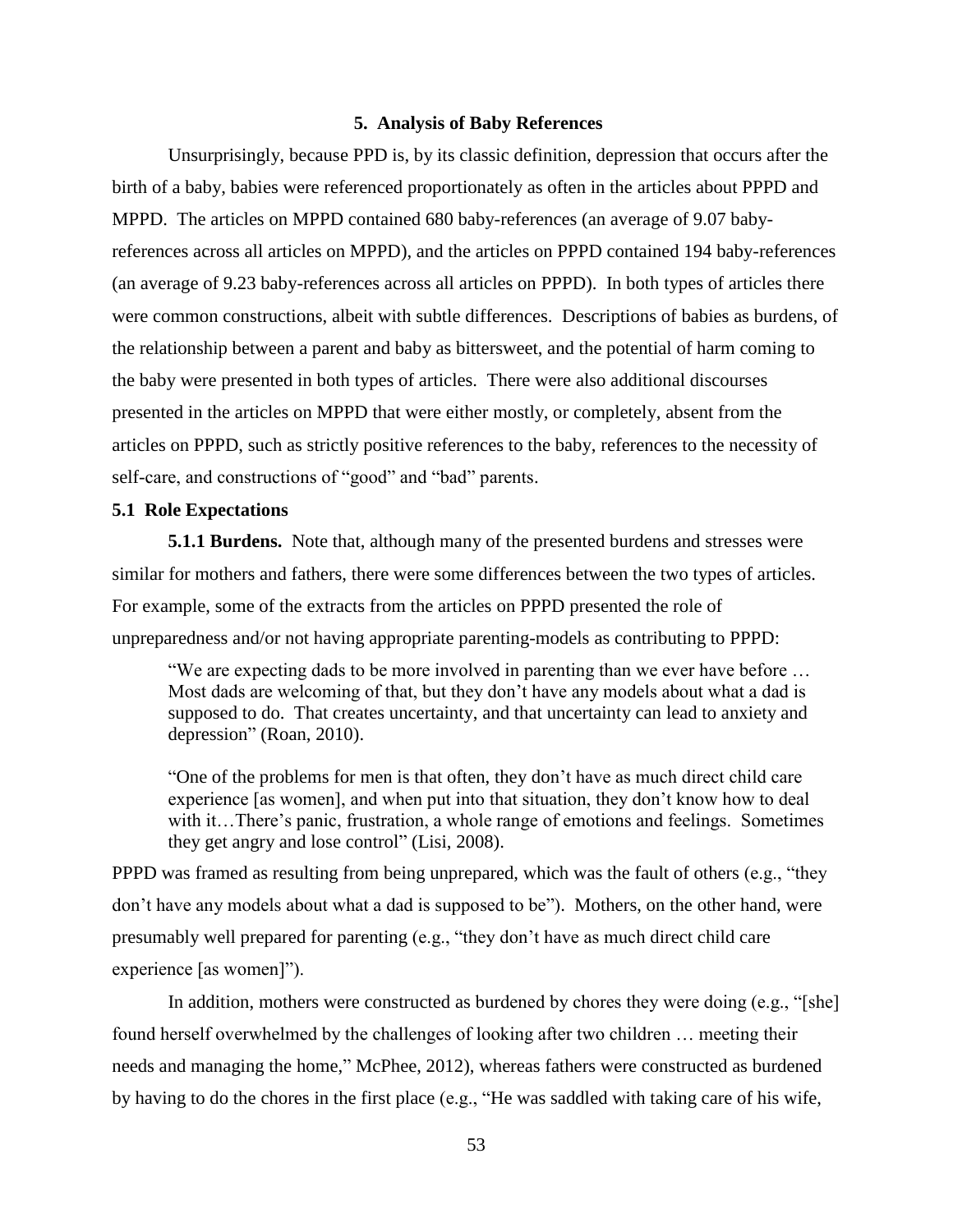## 5. Analysis of Baby References

Unsurprisingly, because PPD is, by its classic definition, depression that occurs after the birth of a baby, babies were referenced proportionately as often in the articles about PPPD and MPPD. The articles on MPPD contained 680 baby-references (an average of 9.07 baby-references across all articles on MPPD), and the articles on PPPD contained 194 baby-references (an average of 9.23 baby-references across all articles on PPPD). In both types of articles there were common constructions, albeit with subtle differences. Descriptions of babies as burdens, of the relationship between a parent and baby as bittersweet, and the potential of harm coming to the baby were presented in both types of articles. There were also additional discourses presented in the articles on MPPD that were either mostly, or completely, absent from the articles on PPPD, such as strictly positive references to the baby, references to the necessity of self-care, and constructions of "good" and "bad" parents.

### 5.1 Role Expectations

**5.1.1 Burdens.** Note that, although many of the presented burdens and stresses were similar for mothers and fathers, there were some differences between the two types of articles. For example, some of the extracts from the articles on PPPD presented the role of unpreparedness and/or not having appropriate parenting-models as contributing to PPPD:

> "We are expecting dads to be more involved in parenting than we ever have before … Most dads are welcoming of that, but they don't have any models about what a dad is supposed to do. That creates uncertainty, and that uncertainty can lead to anxiety and depression" (Roan, 2010).

> "One of the problems for men is that often, they don't have as much direct child care experience [as women], and when put into that situation, they don't know how to deal with it…There's panic, frustration, a whole range of emotions and feelings. Sometimes they get angry and lose control" (Lisi, 2008).

PPPD was framed as resulting from being unprepared, which was the fault of others (e.g., "they don't have any models about what a dad is supposed to be"). Mothers, on the other hand, were presumably well prepared for parenting (e.g., "they don't have as much direct child care experience [as women]").

In addition, mothers were constructed as burdened by chores they were doing (e.g., "[she] found herself overwhelmed by the challenges of looking after two children … meeting their needs and managing the home," McPhee, 2012), whereas fathers were constructed as burdened by having to do the chores in the first place (e.g., "He was saddled with taking care of his wife,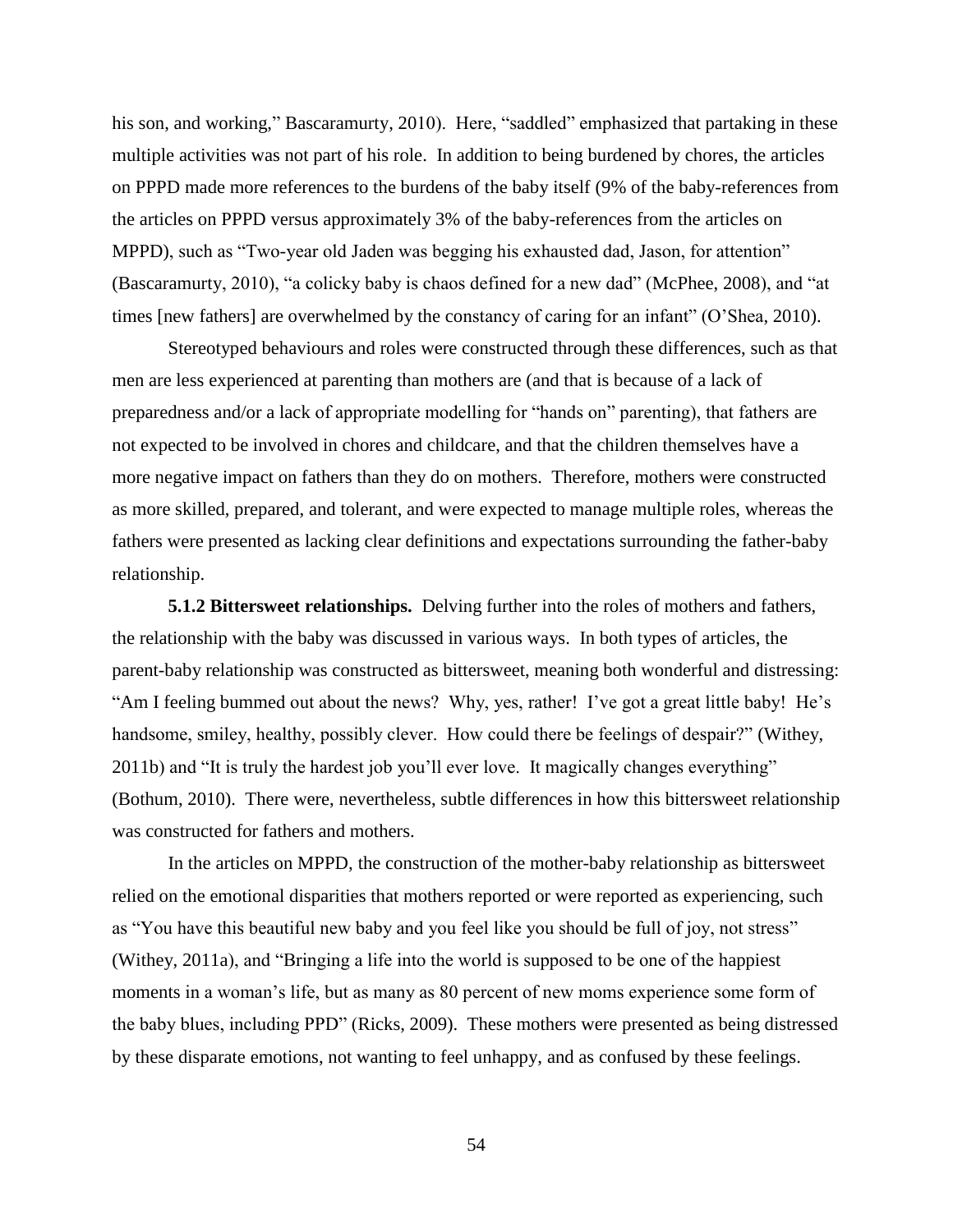his son, and working," Bascaramurty, 2010). Here, "saddled" emphasized that partaking in these multiple activities was not part of his role. In addition to being burdened by chores, the articles on PPPD made more references to the burdens of the baby itself (9% of the baby-references from the articles on PPPD versus approximately 3% of the baby-references from the articles on MPPD), such as "Two-year old Jaden was begging his exhausted dad, Jason, for attention" (Bascaramurty, 2010), "a colicky baby is chaos defined for a new dad" (McPhee, 2008), and "at times [new fathers] are overwhelmed by the constancy of caring for an infant" (O'Shea, 2010).

Stereotyped behaviours and roles were constructed through these differences, such as that men are less experienced at parenting than mothers are (and that is because of a lack of preparedness and/or a lack of appropriate modelling for "hands on" parenting), that fathers are not expected to be involved in chores and childcare, and that the children themselves have a more negative impact on fathers than they do on mothers. Therefore, mothers were constructed as more skilled, prepared, and tolerant, and were expected to manage multiple roles, whereas the fathers were presented as lacking clear definitions and expectations surrounding the father-baby relationship.

**5.1.2 Bittersweet relationships.** Delving further into the roles of mothers and fathers, the relationship with the baby was discussed in various ways. In both types of articles, the parent-baby relationship was constructed as bittersweet, meaning both wonderful and distressing: "Am I feeling bummed out about the news? Why, yes, rather! I've got a great little baby! He's handsome, smiley, healthy, possibly clever. How could there be feelings of despair?" (Withey, 2011b) and "It is truly the hardest job you'll ever love. It magically changes everything" (Bothum, 2010). There were, nevertheless, subtle differences in how this bittersweet relationship was constructed for fathers and mothers.

In the articles on MPPD, the construction of the mother-baby relationship as bittersweet relied on the emotional disparities that mothers reported or were reported as experiencing, such as "You have this beautiful new baby and you feel like you should be full of joy, not stress" (Withey, 2011a), and "Bringing a life into the world is supposed to be one of the happiest moments in a woman's life, but as many as 80 percent of new moms experience some form of the baby blues, including PPD" (Ricks, 2009). These mothers were presented as being distressed by these disparate emotions, not wanting to feel unhappy, and as confused by these feelings.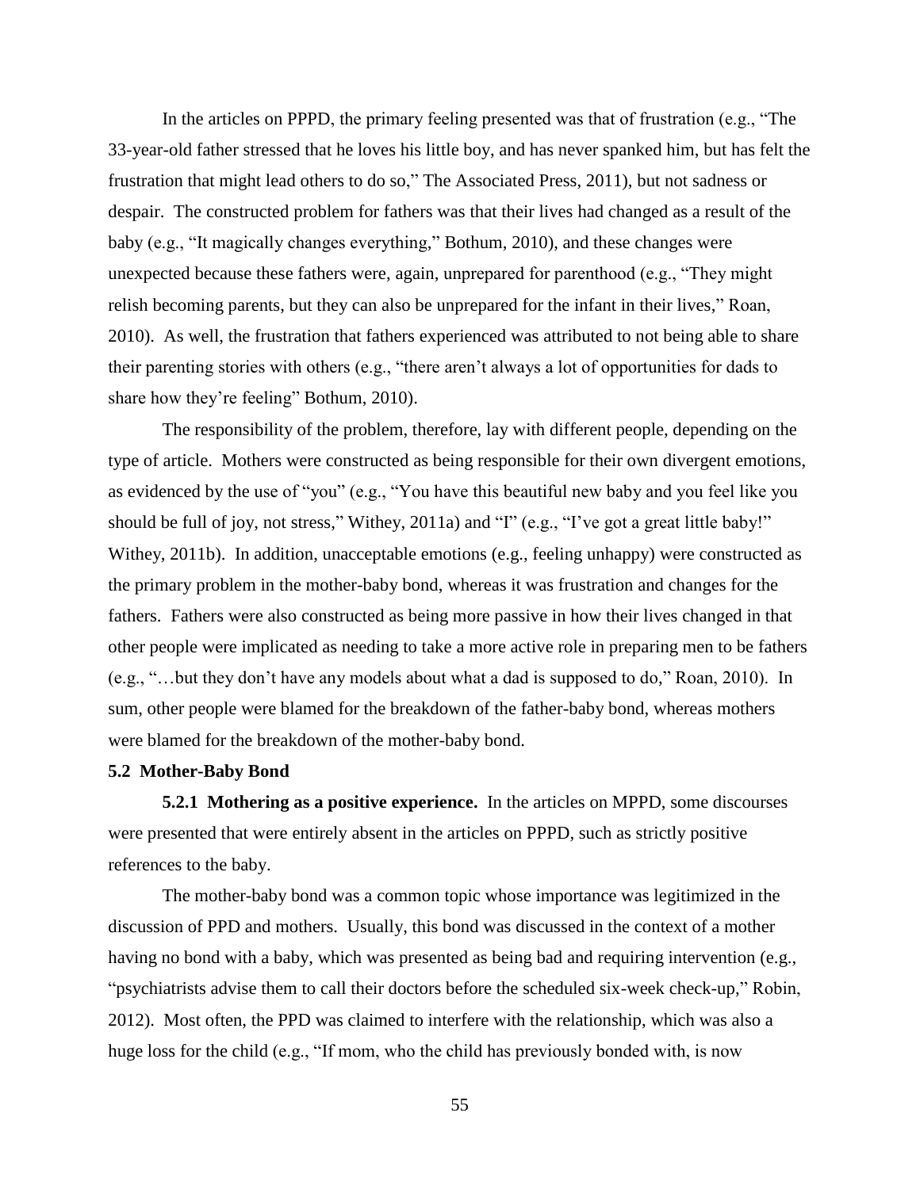In the articles on PPPD, the primary feeling presented was that of frustration (e.g., "The 33-year-old father stressed that he loves his little boy, and has never spanked him, but has felt the frustration that might lead others to do so," The Associated Press, 2011), but not sadness or despair. The constructed problem for fathers was that their lives had changed as a result of the baby (e.g., "It magically changes everything," Bothum, 2010), and these changes were unexpected because these fathers were, again, unprepared for parenthood (e.g., "They might relish becoming parents, but they can also be unprepared for the infant in their lives," Roan, 2010). As well, the frustration that fathers experienced was attributed to not being able to share their parenting stories with others (e.g., "there aren't always a lot of opportunities for dads to share how they're feeling" Bothum, 2010).

The responsibility of the problem, therefore, lay with different people, depending on the type of article. Mothers were constructed as being responsible for their own divergent emotions, as evidenced by the use of "you" (e.g., "You have this beautiful new baby and you feel like you should be full of joy, not stress," Withey, 2011a) and "I" (e.g., "I've got a great little baby!" Withey, 2011b). In addition, unacceptable emotions (e.g., feeling unhappy) were constructed as the primary problem in the mother-baby bond, whereas it was frustration and changes for the fathers. Fathers were also constructed as being more passive in how their lives changed in that other people were implicated as needing to take a more active role in preparing men to be fathers (e.g., "…but they don't have any models about what a dad is supposed to do," Roan, 2010). In sum, other people were blamed for the breakdown of the father-baby bond, whereas mothers were blamed for the breakdown of the mother-baby bond.

### 5.2 Mother-Baby Bond

**5.2.1 Mothering as a positive experience.** In the articles on MPPD, some discourses were presented that were entirely absent in the articles on PPPD, such as strictly positive references to the baby.

The mother-baby bond was a common topic whose importance was legitimized in the discussion of PPD and mothers. Usually, this bond was discussed in the context of a mother having no bond with a baby, which was presented as being bad and requiring intervention (e.g., "psychiatrists advise them to call their doctors before the scheduled six-week check-up," Robin, 2012). Most often, the PPD was claimed to interfere with the relationship, which was also a huge loss for the child (e.g., "If mom, who the child has previously bonded with, is now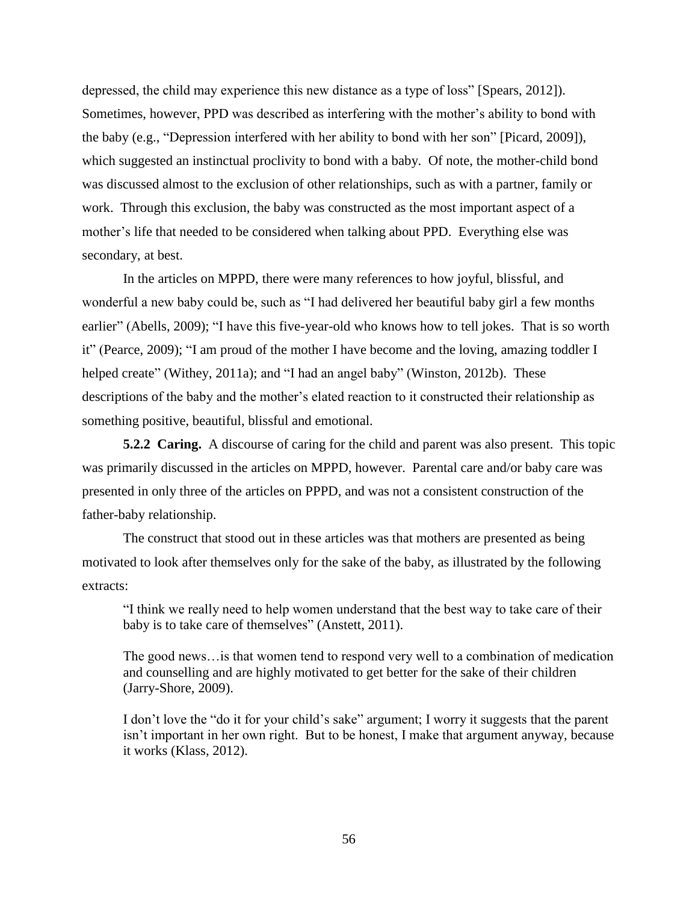depressed, the child may experience this new distance as a type of loss" [Spears, 2012]). Sometimes, however, PPD was described as interfering with the mother's ability to bond with the baby (e.g., "Depression interfered with her ability to bond with her son" [Picard, 2009]), which suggested an instinctual proclivity to bond with a baby. Of note, the mother-child bond was discussed almost to the exclusion of other relationships, such as with a partner, family or work. Through this exclusion, the baby was constructed as the most important aspect of a mother's life that needed to be considered when talking about PPD. Everything else was secondary, at best.

In the articles on MPPD, there were many references to how joyful, blissful, and wonderful a new baby could be, such as "I had delivered her beautiful baby girl a few months earlier" (Abells, 2009); "I have this five-year-old who knows how to tell jokes. That is so worth it" (Pearce, 2009); "I am proud of the mother I have become and the loving, amazing toddler I helped create" (Withey, 2011a); and "I had an angel baby" (Winston, 2012b). These descriptions of the baby and the mother's elated reaction to it constructed their relationship as something positive, beautiful, blissful and emotional.

**5.2.2 Caring.** A discourse of caring for the child and parent was also present. This topic was primarily discussed in the articles on MPPD, however. Parental care and/or baby care was presented in only three of the articles on PPPD, and was not a consistent construction of the father-baby relationship.

The construct that stood out in these articles was that mothers are presented as being motivated to look after themselves only for the sake of the baby, as illustrated by the following extracts:

> "I think we really need to help women understand that the best way to take care of their baby is to take care of themselves" (Anstett, 2011).
>
> The good news…is that women tend to respond very well to a combination of medication and counselling and are highly motivated to get better for the sake of their children (Jarry-Shore, 2009).
>
> I don't love the "do it for your child's sake" argument; I worry it suggests that the parent isn't important in her own right. But to be honest, I make that argument anyway, because it works (Klass, 2012).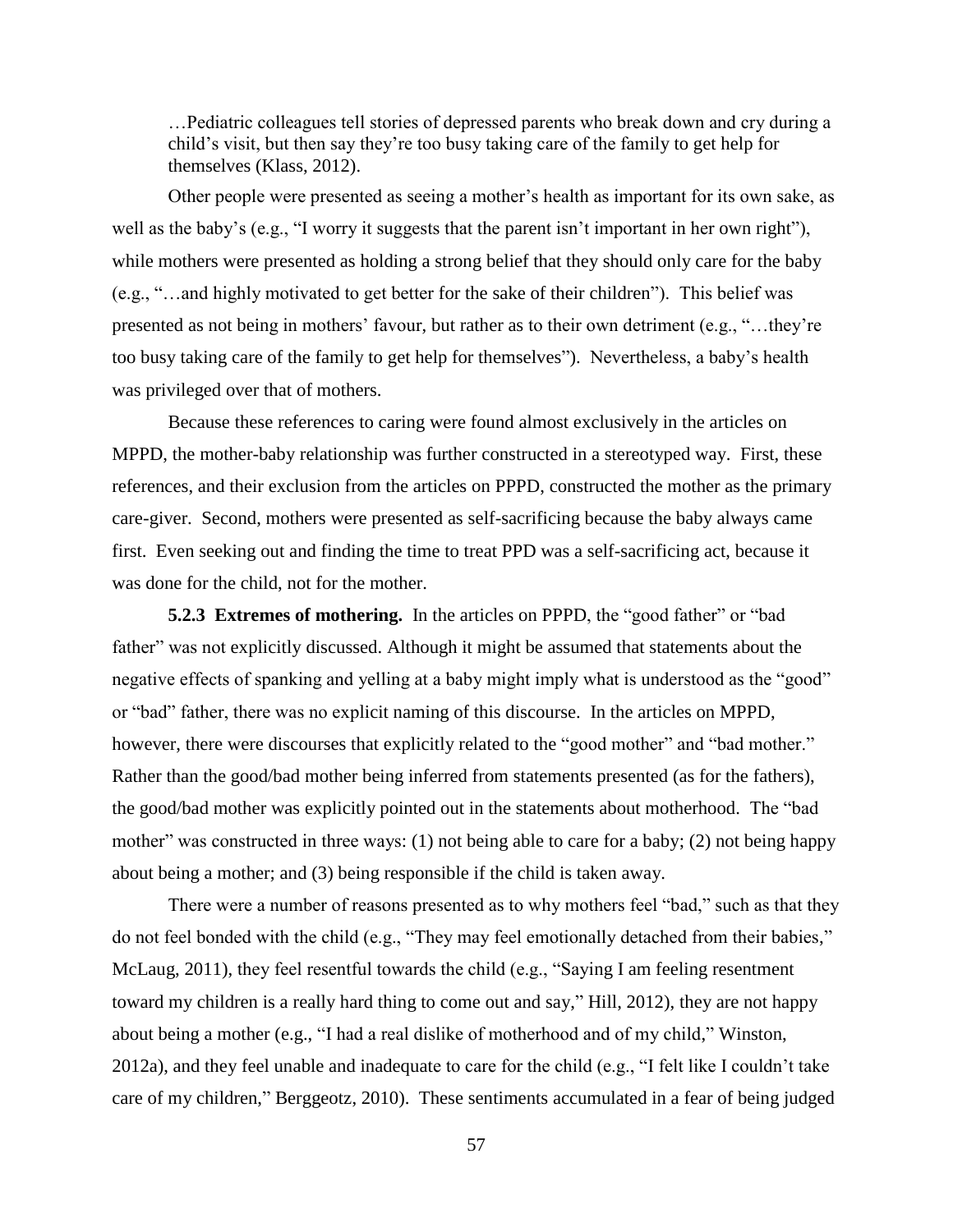> …Pediatric colleagues tell stories of depressed parents who break down and cry during a child's visit, but then say they're too busy taking care of the family to get help for themselves (Klass, 2012).

Other people were presented as seeing a mother's health as important for its own sake, as well as the baby's (e.g., "I worry it suggests that the parent isn't important in her own right"), while mothers were presented as holding a strong belief that they should only care for the baby (e.g., "…and highly motivated to get better for the sake of their children"). This belief was presented as not being in mothers' favour, but rather as to their own detriment (e.g., "…they're too busy taking care of the family to get help for themselves"). Nevertheless, a baby's health was privileged over that of mothers.

Because these references to caring were found almost exclusively in the articles on MPPD, the mother-baby relationship was further constructed in a stereotyped way. First, these references, and their exclusion from the articles on PPPD, constructed the mother as the primary care-giver. Second, mothers were presented as self-sacrificing because the baby always came first. Even seeking out and finding the time to treat PPD was a self-sacrificing act, because it was done for the child, not for the mother.

**5.2.3 Extremes of mothering.** In the articles on PPPD, the "good father" or "bad father" was not explicitly discussed. Although it might be assumed that statements about the negative effects of spanking and yelling at a baby might imply what is understood as the "good" or "bad" father, there was no explicit naming of this discourse. In the articles on MPPD, however, there were discourses that explicitly related to the "good mother" and "bad mother." Rather than the good/bad mother being inferred from statements presented (as for the fathers), the good/bad mother was explicitly pointed out in the statements about motherhood. The "bad mother" was constructed in three ways: (1) not being able to care for a baby; (2) not being happy about being a mother; and (3) being responsible if the child is taken away.

There were a number of reasons presented as to why mothers feel "bad," such as that they do not feel bonded with the child (e.g., "They may feel emotionally detached from their babies," McLaug, 2011), they feel resentful towards the child (e.g., "Saying I am feeling resentment toward my children is a really hard thing to come out and say," Hill, 2012), they are not happy about being a mother (e.g., "I had a real dislike of motherhood and of my child," Winston, 2012a), and they feel unable and inadequate to care for the child (e.g., "I felt like I couldn't take care of my children," Berggeotz, 2010). These sentiments accumulated in a fear of being judged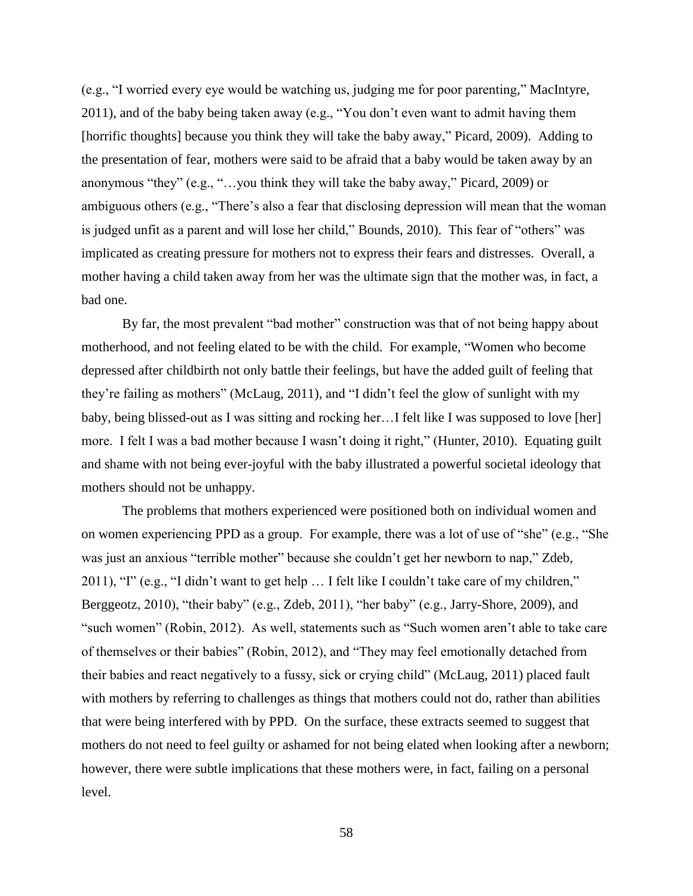(e.g., "I worried every eye would be watching us, judging me for poor parenting," MacIntyre, 2011), and of the baby being taken away (e.g., "You don't even want to admit having them [horrific thoughts] because you think they will take the baby away," Picard, 2009). Adding to the presentation of fear, mothers were said to be afraid that a baby would be taken away by an anonymous "they" (e.g., "…you think they will take the baby away," Picard, 2009) or ambiguous others (e.g., "There's also a fear that disclosing depression will mean that the woman is judged unfit as a parent and will lose her child," Bounds, 2010). This fear of "others" was implicated as creating pressure for mothers not to express their fears and distresses. Overall, a mother having a child taken away from her was the ultimate sign that the mother was, in fact, a bad one.

By far, the most prevalent "bad mother" construction was that of not being happy about motherhood, and not feeling elated to be with the child. For example, "Women who become depressed after childbirth not only battle their feelings, but have the added guilt of feeling that they're failing as mothers" (McLaug, 2011), and "I didn't feel the glow of sunlight with my baby, being blissed-out as I was sitting and rocking her…I felt like I was supposed to love [her] more. I felt I was a bad mother because I wasn't doing it right," (Hunter, 2010). Equating guilt and shame with not being ever-joyful with the baby illustrated a powerful societal ideology that mothers should not be unhappy.

The problems that mothers experienced were positioned both on individual women and on women experiencing PPD as a group. For example, there was a lot of use of "she" (e.g., "She was just an anxious "terrible mother" because she couldn't get her newborn to nap," Zdeb, 2011), "I" (e.g., "I didn't want to get help … I felt like I couldn't take care of my children," Berggeotz, 2010), "their baby" (e.g., Zdeb, 2011), "her baby" (e.g., Jarry-Shore, 2009), and "such women" (Robin, 2012). As well, statements such as "Such women aren't able to take care of themselves or their babies" (Robin, 2012), and "They may feel emotionally detached from their babies and react negatively to a fussy, sick or crying child" (McLaug, 2011) placed fault with mothers by referring to challenges as things that mothers could not do, rather than abilities that were being interfered with by PPD. On the surface, these extracts seemed to suggest that mothers do not need to feel guilty or ashamed for not being elated when looking after a newborn; however, there were subtle implications that these mothers were, in fact, failing on a personal level.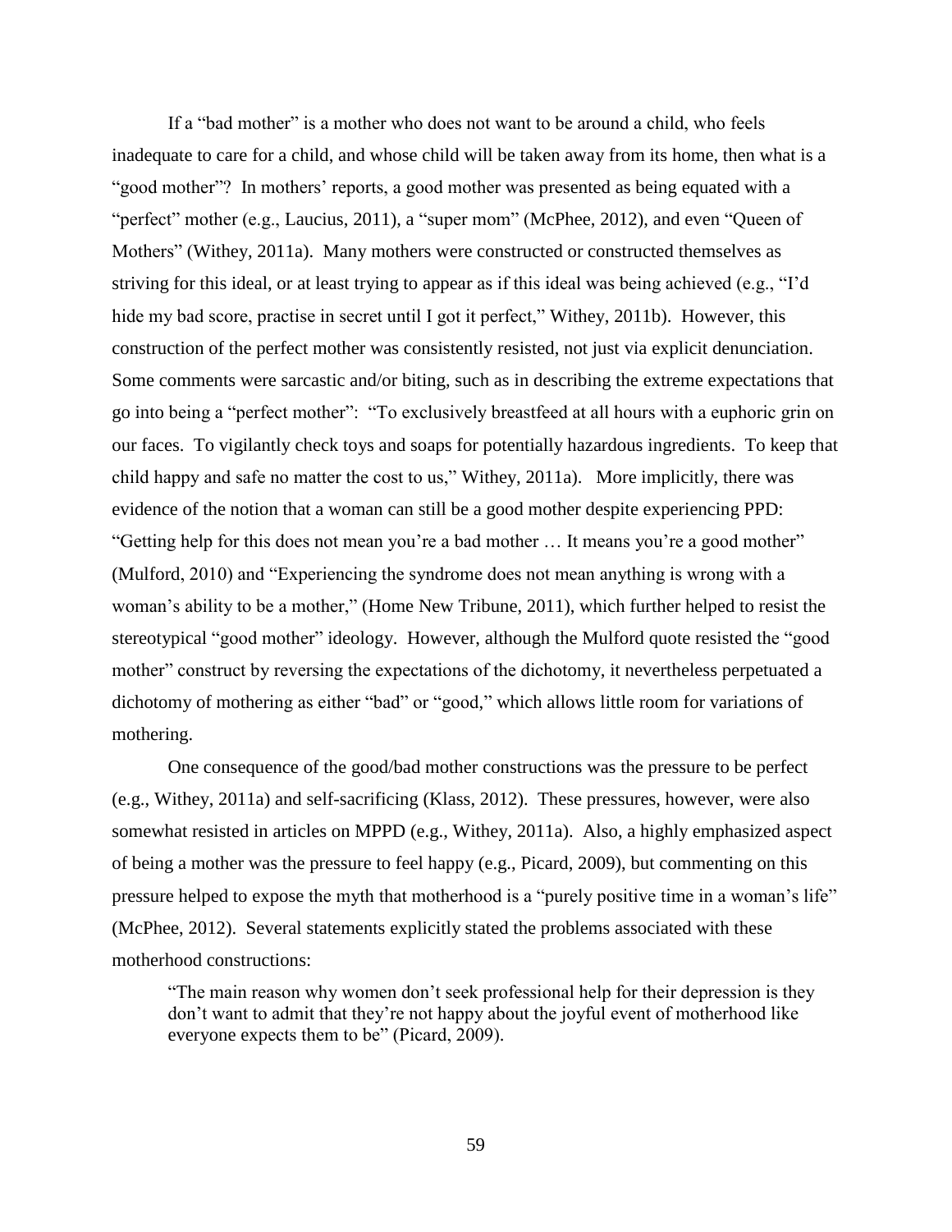If a "bad mother" is a mother who does not want to be around a child, who feels inadequate to care for a child, and whose child will be taken away from its home, then what is a "good mother"? In mothers' reports, a good mother was presented as being equated with a "perfect" mother (e.g., Laucius, 2011), a "super mom" (McPhee, 2012), and even "Queen of Mothers" (Withey, 2011a). Many mothers were constructed or constructed themselves as striving for this ideal, or at least trying to appear as if this ideal was being achieved (e.g., "I'd hide my bad score, practise in secret until I got it perfect," Withey, 2011b). However, this construction of the perfect mother was consistently resisted, not just via explicit denunciation. Some comments were sarcastic and/or biting, such as in describing the extreme expectations that go into being a "perfect mother": "To exclusively breastfeed at all hours with a euphoric grin on our faces. To vigilantly check toys and soaps for potentially hazardous ingredients. To keep that child happy and safe no matter the cost to us," Withey, 2011a). More implicitly, there was evidence of the notion that a woman can still be a good mother despite experiencing PPD: "Getting help for this does not mean you're a bad mother … It means you're a good mother" (Mulford, 2010) and "Experiencing the syndrome does not mean anything is wrong with a woman's ability to be a mother," (Home New Tribune, 2011), which further helped to resist the stereotypical "good mother" ideology. However, although the Mulford quote resisted the "good mother" construct by reversing the expectations of the dichotomy, it nevertheless perpetuated a dichotomy of mothering as either "bad" or "good," which allows little room for variations of mothering.

One consequence of the good/bad mother constructions was the pressure to be perfect (e.g., Withey, 2011a) and self-sacrificing (Klass, 2012). These pressures, however, were also somewhat resisted in articles on MPPD (e.g., Withey, 2011a). Also, a highly emphasized aspect of being a mother was the pressure to feel happy (e.g., Picard, 2009), but commenting on this pressure helped to expose the myth that motherhood is a "purely positive time in a woman's life" (McPhee, 2012). Several statements explicitly stated the problems associated with these motherhood constructions:

> "The main reason why women don't seek professional help for their depression is they don't want to admit that they're not happy about the joyful event of motherhood like everyone expects them to be" (Picard, 2009).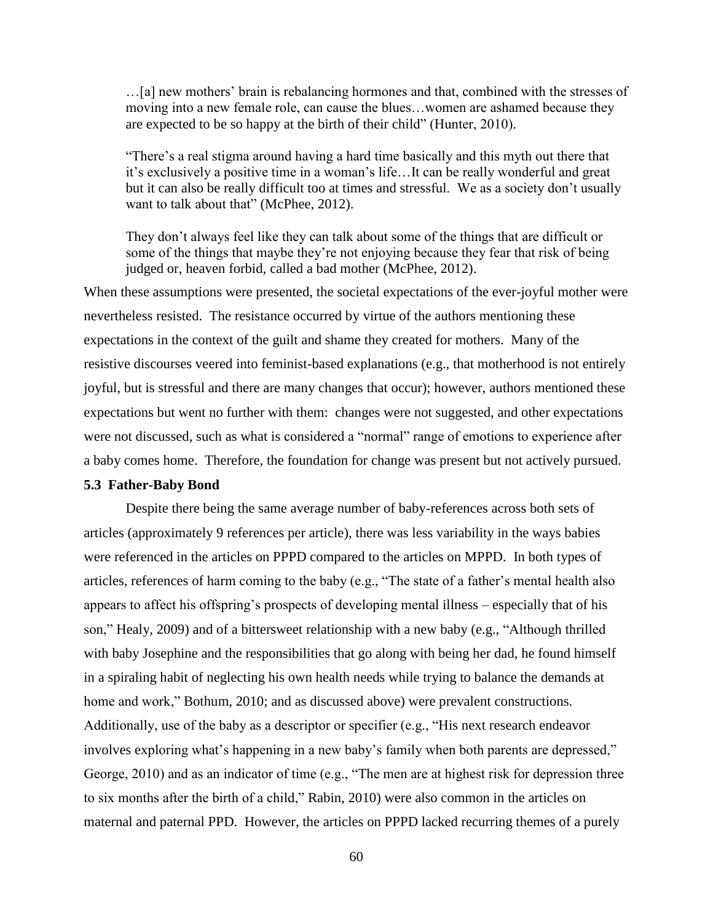> …[a] new mothers' brain is rebalancing hormones and that, combined with the stresses of moving into a new female role, can cause the blues…women are ashamed because they are expected to be so happy at the birth of their child" (Hunter, 2010).
>
> "There's a real stigma around having a hard time basically and this myth out there that it's exclusively a positive time in a woman's life…It can be really wonderful and great but it can also be really difficult too at times and stressful. We as a society don't usually want to talk about that" (McPhee, 2012).
>
> They don't always feel like they can talk about some of the things that are difficult or some of the things that maybe they're not enjoying because they fear that risk of being judged or, heaven forbid, called a bad mother (McPhee, 2012).

When these assumptions were presented, the societal expectations of the ever-joyful mother were nevertheless resisted. The resistance occurred by virtue of the authors mentioning these expectations in the context of the guilt and shame they created for mothers. Many of the resistive discourses veered into feminist-based explanations (e.g., that motherhood is not entirely joyful, but is stressful and there are many changes that occur); however, authors mentioned these expectations but went no further with them: changes were not suggested, and other expectations were not discussed, such as what is considered a "normal" range of emotions to experience after a baby comes home. Therefore, the foundation for change was present but not actively pursued.

### 5.3 Father-Baby Bond

Despite there being the same average number of baby-references across both sets of articles (approximately 9 references per article), there was less variability in the ways babies were referenced in the articles on PPPD compared to the articles on MPPD. In both types of articles, references of harm coming to the baby (e.g., "The state of a father's mental health also appears to affect his offspring's prospects of developing mental illness – especially that of his son," Healy, 2009) and of a bittersweet relationship with a new baby (e.g., "Although thrilled with baby Josephine and the responsibilities that go along with being her dad, he found himself in a spiraling habit of neglecting his own health needs while trying to balance the demands at home and work," Bothum, 2010; and as discussed above) were prevalent constructions. Additionally, use of the baby as a descriptor or specifier (e.g., "His next research endeavor involves exploring what's happening in a new baby's family when both parents are depressed," George, 2010) and as an indicator of time (e.g., "The men are at highest risk for depression three to six months after the birth of a child," Rabin, 2010) were also common in the articles on maternal and paternal PPD. However, the articles on PPPD lacked recurring themes of a purely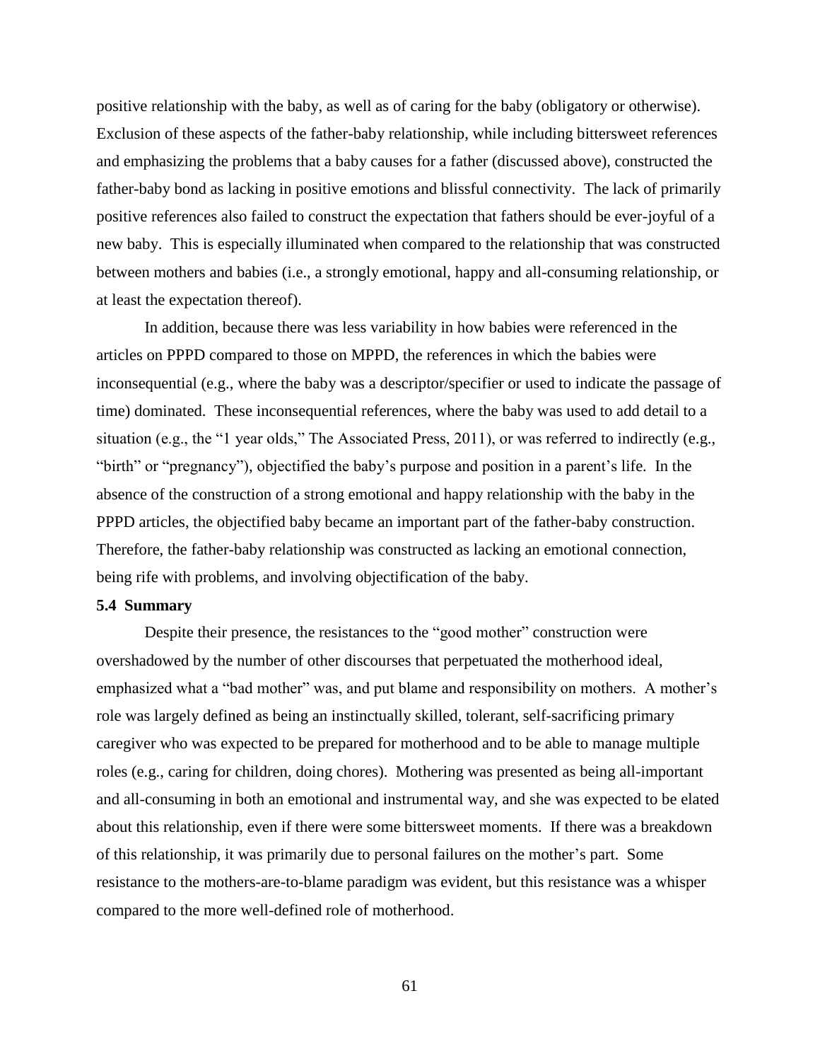positive relationship with the baby, as well as of caring for the baby (obligatory or otherwise). Exclusion of these aspects of the father-baby relationship, while including bittersweet references and emphasizing the problems that a baby causes for a father (discussed above), constructed the father-baby bond as lacking in positive emotions and blissful connectivity. The lack of primarily positive references also failed to construct the expectation that fathers should be ever-joyful of a new baby. This is especially illuminated when compared to the relationship that was constructed between mothers and babies (i.e., a strongly emotional, happy and all-consuming relationship, or at least the expectation thereof).

In addition, because there was less variability in how babies were referenced in the articles on PPPD compared to those on MPPD, the references in which the babies were inconsequential (e.g., where the baby was a descriptor/specifier or used to indicate the passage of time) dominated. These inconsequential references, where the baby was used to add detail to a situation (e.g., the "1 year olds," The Associated Press, 2011), or was referred to indirectly (e.g., "birth" or "pregnancy"), objectified the baby's purpose and position in a parent's life. In the absence of the construction of a strong emotional and happy relationship with the baby in the PPPD articles, the objectified baby became an important part of the father-baby construction. Therefore, the father-baby relationship was constructed as lacking an emotional connection, being rife with problems, and involving objectification of the baby.

### 5.4 Summary

Despite their presence, the resistances to the "good mother" construction were overshadowed by the number of other discourses that perpetuated the motherhood ideal, emphasized what a "bad mother" was, and put blame and responsibility on mothers. A mother's role was largely defined as being an instinctually skilled, tolerant, self-sacrificing primary caregiver who was expected to be prepared for motherhood and to be able to manage multiple roles (e.g., caring for children, doing chores). Mothering was presented as being all-important and all-consuming in both an emotional and instrumental way, and she was expected to be elated about this relationship, even if there were some bittersweet moments. If there was a breakdown of this relationship, it was primarily due to personal failures on the mother's part. Some resistance to the mothers-are-to-blame paradigm was evident, but this resistance was a whisper compared to the more well-defined role of motherhood.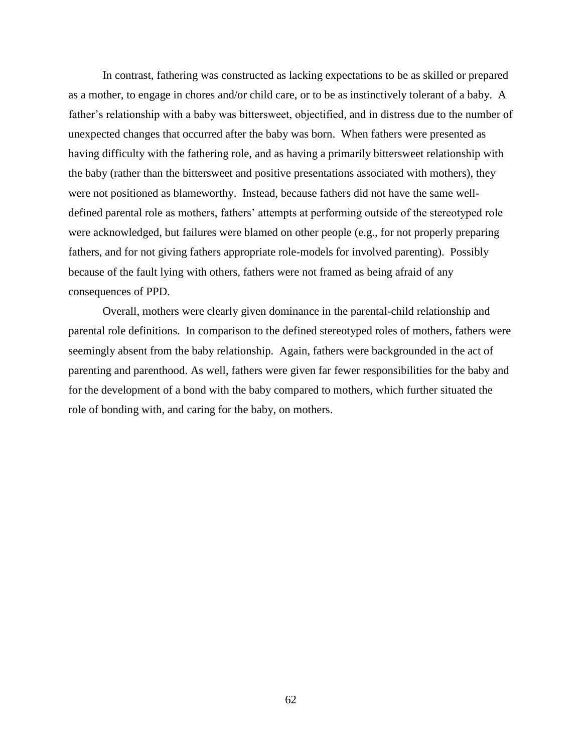In contrast, fathering was constructed as lacking expectations to be as skilled or prepared as a mother, to engage in chores and/or child care, or to be as instinctively tolerant of a baby. A father's relationship with a baby was bittersweet, objectified, and in distress due to the number of unexpected changes that occurred after the baby was born. When fathers were presented as having difficulty with the fathering role, and as having a primarily bittersweet relationship with the baby (rather than the bittersweet and positive presentations associated with mothers), they were not positioned as blameworthy. Instead, because fathers did not have the same well-defined parental role as mothers, fathers' attempts at performing outside of the stereotyped role were acknowledged, but failures were blamed on other people (e.g., for not properly preparing fathers, and for not giving fathers appropriate role-models for involved parenting). Possibly because of the fault lying with others, fathers were not framed as being afraid of any consequences of PPD.

Overall, mothers were clearly given dominance in the parental-child relationship and parental role definitions. In comparison to the defined stereotyped roles of mothers, fathers were seemingly absent from the baby relationship. Again, fathers were backgrounded in the act of parenting and parenthood. As well, fathers were given far fewer responsibilities for the baby and for the development of a bond with the baby compared to mothers, which further situated the role of bonding with, and caring for the baby, on mothers.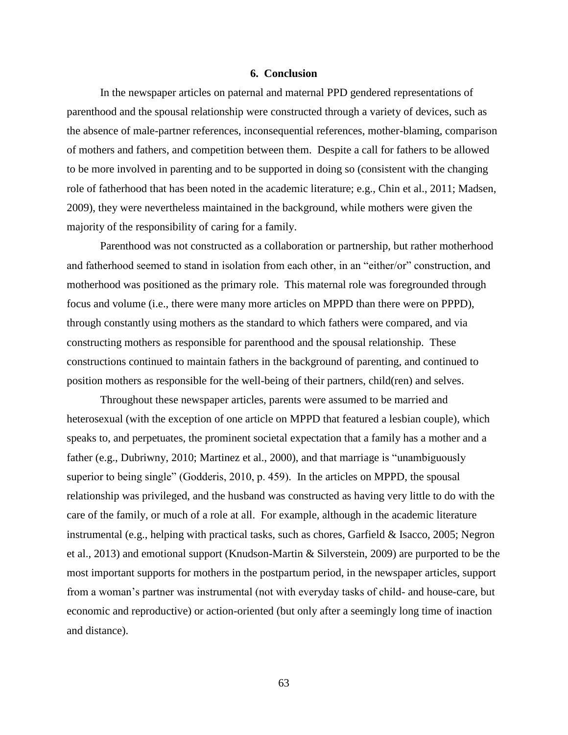## 6. Conclusion

In the newspaper articles on paternal and maternal PPD gendered representations of parenthood and the spousal relationship were constructed through a variety of devices, such as the absence of male-partner references, inconsequential references, mother-blaming, comparison of mothers and fathers, and competition between them. Despite a call for fathers to be allowed to be more involved in parenting and to be supported in doing so (consistent with the changing role of fatherhood that has been noted in the academic literature; e.g., Chin et al., 2011; Madsen, 2009), they were nevertheless maintained in the background, while mothers were given the majority of the responsibility of caring for a family.

Parenthood was not constructed as a collaboration or partnership, but rather motherhood and fatherhood seemed to stand in isolation from each other, in an "either/or" construction, and motherhood was positioned as the primary role. This maternal role was foregrounded through focus and volume (i.e., there were many more articles on MPPD than there were on PPPD), through constantly using mothers as the standard to which fathers were compared, and via constructing mothers as responsible for parenthood and the spousal relationship. These constructions continued to maintain fathers in the background of parenting, and continued to position mothers as responsible for the well-being of their partners, child(ren) and selves.

Throughout these newspaper articles, parents were assumed to be married and heterosexual (with the exception of one article on MPPD that featured a lesbian couple), which speaks to, and perpetuates, the prominent societal expectation that a family has a mother and a father (e.g., Dubriwny, 2010; Martinez et al., 2000), and that marriage is "unambiguously superior to being single" (Godderis, 2010, p. 459). In the articles on MPPD, the spousal relationship was privileged, and the husband was constructed as having very little to do with the care of the family, or much of a role at all. For example, although in the academic literature instrumental (e.g., helping with practical tasks, such as chores, Garfield & Isacco, 2005; Negron et al., 2013) and emotional support (Knudson-Martin & Silverstein, 2009) are purported to be the most important supports for mothers in the postpartum period, in the newspaper articles, support from a woman's partner was instrumental (not with everyday tasks of child- and house-care, but economic and reproductive) or action-oriented (but only after a seemingly long time of inaction and distance).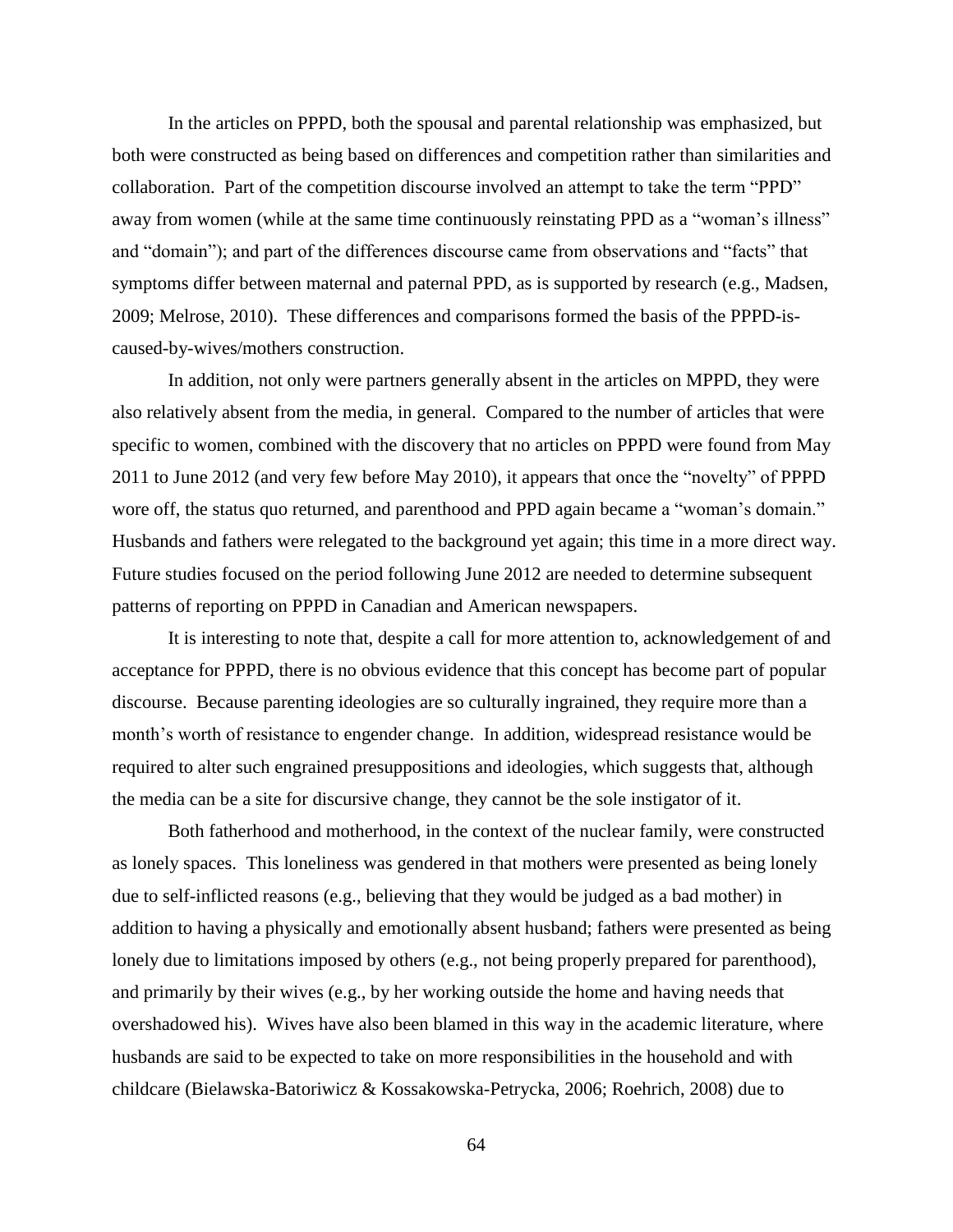In the articles on PPPD, both the spousal and parental relationship was emphasized, but both were constructed as being based on differences and competition rather than similarities and collaboration. Part of the competition discourse involved an attempt to take the term "PPD" away from women (while at the same time continuously reinstating PPD as a "woman's illness" and "domain"); and part of the differences discourse came from observations and "facts" that symptoms differ between maternal and paternal PPD, as is supported by research (e.g., Madsen, 2009; Melrose, 2010). These differences and comparisons formed the basis of the PPPD-is-caused-by-wives/mothers construction.

In addition, not only were partners generally absent in the articles on MPPD, they were also relatively absent from the media, in general. Compared to the number of articles that were specific to women, combined with the discovery that no articles on PPPD were found from May 2011 to June 2012 (and very few before May 2010), it appears that once the "novelty" of PPPD wore off, the status quo returned, and parenthood and PPD again became a "woman's domain." Husbands and fathers were relegated to the background yet again; this time in a more direct way. Future studies focused on the period following June 2012 are needed to determine subsequent patterns of reporting on PPPD in Canadian and American newspapers.

It is interesting to note that, despite a call for more attention to, acknowledgement of and acceptance for PPPD, there is no obvious evidence that this concept has become part of popular discourse. Because parenting ideologies are so culturally ingrained, they require more than a month's worth of resistance to engender change. In addition, widespread resistance would be required to alter such engrained presuppositions and ideologies, which suggests that, although the media can be a site for discursive change, they cannot be the sole instigator of it.

Both fatherhood and motherhood, in the context of the nuclear family, were constructed as lonely spaces. This loneliness was gendered in that mothers were presented as being lonely due to self-inflicted reasons (e.g., believing that they would be judged as a bad mother) in addition to having a physically and emotionally absent husband; fathers were presented as being lonely due to limitations imposed by others (e.g., not being properly prepared for parenthood), and primarily by their wives (e.g., by her working outside the home and having needs that overshadowed his). Wives have also been blamed in this way in the academic literature, where husbands are said to be expected to take on more responsibilities in the household and with childcare (Bielawska-Batoriwicz & Kossakowska-Petrycka, 2006; Roehrich, 2008) due to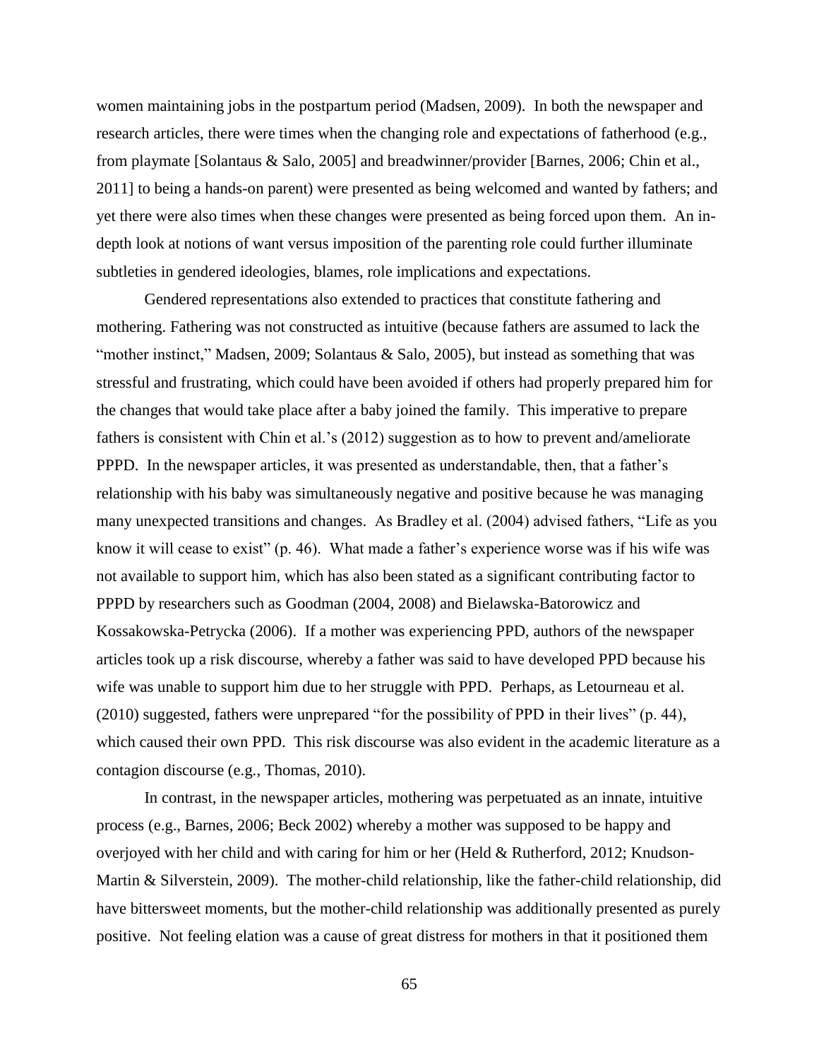women maintaining jobs in the postpartum period (Madsen, 2009). In both the newspaper and research articles, there were times when the changing role and expectations of fatherhood (e.g., from playmate [Solantaus & Salo, 2005] and breadwinner/provider [Barnes, 2006; Chin et al., 2011] to being a hands-on parent) were presented as being welcomed and wanted by fathers; and yet there were also times when these changes were presented as being forced upon them. An in-depth look at notions of want versus imposition of the parenting role could further illuminate subtleties in gendered ideologies, blames, role implications and expectations.

Gendered representations also extended to practices that constitute fathering and mothering. Fathering was not constructed as intuitive (because fathers are assumed to lack the "mother instinct," Madsen, 2009; Solantaus & Salo, 2005), but instead as something that was stressful and frustrating, which could have been avoided if others had properly prepared him for the changes that would take place after a baby joined the family. This imperative to prepare fathers is consistent with Chin et al.'s (2012) suggestion as to how to prevent and/ameliorate PPPD. In the newspaper articles, it was presented as understandable, then, that a father's relationship with his baby was simultaneously negative and positive because he was managing many unexpected transitions and changes. As Bradley et al. (2004) advised fathers, "Life as you know it will cease to exist" (p. 46). What made a father's experience worse was if his wife was not available to support him, which has also been stated as a significant contributing factor to PPPD by researchers such as Goodman (2004, 2008) and Bielawska-Batorowicz and Kossakowska-Petrycka (2006). If a mother was experiencing PPD, authors of the newspaper articles took up a risk discourse, whereby a father was said to have developed PPD because his wife was unable to support him due to her struggle with PPD. Perhaps, as Letourneau et al. (2010) suggested, fathers were unprepared "for the possibility of PPD in their lives" (p. 44), which caused their own PPD. This risk discourse was also evident in the academic literature as a contagion discourse (e.g., Thomas, 2010).

In contrast, in the newspaper articles, mothering was perpetuated as an innate, intuitive process (e.g., Barnes, 2006; Beck 2002) whereby a mother was supposed to be happy and overjoyed with her child and with caring for him or her (Held & Rutherford, 2012; Knudson-Martin & Silverstein, 2009). The mother-child relationship, like the father-child relationship, did have bittersweet moments, but the mother-child relationship was additionally presented as purely positive. Not feeling elation was a cause of great distress for mothers in that it positioned them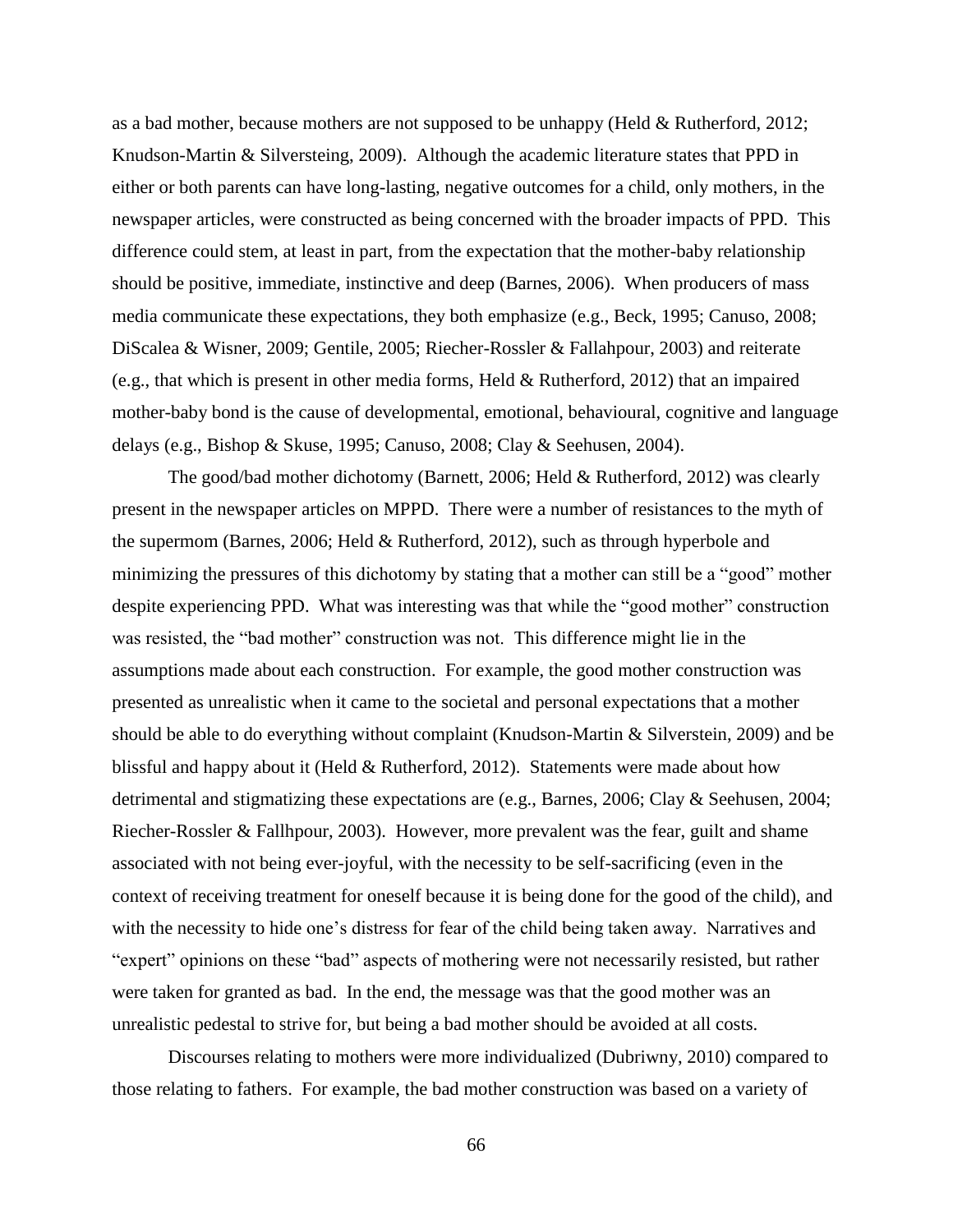as a bad mother, because mothers are not supposed to be unhappy (Held & Rutherford, 2012; Knudson-Martin & Silversteing, 2009). Although the academic literature states that PPD in either or both parents can have long-lasting, negative outcomes for a child, only mothers, in the newspaper articles, were constructed as being concerned with the broader impacts of PPD. This difference could stem, at least in part, from the expectation that the mother-baby relationship should be positive, immediate, instinctive and deep (Barnes, 2006). When producers of mass media communicate these expectations, they both emphasize (e.g., Beck, 1995; Canuso, 2008; DiScalea & Wisner, 2009; Gentile, 2005; Riecher-Rossler & Fallahpour, 2003) and reiterate (e.g., that which is present in other media forms, Held & Rutherford, 2012) that an impaired mother-baby bond is the cause of developmental, emotional, behavioural, cognitive and language delays (e.g., Bishop & Skuse, 1995; Canuso, 2008; Clay & Seehusen, 2004).

The good/bad mother dichotomy (Barnett, 2006; Held & Rutherford, 2012) was clearly present in the newspaper articles on MPPD. There were a number of resistances to the myth of the supermom (Barnes, 2006; Held & Rutherford, 2012), such as through hyperbole and minimizing the pressures of this dichotomy by stating that a mother can still be a "good" mother despite experiencing PPD. What was interesting was that while the "good mother" construction was resisted, the "bad mother" construction was not. This difference might lie in the assumptions made about each construction. For example, the good mother construction was presented as unrealistic when it came to the societal and personal expectations that a mother should be able to do everything without complaint (Knudson-Martin & Silverstein, 2009) and be blissful and happy about it (Held & Rutherford, 2012). Statements were made about how detrimental and stigmatizing these expectations are (e.g., Barnes, 2006; Clay & Seehusen, 2004; Riecher-Rossler & Fallhpour, 2003). However, more prevalent was the fear, guilt and shame associated with not being ever-joyful, with the necessity to be self-sacrificing (even in the context of receiving treatment for oneself because it is being done for the good of the child), and with the necessity to hide one's distress for fear of the child being taken away. Narratives and "expert" opinions on these "bad" aspects of mothering were not necessarily resisted, but rather were taken for granted as bad. In the end, the message was that the good mother was an unrealistic pedestal to strive for, but being a bad mother should be avoided at all costs.

Discourses relating to mothers were more individualized (Dubriwny, 2010) compared to those relating to fathers. For example, the bad mother construction was based on a variety of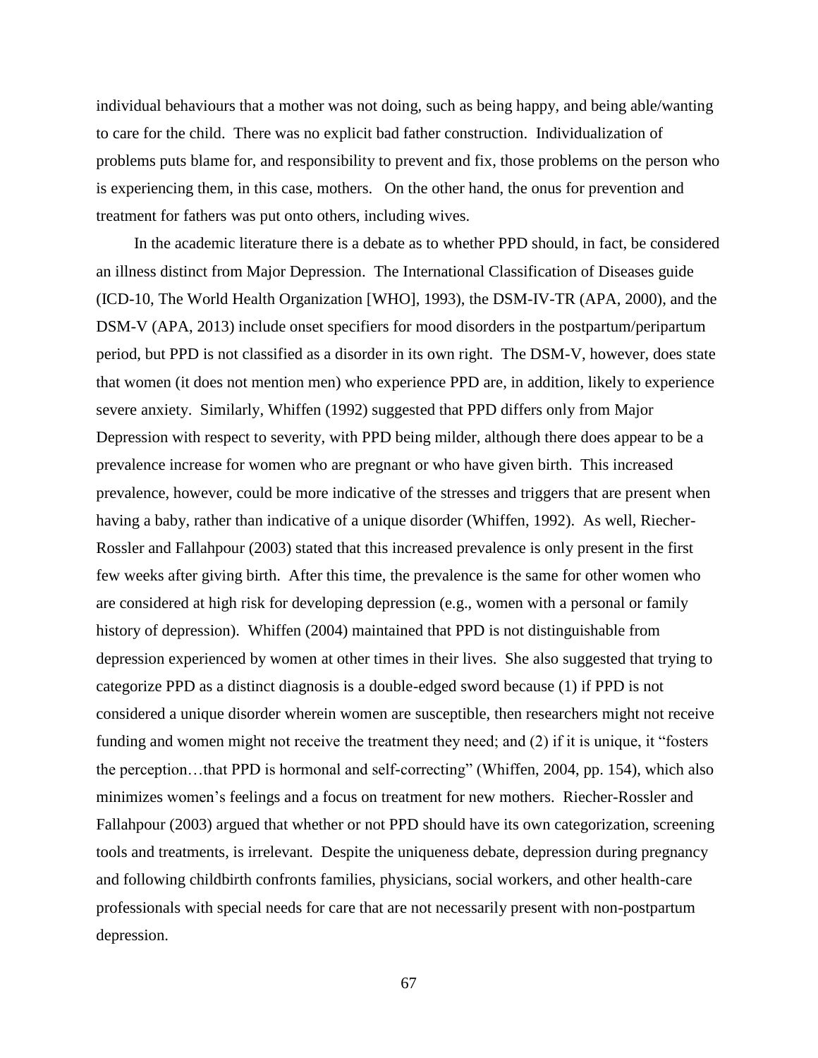individual behaviours that a mother was not doing, such as being happy, and being able/wanting to care for the child. There was no explicit bad father construction. Individualization of problems puts blame for, and responsibility to prevent and fix, those problems on the person who is experiencing them, in this case, mothers. On the other hand, the onus for prevention and treatment for fathers was put onto others, including wives.

In the academic literature there is a debate as to whether PPD should, in fact, be considered an illness distinct from Major Depression. The International Classification of Diseases guide (ICD-10, The World Health Organization [WHO], 1993), the DSM-IV-TR (APA, 2000), and the DSM-V (APA, 2013) include onset specifiers for mood disorders in the postpartum/peripartum period, but PPD is not classified as a disorder in its own right. The DSM-V, however, does state that women (it does not mention men) who experience PPD are, in addition, likely to experience severe anxiety. Similarly, Whiffen (1992) suggested that PPD differs only from Major Depression with respect to severity, with PPD being milder, although there does appear to be a prevalence increase for women who are pregnant or who have given birth. This increased prevalence, however, could be more indicative of the stresses and triggers that are present when having a baby, rather than indicative of a unique disorder (Whiffen, 1992). As well, Riecher-Rossler and Fallahpour (2003) stated that this increased prevalence is only present in the first few weeks after giving birth. After this time, the prevalence is the same for other women who are considered at high risk for developing depression (e.g., women with a personal or family history of depression). Whiffen (2004) maintained that PPD is not distinguishable from depression experienced by women at other times in their lives. She also suggested that trying to categorize PPD as a distinct diagnosis is a double-edged sword because (1) if PPD is not considered a unique disorder wherein women are susceptible, then researchers might not receive funding and women might not receive the treatment they need; and (2) if it is unique, it "fosters the perception…that PPD is hormonal and self-correcting" (Whiffen, 2004, pp. 154), which also minimizes women's feelings and a focus on treatment for new mothers. Riecher-Rossler and Fallahpour (2003) argued that whether or not PPD should have its own categorization, screening tools and treatments, is irrelevant. Despite the uniqueness debate, depression during pregnancy and following childbirth confronts families, physicians, social workers, and other health-care professionals with special needs for care that are not necessarily present with non-postpartum depression.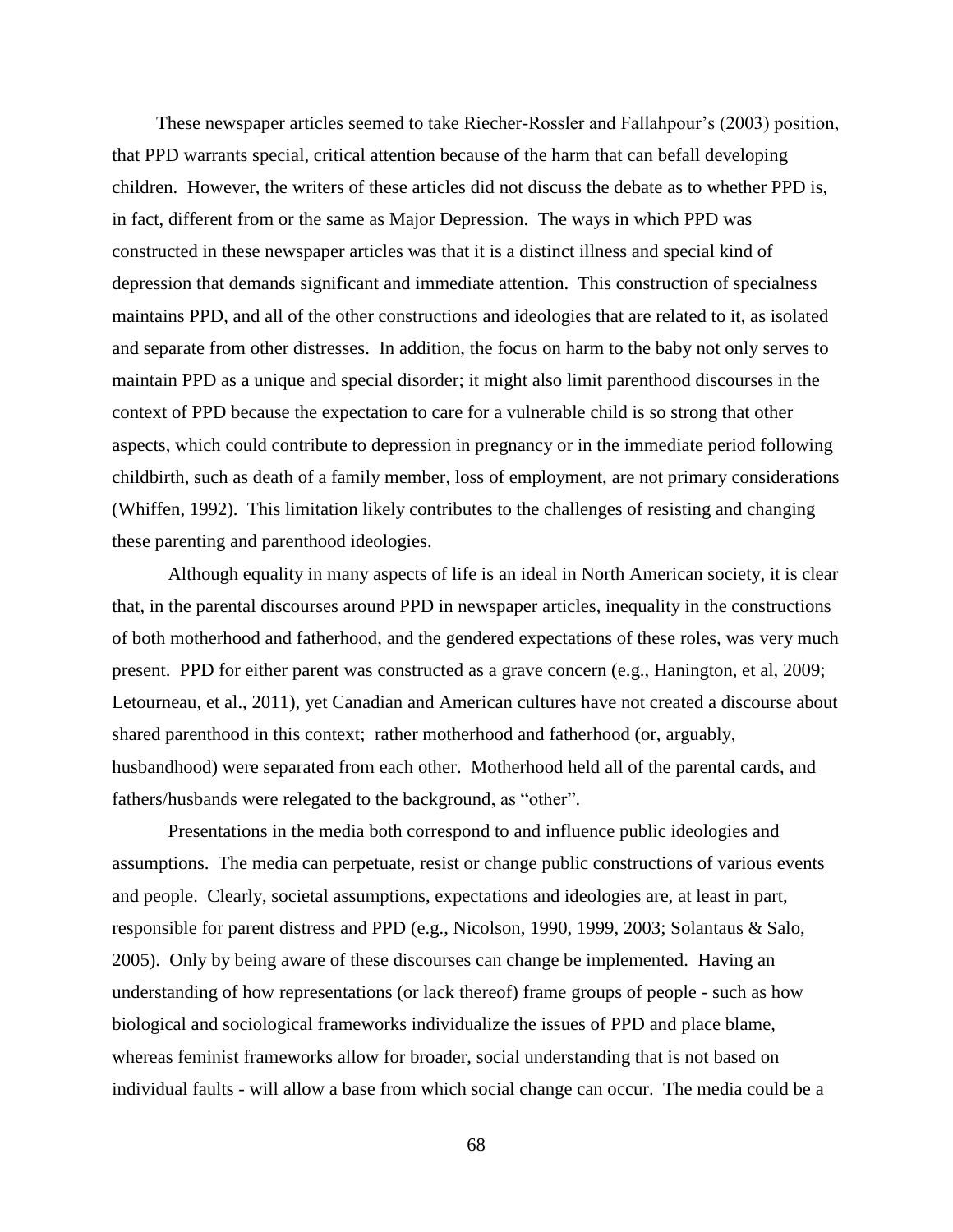These newspaper articles seemed to take Riecher-Rossler and Fallahpour's (2003) position, that PPD warrants special, critical attention because of the harm that can befall developing children. However, the writers of these articles did not discuss the debate as to whether PPD is, in fact, different from or the same as Major Depression. The ways in which PPD was constructed in these newspaper articles was that it is a distinct illness and special kind of depression that demands significant and immediate attention. This construction of specialness maintains PPD, and all of the other constructions and ideologies that are related to it, as isolated and separate from other distresses. In addition, the focus on harm to the baby not only serves to maintain PPD as a unique and special disorder; it might also limit parenthood discourses in the context of PPD because the expectation to care for a vulnerable child is so strong that other aspects, which could contribute to depression in pregnancy or in the immediate period following childbirth, such as death of a family member, loss of employment, are not primary considerations (Whiffen, 1992). This limitation likely contributes to the challenges of resisting and changing these parenting and parenthood ideologies.

Although equality in many aspects of life is an ideal in North American society, it is clear that, in the parental discourses around PPD in newspaper articles, inequality in the constructions of both motherhood and fatherhood, and the gendered expectations of these roles, was very much present. PPD for either parent was constructed as a grave concern (e.g., Hanington, et al, 2009; Letourneau, et al., 2011), yet Canadian and American cultures have not created a discourse about shared parenthood in this context; rather motherhood and fatherhood (or, arguably, husbandhood) were separated from each other. Motherhood held all of the parental cards, and fathers/husbands were relegated to the background, as "other".

Presentations in the media both correspond to and influence public ideologies and assumptions. The media can perpetuate, resist or change public constructions of various events and people. Clearly, societal assumptions, expectations and ideologies are, at least in part, responsible for parent distress and PPD (e.g., Nicolson, 1990, 1999, 2003; Solantaus & Salo, 2005). Only by being aware of these discourses can change be implemented. Having an understanding of how representations (or lack thereof) frame groups of people - such as how biological and sociological frameworks individualize the issues of PPD and place blame, whereas feminist frameworks allow for broader, social understanding that is not based on individual faults - will allow a base from which social change can occur. The media could be a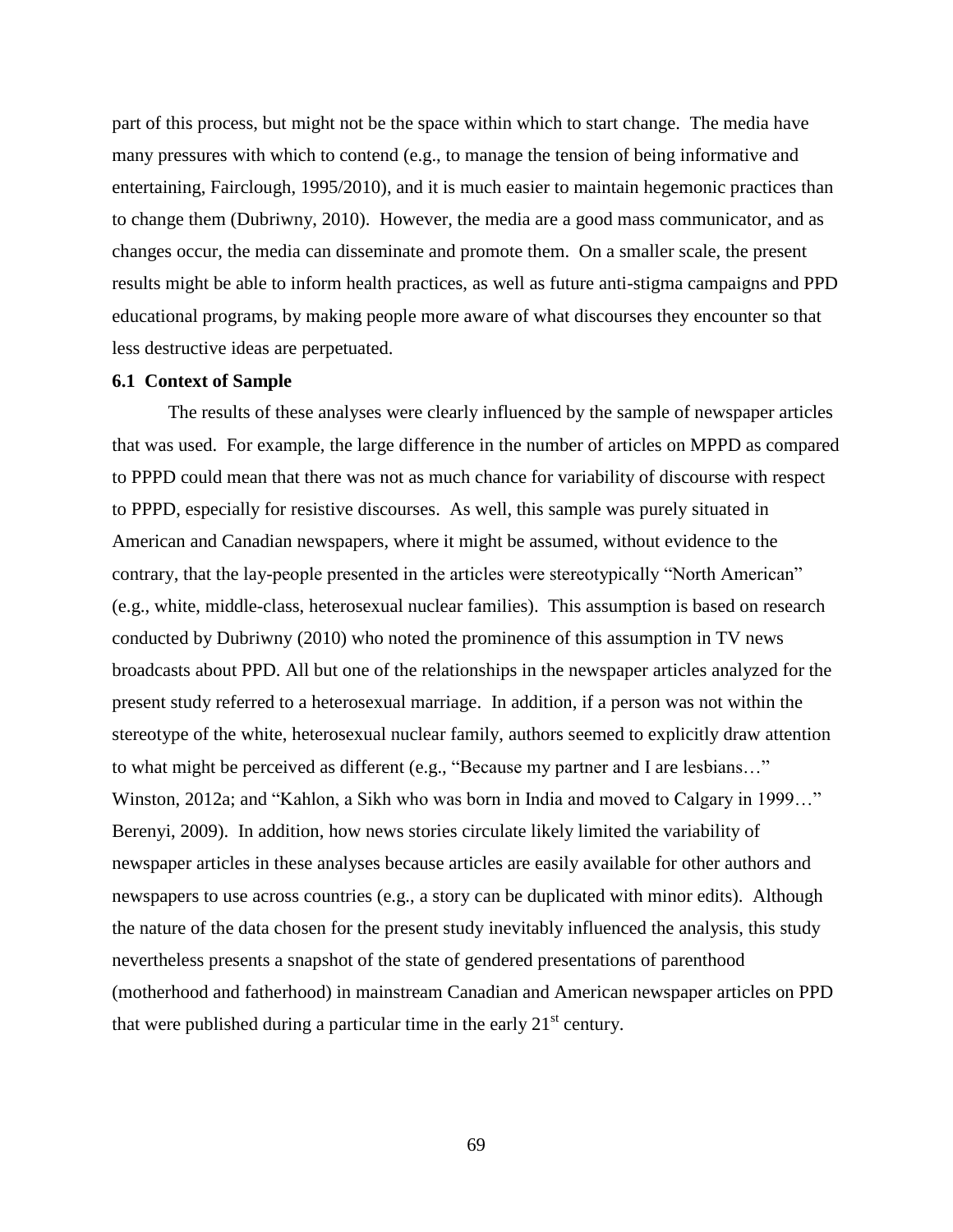part of this process, but might not be the space within which to start change. The media have many pressures with which to contend (e.g., to manage the tension of being informative and entertaining, Fairclough, 1995/2010), and it is much easier to maintain hegemonic practices than to change them (Dubriwny, 2010). However, the media are a good mass communicator, and as changes occur, the media can disseminate and promote them. On a smaller scale, the present results might be able to inform health practices, as well as future anti-stigma campaigns and PPD educational programs, by making people more aware of what discourses they encounter so that less destructive ideas are perpetuated.

### 6.1 Context of Sample

The results of these analyses were clearly influenced by the sample of newspaper articles that was used. For example, the large difference in the number of articles on MPPD as compared to PPPD could mean that there was not as much chance for variability of discourse with respect to PPPD, especially for resistive discourses. As well, this sample was purely situated in American and Canadian newspapers, where it might be assumed, without evidence to the contrary, that the lay-people presented in the articles were stereotypically "North American" (e.g., white, middle-class, heterosexual nuclear families). This assumption is based on research conducted by Dubriwny (2010) who noted the prominence of this assumption in TV news broadcasts about PPD. All but one of the relationships in the newspaper articles analyzed for the present study referred to a heterosexual marriage. In addition, if a person was not within the stereotype of the white, heterosexual nuclear family, authors seemed to explicitly draw attention to what might be perceived as different (e.g., "Because my partner and I are lesbians…" Winston, 2012a; and "Kahlon, a Sikh who was born in India and moved to Calgary in 1999…" Berenyi, 2009). In addition, how news stories circulate likely limited the variability of newspaper articles in these analyses because articles are easily available for other authors and newspapers to use across countries (e.g., a story can be duplicated with minor edits). Although the nature of the data chosen for the present study inevitably influenced the analysis, this study nevertheless presents a snapshot of the state of gendered presentations of parenthood (motherhood and fatherhood) in mainstream Canadian and American newspaper articles on PPD that were published during a particular time in the early 21st century.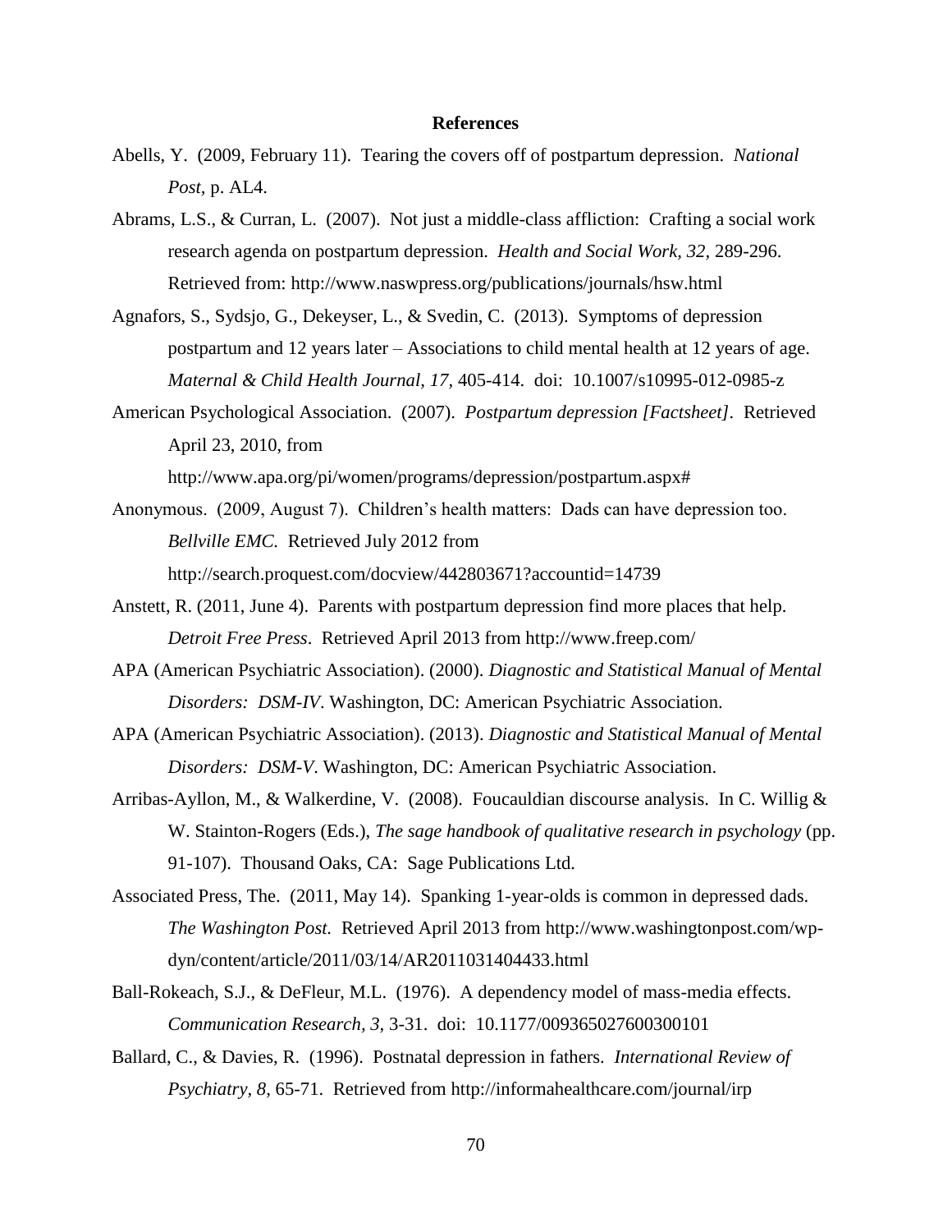# References

Abells, Y. (2009, February 11). Tearing the covers off of postpartum depression. *National Post,* p. AL4.

Abrams, L.S., & Curran, L. (2007). Not just a middle-class affliction: Crafting a social work research agenda on postpartum depression. *Health and Social Work, 32,* 289-296. Retrieved from: http://www.naswpress.org/publications/journals/hsw.html

Agnafors, S., Sydsjo, G., Dekeyser, L., & Svedin, C. (2013). Symptoms of depression postpartum and 12 years later – Associations to child mental health at 12 years of age. *Maternal & Child Health Journal, 17,* 405-414. doi: 10.1007/s10995-012-0985-z

American Psychological Association. (2007). *Postpartum depression [Factsheet]*. Retrieved April 23, 2010, from http://www.apa.org/pi/women/programs/depression/postpartum.aspx#

Anonymous. (2009, August 7). Children's health matters: Dads can have depression too. *Bellville EMC.* Retrieved July 2012 from http://search.proquest.com/docview/442803671?accountid=14739

Anstett, R. (2011, June 4). Parents with postpartum depression find more places that help. *Detroit Free Press*. Retrieved April 2013 from http://www.freep.com/

APA (American Psychiatric Association). (2000). *Diagnostic and Statistical Manual of Mental Disorders: DSM-IV*. Washington, DC: American Psychiatric Association.

APA (American Psychiatric Association). (2013). *Diagnostic and Statistical Manual of Mental Disorders: DSM-V*. Washington, DC: American Psychiatric Association.

Arribas-Ayllon, M., & Walkerdine, V. (2008). Foucauldian discourse analysis. In C. Willig & W. Stainton-Rogers (Eds.), *The sage handbook of qualitative research in psychology* (pp. 91-107). Thousand Oaks, CA: Sage Publications Ltd.

Associated Press, The. (2011, May 14). Spanking 1-year-olds is common in depressed dads. *The Washington Post.* Retrieved April 2013 from http://www.washingtonpost.com/wp-dyn/content/article/2011/03/14/AR2011031404433.html

Ball-Rokeach, S.J., & DeFleur, M.L. (1976). A dependency model of mass-media effects. *Communication Research, 3*, 3-31. doi: 10.1177/009365027600300101

Ballard, C., & Davies, R. (1996). Postnatal depression in fathers. *International Review of Psychiatry, 8,* 65-71. Retrieved from http://informahealthcare.com/journal/irp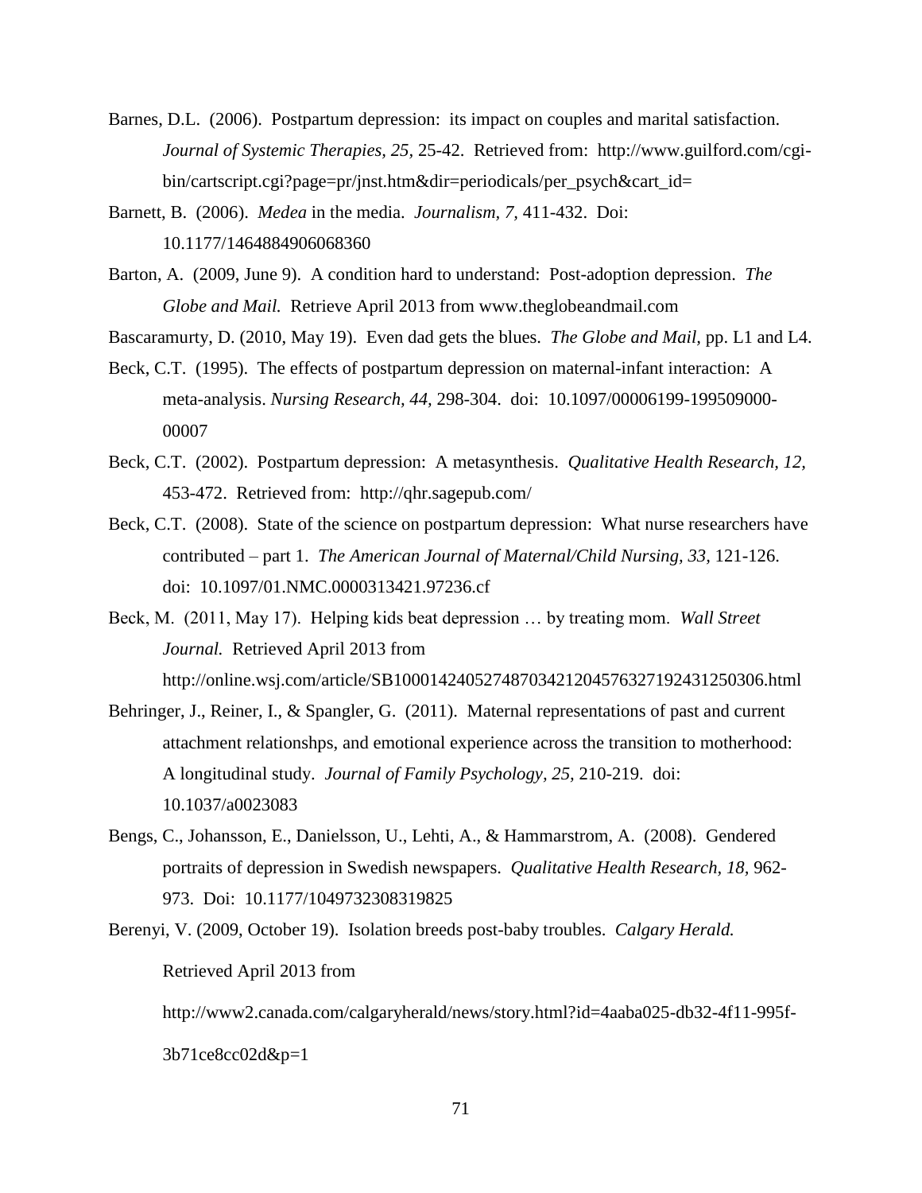Barnes, D.L. (2006). Postpartum depression: its impact on couples and marital satisfaction. *Journal of Systemic Therapies, 25,* 25-42. Retrieved from: http://www.guilford.com/cgi-bin/cartscript.cgi?page=pr/jnst.htm&dir=periodicals/per_psych&cart_id=

Barnett, B. (2006). *Medea* in the media. *Journalism, 7,* 411-432. Doi: 10.1177/1464884906068360

Barton, A. (2009, June 9). A condition hard to understand: Post-adoption depression. *The Globe and Mail.* Retrieve April 2013 from www.theglobeandmail.com

Bascaramurty, D. (2010, May 19). Even dad gets the blues. *The Globe and Mail,* pp. L1 and L4.

Beck, C.T. (1995). The effects of postpartum depression on maternal-infant interaction: A meta-analysis. *Nursing Research, 44,* 298-304. doi: 10.1097/00006199-199509000-00007

Beck, C.T. (2002). Postpartum depression: A metasynthesis. *Qualitative Health Research, 12,* 453-472. Retrieved from: http://qhr.sagepub.com/

Beck, C.T. (2008). State of the science on postpartum depression: What nurse researchers have contributed – part 1. *The American Journal of Maternal/Child Nursing, 33,* 121-126. doi: 10.1097/01.NMC.0000313421.97236.cf

Beck, M. (2011, May 17). Helping kids beat depression … by treating mom. *Wall Street Journal.* Retrieved April 2013 from http://online.wsj.com/article/SB10001424052748703421204576327192431250306.html

Behringer, J., Reiner, I., & Spangler, G. (2011). Maternal representations of past and current attachment relationshps, and emotional experience across the transition to motherhood: A longitudinal study. *Journal of Family Psychology, 25,* 210-219. doi: 10.1037/a0023083

Bengs, C., Johansson, E., Danielsson, U., Lehti, A., & Hammarstrom, A. (2008). Gendered portraits of depression in Swedish newspapers. *Qualitative Health Research, 18,* 962-973. Doi: 10.1177/1049732308319825

Berenyi, V. (2009, October 19). Isolation breeds post-baby troubles. *Calgary Herald.* Retrieved April 2013 from http://www2.canada.com/calgaryherald/news/story.html?id=4aaba025-db32-4f11-995f-3b71ce8cc02d&p=1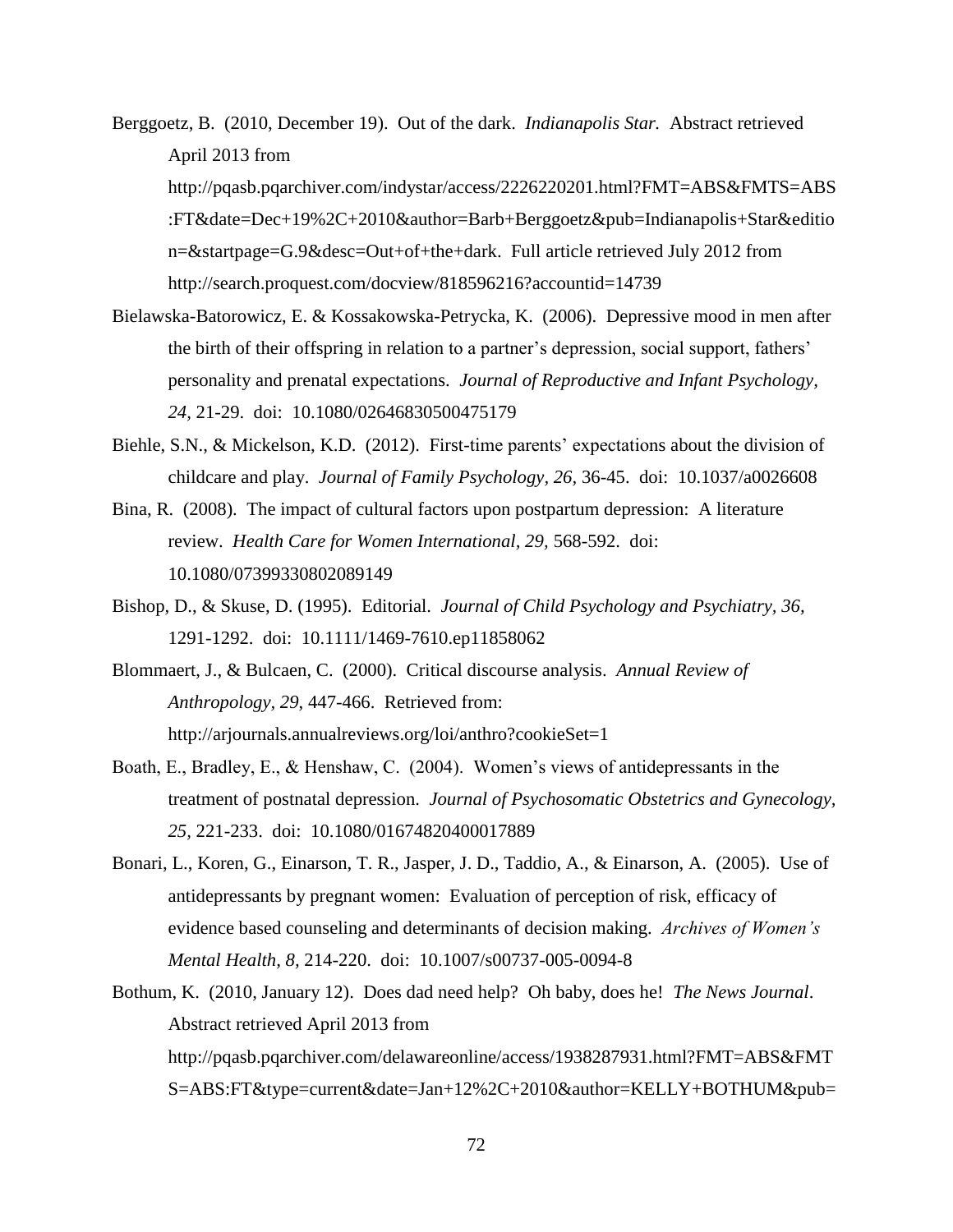Berggoetz, B. (2010, December 19). Out of the dark. *Indianapolis Star.* Abstract retrieved April 2013 from http://pqasb.pqarchiver.com/indystar/access/2226220201.html?FMT=ABS&FMTS=ABS:FT&date=Dec+19%2C+2010&author=Barb+Berggoetz&pub=Indianapolis+Star&edition=&startpage=G.9&desc=Out+of+the+dark. Full article retrieved July 2012 from http://search.proquest.com/docview/818596216?accountid=14739

Bielawska-Batorowicz, E. & Kossakowska-Petrycka, K. (2006). Depressive mood in men after the birth of their offspring in relation to a partner's depression, social support, fathers' personality and prenatal expectations. *Journal of Reproductive and Infant Psychology, 24,* 21-29. doi: 10.1080/02646830500475179

Biehle, S.N., & Mickelson, K.D. (2012). First-time parents' expectations about the division of childcare and play. *Journal of Family Psychology, 26*, 36-45. doi: 10.1037/a0026608

Bina, R. (2008). The impact of cultural factors upon postpartum depression: A literature review. *Health Care for Women International, 29,* 568-592. doi: 10.1080/07399330802089149

Bishop, D., & Skuse, D. (1995). Editorial. *Journal of Child Psychology and Psychiatry, 36,* 1291-1292. doi: 10.1111/1469-7610.ep11858062

Blommaert, J., & Bulcaen, C. (2000). Critical discourse analysis. *Annual Review of Anthropology, 29*, 447-466. Retrieved from: http://arjournals.annualreviews.org/loi/anthro?cookieSet=1

Boath, E., Bradley, E., & Henshaw, C. (2004). Women's views of antidepressants in the treatment of postnatal depression. *Journal of Psychosomatic Obstetrics and Gynecology, 25*, 221-233. doi: 10.1080/01674820400017889

Bonari, L., Koren, G., Einarson, T. R., Jasper, J. D., Taddio, A., & Einarson, A. (2005). Use of antidepressants by pregnant women: Evaluation of perception of risk, efficacy of evidence based counseling and determinants of decision making. *Archives of Women's Mental Health, 8*, 214-220. doi: 10.1007/s00737-005-0094-8

Bothum, K. (2010, January 12). Does dad need help? Oh baby, does he! *The News Journal*. Abstract retrieved April 2013 from http://pqasb.pqarchiver.com/delawareonline/access/1938287931.html?FMT=ABS&FMTS=ABS:FT&type=current&date=Jan+12%2C+2010&author=KELLY+BOTHUM&pub=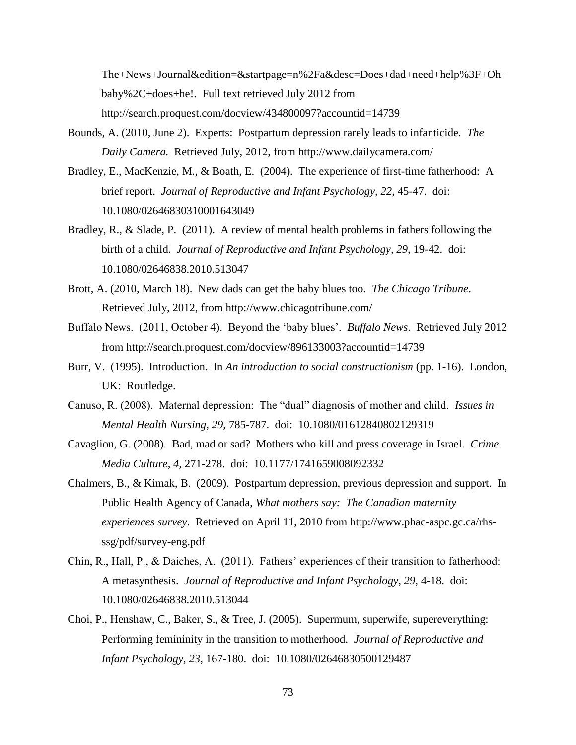The+News+Journal&edition=&startpage=n%2Fa&desc=Does+dad+need+help%3F+Oh+baby%2C+does+he!. Full text retrieved July 2012 from http://search.proquest.com/docview/434800097?accountid=14739

Bounds, A. (2010, June 2). Experts: Postpartum depression rarely leads to infanticide. *The Daily Camera.* Retrieved July, 2012, from http://www.dailycamera.com/

Bradley, E., MacKenzie, M., & Boath, E. (2004). The experience of first-time fatherhood: A brief report. *Journal of Reproductive and Infant Psychology, 22,* 45-47. doi: 10.1080/02646830310001643049

Bradley, R., & Slade, P. (2011). A review of mental health problems in fathers following the birth of a child. *Journal of Reproductive and Infant Psychology, 29,* 19-42. doi: 10.1080/02646838.2010.513047

Brott, A. (2010, March 18). New dads can get the baby blues too. *The Chicago Tribune*. Retrieved July, 2012, from http://www.chicagotribune.com/

Buffalo News. (2011, October 4). Beyond the 'baby blues'. *Buffalo News*. Retrieved July 2012 from http://search.proquest.com/docview/896133003?accountid=14739

Burr, V. (1995). Introduction. In *An introduction to social constructionism* (pp. 1-16). London, UK: Routledge.

Canuso, R. (2008). Maternal depression: The "dual" diagnosis of mother and child. *Issues in Mental Health Nursing, 29,* 785-787. doi: 10.1080/01612840802129319

Cavaglion, G. (2008). Bad, mad or sad? Mothers who kill and press coverage in Israel. *Crime Media Culture, 4,* 271-278. doi: 10.1177/1741659008092332

Chalmers, B., & Kimak, B. (2009). Postpartum depression, previous depression and support. In Public Health Agency of Canada, *What mothers say: The Canadian maternity experiences survey*. Retrieved on April 11, 2010 from http://www.phac-aspc.gc.ca/rhs-ssg/pdf/survey-eng.pdf

Chin, R., Hall, P., & Daiches, A. (2011). Fathers' experiences of their transition to fatherhood: A metasynthesis. *Journal of Reproductive and Infant Psychology, 29,* 4-18. doi: 10.1080/02646838.2010.513044

Choi, P., Henshaw, C., Baker, S., & Tree, J. (2005). Supermum, superwife, supereverything: Performing femininity in the transition to motherhood. *Journal of Reproductive and Infant Psychology, 23,* 167-180. doi: 10.1080/02646830500129487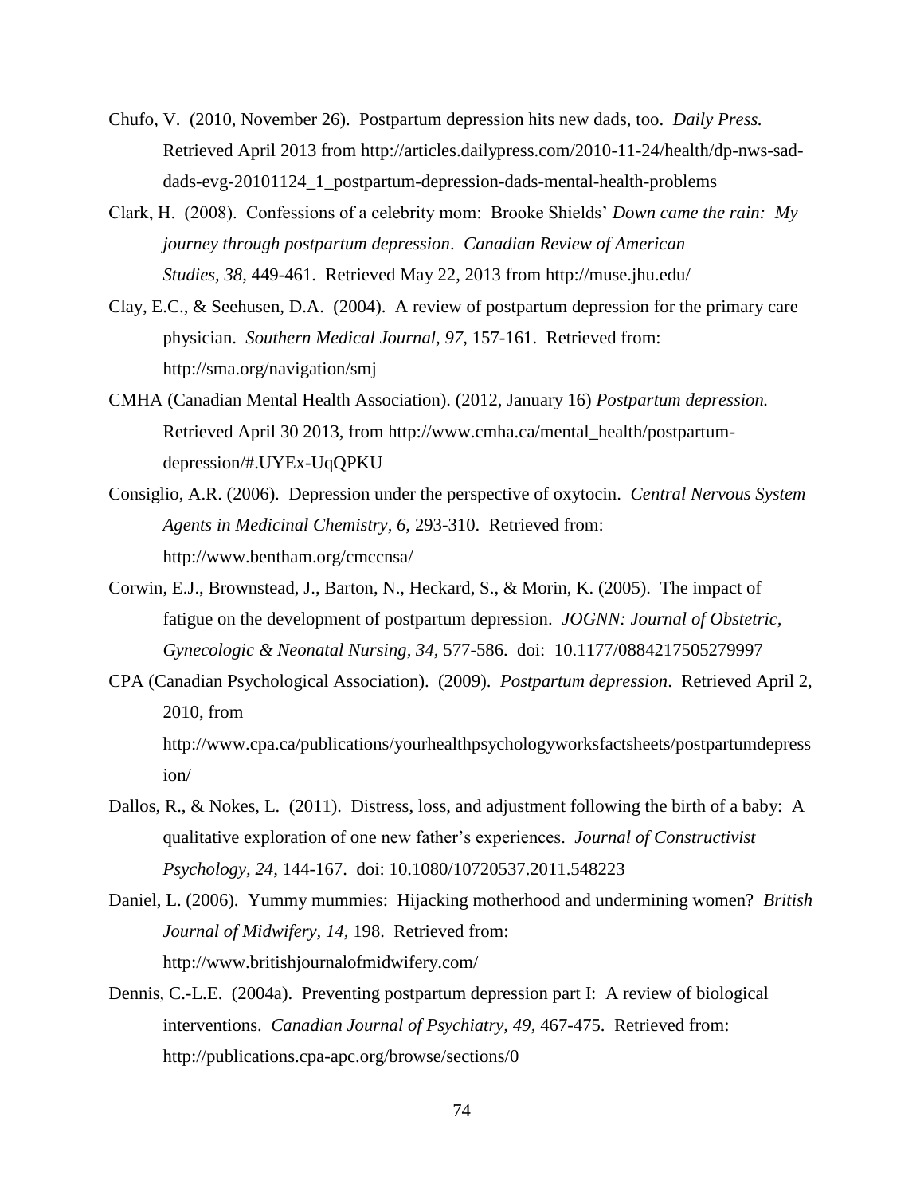Chufo, V. (2010, November 26). Postpartum depression hits new dads, too. *Daily Press.* Retrieved April 2013 from http://articles.dailypress.com/2010-11-24/health/dp-nws-sad-dads-evg-20101124_1_postpartum-depression-dads-mental-health-problems

Clark, H. (2008). Confessions of a celebrity mom: Brooke Shields' *Down came the rain: My journey through postpartum depression*. *Canadian Review of American Studies, 38,* 449-461. Retrieved May 22, 2013 from http://muse.jhu.edu/

Clay, E.C., & Seehusen, D.A. (2004). A review of postpartum depression for the primary care physician. *Southern Medical Journal, 97,* 157-161. Retrieved from: http://sma.org/navigation/smj

CMHA (Canadian Mental Health Association). (2012, January 16) *Postpartum depression.* Retrieved April 30 2013, from http://www.cmha.ca/mental_health/postpartum-depression/#.UYEx-UqQPKU

Consiglio, A.R. (2006). Depression under the perspective of oxytocin. *Central Nervous System Agents in Medicinal Chemistry, 6,* 293-310. Retrieved from: http://www.bentham.org/cmccnsa/

Corwin, E.J., Brownstead, J., Barton, N., Heckard, S., & Morin, K. (2005). The impact of fatigue on the development of postpartum depression. *JOGNN: Journal of Obstetric, Gynecologic & Neonatal Nursing, 34,* 577-586. doi: 10.1177/0884217505279997

CPA (Canadian Psychological Association). (2009). *Postpartum depression*. Retrieved April 2, 2010, from http://www.cpa.ca/publications/yourhealthpsychologyworksfactsheets/postpartumdepression/

Dallos, R., & Nokes, L. (2011). Distress, loss, and adjustment following the birth of a baby: A qualitative exploration of one new father's experiences. *Journal of Constructivist Psychology, 24,* 144-167. doi: 10.1080/10720537.2011.548223

Daniel, L. (2006). Yummy mummies: Hijacking motherhood and undermining women? *British Journal of Midwifery, 14,* 198. Retrieved from: http://www.britishjournalofmidwifery.com/

Dennis, C.-L.E. (2004a). Preventing postpartum depression part I: A review of biological interventions. *Canadian Journal of Psychiatry, 49,* 467-475. Retrieved from: http://publications.cpa-apc.org/browse/sections/0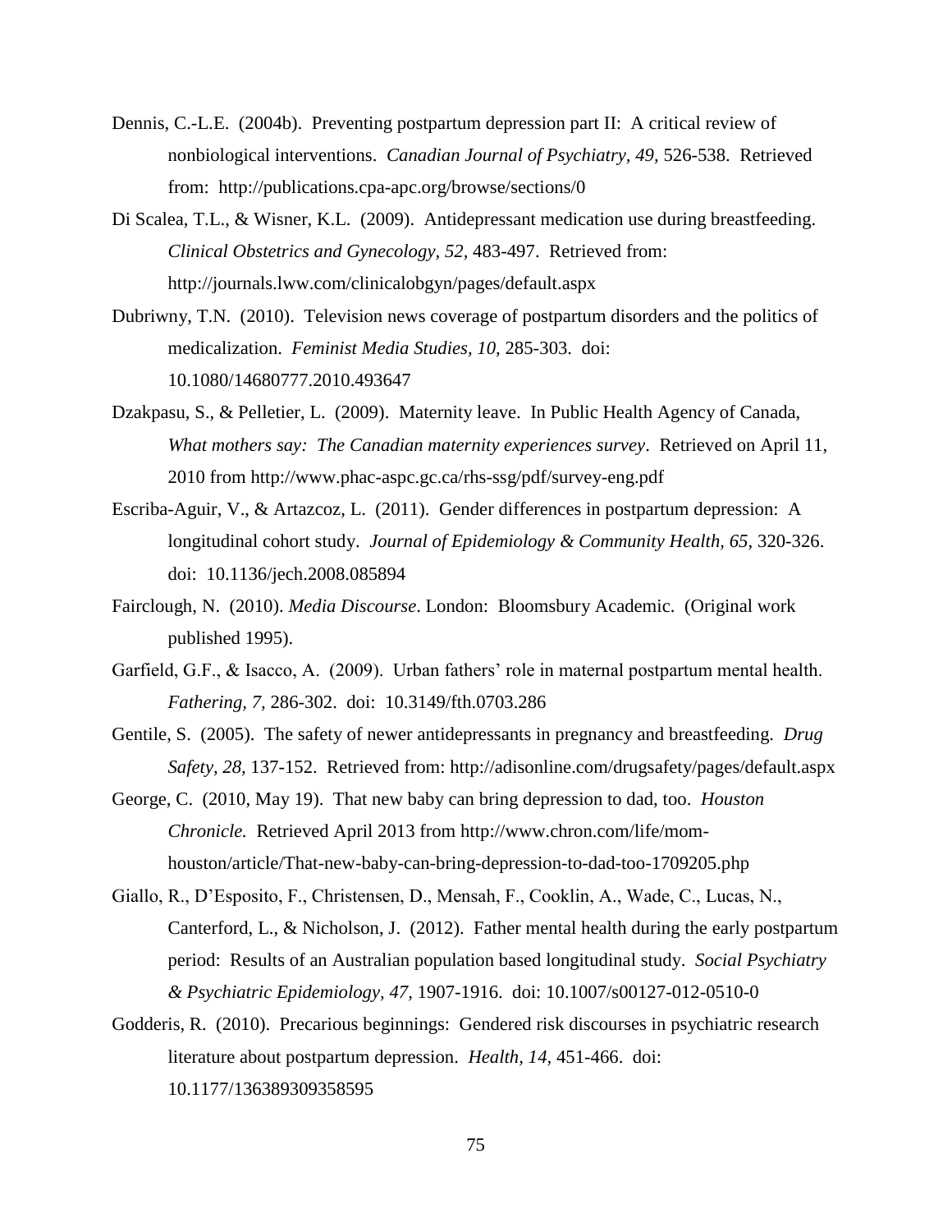Dennis, C.-L.E. (2004b). Preventing postpartum depression part II: A critical review of nonbiological interventions. *Canadian Journal of Psychiatry, 49,* 526-538. Retrieved from: http://publications.cpa-apc.org/browse/sections/0

Di Scalea, T.L., & Wisner, K.L. (2009). Antidepressant medication use during breastfeeding. *Clinical Obstetrics and Gynecology, 52,* 483-497. Retrieved from: http://journals.lww.com/clinicalobgyn/pages/default.aspx

Dubriwny, T.N. (2010). Television news coverage of postpartum disorders and the politics of medicalization. *Feminist Media Studies, 10,* 285-303. doi: 10.1080/14680777.2010.493647

Dzakpasu, S., & Pelletier, L. (2009). Maternity leave. In Public Health Agency of Canada, *What mothers say: The Canadian maternity experiences survey*. Retrieved on April 11, 2010 from http://www.phac-aspc.gc.ca/rhs-ssg/pdf/survey-eng.pdf

Escriba-Aguir, V., & Artazcoz, L. (2011). Gender differences in postpartum depression: A longitudinal cohort study. *Journal of Epidemiology & Community Health, 65,* 320-326. doi: 10.1136/jech.2008.085894

Fairclough, N. (2010). *Media Discourse*. London: Bloomsbury Academic. (Original work published 1995).

Garfield, G.F., & Isacco, A. (2009). Urban fathers' role in maternal postpartum mental health. *Fathering, 7,* 286-302. doi: 10.3149/fth.0703.286

Gentile, S. (2005). The safety of newer antidepressants in pregnancy and breastfeeding. *Drug Safety, 28,* 137-152. Retrieved from: http://adisonline.com/drugsafety/pages/default.aspx

George, C. (2010, May 19). That new baby can bring depression to dad, too. *Houston Chronicle.* Retrieved April 2013 from http://www.chron.com/life/mom-houston/article/That-new-baby-can-bring-depression-to-dad-too-1709205.php

Giallo, R., D'Esposito, F., Christensen, D., Mensah, F., Cooklin, A., Wade, C., Lucas, N., Canterford, L., & Nicholson, J. (2012). Father mental health during the early postpartum period: Results of an Australian population based longitudinal study. *Social Psychiatry & Psychiatric Epidemiology, 47,* 1907-1916. doi: 10.1007/s00127-012-0510-0

Godderis, R. (2010). Precarious beginnings: Gendered risk discourses in psychiatric research literature about postpartum depression. *Health, 14,* 451-466. doi: 10.1177/136389309358595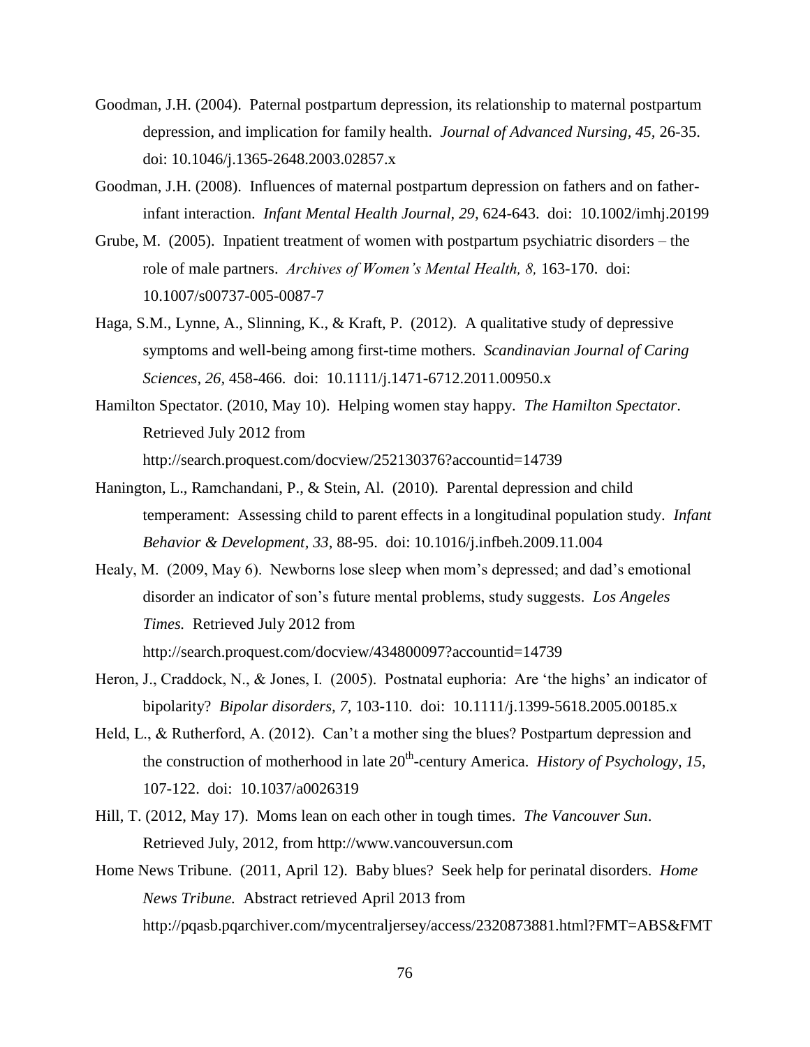Goodman, J.H. (2004). Paternal postpartum depression, its relationship to maternal postpartum depression, and implication for family health. *Journal of Advanced Nursing, 45,* 26-35. doi: 10.1046/j.1365-2648.2003.02857.x

Goodman, J.H. (2008). Influences of maternal postpartum depression on fathers and on father-infant interaction. *Infant Mental Health Journal, 29,* 624-643. doi: 10.1002/imhj.20199

Grube, M. (2005). Inpatient treatment of women with postpartum psychiatric disorders – the role of male partners. *Archives of Women's Mental Health, 8,* 163-170. doi: 10.1007/s00737-005-0087-7

Haga, S.M., Lynne, A., Slinning, K., & Kraft, P. (2012). A qualitative study of depressive symptoms and well-being among first-time mothers. *Scandinavian Journal of Caring Sciences, 26,* 458-466. doi: 10.1111/j.1471-6712.2011.00950.x

Hamilton Spectator. (2010, May 10). Helping women stay happy. *The Hamilton Spectator*. Retrieved July 2012 from http://search.proquest.com/docview/252130376?accountid=14739

Hanington, L., Ramchandani, P., & Stein, Al. (2010). Parental depression and child temperament: Assessing child to parent effects in a longitudinal population study. *Infant Behavior & Development, 33,* 88-95. doi: 10.1016/j.infbeh.2009.11.004

Healy, M. (2009, May 6). Newborns lose sleep when mom's depressed; and dad's emotional disorder an indicator of son's future mental problems, study suggests. *Los Angeles Times.* Retrieved July 2012 from http://search.proquest.com/docview/434800097?accountid=14739

Heron, J., Craddock, N., & Jones, I. (2005). Postnatal euphoria: Are 'the highs' an indicator of bipolarity? *Bipolar disorders, 7,* 103-110. doi: 10.1111/j.1399-5618.2005.00185.x

Held, L., & Rutherford, A. (2012). Can't a mother sing the blues? Postpartum depression and the construction of motherhood in late 20th-century America. *History of Psychology, 15,* 107-122. doi: 10.1037/a0026319

Hill, T. (2012, May 17). Moms lean on each other in tough times. *The Vancouver Sun*. Retrieved July, 2012, from http://www.vancouversun.com

Home News Tribune. (2011, April 12). Baby blues? Seek help for perinatal disorders. *Home News Tribune.* Abstract retrieved April 2013 from http://pqasb.pqarchiver.com/mycentraljersey/access/2320873881.html?FMT=ABS&FMT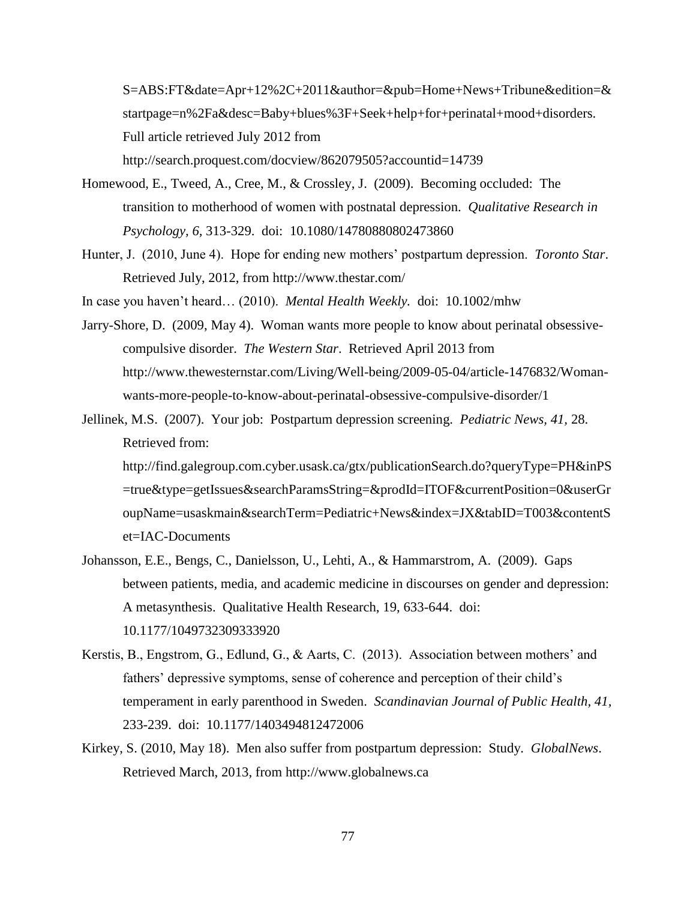S=ABS:FT&date=Apr+12%2C+2011&author=&pub=Home+News+Tribune&edition=&startpage=n%2Fa&desc=Baby+blues%3F+Seek+help+for+perinatal+mood+disorders. Full article retrieved July 2012 from http://search.proquest.com/docview/862079505?accountid=14739

Homewood, E., Tweed, A., Cree, M., & Crossley, J. (2009). Becoming occluded: The transition to motherhood of women with postnatal depression. *Qualitative Research in Psychology, 6*, 313-329. doi: 10.1080/14780880802473860

Hunter, J. (2010, June 4). Hope for ending new mothers' postpartum depression. *Toronto Star*. Retrieved July, 2012, from http://www.thestar.com/

In case you haven't heard… (2010). *Mental Health Weekly.* doi: 10.1002/mhw

Jarry-Shore, D. (2009, May 4). Woman wants more people to know about perinatal obsessive-compulsive disorder. *The Western Star*. Retrieved April 2013 from http://www.thewesternstar.com/Living/Well-being/2009-05-04/article-1476832/Woman-wants-more-people-to-know-about-perinatal-obsessive-compulsive-disorder/1

Jellinek, M.S. (2007). Your job: Postpartum depression screening. *Pediatric News, 41,* 28. Retrieved from: http://find.galegroup.com.cyber.usask.ca/gtx/publicationSearch.do?queryType=PH&inPS=true&type=getIssues&searchParamsString=&prodId=ITOF&currentPosition=0&userGroupName=usaskmain&searchTerm=Pediatric+News&index=JX&tabID=T003&contentSet=IAC-Documents

Johansson, E.E., Bengs, C., Danielsson, U., Lehti, A., & Hammarstrom, A. (2009). Gaps between patients, media, and academic medicine in discourses on gender and depression: A metasynthesis. Qualitative Health Research, 19, 633-644. doi: 10.1177/1049732309333920

Kerstis, B., Engstrom, G., Edlund, G., & Aarts, C. (2013). Association between mothers' and fathers' depressive symptoms, sense of coherence and perception of their child's temperament in early parenthood in Sweden. *Scandinavian Journal of Public Health, 41,* 233-239. doi: 10.1177/1403494812472006

Kirkey, S. (2010, May 18). Men also suffer from postpartum depression: Study. *GlobalNews*. Retrieved March, 2013, from http://www.globalnews.ca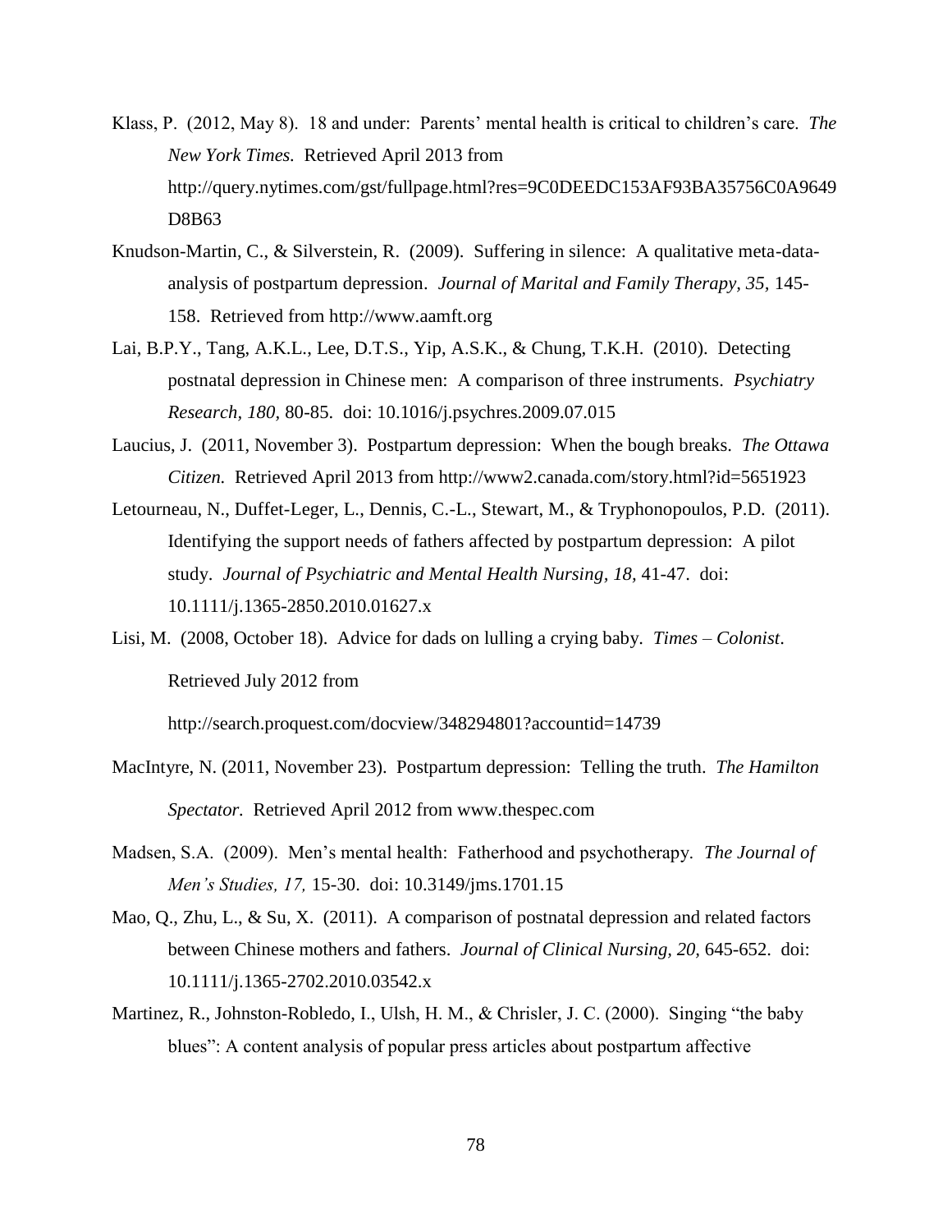Klass, P. (2012, May 8). 18 and under: Parents' mental health is critical to children's care. *The New York Times.* Retrieved April 2013 from http://query.nytimes.com/gst/fullpage.html?res=9C0DEEDC153AF93BA35756C0A9649D8B63

Knudson-Martin, C., & Silverstein, R. (2009). Suffering in silence: A qualitative meta-data-analysis of postpartum depression. *Journal of Marital and Family Therapy, 35,* 145-158. Retrieved from http://www.aamft.org

Lai, B.P.Y., Tang, A.K.L., Lee, D.T.S., Yip, A.S.K., & Chung, T.K.H. (2010). Detecting postnatal depression in Chinese men: A comparison of three instruments. *Psychiatry Research, 180,* 80-85. doi: 10.1016/j.psychres.2009.07.015

Laucius, J. (2011, November 3). Postpartum depression: When the bough breaks. *The Ottawa Citizen.* Retrieved April 2013 from http://www2.canada.com/story.html?id=5651923

Letourneau, N., Duffet-Leger, L., Dennis, C.-L., Stewart, M., & Tryphonopoulos, P.D. (2011). Identifying the support needs of fathers affected by postpartum depression: A pilot study. *Journal of Psychiatric and Mental Health Nursing, 18,* 41-47. doi: 10.1111/j.1365-2850.2010.01627.x

Lisi, M. (2008, October 18). Advice for dads on lulling a crying baby. *Times – Colonist*. Retrieved July 2012 from http://search.proquest.com/docview/348294801?accountid=14739

MacIntyre, N. (2011, November 23). Postpartum depression: Telling the truth. *The Hamilton Spectator*. Retrieved April 2012 from www.thespec.com

Madsen, S.A. (2009). Men's mental health: Fatherhood and psychotherapy. *The Journal of Men's Studies, 17,* 15-30. doi: 10.3149/jms.1701.15

Mao, Q., Zhu, L., & Su, X. (2011). A comparison of postnatal depression and related factors between Chinese mothers and fathers. *Journal of Clinical Nursing, 20,* 645-652. doi: 10.1111/j.1365-2702.2010.03542.x

Martinez, R., Johnston-Robledo, I., Ulsh, H. M., & Chrisler, J. C. (2000). Singing "the baby blues": A content analysis of popular press articles about postpartum affective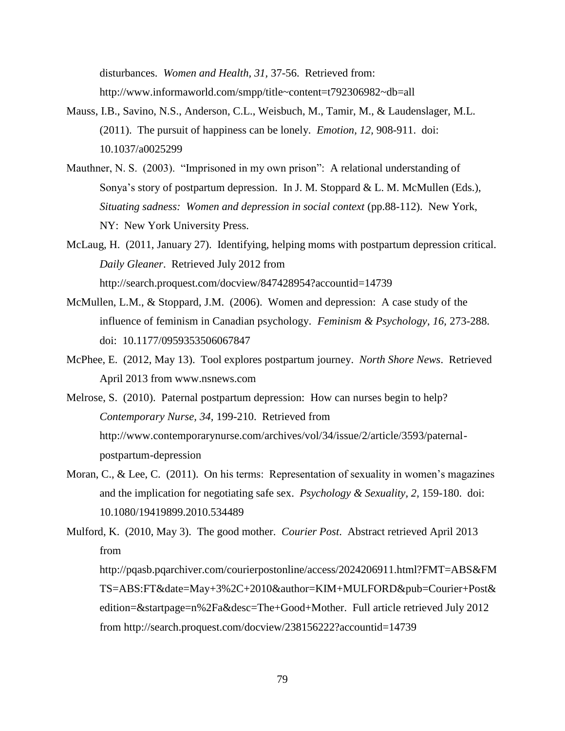disturbances. *Women and Health, 31,* 37-56. Retrieved from: http://www.informaworld.com/smpp/title~content=t792306982~db=all

Mauss, I.B., Savino, N.S., Anderson, C.L., Weisbuch, M., Tamir, M., & Laudenslager, M.L. (2011). The pursuit of happiness can be lonely. *Emotion, 12,* 908-911. doi: 10.1037/a0025299

Mauthner, N. S. (2003). "Imprisoned in my own prison": A relational understanding of Sonya's story of postpartum depression. In J. M. Stoppard & L. M. McMullen (Eds.), *Situating sadness: Women and depression in social context* (pp.88-112). New York, NY: New York University Press.

McLaug, H. (2011, January 27). Identifying, helping moms with postpartum depression critical. *Daily Gleaner*. Retrieved July 2012 from http://search.proquest.com/docview/847428954?accountid=14739

McMullen, L.M., & Stoppard, J.M. (2006). Women and depression: A case study of the influence of feminism in Canadian psychology. *Feminism & Psychology, 16,* 273-288. doi: 10.1177/0959353506067847

McPhee, E. (2012, May 13). Tool explores postpartum journey. *North Shore News*. Retrieved April 2013 from www.nsnews.com

Melrose, S. (2010). Paternal postpartum depression: How can nurses begin to help? *Contemporary Nurse, 34,* 199-210. Retrieved from http://www.contemporarynurse.com/archives/vol/34/issue/2/article/3593/paternal-postpartum-depression

Moran, C., & Lee, C. (2011). On his terms: Representation of sexuality in women's magazines and the implication for negotiating safe sex. *Psychology & Sexuality, 2,* 159-180. doi: 10.1080/19419899.2010.534489

Mulford, K. (2010, May 3). The good mother. *Courier Post*. Abstract retrieved April 2013 from http://pqasb.pqarchiver.com/courierpostonline/access/2024206911.html?FMT=ABS&FMTS=ABS:FT&date=May+3%2C+2010&author=KIM+MULFORD&pub=Courier+Post&edition=&startpage=n%2Fa&desc=The+Good+Mother. Full article retrieved July 2012 from http://search.proquest.com/docview/238156222?accountid=14739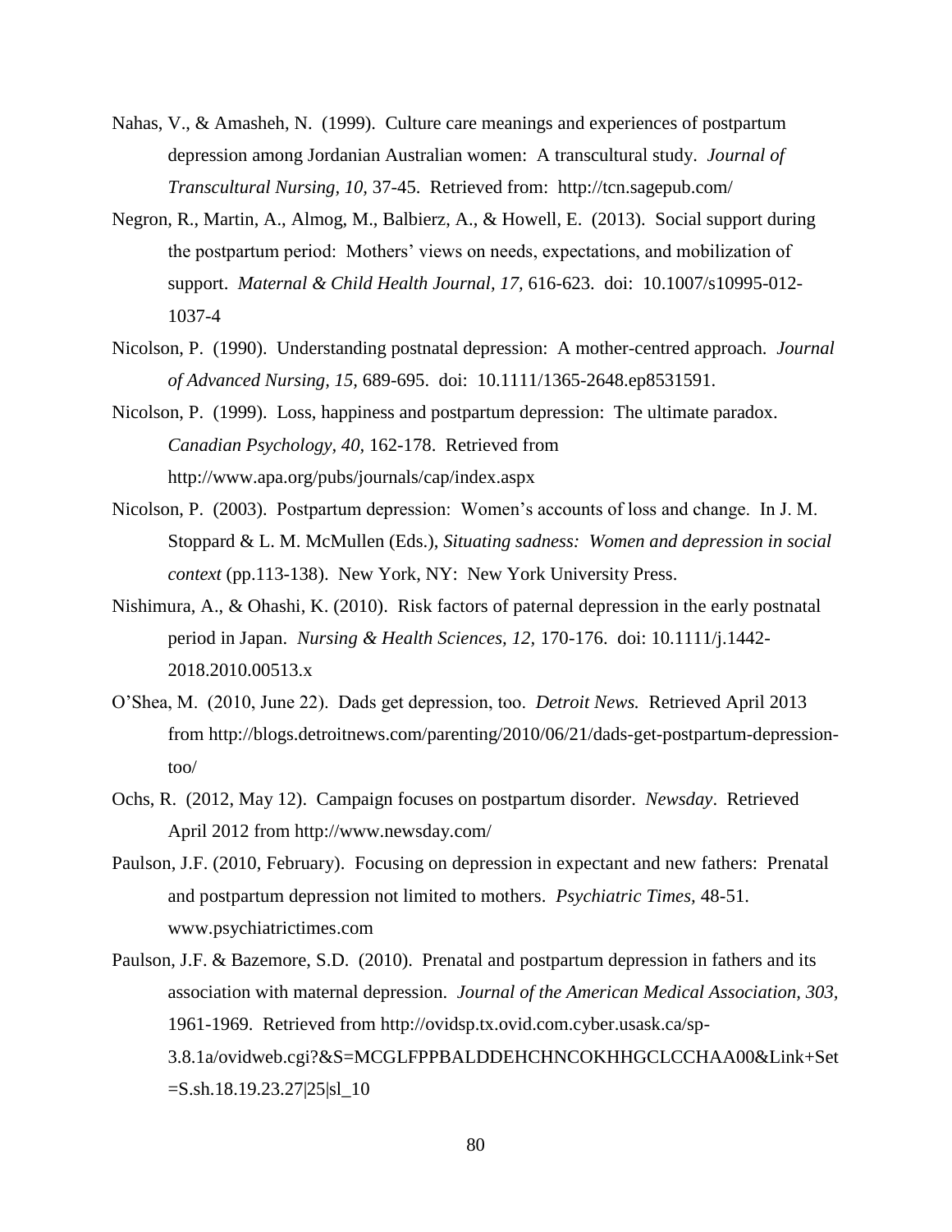Nahas, V., & Amasheh, N. (1999). Culture care meanings and experiences of postpartum depression among Jordanian Australian women: A transcultural study. *Journal of Transcultural Nursing, 10,* 37-45. Retrieved from: http://tcn.sagepub.com/

Negron, R., Martin, A., Almog, M., Balbierz, A., & Howell, E. (2013). Social support during the postpartum period: Mothers' views on needs, expectations, and mobilization of support. *Maternal & Child Health Journal, 17,* 616-623. doi: 10.1007/s10995-012-1037-4

Nicolson, P. (1990). Understanding postnatal depression: A mother-centred approach. *Journal of Advanced Nursing, 15,* 689-695. doi: 10.1111/1365-2648.ep8531591.

Nicolson, P. (1999). Loss, happiness and postpartum depression: The ultimate paradox. *Canadian Psychology, 40,* 162-178. Retrieved from http://www.apa.org/pubs/journals/cap/index.aspx

Nicolson, P. (2003). Postpartum depression: Women's accounts of loss and change. In J. M. Stoppard & L. M. McMullen (Eds.), *Situating sadness: Women and depression in social context* (pp.113-138). New York, NY: New York University Press.

Nishimura, A., & Ohashi, K. (2010). Risk factors of paternal depression in the early postnatal period in Japan. *Nursing & Health Sciences, 12,* 170-176. doi: 10.1111/j.1442-2018.2010.00513.x

O'Shea, M. (2010, June 22). Dads get depression, too. *Detroit News.* Retrieved April 2013 from http://blogs.detroitnews.com/parenting/2010/06/21/dads-get-postpartum-depression-too/

Ochs, R. (2012, May 12). Campaign focuses on postpartum disorder. *Newsday*. Retrieved April 2012 from http://www.newsday.com/

Paulson, J.F. (2010, February). Focusing on depression in expectant and new fathers: Prenatal and postpartum depression not limited to mothers. *Psychiatric Times,* 48-51. www.psychiatrictimes.com

Paulson, J.F. & Bazemore, S.D. (2010). Prenatal and postpartum depression in fathers and its association with maternal depression. *Journal of the American Medical Association, 303,* 1961-1969. Retrieved from http://ovidsp.tx.ovid.com.cyber.usask.ca/sp-3.8.1a/ovidweb.cgi?&S=MCGLFPPBALDDEHCHNCOKHHGCLCCHAA00&Link+Set=S.sh.18.19.23.27|25|sl_10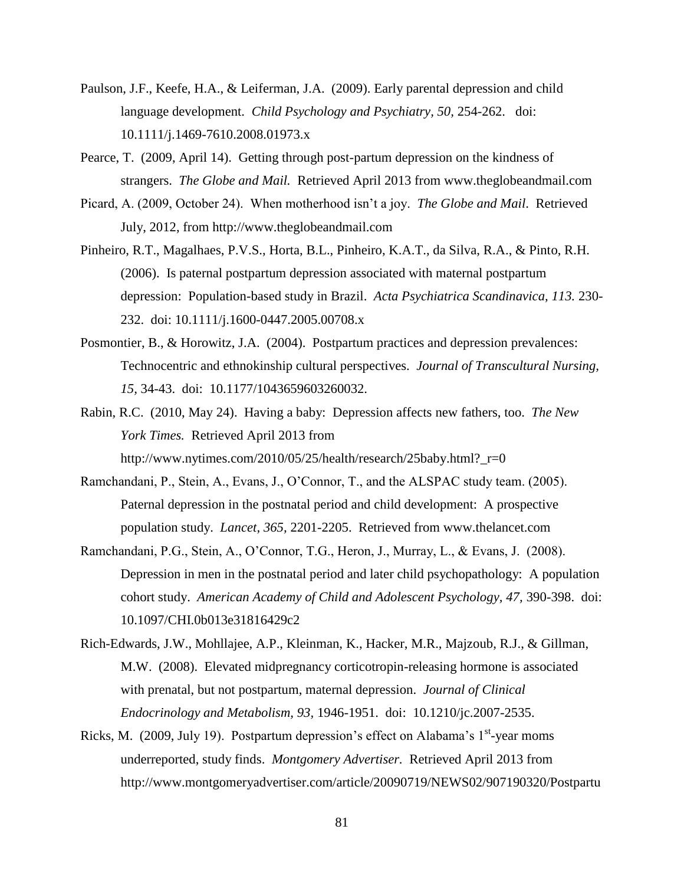Paulson, J.F., Keefe, H.A., & Leiferman, J.A. (2009). Early parental depression and child language development. *Child Psychology and Psychiatry, 50,* 254-262. doi: 10.1111/j.1469-7610.2008.01973.x

Pearce, T. (2009, April 14). Getting through post-partum depression on the kindness of strangers. *The Globe and Mail.* Retrieved April 2013 from www.theglobeandmail.com

Picard, A. (2009, October 24). When motherhood isn't a joy. *The Globe and Mail*. Retrieved July, 2012, from http://www.theglobeandmail.com

Pinheiro, R.T., Magalhaes, P.V.S., Horta, B.L., Pinheiro, K.A.T., da Silva, R.A., & Pinto, R.H. (2006). Is paternal postpartum depression associated with maternal postpartum depression: Population-based study in Brazil. *Acta Psychiatrica Scandinavica, 113.* 230-232. doi: 10.1111/j.1600-0447.2005.00708.x

Posmontier, B., & Horowitz, J.A. (2004). Postpartum practices and depression prevalences: Technocentric and ethnokinship cultural perspectives. *Journal of Transcultural Nursing, 15,* 34-43. doi: 10.1177/1043659603260032.

Rabin, R.C. (2010, May 24). Having a baby: Depression affects new fathers, too. *The New York Times.* Retrieved April 2013 from http://www.nytimes.com/2010/05/25/health/research/25baby.html?_r=0

Ramchandani, P., Stein, A., Evans, J., O'Connor, T., and the ALSPAC study team. (2005). Paternal depression in the postnatal period and child development: A prospective population study. *Lancet, 365,* 2201-2205. Retrieved from www.thelancet.com

Ramchandani, P.G., Stein, A., O'Connor, T.G., Heron, J., Murray, L., & Evans, J. (2008). Depression in men in the postnatal period and later child psychopathology: A population cohort study. *American Academy of Child and Adolescent Psychology, 47,* 390-398. doi: 10.1097/CHI.0b013e31816429c2

Rich-Edwards, J.W., Mohllajee, A.P., Kleinman, K., Hacker, M.R., Majzoub, R.J., & Gillman, M.W. (2008). Elevated midpregnancy corticotropin-releasing hormone is associated with prenatal, but not postpartum, maternal depression. *Journal of Clinical Endocrinology and Metabolism, 93,* 1946-1951. doi: 10.1210/jc.2007-2535.

Ricks, M. (2009, July 19). Postpartum depression's effect on Alabama's 1st-year moms underreported, study finds. *Montgomery Advertiser.* Retrieved April 2013 from http://www.montgomeryadvertiser.com/article/20090719/NEWS02/907190320/Postpartu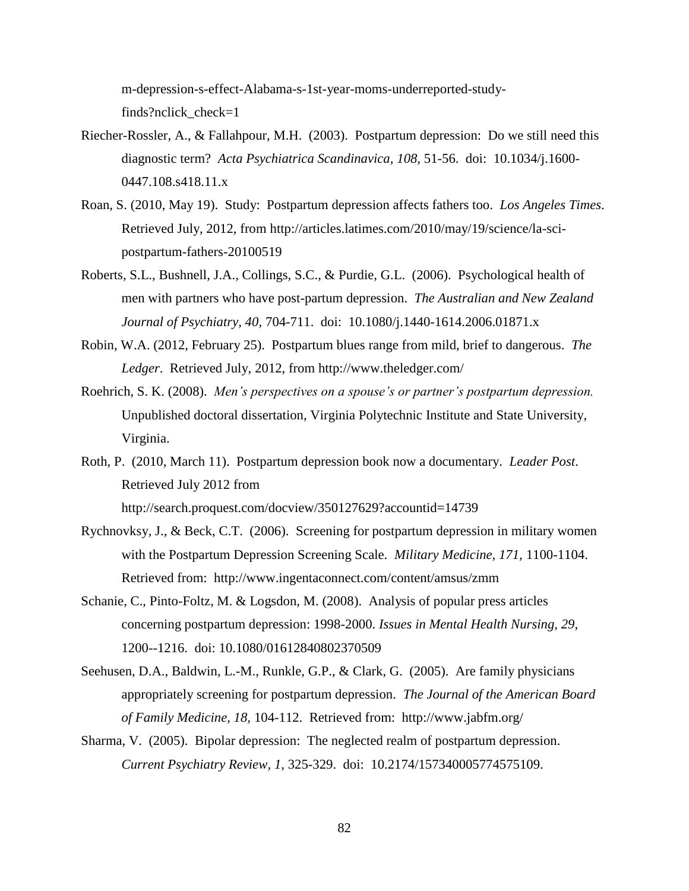m-depression-s-effect-Alabama-s-1st-year-moms-underreported-study-finds?nclick_check=1

Riecher-Rossler, A., & Fallahpour, M.H. (2003). Postpartum depression: Do we still need this diagnostic term? *Acta Psychiatrica Scandinavica, 108,* 51-56. doi: 10.1034/j.1600-0447.108.s418.11.x

Roan, S. (2010, May 19). Study: Postpartum depression affects fathers too. *Los Angeles Times*. Retrieved July, 2012, from http://articles.latimes.com/2010/may/19/science/la-sci-postpartum-fathers-20100519

Roberts, S.L., Bushnell, J.A., Collings, S.C., & Purdie, G.L. (2006). Psychological health of men with partners who have post-partum depression. *The Australian and New Zealand Journal of Psychiatry, 40,* 704-711. doi: 10.1080/j.1440-1614.2006.01871.x

Robin, W.A. (2012, February 25). Postpartum blues range from mild, brief to dangerous. *The Ledger*. Retrieved July, 2012, from http://www.theledger.com/

Roehrich, S. K. (2008). *Men's perspectives on a spouse's or partner's postpartum depression.* Unpublished doctoral dissertation, Virginia Polytechnic Institute and State University, Virginia.

Roth, P. (2010, March 11). Postpartum depression book now a documentary. *Leader Post*. Retrieved July 2012 from http://search.proquest.com/docview/350127629?accountid=14739

Rychnovksy, J., & Beck, C.T. (2006). Screening for postpartum depression in military women with the Postpartum Depression Screening Scale. *Military Medicine, 171,* 1100-1104. Retrieved from: http://www.ingentaconnect.com/content/amsus/zmm

Schanie, C., Pinto-Foltz, M. & Logsdon, M. (2008). Analysis of popular press articles concerning postpartum depression: 1998-2000. *Issues in Mental Health Nursing, 29,* 1200--1216. doi: 10.1080/01612840802370509

Seehusen, D.A., Baldwin, L.-M., Runkle, G.P., & Clark, G. (2005). Are family physicians appropriately screening for postpartum depression. *The Journal of the American Board of Family Medicine, 18,* 104-112. Retrieved from: http://www.jabfm.org/

Sharma, V. (2005). Bipolar depression: The neglected realm of postpartum depression. *Current Psychiatry Review, 1,* 325-329. doi: 10.2174/157340005774575109.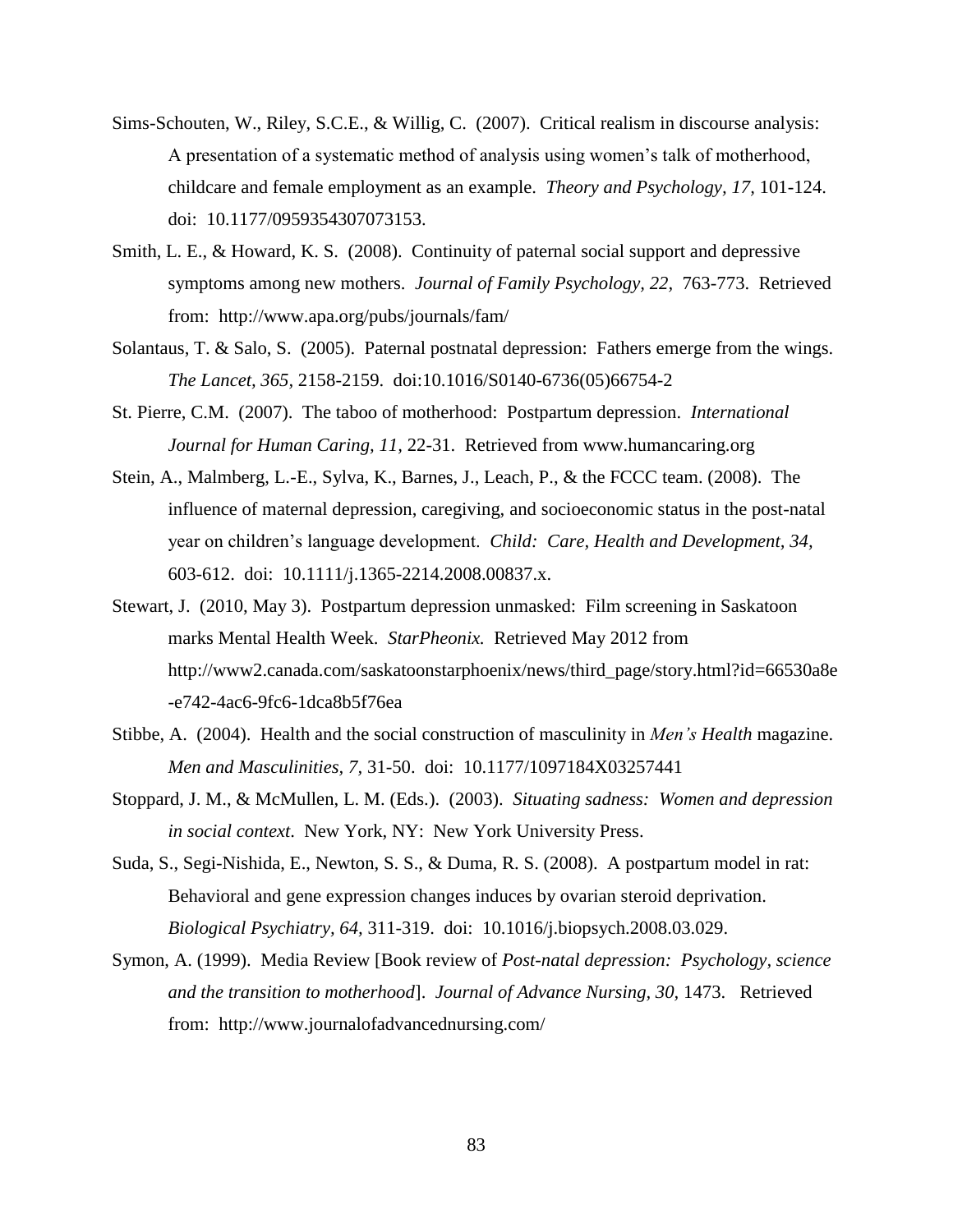Sims-Schouten, W., Riley, S.C.E., & Willig, C. (2007). Critical realism in discourse analysis: A presentation of a systematic method of analysis using women's talk of motherhood, childcare and female employment as an example. *Theory and Psychology, 17,* 101-124. doi: 10.1177/0959354307073153.

Smith, L. E., & Howard, K. S. (2008). Continuity of paternal social support and depressive symptoms among new mothers. *Journal of Family Psychology, 22,* 763-773. Retrieved from: http://www.apa.org/pubs/journals/fam/

Solantaus, T. & Salo, S. (2005). Paternal postnatal depression: Fathers emerge from the wings. *The Lancet, 365*, 2158-2159. doi:10.1016/S0140-6736(05)66754-2

St. Pierre, C.M. (2007). The taboo of motherhood: Postpartum depression. *International Journal for Human Caring, 11,* 22-31. Retrieved from www.humancaring.org

Stein, A., Malmberg, L.-E., Sylva, K., Barnes, J., Leach, P., & the FCCC team. (2008). The influence of maternal depression, caregiving, and socioeconomic status in the post-natal year on children's language development. *Child: Care, Health and Development, 34,* 603-612. doi: 10.1111/j.1365-2214.2008.00837.x.

Stewart, J. (2010, May 3). Postpartum depression unmasked: Film screening in Saskatoon marks Mental Health Week. *StarPheonix.* Retrieved May 2012 from http://www2.canada.com/saskatoonstarphoenix/news/third_page/story.html?id=66530a8e-e742-4ac6-9fc6-1dca8b5f76ea

Stibbe, A. (2004). Health and the social construction of masculinity in *Men's Health* magazine. *Men and Masculinities, 7,* 31-50. doi: 10.1177/1097184X03257441

Stoppard, J. M., & McMullen, L. M. (Eds.). (2003). *Situating sadness: Women and depression in social context*. New York, NY: New York University Press.

Suda, S., Segi-Nishida, E., Newton, S. S., & Duma, R. S. (2008). A postpartum model in rat: Behavioral and gene expression changes induces by ovarian steroid deprivation. *Biological Psychiatry, 64,* 311-319. doi: 10.1016/j.biopsych.2008.03.029.

Symon, A. (1999). Media Review [Book review of *Post-natal depression: Psychology, science and the transition to motherhood*]. *Journal of Advance Nursing, 30,* 1473. Retrieved from: http://www.journalofadvancednursing.com/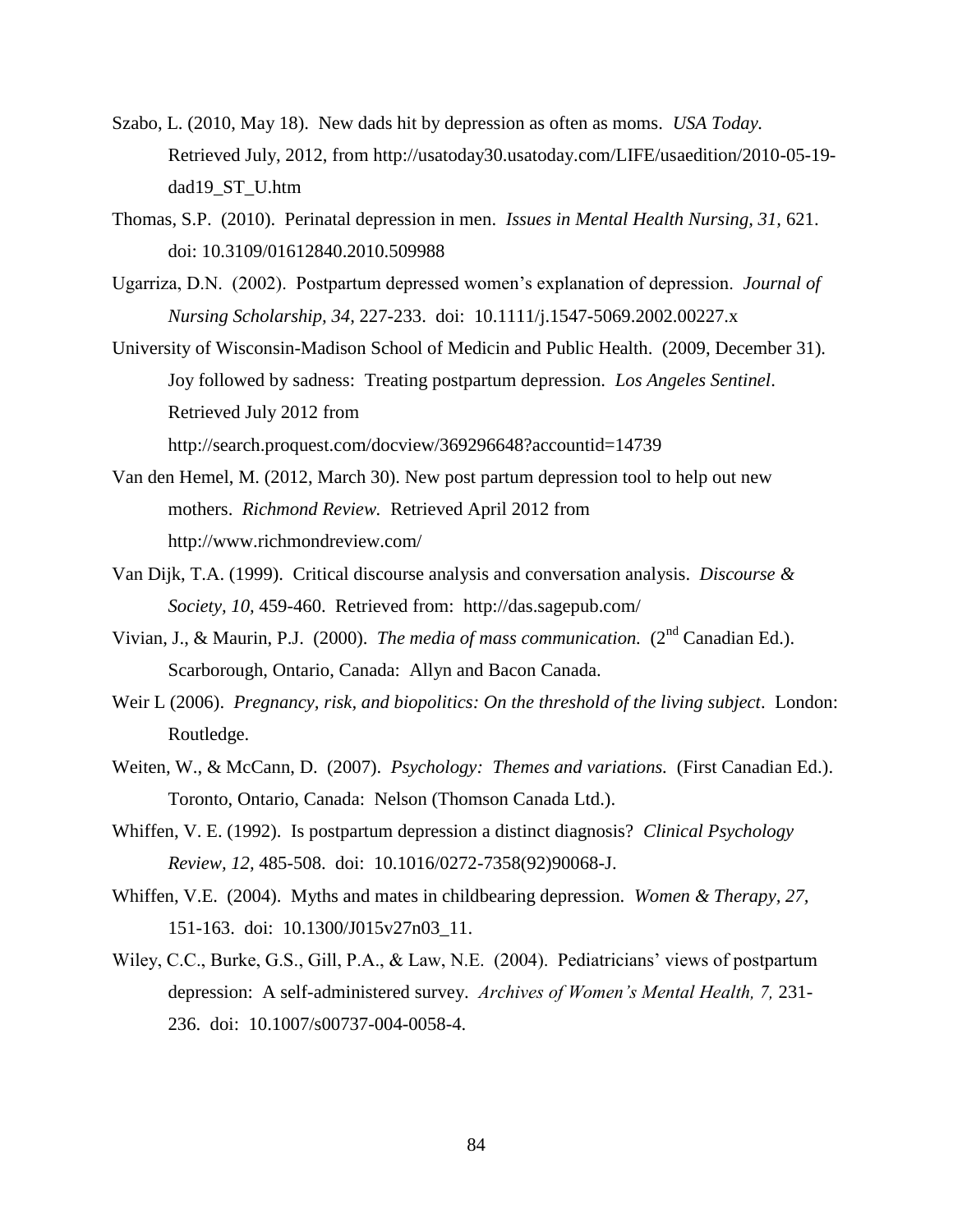Szabo, L. (2010, May 18). New dads hit by depression as often as moms. *USA Today.* Retrieved July, 2012, from http://usatoday30.usatoday.com/LIFE/usaedition/2010-05-19-dad19_ST_U.htm

Thomas, S.P. (2010). Perinatal depression in men. *Issues in Mental Health Nursing, 31,* 621. doi: 10.3109/01612840.2010.509988

Ugarriza, D.N. (2002). Postpartum depressed women's explanation of depression. *Journal of Nursing Scholarship, 34,* 227-233. doi: 10.1111/j.1547-5069.2002.00227.x

University of Wisconsin-Madison School of Medicin and Public Health. (2009, December 31). Joy followed by sadness: Treating postpartum depression. *Los Angeles Sentinel*. Retrieved July 2012 from http://search.proquest.com/docview/369296648?accountid=14739

Van den Hemel, M. (2012, March 30). New post partum depression tool to help out new mothers. *Richmond Review.* Retrieved April 2012 from http://www.richmondreview.com/

Van Dijk, T.A. (1999). Critical discourse analysis and conversation analysis. *Discourse & Society, 10,* 459-460. Retrieved from: http://das.sagepub.com/

Vivian, J., & Maurin, P.J. (2000). *The media of mass communication.* (2nd Canadian Ed.). Scarborough, Ontario, Canada: Allyn and Bacon Canada.

Weir L (2006). *Pregnancy, risk, and biopolitics: On the threshold of the living subject*. London: Routledge.

Weiten, W., & McCann, D. (2007). *Psychology: Themes and variations.* (First Canadian Ed.). Toronto, Ontario, Canada: Nelson (Thomson Canada Ltd.).

Whiffen, V. E. (1992). Is postpartum depression a distinct diagnosis? *Clinical Psychology Review, 12,* 485-508. doi: 10.1016/0272-7358(92)90068-J.

Whiffen, V.E. (2004). Myths and mates in childbearing depression. *Women & Therapy, 27,* 151-163. doi: 10.1300/J015v27n03_11.

Wiley, C.C., Burke, G.S., Gill, P.A., & Law, N.E. (2004). Pediatricians' views of postpartum depression: A self-administered survey. *Archives of Women's Mental Health, 7,* 231-236. doi: 10.1007/s00737-004-0058-4.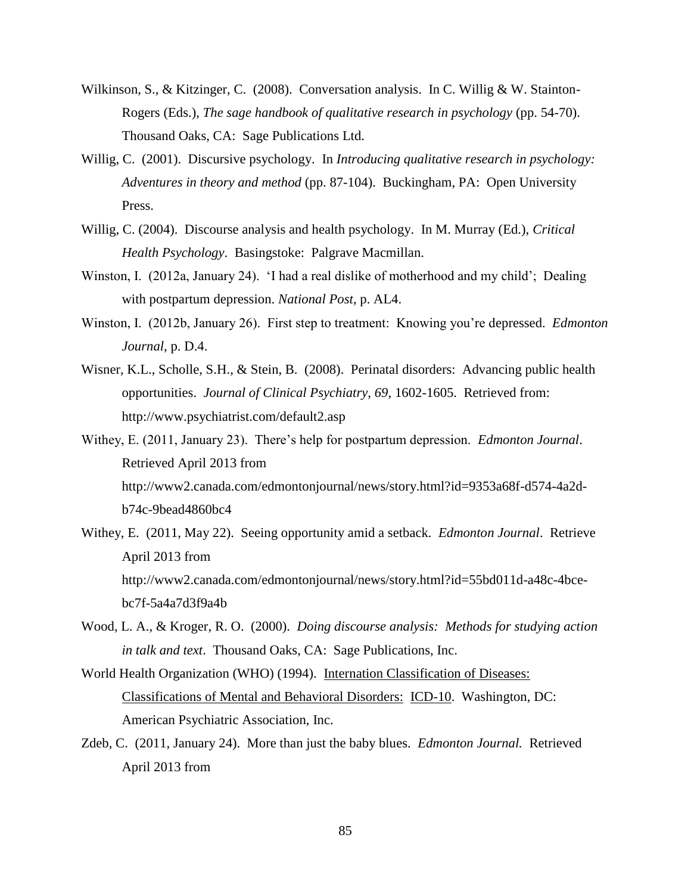Wilkinson, S., & Kitzinger, C. (2008). Conversation analysis. In C. Willig & W. Stainton-Rogers (Eds.), *The sage handbook of qualitative research in psychology* (pp. 54-70). Thousand Oaks, CA: Sage Publications Ltd.

Willig, C. (2001). Discursive psychology. In *Introducing qualitative research in psychology: Adventures in theory and method* (pp. 87-104). Buckingham, PA: Open University Press.

Willig, C. (2004). Discourse analysis and health psychology. In M. Murray (Ed.), *Critical Health Psychology*. Basingstoke: Palgrave Macmillan.

Winston, I. (2012a, January 24). 'I had a real dislike of motherhood and my child'; Dealing with postpartum depression. *National Post*, p. AL4.

Winston, I. (2012b, January 26). First step to treatment: Knowing you're depressed. *Edmonton Journal*, p. D.4.

Wisner, K.L., Scholle, S.H., & Stein, B. (2008). Perinatal disorders: Advancing public health opportunities. *Journal of Clinical Psychiatry, 69*, 1602-1605. Retrieved from: http://www.psychiatrist.com/default2.asp

Withey, E. (2011, January 23). There's help for postpartum depression. *Edmonton Journal*. Retrieved April 2013 from http://www2.canada.com/edmontonjournal/news/story.html?id=9353a68f-d574-4a2d-b74c-9bead4860bc4

Withey, E. (2011, May 22). Seeing opportunity amid a setback. *Edmonton Journal*. Retrieve April 2013 from http://www2.canada.com/edmontonjournal/news/story.html?id=55bd011d-a48c-4bce-bc7f-5a4a7d3f9a4b

Wood, L. A., & Kroger, R. O. (2000). *Doing discourse analysis: Methods for studying action in talk and text*. Thousand Oaks, CA: Sage Publications, Inc.

World Health Organization (WHO) (1994). Internation Classification of Diseases: Classifications of Mental and Behavioral Disorders: ICD-10. Washington, DC: American Psychiatric Association, Inc.

Zdeb, C. (2011, January 24). More than just the baby blues. *Edmonton Journal.* Retrieved April 2013 from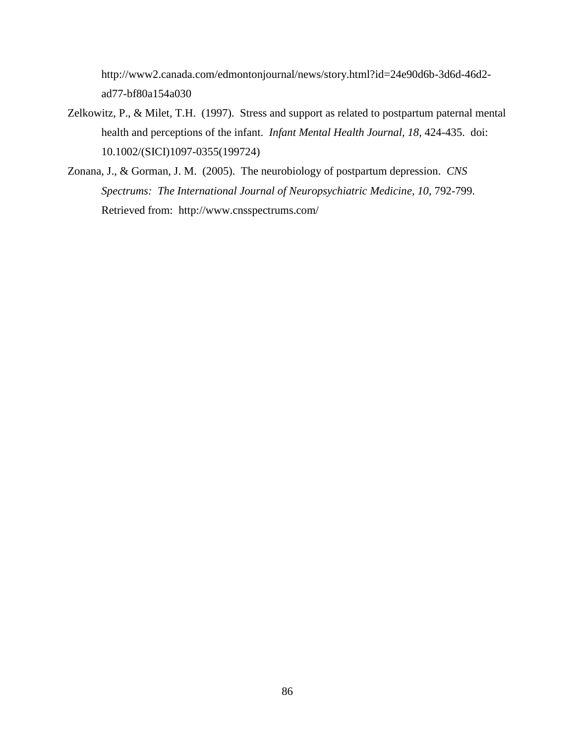http://www2.canada.com/edmontonjournal/news/story.html?id=24e90d6b-3d6d-46d2-ad77-bf80a154a030

Zelkowitz, P., & Milet, T.H. (1997). Stress and support as related to postpartum paternal mental health and perceptions of the infant. *Infant Mental Health Journal, 18*, 424-435. doi: 10.1002/(SICI)1097-0355(199724)

Zonana, J., & Gorman, J. M. (2005). The neurobiology of postpartum depression. *CNS Spectrums: The International Journal of Neuropsychiatric Medicine, 10*, 792-799. Retrieved from: http://www.cnsspectrums.com/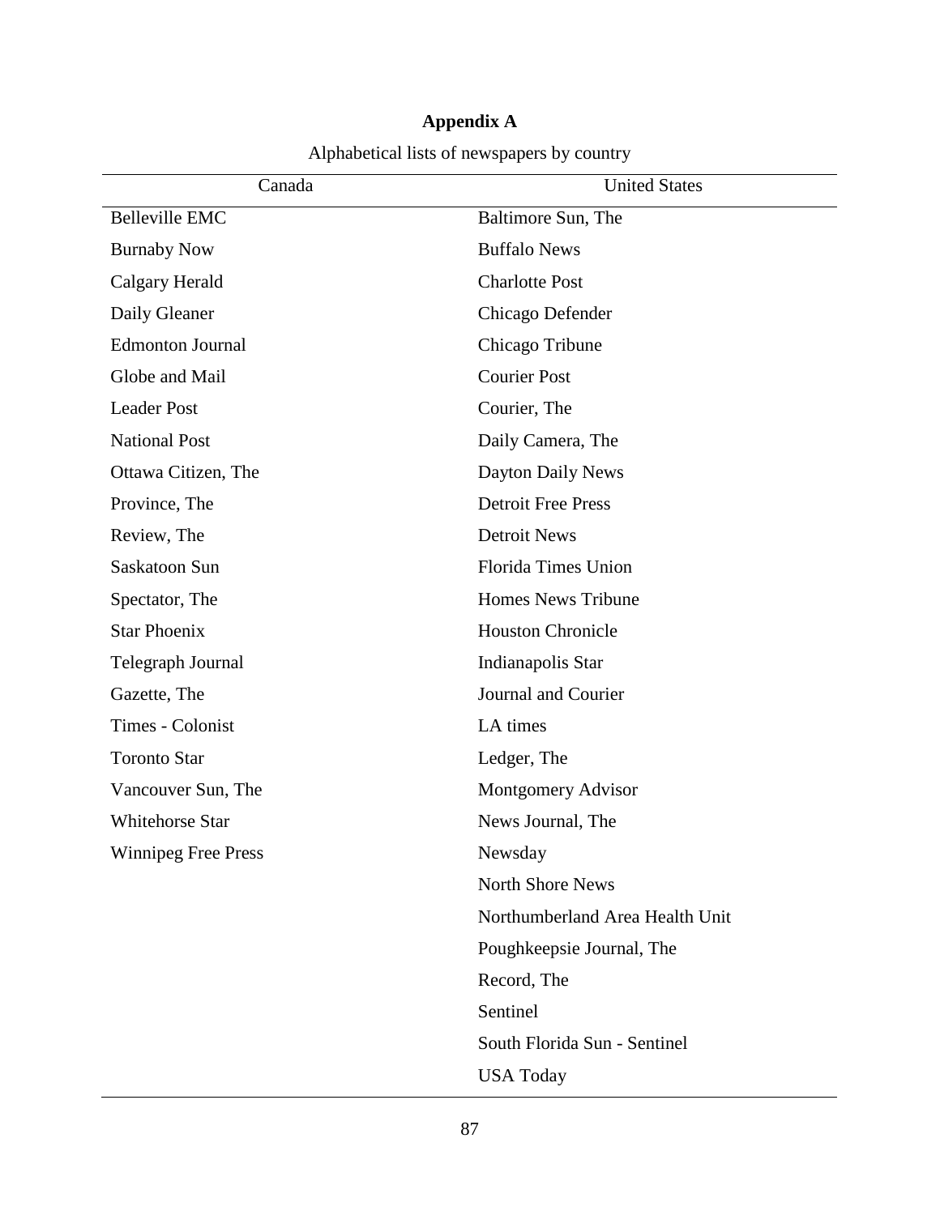# Appendix A

Alphabetical lists of newspapers by country

| Canada | United States |
|---|---|
| Belleville EMC | Baltimore Sun, The |
| Burnaby Now | Buffalo News |
| Calgary Herald | Charlotte Post |
| Daily Gleaner | Chicago Defender |
| Edmonton Journal | Chicago Tribune |
| Globe and Mail | Courier Post |
| Leader Post | Courier, The |
| National Post | Daily Camera, The |
| Ottawa Citizen, The | Dayton Daily News |
| Province, The | Detroit Free Press |
| Review, The | Detroit News |
| Saskatoon Sun | Florida Times Union |
| Spectator, The | Homes News Tribune |
| Star Phoenix | Houston Chronicle |
| Telegraph Journal | Indianapolis Star |
| Gazette, The | Journal and Courier |
| Times - Colonist | LA times |
| Toronto Star | Ledger, The |
| Vancouver Sun, The | Montgomery Advisor |
| Whitehorse Star | News Journal, The |
| Winnipeg Free Press | Newsday |
| | North Shore News |
| | Northumberland Area Health Unit |
| | Poughkeepsie Journal, The |
| | Record, The |
| | Sentinel |
| | South Florida Sun - Sentinel |
| | USA Today |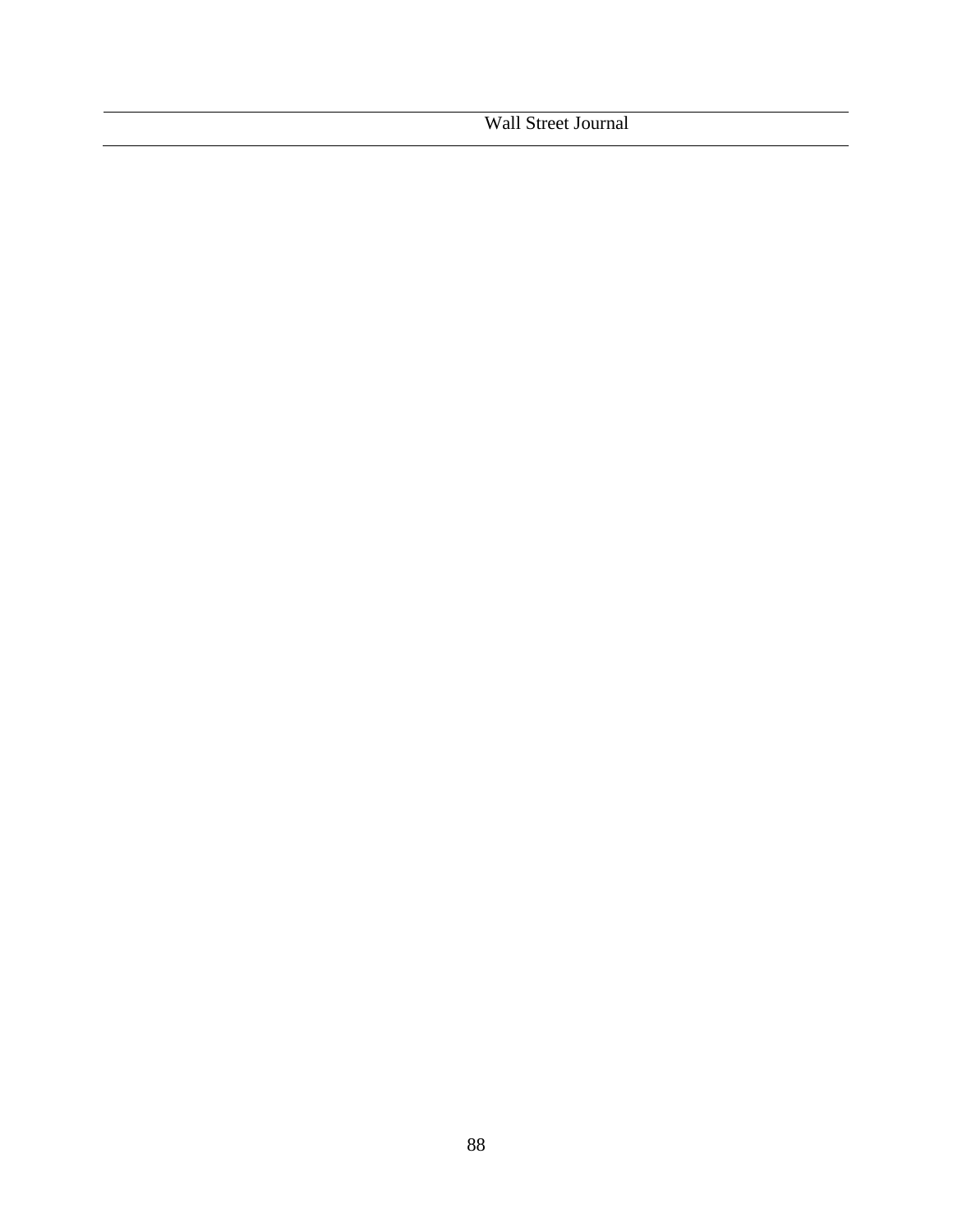Wall Street Journal